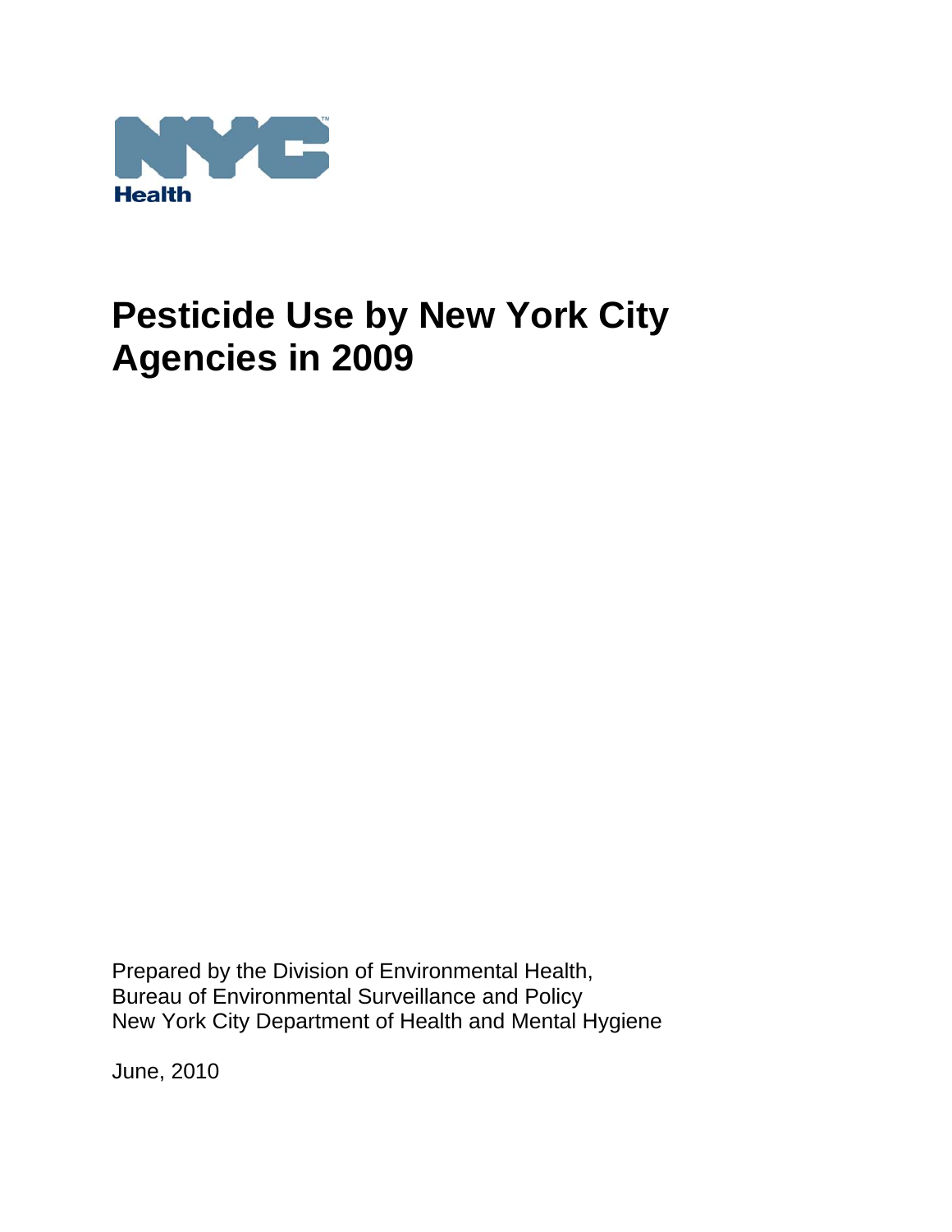NYC Health

# Pesticide Use by New York City Agencies in 2009

Prepared by the Division of Environmental Health,
Bureau of Environmental Surveillance and Policy
New York City Department of Health and Mental Hygiene

June, 2010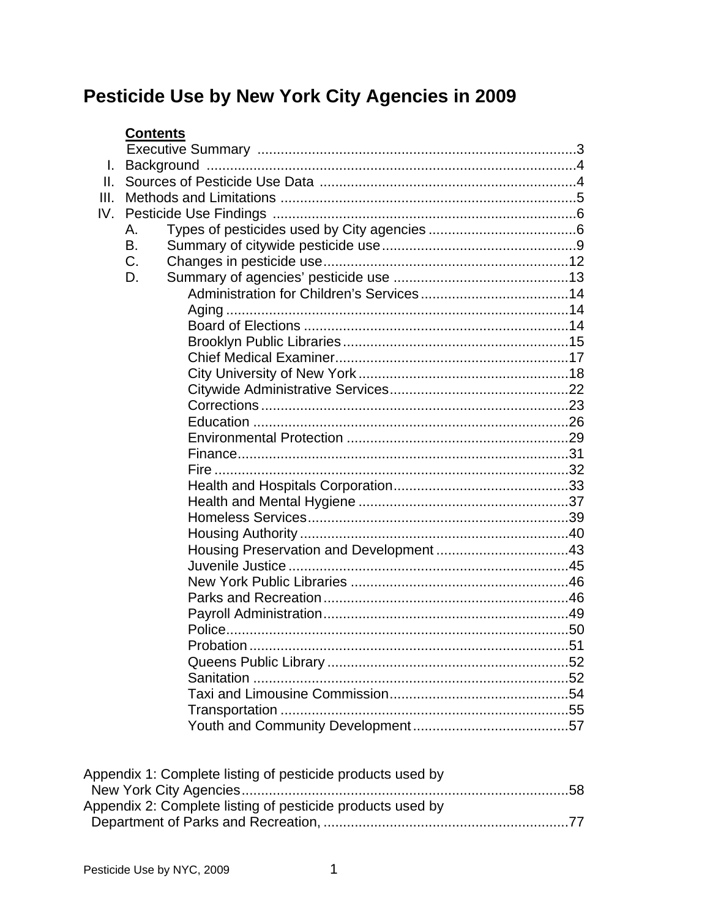# Pesticide Use by New York City Agencies in 2009

**Contents**

Executive Summary .......................................................................................3

I. Background ..................................................................................................4

II. Sources of Pesticide Use Data ...................................................................4

III. Methods and Limitations ............................................................................5

IV. Pesticide Use Findings ...............................................................................6

A. Types of pesticides used by City agencies .......................................6

B. Summary of citywide pesticide use ...................................................9

C. Changes in pesticide use ................................................................12

D. Summary of agencies' pesticide use ..............................................13

Administration for Children's Services .......................................14

Aging ............................................................................................14

Board of Elections .......................................................................14

Brooklyn Public Libraries .............................................................15

Chief Medical Examiner ...............................................................17

City University of New York .........................................................18

Citywide Administrative Services .................................................22

Corrections ..................................................................................23

Education ....................................................................................26

Environmental Protection ............................................................29

Finance ........................................................................................31

Fire ...............................................................................................32

Health and Hospitals Corporation ................................................33

Health and Mental Hygiene .........................................................37

Homeless Services ......................................................................39

Housing Authority ........................................................................40

Housing Preservation and Development .....................................43

Juvenile Justice ...........................................................................45

New York Public Libraries ...........................................................46

Parks and Recreation ..................................................................46

Payroll Administration ..................................................................49

Police ...........................................................................................50

Probation .....................................................................................51

Queens Public Library .................................................................52

Sanitation ....................................................................................52

Taxi and Limousine Commission .................................................54

Transportation .............................................................................55

Youth and Community Development ...........................................57

Appendix 1: Complete listing of pesticide products used by New York City Agencies ..........................................................................................58

Appendix 2: Complete listing of pesticide products used by Department of Parks and Recreation, .....................................................................77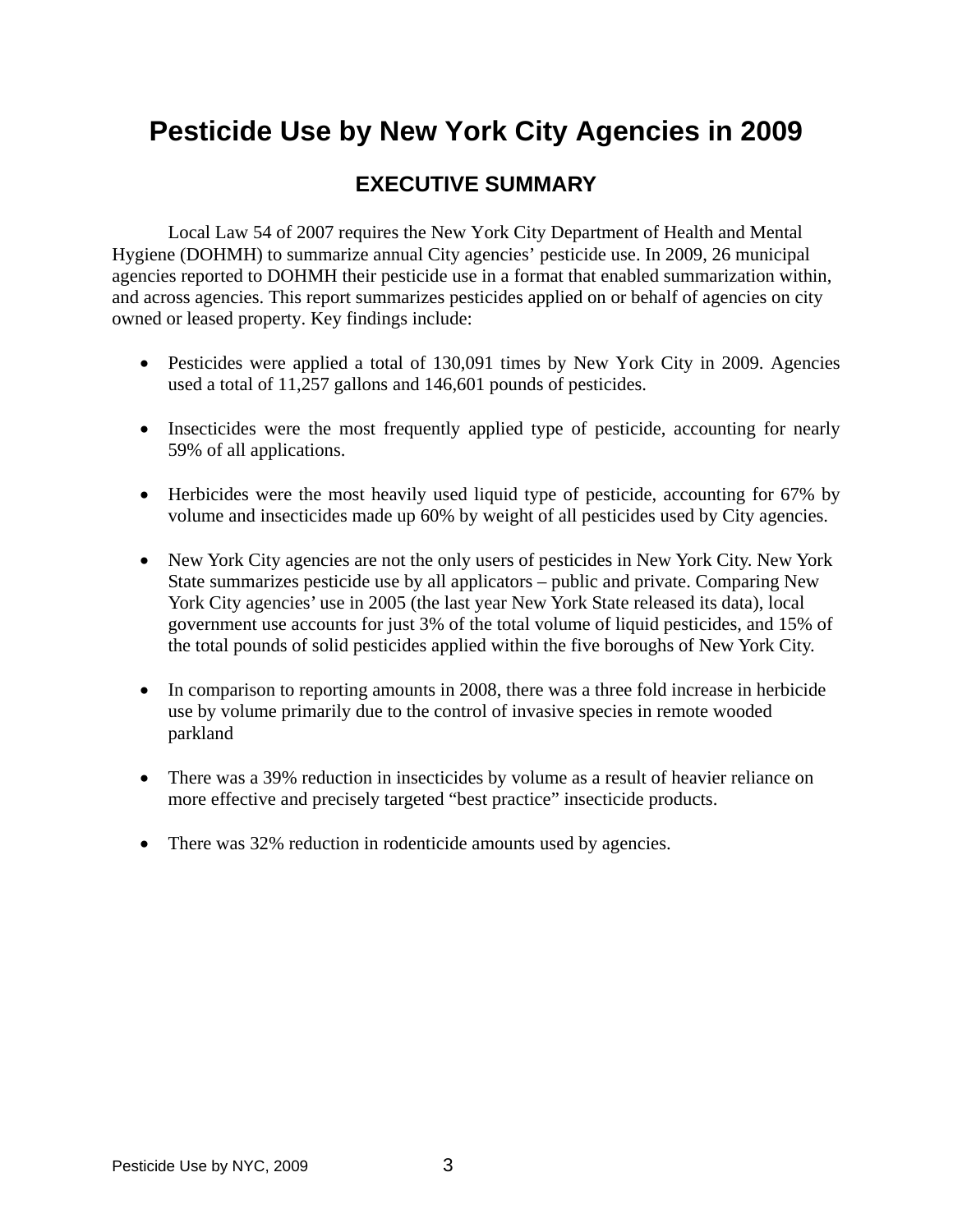# Pesticide Use by New York City Agencies in 2009

## EXECUTIVE SUMMARY

Local Law 54 of 2007 requires the New York City Department of Health and Mental Hygiene (DOHMH) to summarize annual City agencies' pesticide use. In 2009, 26 municipal agencies reported to DOHMH their pesticide use in a format that enabled summarization within, and across agencies. This report summarizes pesticides applied on or behalf of agencies on city owned or leased property. Key findings include:

- Pesticides were applied a total of 130,091 times by New York City in 2009. Agencies used a total of 11,257 gallons and 146,601 pounds of pesticides.
- Insecticides were the most frequently applied type of pesticide, accounting for nearly 59% of all applications.
- Herbicides were the most heavily used liquid type of pesticide, accounting for 67% by volume and insecticides made up 60% by weight of all pesticides used by City agencies.
- New York City agencies are not the only users of pesticides in New York City. New York State summarizes pesticide use by all applicators – public and private. Comparing New York City agencies' use in 2005 (the last year New York State released its data), local government use accounts for just 3% of the total volume of liquid pesticides, and 15% of the total pounds of solid pesticides applied within the five boroughs of New York City.
- In comparison to reporting amounts in 2008, there was a three fold increase in herbicide use by volume primarily due to the control of invasive species in remote wooded parkland
- There was a 39% reduction in insecticides by volume as a result of heavier reliance on more effective and precisely targeted "best practice" insecticide products.
- There was 32% reduction in rodenticide amounts used by agencies.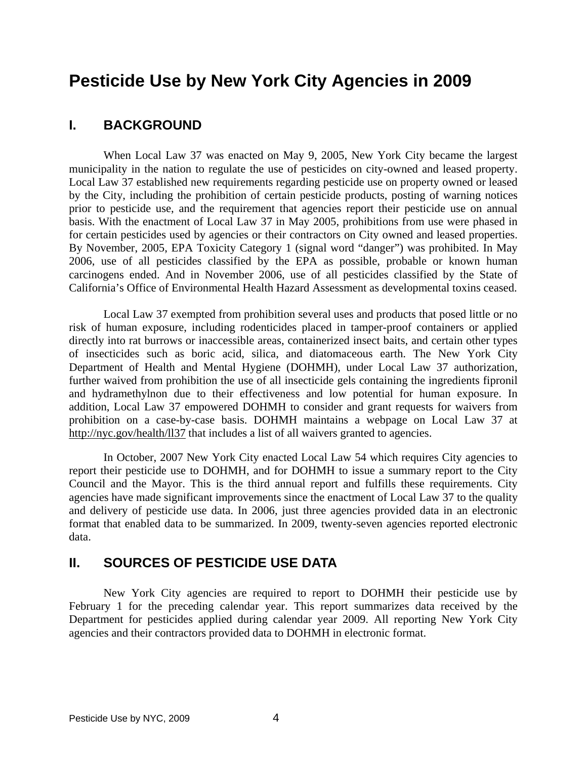# Pesticide Use by New York City Agencies in 2009

## I. BACKGROUND

When Local Law 37 was enacted on May 9, 2005, New York City became the largest municipality in the nation to regulate the use of pesticides on city-owned and leased property. Local Law 37 established new requirements regarding pesticide use on property owned or leased by the City, including the prohibition of certain pesticide products, posting of warning notices prior to pesticide use, and the requirement that agencies report their pesticide use on annual basis. With the enactment of Local Law 37 in May 2005, prohibitions from use were phased in for certain pesticides used by agencies or their contractors on City owned and leased properties. By November, 2005, EPA Toxicity Category 1 (signal word "danger") was prohibited. In May 2006, use of all pesticides classified by the EPA as possible, probable or known human carcinogens ended. And in November 2006, use of all pesticides classified by the State of California's Office of Environmental Health Hazard Assessment as developmental toxins ceased.

Local Law 37 exempted from prohibition several uses and products that posed little or no risk of human exposure, including rodenticides placed in tamper-proof containers or applied directly into rat burrows or inaccessible areas, containerized insect baits, and certain other types of insecticides such as boric acid, silica, and diatomaceous earth. The New York City Department of Health and Mental Hygiene (DOHMH), under Local Law 37 authorization, further waived from prohibition the use of all insecticide gels containing the ingredients fipronil and hydramethylnon due to their effectiveness and low potential for human exposure. In addition, Local Law 37 empowered DOHMH to consider and grant requests for waivers from prohibition on a case-by-case basis. DOHMH maintains a webpage on Local Law 37 at http://nyc.gov/health/ll37 that includes a list of all waivers granted to agencies.

In October, 2007 New York City enacted Local Law 54 which requires City agencies to report their pesticide use to DOHMH, and for DOHMH to issue a summary report to the City Council and the Mayor. This is the third annual report and fulfills these requirements. City agencies have made significant improvements since the enactment of Local Law 37 to the quality and delivery of pesticide use data. In 2006, just three agencies provided data in an electronic format that enabled data to be summarized. In 2009, twenty-seven agencies reported electronic data.

## II. SOURCES OF PESTICIDE USE DATA

New York City agencies are required to report to DOHMH their pesticide use by February 1 for the preceding calendar year. This report summarizes data received by the Department for pesticides applied during calendar year 2009. All reporting New York City agencies and their contractors provided data to DOHMH in electronic format.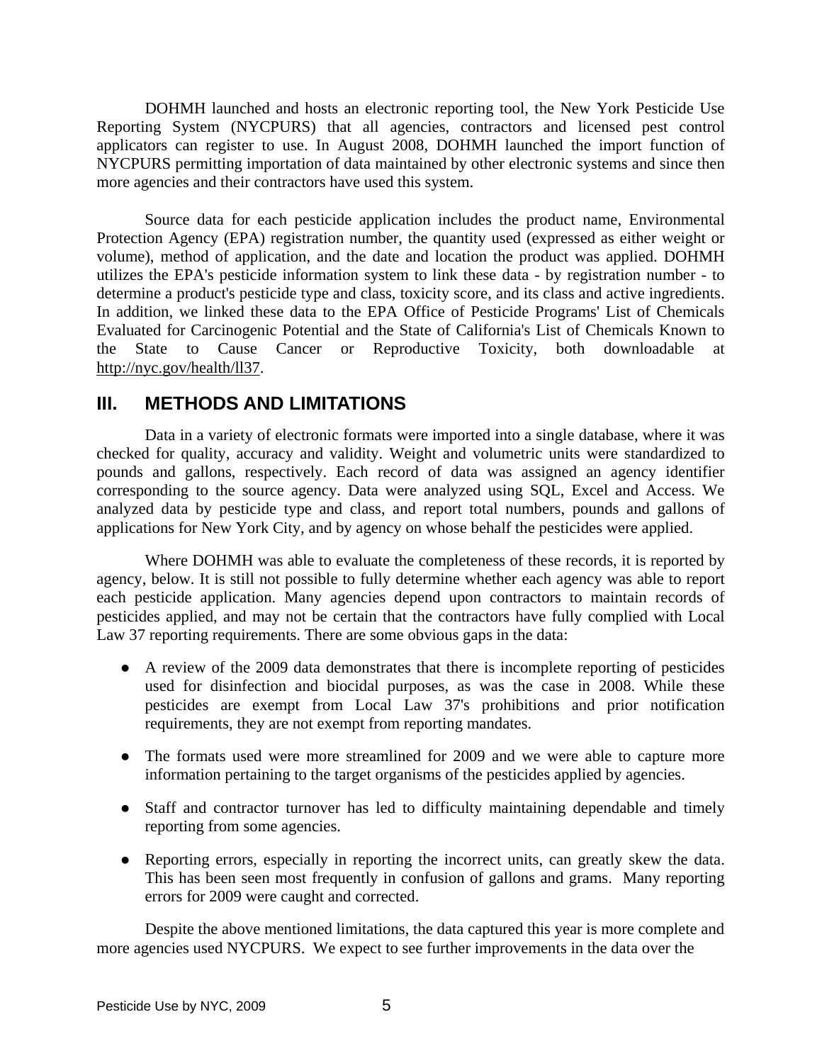DOHMH launched and hosts an electronic reporting tool, the New York Pesticide Use Reporting System (NYCPURS) that all agencies, contractors and licensed pest control applicators can register to use. In August 2008, DOHMH launched the import function of NYCPURS permitting importation of data maintained by other electronic systems and since then more agencies and their contractors have used this system.

Source data for each pesticide application includes the product name, Environmental Protection Agency (EPA) registration number, the quantity used (expressed as either weight or volume), method of application, and the date and location the product was applied. DOHMH utilizes the EPA's pesticide information system to link these data - by registration number - to determine a product's pesticide type and class, toxicity score, and its class and active ingredients. In addition, we linked these data to the EPA Office of Pesticide Programs' List of Chemicals Evaluated for Carcinogenic Potential and the State of California's List of Chemicals Known to the State to Cause Cancer or Reproductive Toxicity, both downloadable at http://nyc.gov/health/ll37.

## III. METHODS AND LIMITATIONS

Data in a variety of electronic formats were imported into a single database, where it was checked for quality, accuracy and validity. Weight and volumetric units were standardized to pounds and gallons, respectively. Each record of data was assigned an agency identifier corresponding to the source agency. Data were analyzed using SQL, Excel and Access. We analyzed data by pesticide type and class, and report total numbers, pounds and gallons of applications for New York City, and by agency on whose behalf the pesticides were applied.

Where DOHMH was able to evaluate the completeness of these records, it is reported by agency, below. It is still not possible to fully determine whether each agency was able to report each pesticide application. Many agencies depend upon contractors to maintain records of pesticides applied, and may not be certain that the contractors have fully complied with Local Law 37 reporting requirements. There are some obvious gaps in the data:

- A review of the 2009 data demonstrates that there is incomplete reporting of pesticides used for disinfection and biocidal purposes, as was the case in 2008. While these pesticides are exempt from Local Law 37's prohibitions and prior notification requirements, they are not exempt from reporting mandates.
- The formats used were more streamlined for 2009 and we were able to capture more information pertaining to the target organisms of the pesticides applied by agencies.
- Staff and contractor turnover has led to difficulty maintaining dependable and timely reporting from some agencies.
- Reporting errors, especially in reporting the incorrect units, can greatly skew the data. This has been seen most frequently in confusion of gallons and grams. Many reporting errors for 2009 were caught and corrected.

Despite the above mentioned limitations, the data captured this year is more complete and more agencies used NYCPURS. We expect to see further improvements in the data over the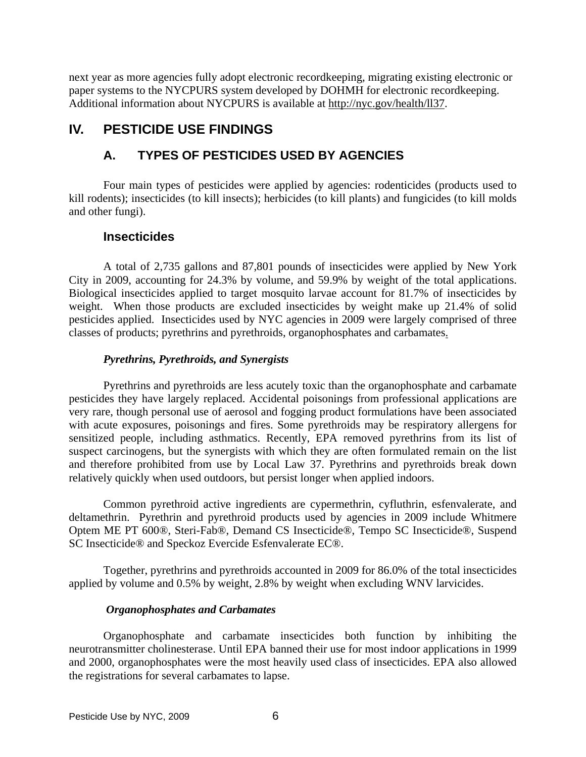next year as more agencies fully adopt electronic recordkeeping, migrating existing electronic or paper systems to the NYCPURS system developed by DOHMH for electronic recordkeeping. Additional information about NYCPURS is available at http://nyc.gov/health/ll37.

# IV. PESTICIDE USE FINDINGS

## A. TYPES OF PESTICIDES USED BY AGENCIES

Four main types of pesticides were applied by agencies: rodenticides (products used to kill rodents); insecticides (to kill insects); herbicides (to kill plants) and fungicides (to kill molds and other fungi).

### Insecticides

A total of 2,735 gallons and 87,801 pounds of insecticides were applied by New York City in 2009, accounting for 24.3% by volume, and 59.9% by weight of the total applications. Biological insecticides applied to target mosquito larvae account for 81.7% of insecticides by weight. When those products are excluded insecticides by weight make up 21.4% of solid pesticides applied. Insecticides used by NYC agencies in 2009 were largely comprised of three classes of products; pyrethrins and pyrethroids, organophosphates and carbamates.

#### *Pyrethrins, Pyrethroids, and Synergists*

Pyrethrins and pyrethroids are less acutely toxic than the organophosphate and carbamate pesticides they have largely replaced. Accidental poisonings from professional applications are very rare, though personal use of aerosol and fogging product formulations have been associated with acute exposures, poisonings and fires. Some pyrethroids may be respiratory allergens for sensitized people, including asthmatics. Recently, EPA removed pyrethrins from its list of suspect carcinogens, but the synergists with which they are often formulated remain on the list and therefore prohibited from use by Local Law 37. Pyrethrins and pyrethroids break down relatively quickly when used outdoors, but persist longer when applied indoors.

Common pyrethroid active ingredients are cypermethrin, cyfluthrin, esfenvalerate, and deltamethrin. Pyrethrin and pyrethroid products used by agencies in 2009 include Whitmere Optem ME PT 600®, Steri-Fab®, Demand CS Insecticide®, Tempo SC Insecticide®, Suspend SC Insecticide® and Speckoz Evercide Esfenvalerate EC®.

Together, pyrethrins and pyrethroids accounted in 2009 for 86.0% of the total insecticides applied by volume and 0.5% by weight, 2.8% by weight when excluding WNV larvicides.

#### *Organophosphates and Carbamates*

Organophosphate and carbamate insecticides both function by inhibiting the neurotransmitter cholinesterase. Until EPA banned their use for most indoor applications in 1999 and 2000, organophosphates were the most heavily used class of insecticides. EPA also allowed the registrations for several carbamates to lapse.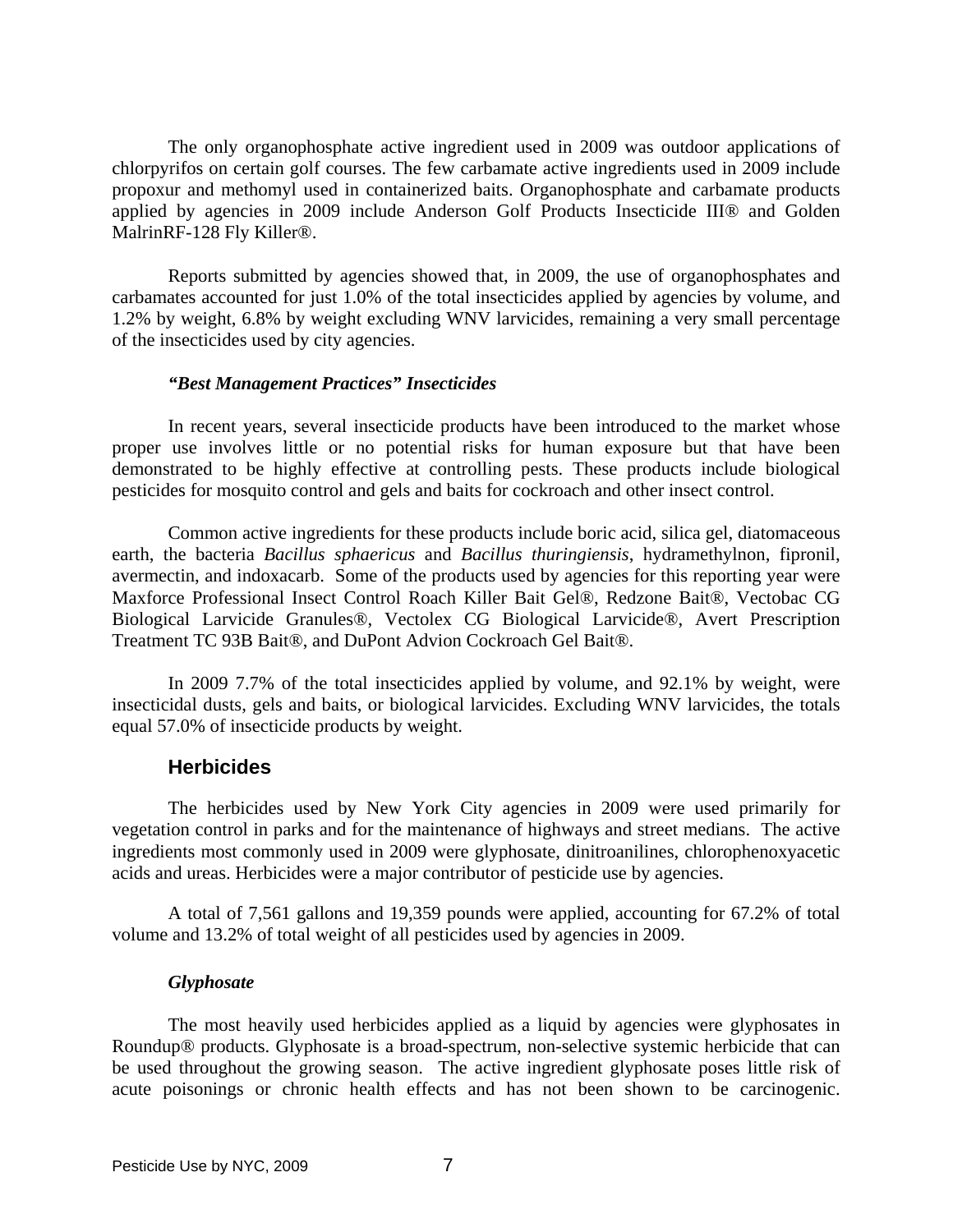The only organophosphate active ingredient used in 2009 was outdoor applications of chlorpyrifos on certain golf courses. The few carbamate active ingredients used in 2009 include propoxur and methomyl used in containerized baits. Organophosphate and carbamate products applied by agencies in 2009 include Anderson Golf Products Insecticide III® and Golden MalrinRF-128 Fly Killer®.

Reports submitted by agencies showed that, in 2009, the use of organophosphates and carbamates accounted for just 1.0% of the total insecticides applied by agencies by volume, and 1.2% by weight, 6.8% by weight excluding WNV larvicides, remaining a very small percentage of the insecticides used by city agencies.

#### *"Best Management Practices" Insecticides*

In recent years, several insecticide products have been introduced to the market whose proper use involves little or no potential risks for human exposure but that have been demonstrated to be highly effective at controlling pests. These products include biological pesticides for mosquito control and gels and baits for cockroach and other insect control.

Common active ingredients for these products include boric acid, silica gel, diatomaceous earth, the bacteria *Bacillus sphaericus* and *Bacillus thuringiensis*, hydramethylnon, fipronil, avermectin, and indoxacarb. Some of the products used by agencies for this reporting year were Maxforce Professional Insect Control Roach Killer Bait Gel®, Redzone Bait®, Vectobac CG Biological Larvicide Granules®, Vectolex CG Biological Larvicide®, Avert Prescription Treatment TC 93B Bait®, and DuPont Advion Cockroach Gel Bait®.

In 2009 7.7% of the total insecticides applied by volume, and 92.1% by weight, were insecticidal dusts, gels and baits, or biological larvicides. Excluding WNV larvicides, the totals equal 57.0% of insecticide products by weight.

### Herbicides

The herbicides used by New York City agencies in 2009 were used primarily for vegetation control in parks and for the maintenance of highways and street medians. The active ingredients most commonly used in 2009 were glyphosate, dinitroanilines, chlorophenoxyacetic acids and ureas. Herbicides were a major contributor of pesticide use by agencies.

A total of 7,561 gallons and 19,359 pounds were applied, accounting for 67.2% of total volume and 13.2% of total weight of all pesticides used by agencies in 2009.

#### *Glyphosate*

The most heavily used herbicides applied as a liquid by agencies were glyphosates in Roundup® products. Glyphosate is a broad-spectrum, non-selective systemic herbicide that can be used throughout the growing season. The active ingredient glyphosate poses little risk of acute poisonings or chronic health effects and has not been shown to be carcinogenic.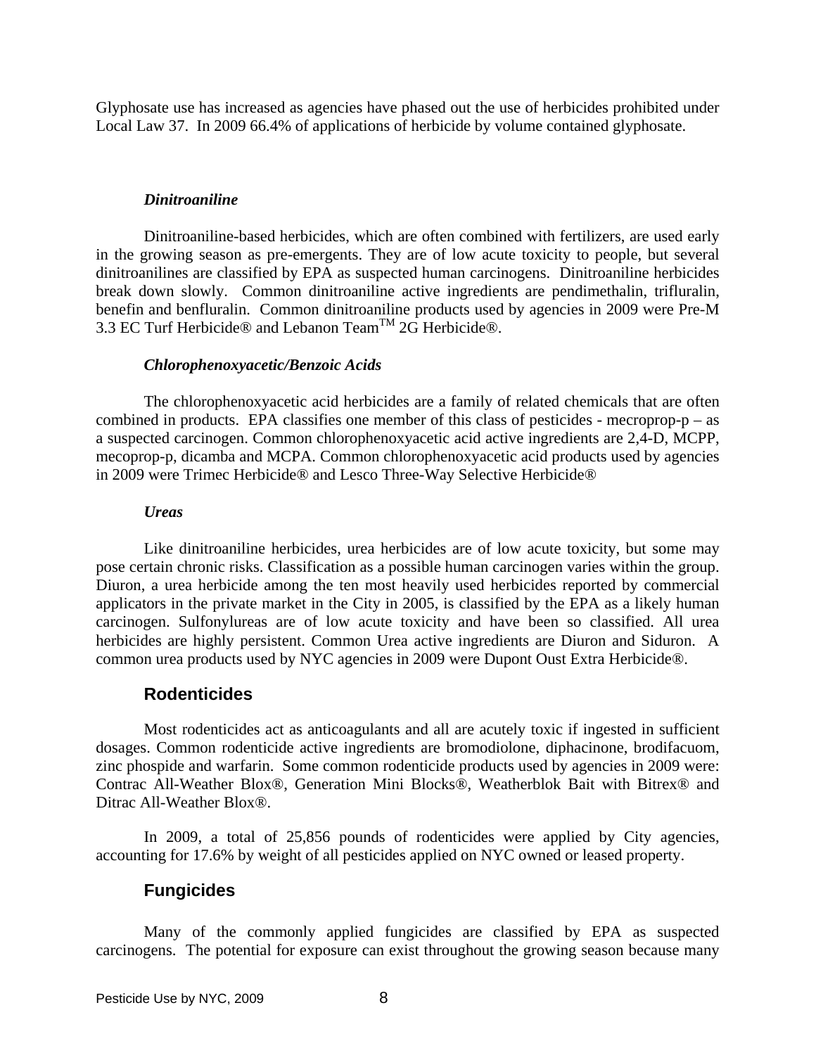Glyphosate use has increased as agencies have phased out the use of herbicides prohibited under Local Law 37. In 2009 66.4% of applications of herbicide by volume contained glyphosate.

***Dinitroaniline***

Dinitroaniline-based herbicides, which are often combined with fertilizers, are used early in the growing season as pre-emergents. They are of low acute toxicity to people, but several dinitroanilines are classified by EPA as suspected human carcinogens. Dinitroaniline herbicides break down slowly. Common dinitroaniline active ingredients are pendimethalin, trifluralin, benefin and benfluralin. Common dinitroaniline products used by agencies in 2009 were Pre-M 3.3 EC Turf Herbicide® and Lebanon Team™ 2G Herbicide®.

***Chlorophenoxyacetic/Benzoic Acids***

The chlorophenoxyacetic acid herbicides are a family of related chemicals that are often combined in products. EPA classifies one member of this class of pesticides - mecroprop-p – as a suspected carcinogen. Common chlorophenoxyacetic acid active ingredients are 2,4-D, MCPP, mecoprop-p, dicamba and MCPA. Common chlorophenoxyacetic acid products used by agencies in 2009 were Trimec Herbicide® and Lesco Three-Way Selective Herbicide®

***Ureas***

Like dinitroaniline herbicides, urea herbicides are of low acute toxicity, but some may pose certain chronic risks. Classification as a possible human carcinogen varies within the group. Diuron, a urea herbicide among the ten most heavily used herbicides reported by commercial applicators in the private market in the City in 2005, is classified by the EPA as a likely human carcinogen. Sulfonylureas are of low acute toxicity and have been so classified. All urea herbicides are highly persistent. Common Urea active ingredients are Diuron and Siduron. A common urea products used by NYC agencies in 2009 were Dupont Oust Extra Herbicide®.

## Rodenticides

Most rodenticides act as anticoagulants and all are acutely toxic if ingested in sufficient dosages. Common rodenticide active ingredients are bromodiolone, diphacinone, brodifacuom, zinc phospide and warfarin. Some common rodenticide products used by agencies in 2009 were: Contrac All-Weather Blox®, Generation Mini Blocks®, Weatherblok Bait with Bitrex® and Ditrac All-Weather Blox®.

In 2009, a total of 25,856 pounds of rodenticides were applied by City agencies, accounting for 17.6% by weight of all pesticides applied on NYC owned or leased property.

## Fungicides

Many of the commonly applied fungicides are classified by EPA as suspected carcinogens. The potential for exposure can exist throughout the growing season because many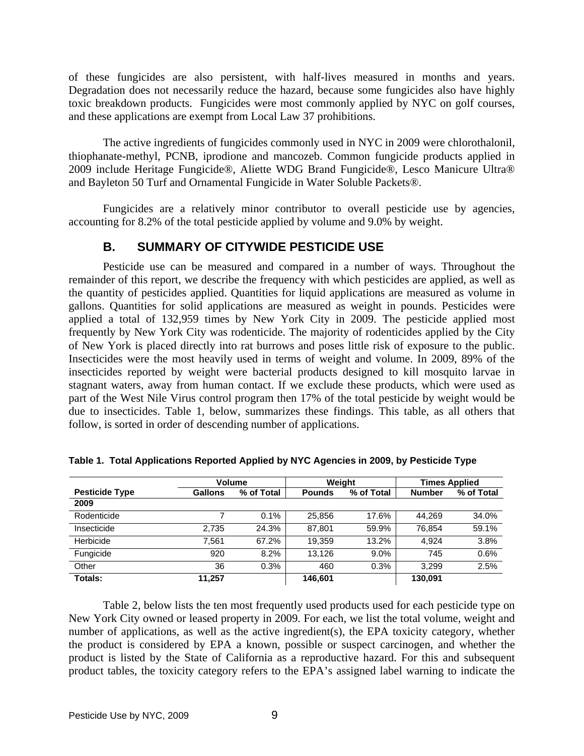of these fungicides are also persistent, with half-lives measured in months and years. Degradation does not necessarily reduce the hazard, because some fungicides also have highly toxic breakdown products. Fungicides were most commonly applied by NYC on golf courses, and these applications are exempt from Local Law 37 prohibitions.

The active ingredients of fungicides commonly used in NYC in 2009 were chlorothalonil, thiophanate-methyl, PCNB, iprodione and mancozeb. Common fungicide products applied in 2009 include Heritage Fungicide®, Aliette WDG Brand Fungicide®, Lesco Manicure Ultra® and Bayleton 50 Turf and Ornamental Fungicide in Water Soluble Packets®.

Fungicides are a relatively minor contributor to overall pesticide use by agencies, accounting for 8.2% of the total pesticide applied by volume and 9.0% by weight.

## B. SUMMARY OF CITYWIDE PESTICIDE USE

Pesticide use can be measured and compared in a number of ways. Throughout the remainder of this report, we describe the frequency with which pesticides are applied, as well as the quantity of pesticides applied. Quantities for liquid applications are measured as volume in gallons. Quantities for solid applications are measured as weight in pounds. Pesticides were applied a total of 132,959 times by New York City in 2009. The pesticide applied most frequently by New York City was rodenticide. The majority of rodenticides applied by the City of New York is placed directly into rat burrows and poses little risk of exposure to the public. Insecticides were the most heavily used in terms of weight and volume. In 2009, 89% of the insecticides reported by weight were bacterial products designed to kill mosquito larvae in stagnant waters, away from human contact. If we exclude these products, which were used as part of the West Nile Virus control program then 17% of the total pesticide by weight would be due to insecticides. Table 1, below, summarizes these findings. This table, as all others that follow, is sorted in order of descending number of applications.

**Table 1. Total Applications Reported Applied by NYC Agencies in 2009, by Pesticide Type**

| | Volume | | Weight | | Times Applied | |
|---|---|---|---|---|---|---|
| **Pesticide Type** | **Gallons** | **% of Total** | **Pounds** | **% of Total** | **Number** | **% of Total** |
| **2009** | | | | | | |
| Rodenticide | 7 | 0.1% | 25,856 | 17.6% | 44,269 | 34.0% |
| Insecticide | 2,735 | 24.3% | 87,801 | 59.9% | 76,854 | 59.1% |
| Herbicide | 7,561 | 67.2% | 19,359 | 13.2% | 4,924 | 3.8% |
| Fungicide | 920 | 8.2% | 13,126 | 9.0% | 745 | 0.6% |
| Other | 36 | 0.3% | 460 | 0.3% | 3,299 | 2.5% |
| **Totals:** | **11,257** | | **146,601** | | **130,091** | |

Table 2, below lists the ten most frequently used products used for each pesticide type on New York City owned or leased property in 2009. For each, we list the total volume, weight and number of applications, as well as the active ingredient(s), the EPA toxicity category, whether the product is considered by EPA a known, possible or suspect carcinogen, and whether the product is listed by the State of California as a reproductive hazard. For this and subsequent product tables, the toxicity category refers to the EPA's assigned label warning to indicate the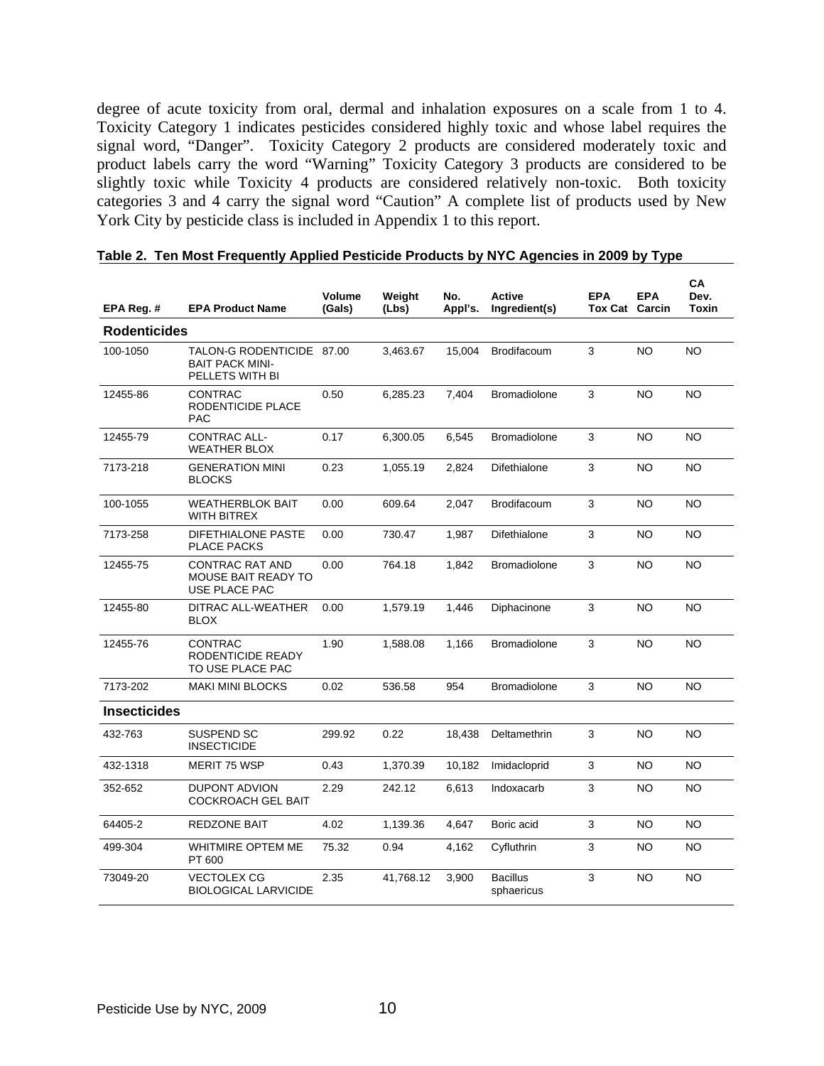degree of acute toxicity from oral, dermal and inhalation exposures on a scale from 1 to 4. Toxicity Category 1 indicates pesticides considered highly toxic and whose label requires the signal word, "Danger". Toxicity Category 2 products are considered moderately toxic and product labels carry the word "Warning" Toxicity Category 3 products are considered to be slightly toxic while Toxicity 4 products are considered relatively non-toxic. Both toxicity categories 3 and 4 carry the signal word "Caution" A complete list of products used by New York City by pesticide class is included in Appendix 1 to this report.

**Table 2. Ten Most Frequently Applied Pesticide Products by NYC Agencies in 2009 by Type**

| EPA Reg. # | EPA Product Name | Volume (Gals) | Weight (Lbs) | No. Appl's. | Active Ingredient(s) | EPA Tox Cat | EPA Carcin | CA Dev. Toxin |
|---|---|---|---|---|---|---|---|---|
| **Rodenticides** | | | | | | | | |
| 100-1050 | TALON-G RODENTICIDE BAIT PACK MINI-PELLETS WITH BI | 87.00 | 3,463.67 | 15,004 | Brodifacoum | 3 | NO | NO |
| 12455-86 | CONTRAC RODENTICIDE PLACE PAC | 0.50 | 6,285.23 | 7,404 | Bromadiolone | 3 | NO | NO |
| 12455-79 | CONTRAC ALL-WEATHER BLOX | 0.17 | 6,300.05 | 6,545 | Bromadiolone | 3 | NO | NO |
| 7173-218 | GENERATION MINI BLOCKS | 0.23 | 1,055.19 | 2,824 | Difethialone | 3 | NO | NO |
| 100-1055 | WEATHERBLOK BAIT WITH BITREX | 0.00 | 609.64 | 2,047 | Brodifacoum | 3 | NO | NO |
| 7173-258 | DIFETHIALONE PASTE PLACE PACKS | 0.00 | 730.47 | 1,987 | Difethialone | 3 | NO | NO |
| 12455-75 | CONTRAC RAT AND MOUSE BAIT READY TO USE PLACE PAC | 0.00 | 764.18 | 1,842 | Bromadiolone | 3 | NO | NO |
| 12455-80 | DITRAC ALL-WEATHER BLOX | 0.00 | 1,579.19 | 1,446 | Diphacinone | 3 | NO | NO |
| 12455-76 | CONTRAC RODENTICIDE READY TO USE PLACE PAC | 1.90 | 1,588.08 | 1,166 | Bromadiolone | 3 | NO | NO |
| 7173-202 | MAKI MINI BLOCKS | 0.02 | 536.58 | 954 | Bromadiolone | 3 | NO | NO |
| **Insecticides** | | | | | | | | |
| 432-763 | SUSPEND SC INSECTICIDE | 299.92 | 0.22 | 18,438 | Deltamethrin | 3 | NO | NO |
| 432-1318 | MERIT 75 WSP | 0.43 | 1,370.39 | 10,182 | Imidacloprid | 3 | NO | NO |
| 352-652 | DUPONT ADVION COCKROACH GEL BAIT | 2.29 | 242.12 | 6,613 | Indoxacarb | 3 | NO | NO |
| 64405-2 | REDZONE BAIT | 4.02 | 1,139.36 | 4,647 | Boric acid | 3 | NO | NO |
| 499-304 | WHITMIRE OPTEM ME PT 600 | 75.32 | 0.94 | 4,162 | Cyfluthrin | 3 | NO | NO |
| 73049-20 | VECTOLEX CG BIOLOGICAL LARVICIDE | 2.35 | 41,768.12 | 3,900 | Bacillus sphaericus | 3 | NO | NO |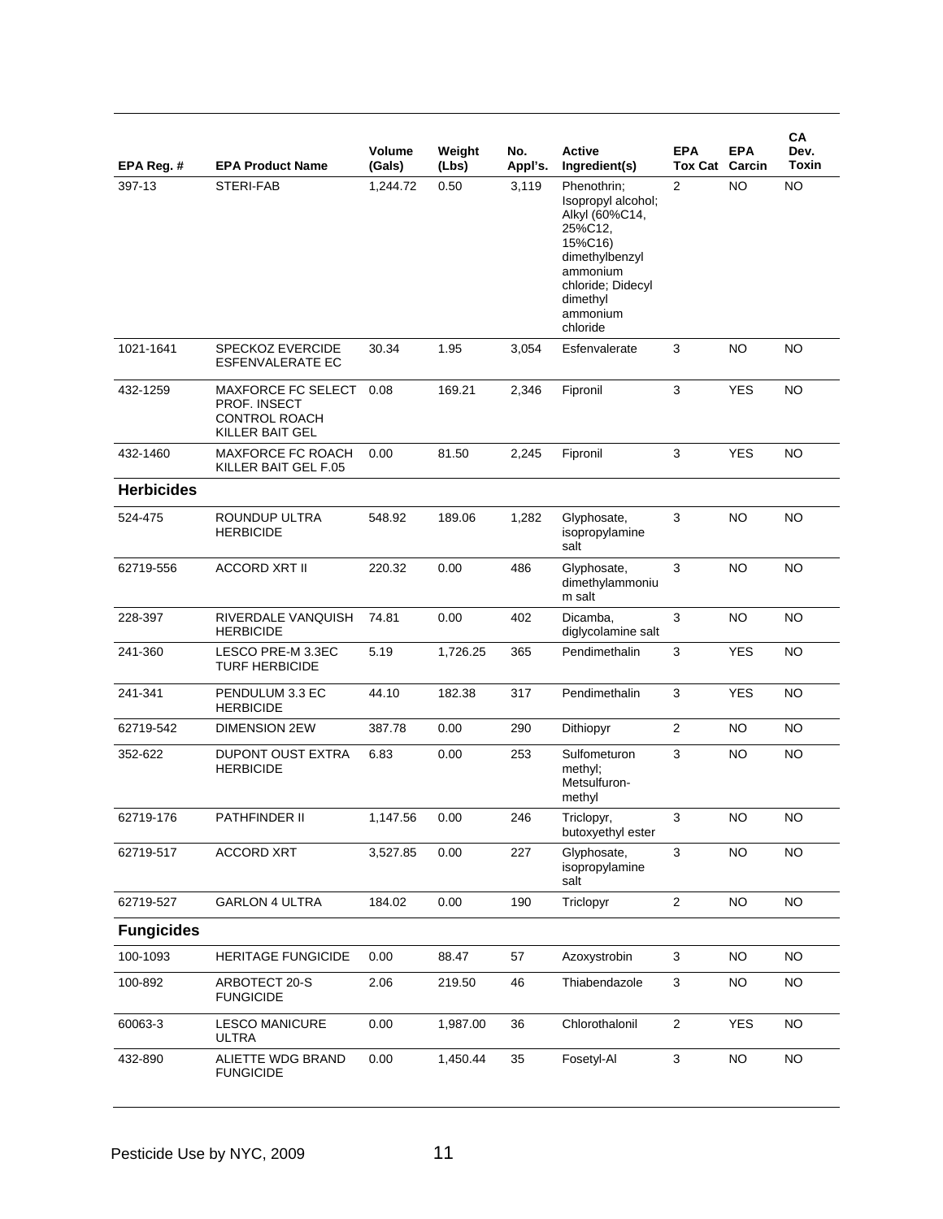| EPA Reg. # | EPA Product Name | Volume (Gals) | Weight (Lbs) | No. Appl's. | Active Ingredient(s) | EPA Tox Cat | EPA Carcin | CA Dev. Toxin |
|---|---|---|---|---|---|---|---|---|
| 397-13 | STERI-FAB | 1,244.72 | 0.50 | 3,119 | Phenothrin; Isopropyl alcohol; Alkyl (60%C14, 25%C12, 15%C16) dimethylbenzyl ammonium chloride; Didecyl dimethyl ammonium chloride | 2 | NO | NO |
| 1021-1641 | SPECKOZ EVERCIDE ESFENVALERATE EC | 30.34 | 1.95 | 3,054 | Esfenvalerate | 3 | NO | NO |
| 432-1259 | MAXFORCE FC SELECT PROF. INSECT CONTROL ROACH KILLER BAIT GEL | 0.08 | 169.21 | 2,346 | Fipronil | 3 | YES | NO |
| 432-1460 | MAXFORCE FC ROACH KILLER BAIT GEL F.05 | 0.00 | 81.50 | 2,245 | Fipronil | 3 | YES | NO |
| **Herbicides** | | | | | | | | |
| 524-475 | ROUNDUP ULTRA HERBICIDE | 548.92 | 189.06 | 1,282 | Glyphosate, isopropylamine salt | 3 | NO | NO |
| 62719-556 | ACCORD XRT II | 220.32 | 0.00 | 486 | Glyphosate, dimethylammonium salt | 3 | NO | NO |
| 228-397 | RIVERDALE VANQUISH HERBICIDE | 74.81 | 0.00 | 402 | Dicamba, diglycolamine salt | 3 | NO | NO |
| 241-360 | LESCO PRE-M 3.3EC TURF HERBICIDE | 5.19 | 1,726.25 | 365 | Pendimethalin | 3 | YES | NO |
| 241-341 | PENDULUM 3.3 EC HERBICIDE | 44.10 | 182.38 | 317 | Pendimethalin | 3 | YES | NO |
| 62719-542 | DIMENSION 2EW | 387.78 | 0.00 | 290 | Dithiopyr | 2 | NO | NO |
| 352-622 | DUPONT OUST EXTRA HERBICIDE | 6.83 | 0.00 | 253 | Sulfometuron methyl; Metsulfuron-methyl | 3 | NO | NO |
| 62719-176 | PATHFINDER II | 1,147.56 | 0.00 | 246 | Triclopyr, butoxyethyl ester | 3 | NO | NO |
| 62719-517 | ACCORD XRT | 3,527.85 | 0.00 | 227 | Glyphosate, isopropylamine salt | 3 | NO | NO |
| 62719-527 | GARLON 4 ULTRA | 184.02 | 0.00 | 190 | Triclopyr | 2 | NO | NO |
| **Fungicides** | | | | | | | | |
| 100-1093 | HERITAGE FUNGICIDE | 0.00 | 88.47 | 57 | Azoxystrobin | 3 | NO | NO |
| 100-892 | ARBOTECT 20-S FUNGICIDE | 2.06 | 219.50 | 46 | Thiabendazole | 3 | NO | NO |
| 60063-3 | LESCO MANICURE ULTRA | 0.00 | 1,987.00 | 36 | Chlorothalonil | 2 | YES | NO |
| 432-890 | ALIETTE WDG BRAND FUNGICIDE | 0.00 | 1,450.44 | 35 | Fosetyl-Al | 3 | NO | NO |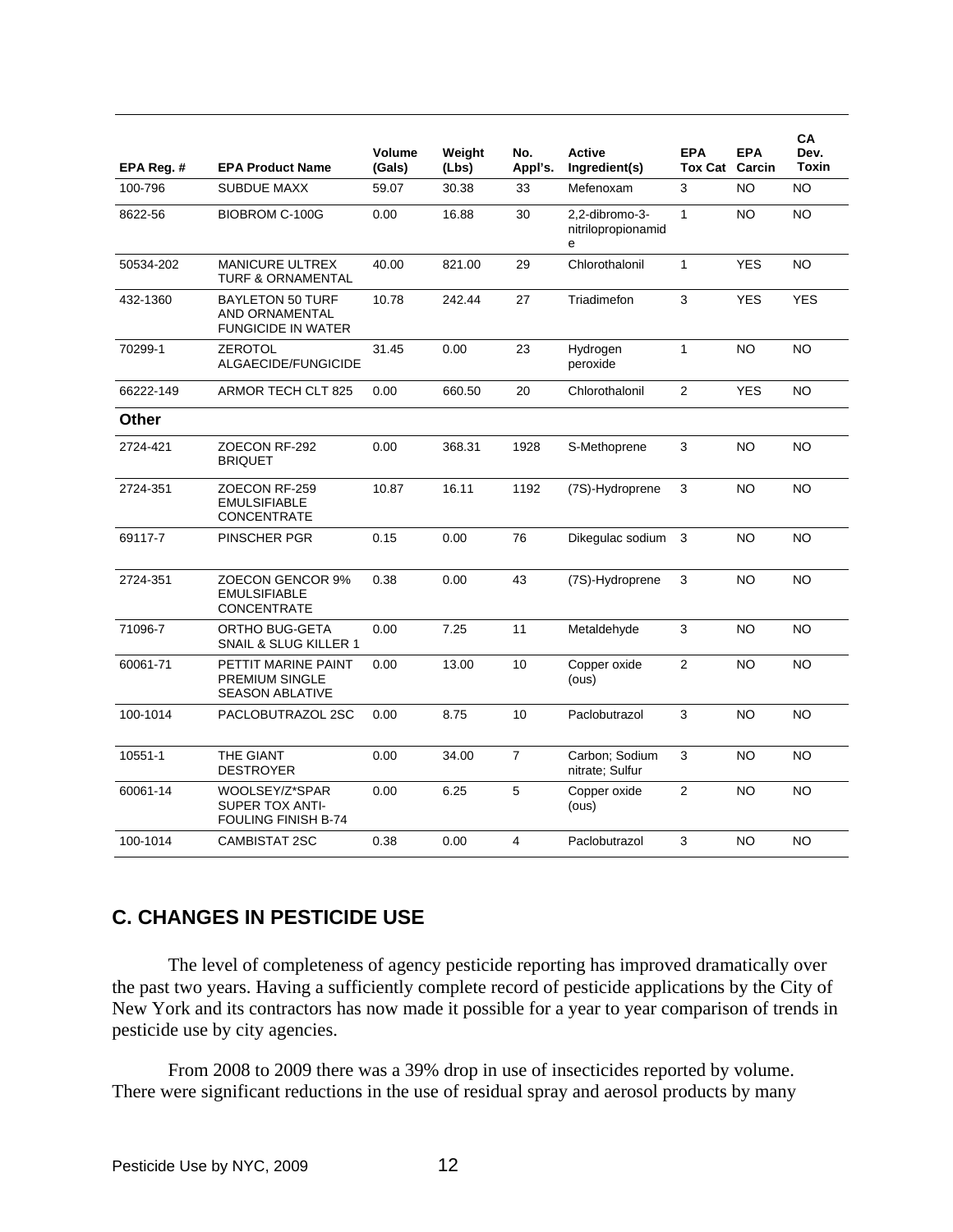| EPA Reg. # | EPA Product Name | Volume (Gals) | Weight (Lbs) | No. Appl's. | Active Ingredient(s) | EPA Tox Cat | EPA Carcin | CA Dev. Toxin |
|---|---|---|---|---|---|---|---|---|
| 100-796 | SUBDUE MAXX | 59.07 | 30.38 | 33 | Mefenoxam | 3 | NO | NO |
| 8622-56 | BIOBROM C-100G | 0.00 | 16.88 | 30 | 2,2-dibromo-3-nitrilopropionamide | 1 | NO | NO |
| 50534-202 | MANICURE ULTREX TURF & ORNAMENTAL | 40.00 | 821.00 | 29 | Chlorothalonil | 1 | YES | NO |
| 432-1360 | BAYLETON 50 TURF AND ORNAMENTAL FUNGICIDE IN WATER | 10.78 | 242.44 | 27 | Triadimefon | 3 | YES | YES |
| 70299-1 | ZEROTOL ALGAECIDE/FUNGICIDE | 31.45 | 0.00 | 23 | Hydrogen peroxide | 1 | NO | NO |
| 66222-149 | ARMOR TECH CLT 825 | 0.00 | 660.50 | 20 | Chlorothalonil | 2 | YES | NO |
| **Other** | | | | | | | | |
| 2724-421 | ZOECON RF-292 BRIQUET | 0.00 | 368.31 | 1928 | S-Methoprene | 3 | NO | NO |
| 2724-351 | ZOECON RF-259 EMULSIFIABLE CONCENTRATE | 10.87 | 16.11 | 1192 | (7S)-Hydroprene | 3 | NO | NO |
| 69117-7 | PINSCHER PGR | 0.15 | 0.00 | 76 | Dikegulac sodium | 3 | NO | NO |
| 2724-351 | ZOECON GENCOR 9% EMULSIFIABLE CONCENTRATE | 0.38 | 0.00 | 43 | (7S)-Hydroprene | 3 | NO | NO |
| 71096-7 | ORTHO BUG-GETA SNAIL & SLUG KILLER 1 | 0.00 | 7.25 | 11 | Metaldehyde | 3 | NO | NO |
| 60061-71 | PETTIT MARINE PAINT PREMIUM SINGLE SEASON ABLATIVE | 0.00 | 13.00 | 10 | Copper oxide (ous) | 2 | NO | NO |
| 100-1014 | PACLOBUTRAZOL 2SC | 0.00 | 8.75 | 10 | Paclobutrazol | 3 | NO | NO |
| 10551-1 | THE GIANT DESTROYER | 0.00 | 34.00 | 7 | Carbon; Sodium nitrate; Sulfur | 3 | NO | NO |
| 60061-14 | WOOLSEY/Z*SPAR SUPER TOX ANTI-FOULING FINISH B-74 | 0.00 | 6.25 | 5 | Copper oxide (ous) | 2 | NO | NO |
| 100-1014 | CAMBISTAT 2SC | 0.38 | 0.00 | 4 | Paclobutrazol | 3 | NO | NO |

## C. CHANGES IN PESTICIDE USE

The level of completeness of agency pesticide reporting has improved dramatically over the past two years. Having a sufficiently complete record of pesticide applications by the City of New York and its contractors has now made it possible for a year to year comparison of trends in pesticide use by city agencies.

From 2008 to 2009 there was a 39% drop in use of insecticides reported by volume. There were significant reductions in the use of residual spray and aerosol products by many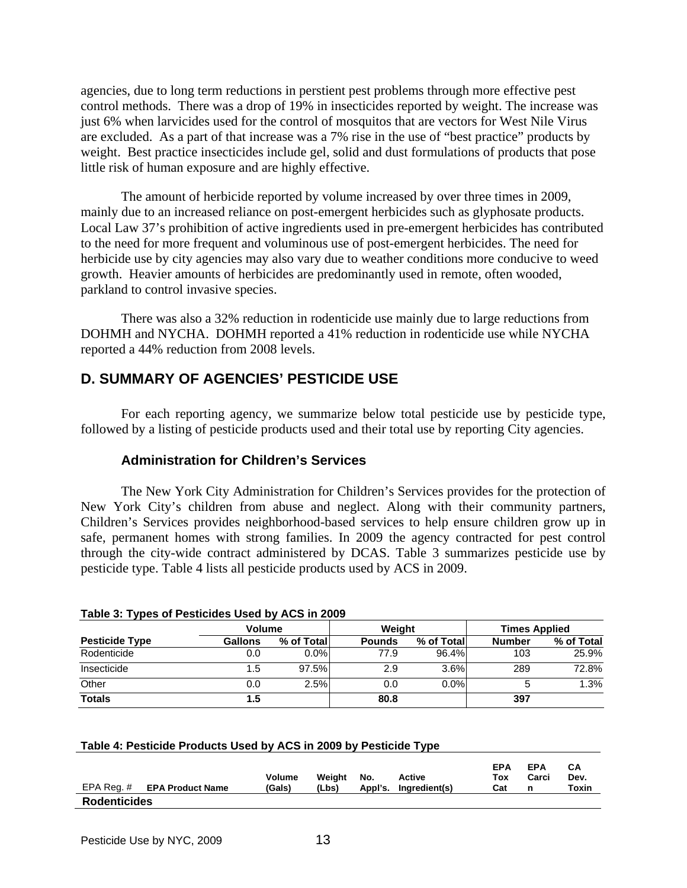agencies, due to long term reductions in perstient pest problems through more effective pest control methods. There was a drop of 19% in insecticides reported by weight. The increase was just 6% when larvicides used for the control of mosquitos that are vectors for West Nile Virus are excluded. As a part of that increase was a 7% rise in the use of "best practice" products by weight. Best practice insecticides include gel, solid and dust formulations of products that pose little risk of human exposure and are highly effective.

The amount of herbicide reported by volume increased by over three times in 2009, mainly due to an increased reliance on post-emergent herbicides such as glyphosate products. Local Law 37's prohibition of active ingredients used in pre-emergent herbicides has contributed to the need for more frequent and voluminous use of post-emergent herbicides. The need for herbicide use by city agencies may also vary due to weather conditions more conducive to weed growth. Heavier amounts of herbicides are predominantly used in remote, often wooded, parkland to control invasive species.

There was also a 32% reduction in rodenticide use mainly due to large reductions from DOHMH and NYCHA. DOHMH reported a 41% reduction in rodenticide use while NYCHA reported a 44% reduction from 2008 levels.

## D. SUMMARY OF AGENCIES' PESTICIDE USE

For each reporting agency, we summarize below total pesticide use by pesticide type, followed by a listing of pesticide products used and their total use by reporting City agencies.

### Administration for Children's Services

The New York City Administration for Children's Services provides for the protection of New York City's children from abuse and neglect. Along with their community partners, Children's Services provides neighborhood-based services to help ensure children grow up in safe, permanent homes with strong families. In 2009 the agency contracted for pest control through the city-wide contract administered by DCAS. Table 3 summarizes pesticide use by pesticide type. Table 4 lists all pesticide products used by ACS in 2009.

**Table 3: Types of Pesticides Used by ACS in 2009**

| | Volume | | Weight | | Times Applied | |
|---|---|---|---|---|---|---|
| **Pesticide Type** | **Gallons** | **% of Total** | **Pounds** | **% of Total** | **Number** | **% of Total** |
| Rodenticide | 0.0 | 0.0% | 77.9 | 96.4% | 103 | 25.9% |
| Insecticide | 1.5 | 97.5% | 2.9 | 3.6% | 289 | 72.8% |
| Other | 0.0 | 2.5% | 0.0 | 0.0% | 5 | 1.3% |
| **Totals** | **1.5** | | **80.8** | | **397** | |

**Table 4: Pesticide Products Used by ACS in 2009 by Pesticide Type**

| EPA Reg. # | EPA Product Name | Volume (Gals) | Weight (Lbs) | No. Appl's. | Active Ingredient(s) | EPA Tox Cat | EPA Carcin | CA Dev. Toxin |
|---|---|---|---|---|---|---|---|---|
| **Rodenticides** | | | | | | | | |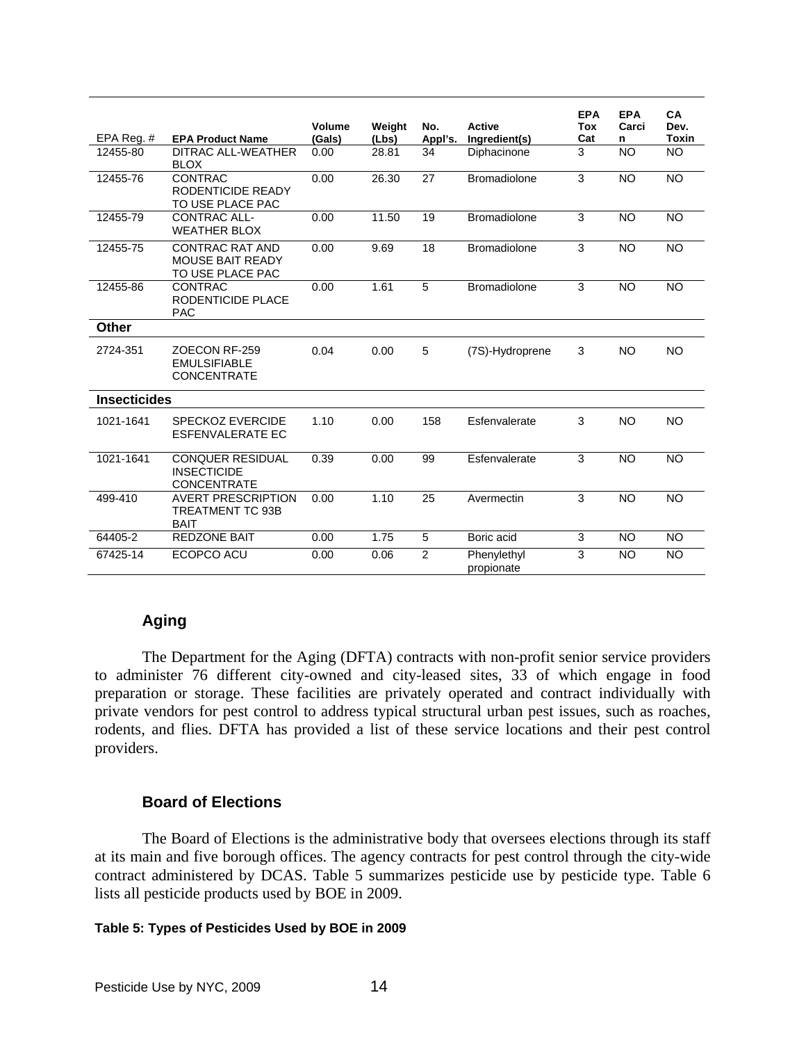| EPA Reg. # | EPA Product Name | Volume (Gals) | Weight (Lbs) | No. Appl's. | Active Ingredient(s) | EPA Tox Cat | EPA Carcin | CA Dev. Toxin |
|---|---|---|---|---|---|---|---|---|
| 12455-80 | DITRAC ALL-WEATHER BLOX | 0.00 | 28.81 | 34 | Diphacinone | 3 | NO | NO |
| 12455-76 | CONTRAC RODENTICIDE READY TO USE PLACE PAC | 0.00 | 26.30 | 27 | Bromadiolone | 3 | NO | NO |
| 12455-79 | CONTRAC ALL-WEATHER BLOX | 0.00 | 11.50 | 19 | Bromadiolone | 3 | NO | NO |
| 12455-75 | CONTRAC RAT AND MOUSE BAIT READY TO USE PLACE PAC | 0.00 | 9.69 | 18 | Bromadiolone | 3 | NO | NO |
| 12455-86 | CONTRAC RODENTICIDE PLACE PAC | 0.00 | 1.61 | 5 | Bromadiolone | 3 | NO | NO |
| **Other** | | | | | | | | |
| 2724-351 | ZOECON RF-259 EMULSIFIABLE CONCENTRATE | 0.04 | 0.00 | 5 | (7S)-Hydroprene | 3 | NO | NO |
| **Insecticides** | | | | | | | | |
| 1021-1641 | SPECKOZ EVERCIDE ESFENVALERATE EC | 1.10 | 0.00 | 158 | Esfenvalerate | 3 | NO | NO |
| 1021-1641 | CONQUER RESIDUAL INSECTICIDE CONCENTRATE | 0.39 | 0.00 | 99 | Esfenvalerate | 3 | NO | NO |
| 499-410 | AVERT PRESCRIPTION TREATMENT TC 93B BAIT | 0.00 | 1.10 | 25 | Avermectin | 3 | NO | NO |
| 64405-2 | REDZONE BAIT | 0.00 | 1.75 | 5 | Boric acid | 3 | NO | NO |
| 67425-14 | ECOPCO ACU | 0.00 | 0.06 | 2 | Phenylethyl propionate | 3 | NO | NO |

## Aging

The Department for the Aging (DFTA) contracts with non-profit senior service providers to administer 76 different city-owned and city-leased sites, 33 of which engage in food preparation or storage. These facilities are privately operated and contract individually with private vendors for pest control to address typical structural urban pest issues, such as roaches, rodents, and flies. DFTA has provided a list of these service locations and their pest control providers.

## Board of Elections

The Board of Elections is the administrative body that oversees elections through its staff at its main and five borough offices. The agency contracts for pest control through the city-wide contract administered by DCAS. Table 5 summarizes pesticide use by pesticide type. Table 6 lists all pesticide products used by BOE in 2009.

**Table 5: Types of Pesticides Used by BOE in 2009**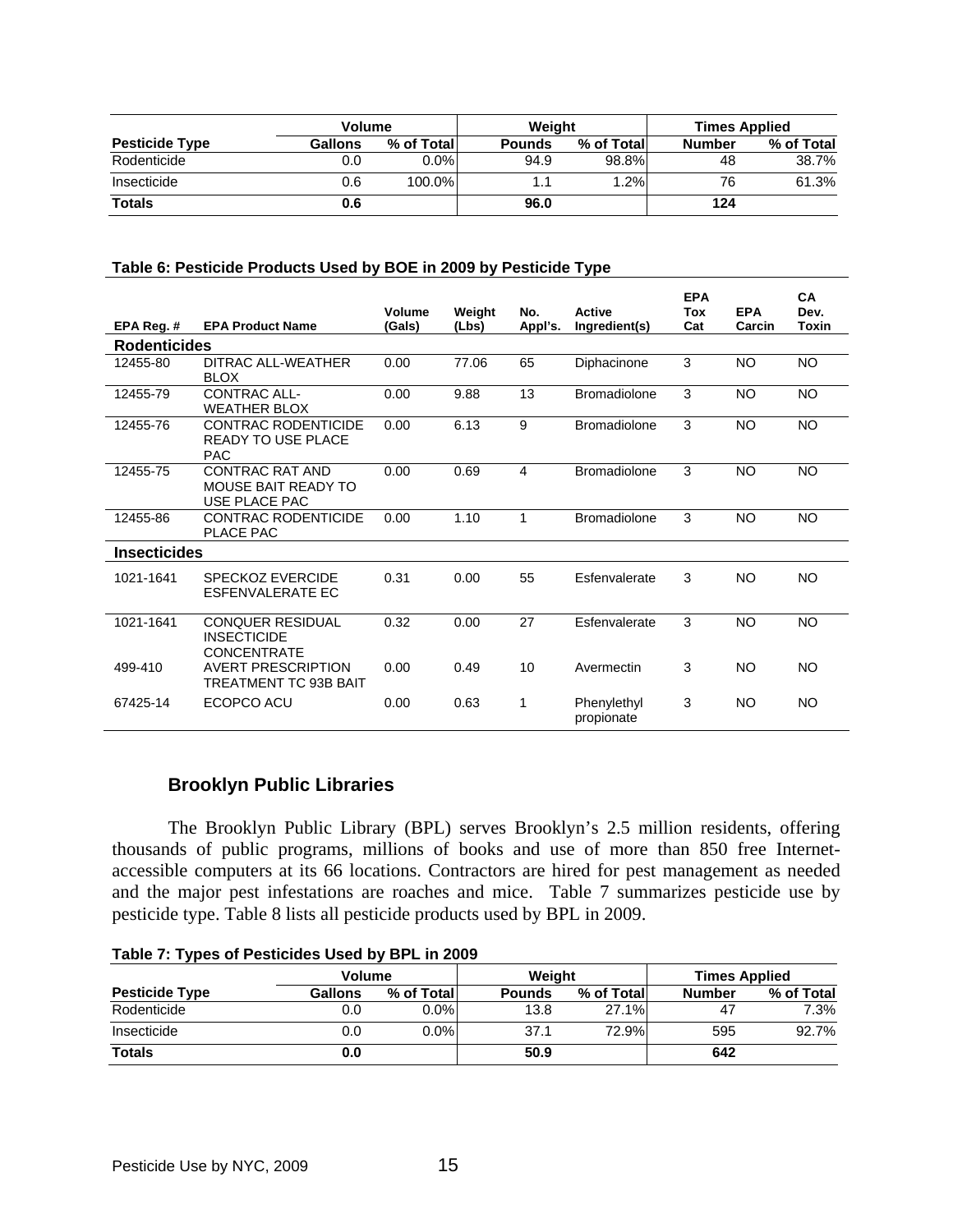| | Volume | | Weight | | Times Applied | |
|---|---|---|---|---|---|---|
| **Pesticide Type** | **Gallons** | **% of Total** | **Pounds** | **% of Total** | **Number** | **% of Total** |
| Rodenticide | 0.0 | 0.0% | 94.9 | 98.8% | 48 | 38.7% |
| Insecticide | 0.6 | 100.0% | 1.1 | 1.2% | 76 | 61.3% |
| **Totals** | **0.6** | | **96.0** | | **124** | |

**Table 6: Pesticide Products Used by BOE in 2009 by Pesticide Type**

| EPA Reg. # | EPA Product Name | Volume (Gals) | Weight (Lbs) | No. Appl's. | Active Ingredient(s) | EPA Tox Cat | EPA Carcin | CA Dev. Toxin |
|---|---|---|---|---|---|---|---|---|
| **Rodenticides** | | | | | | | | |
| 12455-80 | DITRAC ALL-WEATHER BLOX | 0.00 | 77.06 | 65 | Diphacinone | 3 | NO | NO |
| 12455-79 | CONTRAC ALL-WEATHER BLOX | 0.00 | 9.88 | 13 | Bromadiolone | 3 | NO | NO |
| 12455-76 | CONTRAC RODENTICIDE READY TO USE PLACE PAC | 0.00 | 6.13 | 9 | Bromadiolone | 3 | NO | NO |
| 12455-75 | CONTRAC RAT AND MOUSE BAIT READY TO USE PLACE PAC | 0.00 | 0.69 | 4 | Bromadiolone | 3 | NO | NO |
| 12455-86 | CONTRAC RODENTICIDE PLACE PAC | 0.00 | 1.10 | 1 | Bromadiolone | 3 | NO | NO |
| **Insecticides** | | | | | | | | |
| 1021-1641 | SPECKOZ EVERCIDE ESFENVALERATE EC | 0.31 | 0.00 | 55 | Esfenvalerate | 3 | NO | NO |
| 1021-1641 | CONQUER RESIDUAL INSECTICIDE CONCENTRATE | 0.32 | 0.00 | 27 | Esfenvalerate | 3 | NO | NO |
| 499-410 | AVERT PRESCRIPTION TREATMENT TC 93B BAIT | 0.00 | 0.49 | 10 | Avermectin | 3 | NO | NO |
| 67425-14 | ECOPCO ACU | 0.00 | 0.63 | 1 | Phenylethyl propionate | 3 | NO | NO |

## Brooklyn Public Libraries

The Brooklyn Public Library (BPL) serves Brooklyn's 2.5 million residents, offering thousands of public programs, millions of books and use of more than 850 free Internet-accessible computers at its 66 locations. Contractors are hired for pest management as needed and the major pest infestations are roaches and mice. Table 7 summarizes pesticide use by pesticide type. Table 8 lists all pesticide products used by BPL in 2009.

**Table 7: Types of Pesticides Used by BPL in 2009**

| | Volume | | Weight | | Times Applied | |
|---|---|---|---|---|---|---|
| **Pesticide Type** | **Gallons** | **% of Total** | **Pounds** | **% of Total** | **Number** | **% of Total** |
| Rodenticide | 0.0 | 0.0% | 13.8 | 27.1% | 47 | 7.3% |
| Insecticide | 0.0 | 0.0% | 37.1 | 72.9% | 595 | 92.7% |
| **Totals** | **0.0** | | **50.9** | | **642** | |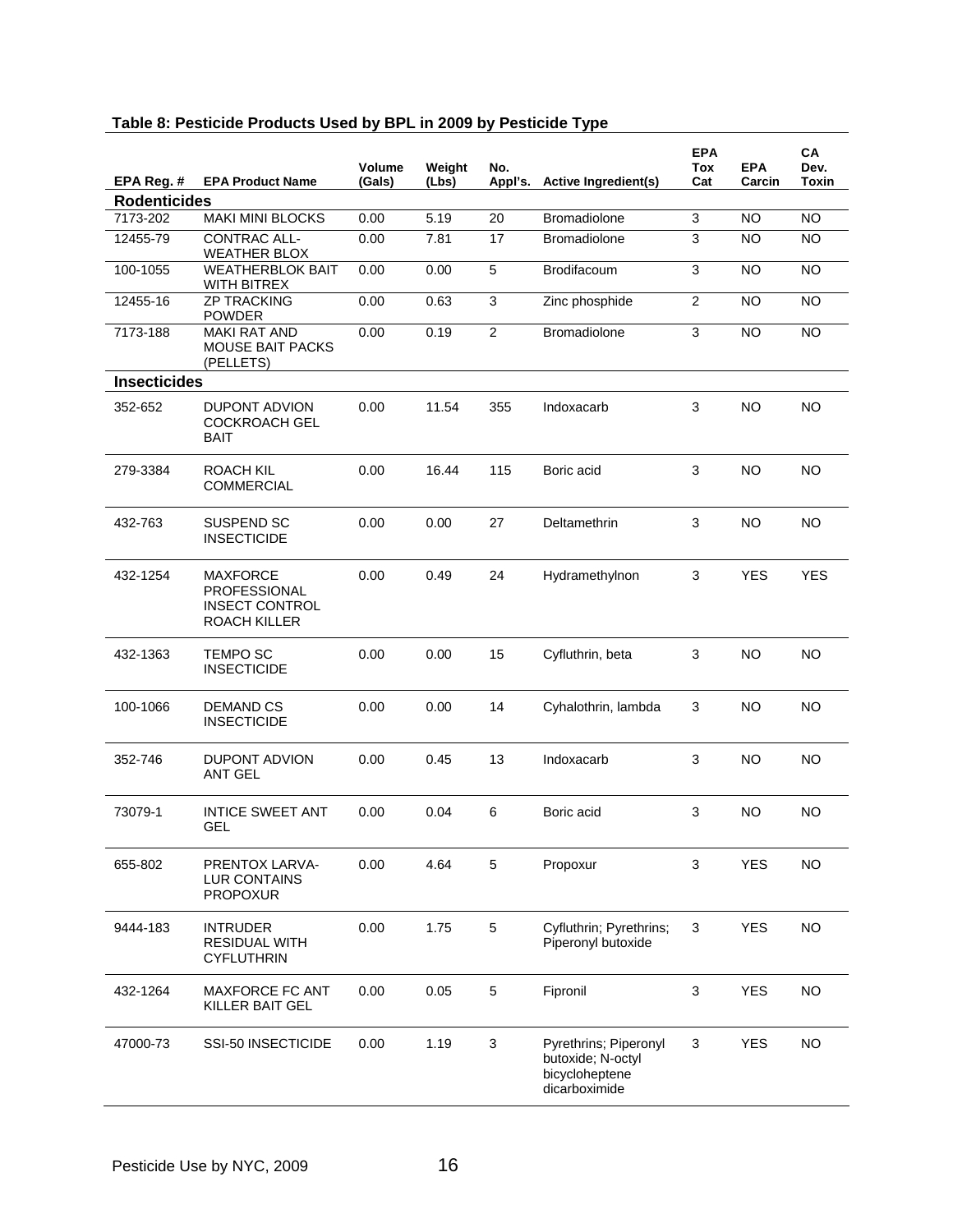## Table 8: Pesticide Products Used by BPL in 2009 by Pesticide Type

| EPA Reg. # | EPA Product Name | Volume (Gals) | Weight (Lbs) | No. Appl's. | Active Ingredient(s) | EPA Tox Cat | EPA Carcin | CA Dev. Toxin |
|---|---|---|---|---|---|---|---|---|
| **Rodenticides** | | | | | | | | |
| 7173-202 | MAKI MINI BLOCKS | 0.00 | 5.19 | 20 | Bromadiolone | 3 | NO | NO |
| 12455-79 | CONTRAC ALL-WEATHER BLOX | 0.00 | 7.81 | 17 | Bromadiolone | 3 | NO | NO |
| 100-1055 | WEATHERBLOK BAIT WITH BITREX | 0.00 | 0.00 | 5 | Brodifacoum | 3 | NO | NO |
| 12455-16 | ZP TRACKING POWDER | 0.00 | 0.63 | 3 | Zinc phosphide | 2 | NO | NO |
| 7173-188 | MAKI RAT AND MOUSE BAIT PACKS (PELLETS) | 0.00 | 0.19 | 2 | Bromadiolone | 3 | NO | NO |
| **Insecticides** | | | | | | | | |
| 352-652 | DUPONT ADVION COCKROACH GEL BAIT | 0.00 | 11.54 | 355 | Indoxacarb | 3 | NO | NO |
| 279-3384 | ROACH KIL COMMERCIAL | 0.00 | 16.44 | 115 | Boric acid | 3 | NO | NO |
| 432-763 | SUSPEND SC INSECTICIDE | 0.00 | 0.00 | 27 | Deltamethrin | 3 | NO | NO |
| 432-1254 | MAXFORCE PROFESSIONAL INSECT CONTROL ROACH KILLER | 0.00 | 0.49 | 24 | Hydramethylnon | 3 | YES | YES |
| 432-1363 | TEMPO SC INSECTICIDE | 0.00 | 0.00 | 15 | Cyfluthrin, beta | 3 | NO | NO |
| 100-1066 | DEMAND CS INSECTICIDE | 0.00 | 0.00 | 14 | Cyhalothrin, lambda | 3 | NO | NO |
| 352-746 | DUPONT ADVION ANT GEL | 0.00 | 0.45 | 13 | Indoxacarb | 3 | NO | NO |
| 73079-1 | INTICE SWEET ANT GEL | 0.00 | 0.04 | 6 | Boric acid | 3 | NO | NO |
| 655-802 | PRENTOX LARVA-LUR CONTAINS PROPOXUR | 0.00 | 4.64 | 5 | Propoxur | 3 | YES | NO |
| 9444-183 | INTRUDER RESIDUAL WITH CYFLUTHRIN | 0.00 | 1.75 | 5 | Cyfluthrin; Pyrethrins; Piperonyl butoxide | 3 | YES | NO |
| 432-1264 | MAXFORCE FC ANT KILLER BAIT GEL | 0.00 | 0.05 | 5 | Fipronil | 3 | YES | NO |
| 47000-73 | SSI-50 INSECTICIDE | 0.00 | 1.19 | 3 | Pyrethrins; Piperonyl butoxide; N-octyl bicycloheptene dicarboximide | 3 | YES | NO |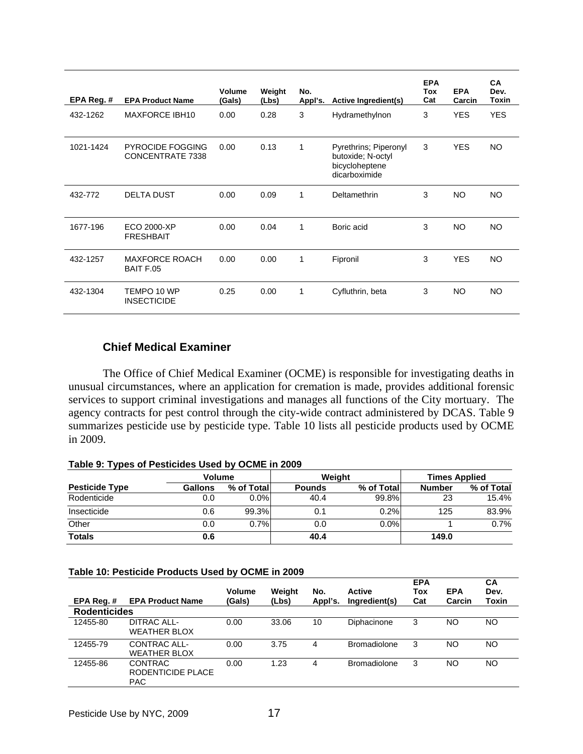| EPA Reg. # | EPA Product Name | Volume (Gals) | Weight (Lbs) | No. Appl's. | Active Ingredient(s) | EPA Tox Cat | EPA Carcin | CA Dev. Toxin |
|---|---|---|---|---|---|---|---|---|
| 432-1262 | MAXFORCE IBH10 | 0.00 | 0.28 | 3 | Hydramethylnon | 3 | YES | YES |
| 1021-1424 | PYROCIDE FOGGING CONCENTRATE 7338 | 0.00 | 0.13 | 1 | Pyrethrins; Piperonyl butoxide; N-octyl bicycloheptene dicarboximide | 3 | YES | NO |
| 432-772 | DELTA DUST | 0.00 | 0.09 | 1 | Deltamethrin | 3 | NO | NO |
| 1677-196 | ECO 2000-XP FRESHBAIT | 0.00 | 0.04 | 1 | Boric acid | 3 | NO | NO |
| 432-1257 | MAXFORCE ROACH BAIT F.05 | 0.00 | 0.00 | 1 | Fipronil | 3 | YES | NO |
| 432-1304 | TEMPO 10 WP INSECTICIDE | 0.25 | 0.00 | 1 | Cyfluthrin, beta | 3 | NO | NO |

### Chief Medical Examiner

The Office of Chief Medical Examiner (OCME) is responsible for investigating deaths in unusual circumstances, where an application for cremation is made, provides additional forensic services to support criminal investigations and manages all functions of the City mortuary. The agency contracts for pest control through the city-wide contract administered by DCAS. Table 9 summarizes pesticide use by pesticide type. Table 10 lists all pesticide products used by OCME in 2009.

**Table 9: Types of Pesticides Used by OCME in 2009**

| | Volume | | Weight | | Times Applied | |
|---|---|---|---|---|---|---|
| **Pesticide Type** | **Gallons** | **% of Total** | **Pounds** | **% of Total** | **Number** | **% of Total** |
| Rodenticide | 0.0 | 0.0% | 40.4 | 99.8% | 23 | 15.4% |
| Insecticide | 0.6 | 99.3% | 0.1 | 0.2% | 125 | 83.9% |
| Other | 0.0 | 0.7% | 0.0 | 0.0% | 1 | 0.7% |
| **Totals** | **0.6** | | **40.4** | | **149.0** | |

**Table 10: Pesticide Products Used by OCME in 2009**

| EPA Reg. # | EPA Product Name | Volume (Gals) | Weight (Lbs) | No. Appl's. | Active Ingredient(s) | EPA Tox Cat | EPA Carcin | CA Dev. Toxin |
|---|---|---|---|---|---|---|---|---|
| **Rodenticides** | | | | | | | | |
| 12455-80 | DITRAC ALL-WEATHER BLOX | 0.00 | 33.06 | 10 | Diphacinone | 3 | NO | NO |
| 12455-79 | CONTRAC ALL-WEATHER BLOX | 0.00 | 3.75 | 4 | Bromadiolone | 3 | NO | NO |
| 12455-86 | CONTRAC RODENTICIDE PLACE PAC | 0.00 | 1.23 | 4 | Bromadiolone | 3 | NO | NO |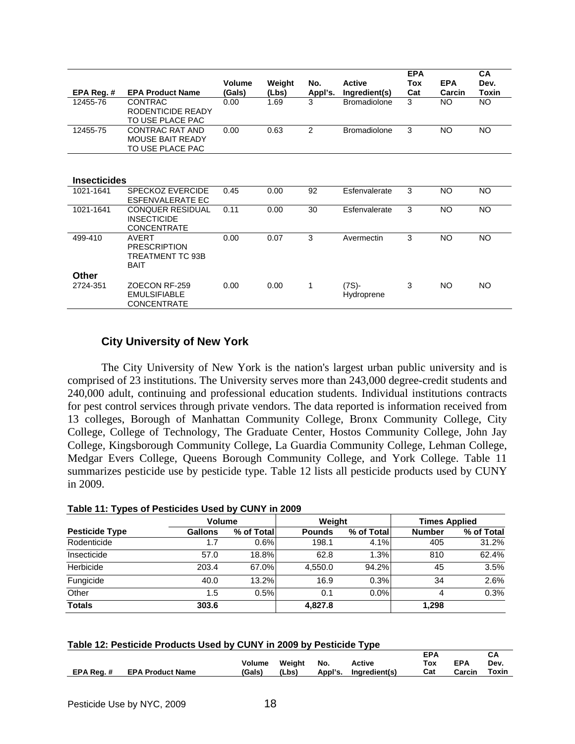| EPA Reg. # | EPA Product Name | Volume (Gals) | Weight (Lbs) | No. Appl's. | Active Ingredient(s) | EPA Tox Cat | EPA Carcin | CA Dev. Toxin |
|---|---|---|---|---|---|---|---|---|
| 12455-76 | CONTRAC RODENTICIDE READY TO USE PLACE PAC | 0.00 | 1.69 | 3 | Bromadiolone | 3 | NO | NO |
| 12455-75 | CONTRAC RAT AND MOUSE BAIT READY TO USE PLACE PAC | 0.00 | 0.63 | 2 | Bromadiolone | 3 | NO | NO |
| **Insecticides** | | | | | | | | |
| 1021-1641 | SPECKOZ EVERCIDE ESFENVALERATE EC | 0.45 | 0.00 | 92 | Esfenvalerate | 3 | NO | NO |
| 1021-1641 | CONQUER RESIDUAL INSECTICIDE CONCENTRATE | 0.11 | 0.00 | 30 | Esfenvalerate | 3 | NO | NO |
| 499-410 | AVERT PRESCRIPTION TREATMENT TC 93B BAIT | 0.00 | 0.07 | 3 | Avermectin | 3 | NO | NO |
| **Other** | | | | | | | | |
| 2724-351 | ZOECON RF-259 EMULSIFIABLE CONCENTRATE | 0.00 | 0.00 | 1 | (7S)-Hydroprene | 3 | NO | NO |

## City University of New York

The City University of New York is the nation's largest urban public university and is comprised of 23 institutions. The University serves more than 243,000 degree-credit students and 240,000 adult, continuing and professional education students. Individual institutions contracts for pest control services through private vendors. The data reported is information received from 13 colleges, Borough of Manhattan Community College, Bronx Community College, City College, College of Technology, The Graduate Center, Hostos Community College, John Jay College, Kingsborough Community College, La Guardia Community College, Lehman College, Medgar Evers College, Queens Borough Community College, and York College. Table 11 summarizes pesticide use by pesticide type. Table 12 lists all pesticide products used by CUNY in 2009.

**Table 11: Types of Pesticides Used by CUNY in 2009**

| | Volume | | Weight | | Times Applied | |
|---|---|---|---|---|---|---|
| **Pesticide Type** | **Gallons** | **% of Total** | **Pounds** | **% of Total** | **Number** | **% of Total** |
| Rodenticide | 1.7 | 0.6% | 198.1 | 4.1% | 405 | 31.2% |
| Insecticide | 57.0 | 18.8% | 62.8 | 1.3% | 810 | 62.4% |
| Herbicide | 203.4 | 67.0% | 4,550.0 | 94.2% | 45 | 3.5% |
| Fungicide | 40.0 | 13.2% | 16.9 | 0.3% | 34 | 2.6% |
| Other | 1.5 | 0.5% | 0.1 | 0.0% | 4 | 0.3% |
| **Totals** | **303.6** | | **4,827.8** | | **1,298** | |

**Table 12: Pesticide Products Used by CUNY in 2009 by Pesticide Type**

| EPA Reg. # | EPA Product Name | Volume (Gals) | Weight (Lbs) | No. Appl's. | Active Ingredient(s) | EPA Tox Cat | EPA Carcin | CA Dev. Toxin |
|---|---|---|---|---|---|---|---|---|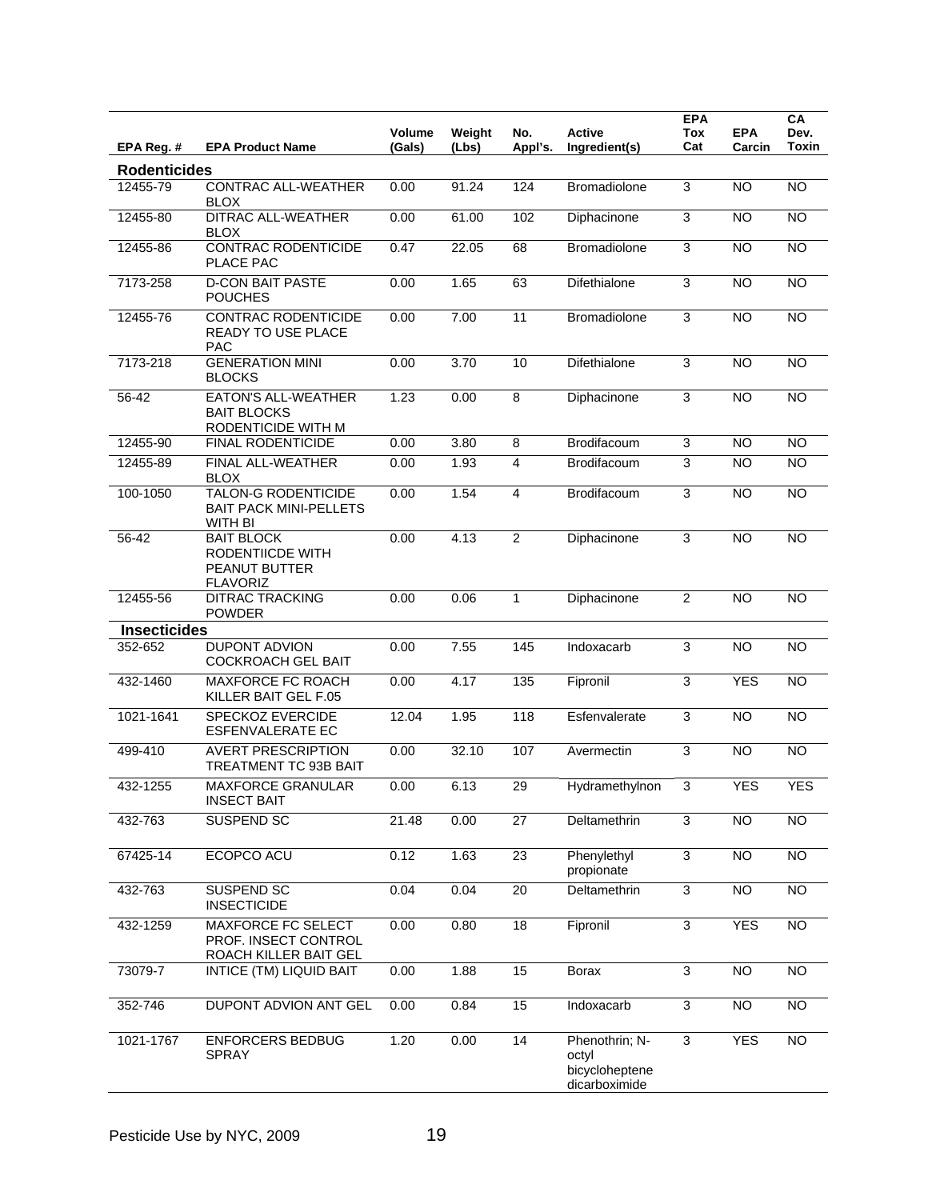| EPA Reg. # | EPA Product Name | Volume (Gals) | Weight (Lbs) | No. Appl's. | Active Ingredient(s) | EPA Tox Cat | EPA Carcin | CA Dev. Toxin |
|---|---|---|---|---|---|---|---|---|
| **Rodenticides** | | | | | | | | |
| 12455-79 | CONTRAC ALL-WEATHER BLOX | 0.00 | 91.24 | 124 | Bromadiolone | 3 | NO | NO |
| 12455-80 | DITRAC ALL-WEATHER BLOX | 0.00 | 61.00 | 102 | Diphacinone | 3 | NO | NO |
| 12455-86 | CONTRAC RODENTICIDE PLACE PAC | 0.47 | 22.05 | 68 | Bromadiolone | 3 | NO | NO |
| 7173-258 | D-CON BAIT PASTE POUCHES | 0.00 | 1.65 | 63 | Difethialone | 3 | NO | NO |
| 12455-76 | CONTRAC RODENTICIDE READY TO USE PLACE PAC | 0.00 | 7.00 | 11 | Bromadiolone | 3 | NO | NO |
| 7173-218 | GENERATION MINI BLOCKS | 0.00 | 3.70 | 10 | Difethialone | 3 | NO | NO |
| 56-42 | EATON'S ALL-WEATHER BAIT BLOCKS RODENTICIDE WITH M | 1.23 | 0.00 | 8 | Diphacinone | 3 | NO | NO |
| 12455-90 | FINAL RODENTICIDE | 0.00 | 3.80 | 8 | Brodifacoum | 3 | NO | NO |
| 12455-89 | FINAL ALL-WEATHER BLOX | 0.00 | 1.93 | 4 | Brodifacoum | 3 | NO | NO |
| 100-1050 | TALON-G RODENTICIDE BAIT PACK MINI-PELLETS WITH BI | 0.00 | 1.54 | 4 | Brodifacoum | 3 | NO | NO |
| 56-42 | BAIT BLOCK RODENTIICDE WITH PEANUT BUTTER FLAVORIZ | 0.00 | 4.13 | 2 | Diphacinone | 3 | NO | NO |
| 12455-56 | DITRAC TRACKING POWDER | 0.00 | 0.06 | 1 | Diphacinone | 2 | NO | NO |
| **Insecticides** | | | | | | | | |
| 352-652 | DUPONT ADVION COCKROACH GEL BAIT | 0.00 | 7.55 | 145 | Indoxacarb | 3 | NO | NO |
| 432-1460 | MAXFORCE FC ROACH KILLER BAIT GEL F.05 | 0.00 | 4.17 | 135 | Fipronil | 3 | YES | NO |
| 1021-1641 | SPECKOZ EVERCIDE ESFENVALERATE EC | 12.04 | 1.95 | 118 | Esfenvalerate | 3 | NO | NO |
| 499-410 | AVERT PRESCRIPTION TREATMENT TC 93B BAIT | 0.00 | 32.10 | 107 | Avermectin | 3 | NO | NO |
| 432-1255 | MAXFORCE GRANULAR INSECT BAIT | 0.00 | 6.13 | 29 | Hydramethylnon | 3 | YES | YES |
| 432-763 | SUSPEND SC | 21.48 | 0.00 | 27 | Deltamethrin | 3 | NO | NO |
| 67425-14 | ECOPCO ACU | 0.12 | 1.63 | 23 | Phenylethyl propionate | 3 | NO | NO |
| 432-763 | SUSPEND SC INSECTICIDE | 0.04 | 0.04 | 20 | Deltamethrin | 3 | NO | NO |
| 432-1259 | MAXFORCE FC SELECT PROF. INSECT CONTROL ROACH KILLER BAIT GEL | 0.00 | 0.80 | 18 | Fipronil | 3 | YES | NO |
| 73079-7 | INTICE (TM) LIQUID BAIT | 0.00 | 1.88 | 15 | Borax | 3 | NO | NO |
| 352-746 | DUPONT ADVION ANT GEL | 0.00 | 0.84 | 15 | Indoxacarb | 3 | NO | NO |
| 1021-1767 | ENFORCERS BEDBUG SPRAY | 1.20 | 0.00 | 14 | Phenothrin; N-octyl bicycloheptene dicarboximide | 3 | YES | NO |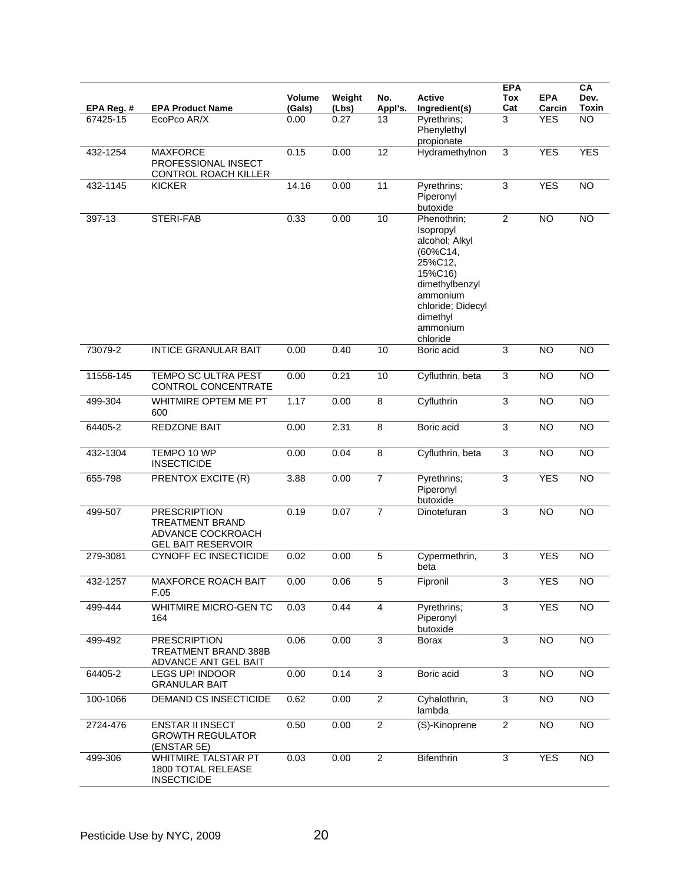| EPA Reg. # | EPA Product Name | Volume (Gals) | Weight (Lbs) | No. Appl's. | Active Ingredient(s) | EPA Tox Cat | EPA Carcin | CA Dev. Toxin |
|---|---|---|---|---|---|---|---|---|
| 67425-15 | EcoPco AR/X | 0.00 | 0.27 | 13 | Pyrethrins; Phenylethyl propionate | 3 | YES | NO |
| 432-1254 | MAXFORCE PROFESSIONAL INSECT CONTROL ROACH KILLER | 0.15 | 0.00 | 12 | Hydramethylnon | 3 | YES | YES |
| 432-1145 | KICKER | 14.16 | 0.00 | 11 | Pyrethrins; Piperonyl butoxide | 3 | YES | NO |
| 397-13 | STERI-FAB | 0.33 | 0.00 | 10 | Phenothrin; Isopropyl alcohol; Alkyl (60%C14, 25%C12, 15%C16) dimethylbenzyl ammonium chloride; Didecyl dimethyl ammonium chloride | 2 | NO | NO |
| 73079-2 | INTICE GRANULAR BAIT | 0.00 | 0.40 | 10 | Boric acid | 3 | NO | NO |
| 11556-145 | TEMPO SC ULTRA PEST CONTROL CONCENTRATE | 0.00 | 0.21 | 10 | Cyfluthrin, beta | 3 | NO | NO |
| 499-304 | WHITMIRE OPTEM ME PT 600 | 1.17 | 0.00 | 8 | Cyfluthrin | 3 | NO | NO |
| 64405-2 | REDZONE BAIT | 0.00 | 2.31 | 8 | Boric acid | 3 | NO | NO |
| 432-1304 | TEMPO 10 WP INSECTICIDE | 0.00 | 0.04 | 8 | Cyfluthrin, beta | 3 | NO | NO |
| 655-798 | PRENTOX EXCITE (R) | 3.88 | 0.00 | 7 | Pyrethrins; Piperonyl butoxide | 3 | YES | NO |
| 499-507 | PRESCRIPTION TREATMENT BRAND ADVANCE COCKROACH GEL BAIT RESERVOIR | 0.19 | 0.07 | 7 | Dinotefuran | 3 | NO | NO |
| 279-3081 | CYNOFF EC INSECTICIDE | 0.02 | 0.00 | 5 | Cypermethrin, beta | 3 | YES | NO |
| 432-1257 | MAXFORCE ROACH BAIT F.05 | 0.00 | 0.06 | 5 | Fipronil | 3 | YES | NO |
| 499-444 | WHITMIRE MICRO-GEN TC 164 | 0.03 | 0.44 | 4 | Pyrethrins; Piperonyl butoxide | 3 | YES | NO |
| 499-492 | PRESCRIPTION TREATMENT BRAND 388B ADVANCE ANT GEL BAIT | 0.06 | 0.00 | 3 | Borax | 3 | NO | NO |
| 64405-2 | LEGS UP! INDOOR GRANULAR BAIT | 0.00 | 0.14 | 3 | Boric acid | 3 | NO | NO |
| 100-1066 | DEMAND CS INSECTICIDE | 0.62 | 0.00 | 2 | Cyhalothrin, lambda | 3 | NO | NO |
| 2724-476 | ENSTAR II INSECT GROWTH REGULATOR (ENSTAR 5E) | 0.50 | 0.00 | 2 | (S)-Kinoprene | 2 | NO | NO |
| 499-306 | WHITMIRE TALSTAR PT 1800 TOTAL RELEASE INSECTICIDE | 0.03 | 0.00 | 2 | Bifenthrin | 3 | YES | NO |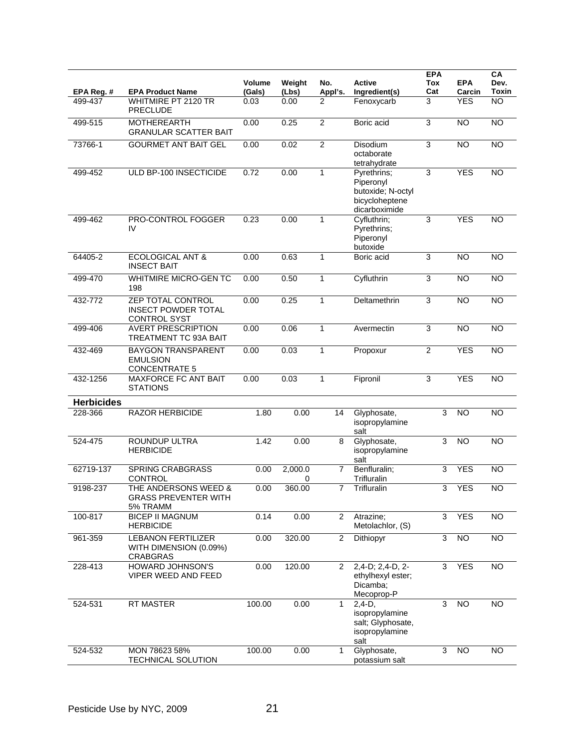| EPA Reg. # | EPA Product Name | Volume (Gals) | Weight (Lbs) | No. Appl's. | Active Ingredient(s) | EPA Tox Cat | EPA Carcin | CA Dev. Toxin |
|---|---|---|---|---|---|---|---|---|
| 499-437 | WHITMIRE PT 2120 TR PRECLUDE | 0.03 | 0.00 | 2 | Fenoxycarb | 3 | YES | NO |
| 499-515 | MOTHEREARTH GRANULAR SCATTER BAIT | 0.00 | 0.25 | 2 | Boric acid | 3 | NO | NO |
| 73766-1 | GOURMET ANT BAIT GEL | 0.00 | 0.02 | 2 | Disodium octaborate tetrahydrate | 3 | NO | NO |
| 499-452 | ULD BP-100 INSECTICIDE | 0.72 | 0.00 | 1 | Pyrethrins; Piperonyl butoxide; N-octyl bicycloheptene dicarboximide | 3 | YES | NO |
| 499-462 | PRO-CONTROL FOGGER IV | 0.23 | 0.00 | 1 | Cyfluthrin; Pyrethrins; Piperonyl butoxide | 3 | YES | NO |
| 64405-2 | ECOLOGICAL ANT & INSECT BAIT | 0.00 | 0.63 | 1 | Boric acid | 3 | NO | NO |
| 499-470 | WHITMIRE MICRO-GEN TC 198 | 0.00 | 0.50 | 1 | Cyfluthrin | 3 | NO | NO |
| 432-772 | ZEP TOTAL CONTROL INSECT POWDER TOTAL CONTROL SYST | 0.00 | 0.25 | 1 | Deltamethrin | 3 | NO | NO |
| 499-406 | AVERT PRESCRIPTION TREATMENT TC 93A BAIT | 0.00 | 0.06 | 1 | Avermectin | 3 | NO | NO |
| 432-469 | BAYGON TRANSPARENT EMULSION CONCENTRATE 5 | 0.00 | 0.03 | 1 | Propoxur | 2 | YES | NO |
| 432-1256 | MAXFORCE FC ANT BAIT STATIONS | 0.00 | 0.03 | 1 | Fipronil | 3 | YES | NO |
| **Herbicides** | | | | | | | | |
| 228-366 | RAZOR HERBICIDE | 1.80 | 0.00 | 14 | Glyphosate, isopropylamine salt | 3 | NO | NO |
| 524-475 | ROUNDUP ULTRA HERBICIDE | 1.42 | 0.00 | 8 | Glyphosate, isopropylamine salt | 3 | NO | NO |
| 62719-137 | SPRING CRABGRASS CONTROL | 0.00 | 2,000.00 | 7 | Benfluralin; Trifluralin | 3 | YES | NO |
| 9198-237 | THE ANDERSONS WEED & GRASS PREVENTER WITH 5% TRAMM | 0.00 | 360.00 | 7 | Trifluralin | 3 | YES | NO |
| 100-817 | BICEP II MAGNUM HERBICIDE | 0.14 | 0.00 | 2 | Atrazine; Metolachlor, (S) | 3 | YES | NO |
| 961-359 | LEBANON FERTILIZER WITH DIMENSION (0.09%) CRABGRAS | 0.00 | 320.00 | 2 | Dithiopyr | 3 | NO | NO |
| 228-413 | HOWARD JOHNSON'S VIPER WEED AND FEED | 0.00 | 120.00 | 2 | 2,4-D; 2,4-D, 2-ethylhexyl ester; Dicamba; Mecoprop-P | 3 | YES | NO |
| 524-531 | RT MASTER | 100.00 | 0.00 | 1 | 2,4-D, isopropylamine salt; Glyphosate, isopropylamine salt | 3 | NO | NO |
| 524-532 | MON 78623 58% TECHNICAL SOLUTION | 100.00 | 0.00 | 1 | Glyphosate, potassium salt | 3 | NO | NO |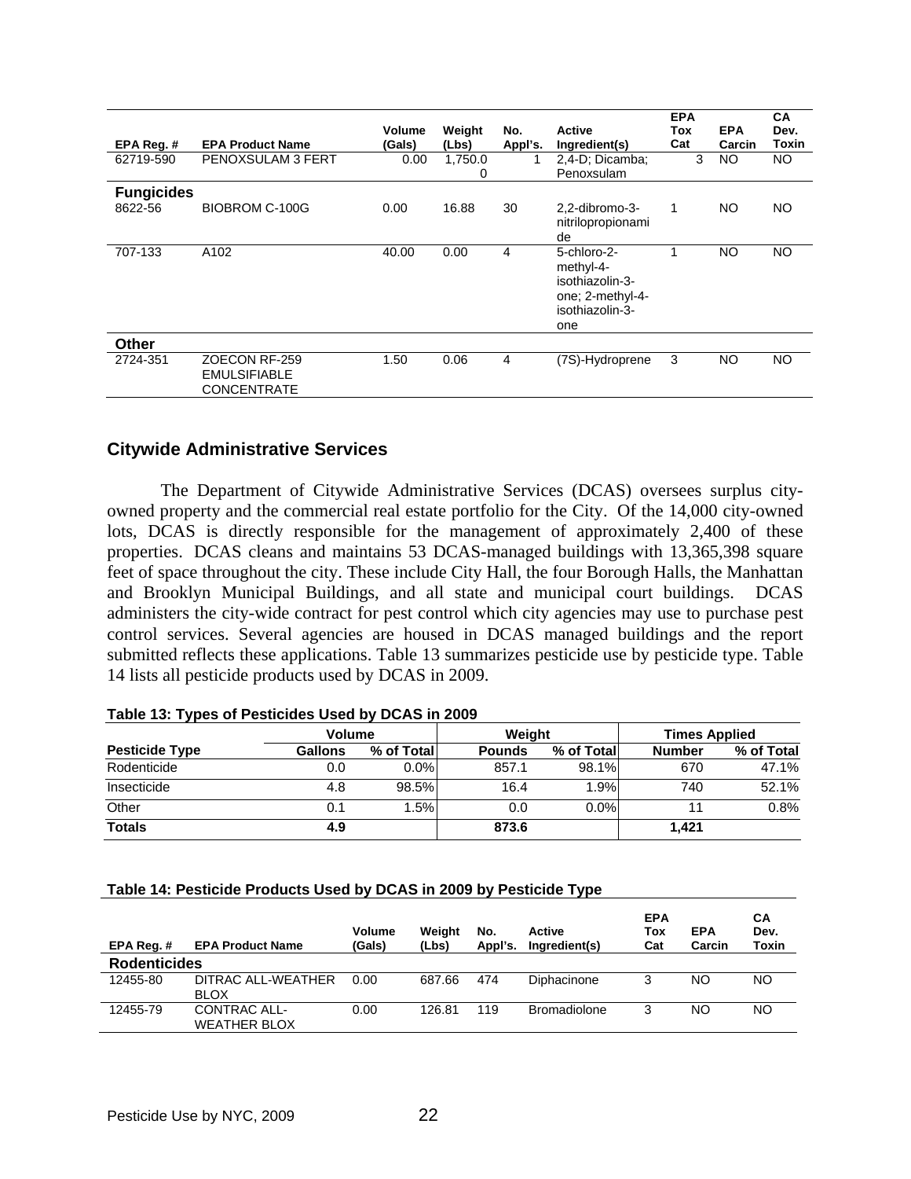| EPA Reg. # | EPA Product Name | Volume (Gals) | Weight (Lbs) | No. Appl's. | Active Ingredient(s) | EPA Tox Cat | EPA Carcin | CA Dev. Toxin |
|---|---|---|---|---|---|---|---|---|
| 62719-590 | PENOXSULAM 3 FERT | 0.00 | 1,750.00 | 1 | 2,4-D; Dicamba; Penoxsulam | 3 | NO | NO |
| **Fungicides** | | | | | | | | |
| 8622-56 | BIOBROM C-100G | 0.00 | 16.88 | 30 | 2,2-dibromo-3-nitrilopropionamide | 1 | NO | NO |
| 707-133 | A102 | 40.00 | 0.00 | 4 | 5-chloro-2-methyl-4-isothiazolin-3-one; 2-methyl-4-isothiazolin-3-one | 1 | NO | NO |
| **Other** | | | | | | | | |
| 2724-351 | ZOECON RF-259 EMULSIFIABLE CONCENTRATE | 1.50 | 0.06 | 4 | (7S)-Hydroprene | 3 | NO | NO |

## Citywide Administrative Services

The Department of Citywide Administrative Services (DCAS) oversees surplus city-owned property and the commercial real estate portfolio for the City. Of the 14,000 city-owned lots, DCAS is directly responsible for the management of approximately 2,400 of these properties. DCAS cleans and maintains 53 DCAS-managed buildings with 13,365,398 square feet of space throughout the city. These include City Hall, the four Borough Halls, the Manhattan and Brooklyn Municipal Buildings, and all state and municipal court buildings. DCAS administers the city-wide contract for pest control which city agencies may use to purchase pest control services. Several agencies are housed in DCAS managed buildings and the report submitted reflects these applications. Table 13 summarizes pesticide use by pesticide type. Table 14 lists all pesticide products used by DCAS in 2009.

**Table 13: Types of Pesticides Used by DCAS in 2009**

| | Volume | | Weight | | Times Applied | |
|---|---|---|---|---|---|---|
| **Pesticide Type** | **Gallons** | **% of Total** | **Pounds** | **% of Total** | **Number** | **% of Total** |
| Rodenticide | 0.0 | 0.0% | 857.1 | 98.1% | 670 | 47.1% |
| Insecticide | 4.8 | 98.5% | 16.4 | 1.9% | 740 | 52.1% |
| Other | 0.1 | 1.5% | 0.0 | 0.0% | 11 | 0.8% |
| **Totals** | **4.9** | | **873.6** | | **1,421** | |

**Table 14: Pesticide Products Used by DCAS in 2009 by Pesticide Type**

| EPA Reg. # | EPA Product Name | Volume (Gals) | Weight (Lbs) | No. Appl's. | Active Ingredient(s) | EPA Tox Cat | EPA Carcin | CA Dev. Toxin |
|---|---|---|---|---|---|---|---|---|
| **Rodenticides** | | | | | | | | |
| 12455-80 | DITRAC ALL-WEATHER BLOX | 0.00 | 687.66 | 474 | Diphacinone | 3 | NO | NO |
| 12455-79 | CONTRAC ALL-WEATHER BLOX | 0.00 | 126.81 | 119 | Bromadiolone | 3 | NO | NO |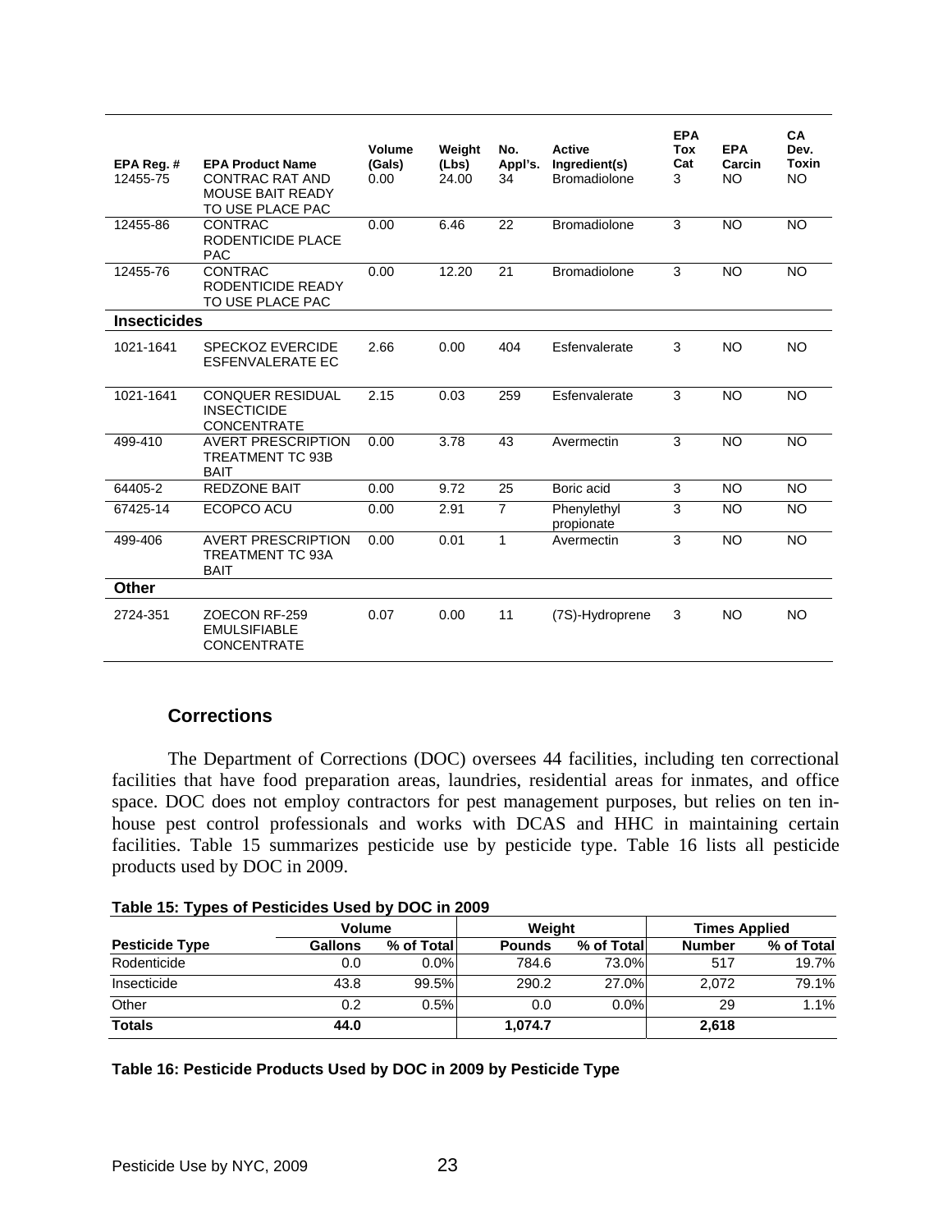| EPA Reg. # | EPA Product Name | Volume (Gals) | Weight (Lbs) | No. Appl's. | Active Ingredient(s) | EPA Tox Cat | EPA Carcin | CA Dev. Toxin |
|---|---|---|---|---|---|---|---|---|
| 12455-75 | CONTRAC RAT AND MOUSE BAIT READY TO USE PLACE PAC | 0.00 | 24.00 | 34 | Bromadiolone | 3 | NO | NO |
| 12455-86 | CONTRAC RODENTICIDE PLACE PAC | 0.00 | 6.46 | 22 | Bromadiolone | 3 | NO | NO |
| 12455-76 | CONTRAC RODENTICIDE READY TO USE PLACE PAC | 0.00 | 12.20 | 21 | Bromadiolone | 3 | NO | NO |
| **Insecticides** | | | | | | | | |
| 1021-1641 | SPECKOZ EVERCIDE ESFENVALERATE EC | 2.66 | 0.00 | 404 | Esfenvalerate | 3 | NO | NO |
| 1021-1641 | CONQUER RESIDUAL INSECTICIDE CONCENTRATE | 2.15 | 0.03 | 259 | Esfenvalerate | 3 | NO | NO |
| 499-410 | AVERT PRESCRIPTION TREATMENT TC 93B BAIT | 0.00 | 3.78 | 43 | Avermectin | 3 | NO | NO |
| 64405-2 | REDZONE BAIT | 0.00 | 9.72 | 25 | Boric acid | 3 | NO | NO |
| 67425-14 | ECOPCO ACU | 0.00 | 2.91 | 7 | Phenylethyl propionate | 3 | NO | NO |
| 499-406 | AVERT PRESCRIPTION TREATMENT TC 93A BAIT | 0.00 | 0.01 | 1 | Avermectin | 3 | NO | NO |
| **Other** | | | | | | | | |
| 2724-351 | ZOECON RF-259 EMULSIFIABLE CONCENTRATE | 0.07 | 0.00 | 11 | (7S)-Hydroprene | 3 | NO | NO |

## Corrections

The Department of Corrections (DOC) oversees 44 facilities, including ten correctional facilities that have food preparation areas, laundries, residential areas for inmates, and office space. DOC does not employ contractors for pest management purposes, but relies on ten in-house pest control professionals and works with DCAS and HHC in maintaining certain facilities. Table 15 summarizes pesticide use by pesticide type. Table 16 lists all pesticide products used by DOC in 2009.

**Table 15: Types of Pesticides Used by DOC in 2009**

| | Volume | | Weight | | Times Applied | |
|---|---|---|---|---|---|---|
| **Pesticide Type** | **Gallons** | **% of Total** | **Pounds** | **% of Total** | **Number** | **% of Total** |
| Rodenticide | 0.0 | 0.0% | 784.6 | 73.0% | 517 | 19.7% |
| Insecticide | 43.8 | 99.5% | 290.2 | 27.0% | 2,072 | 79.1% |
| Other | 0.2 | 0.5% | 0.0 | 0.0% | 29 | 1.1% |
| **Totals** | **44.0** | | **1,074.7** | | **2,618** | |

**Table 16: Pesticide Products Used by DOC in 2009 by Pesticide Type**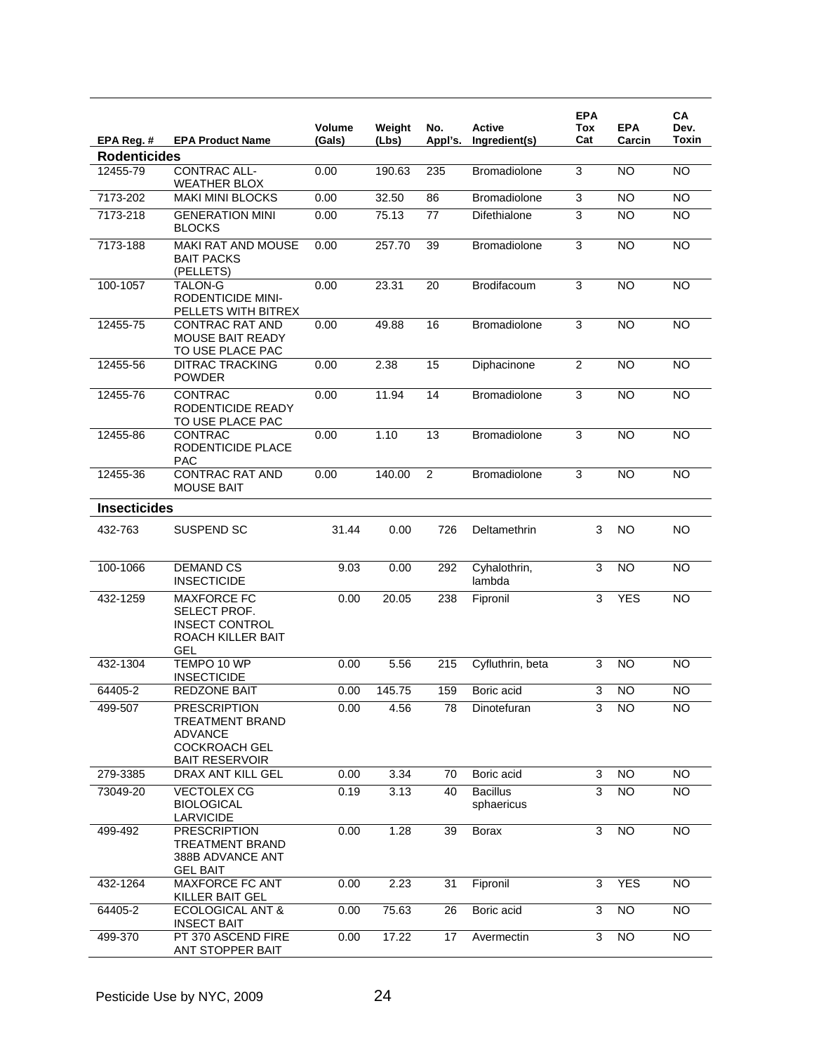| EPA Reg. # | EPA Product Name | Volume (Gals) | Weight (Lbs) | No. Appl's. | Active Ingredient(s) | EPA Tox Cat | EPA Carcin | CA Dev. Toxin |
|---|---|---|---|---|---|---|---|---|
| **Rodenticides** | | | | | | | | |
| 12455-79 | CONTRAC ALL-WEATHER BLOX | 0.00 | 190.63 | 235 | Bromadiolone | 3 | NO | NO |
| 7173-202 | MAKI MINI BLOCKS | 0.00 | 32.50 | 86 | Bromadiolone | 3 | NO | NO |
| 7173-218 | GENERATION MINI BLOCKS | 0.00 | 75.13 | 77 | Difethialone | 3 | NO | NO |
| 7173-188 | MAKI RAT AND MOUSE BAIT PACKS (PELLETS) | 0.00 | 257.70 | 39 | Bromadiolone | 3 | NO | NO |
| 100-1057 | TALON-G RODENTICIDE MINI-PELLETS WITH BITREX | 0.00 | 23.31 | 20 | Brodifacoum | 3 | NO | NO |
| 12455-75 | CONTRAC RAT AND MOUSE BAIT READY TO USE PLACE PAC | 0.00 | 49.88 | 16 | Bromadiolone | 3 | NO | NO |
| 12455-56 | DITRAC TRACKING POWDER | 0.00 | 2.38 | 15 | Diphacinone | 2 | NO | NO |
| 12455-76 | CONTRAC RODENTICIDE READY TO USE PLACE PAC | 0.00 | 11.94 | 14 | Bromadiolone | 3 | NO | NO |
| 12455-86 | CONTRAC RODENTICIDE PLACE PAC | 0.00 | 1.10 | 13 | Bromadiolone | 3 | NO | NO |
| 12455-36 | CONTRAC RAT AND MOUSE BAIT | 0.00 | 140.00 | 2 | Bromadiolone | 3 | NO | NO |
| **Insecticides** | | | | | | | | |
| 432-763 | SUSPEND SC | 31.44 | 0.00 | 726 | Deltamethrin | 3 | NO | NO |
| 100-1066 | DEMAND CS INSECTICIDE | 9.03 | 0.00 | 292 | Cyhalothrin, lambda | 3 | NO | NO |
| 432-1259 | MAXFORCE FC SELECT PROF. INSECT CONTROL ROACH KILLER BAIT GEL | 0.00 | 20.05 | 238 | Fipronil | 3 | YES | NO |
| 432-1304 | TEMPO 10 WP INSECTICIDE | 0.00 | 5.56 | 215 | Cyfluthrin, beta | 3 | NO | NO |
| 64405-2 | REDZONE BAIT | 0.00 | 145.75 | 159 | Boric acid | 3 | NO | NO |
| 499-507 | PRESCRIPTION TREATMENT BRAND ADVANCE COCKROACH GEL BAIT RESERVOIR | 0.00 | 4.56 | 78 | Dinotefuran | 3 | NO | NO |
| 279-3385 | DRAX ANT KILL GEL | 0.00 | 3.34 | 70 | Boric acid | 3 | NO | NO |
| 73049-20 | VECTOLEX CG BIOLOGICAL LARVICIDE | 0.19 | 3.13 | 40 | Bacillus sphaericus | 3 | NO | NO |
| 499-492 | PRESCRIPTION TREATMENT BRAND 388B ADVANCE ANT GEL BAIT | 0.00 | 1.28 | 39 | Borax | 3 | NO | NO |
| 432-1264 | MAXFORCE FC ANT KILLER BAIT GEL | 0.00 | 2.23 | 31 | Fipronil | 3 | YES | NO |
| 64405-2 | ECOLOGICAL ANT & INSECT BAIT | 0.00 | 75.63 | 26 | Boric acid | 3 | NO | NO |
| 499-370 | PT 370 ASCEND FIRE ANT STOPPER BAIT | 0.00 | 17.22 | 17 | Avermectin | 3 | NO | NO |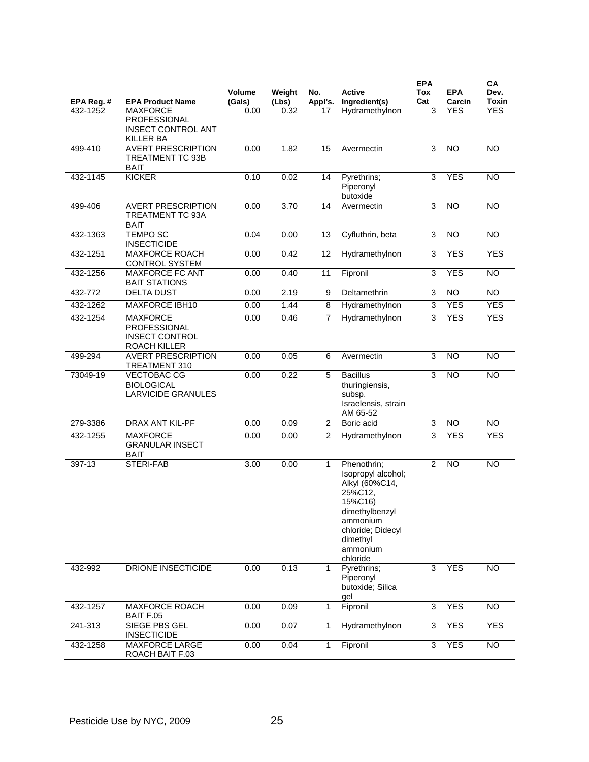| EPA Reg. # | EPA Product Name | Volume (Gals) | Weight (Lbs) | No. Appl's. | Active Ingredient(s) | EPA Tox Cat | EPA Carcin | CA Dev. Toxin |
|---|---|---|---|---|---|---|---|---|
| 432-1252 | MAXFORCE PROFESSIONAL INSECT CONTROL ANT KILLER BA | 0.00 | 0.32 | 17 | Hydramethylnon | 3 | YES | YES |
| 499-410 | AVERT PRESCRIPTION TREATMENT TC 93B BAIT | 0.00 | 1.82 | 15 | Avermectin | 3 | NO | NO |
| 432-1145 | KICKER | 0.10 | 0.02 | 14 | Pyrethrins; Piperonyl butoxide | 3 | YES | NO |
| 499-406 | AVERT PRESCRIPTION TREATMENT TC 93A BAIT | 0.00 | 3.70 | 14 | Avermectin | 3 | NO | NO |
| 432-1363 | TEMPO SC INSECTICIDE | 0.04 | 0.00 | 13 | Cyfluthrin, beta | 3 | NO | NO |
| 432-1251 | MAXFORCE ROACH CONTROL SYSTEM | 0.00 | 0.42 | 12 | Hydramethylnon | 3 | YES | YES |
| 432-1256 | MAXFORCE FC ANT BAIT STATIONS | 0.00 | 0.40 | 11 | Fipronil | 3 | YES | NO |
| 432-772 | DELTA DUST | 0.00 | 2.19 | 9 | Deltamethrin | 3 | NO | NO |
| 432-1262 | MAXFORCE IBH10 | 0.00 | 1.44 | 8 | Hydramethylnon | 3 | YES | YES |
| 432-1254 | MAXFORCE PROFESSIONAL INSECT CONTROL ROACH KILLER | 0.00 | 0.46 | 7 | Hydramethylnon | 3 | YES | YES |
| 499-294 | AVERT PRESCRIPTION TREATMENT 310 | 0.00 | 0.05 | 6 | Avermectin | 3 | NO | NO |
| 73049-19 | VECTOBAC CG BIOLOGICAL LARVICIDE GRANULES | 0.00 | 0.22 | 5 | Bacillus thuringiensis, subsp. Israelensis, strain AM 65-52 | 3 | NO | NO |
| 279-3386 | DRAX ANT KIL-PF | 0.00 | 0.09 | 2 | Boric acid | 3 | NO | NO |
| 432-1255 | MAXFORCE GRANULAR INSECT BAIT | 0.00 | 0.00 | 2 | Hydramethylnon | 3 | YES | YES |
| 397-13 | STERI-FAB | 3.00 | 0.00 | 1 | Phenothrin; Isopropyl alcohol; Alkyl (60%C14, 25%C12, 15%C16) dimethylbenzyl ammonium chloride; Didecyl dimethyl ammonium chloride | 2 | NO | NO |
| 432-992 | DRIONE INSECTICIDE | 0.00 | 0.13 | 1 | Pyrethrins; Piperonyl butoxide; Silica gel | 3 | YES | NO |
| 432-1257 | MAXFORCE ROACH BAIT F.05 | 0.00 | 0.09 | 1 | Fipronil | 3 | YES | NO |
| 241-313 | SIEGE PBS GEL INSECTICIDE | 0.00 | 0.07 | 1 | Hydramethylnon | 3 | YES | YES |
| 432-1258 | MAXFORCE LARGE ROACH BAIT F.03 | 0.00 | 0.04 | 1 | Fipronil | 3 | YES | NO |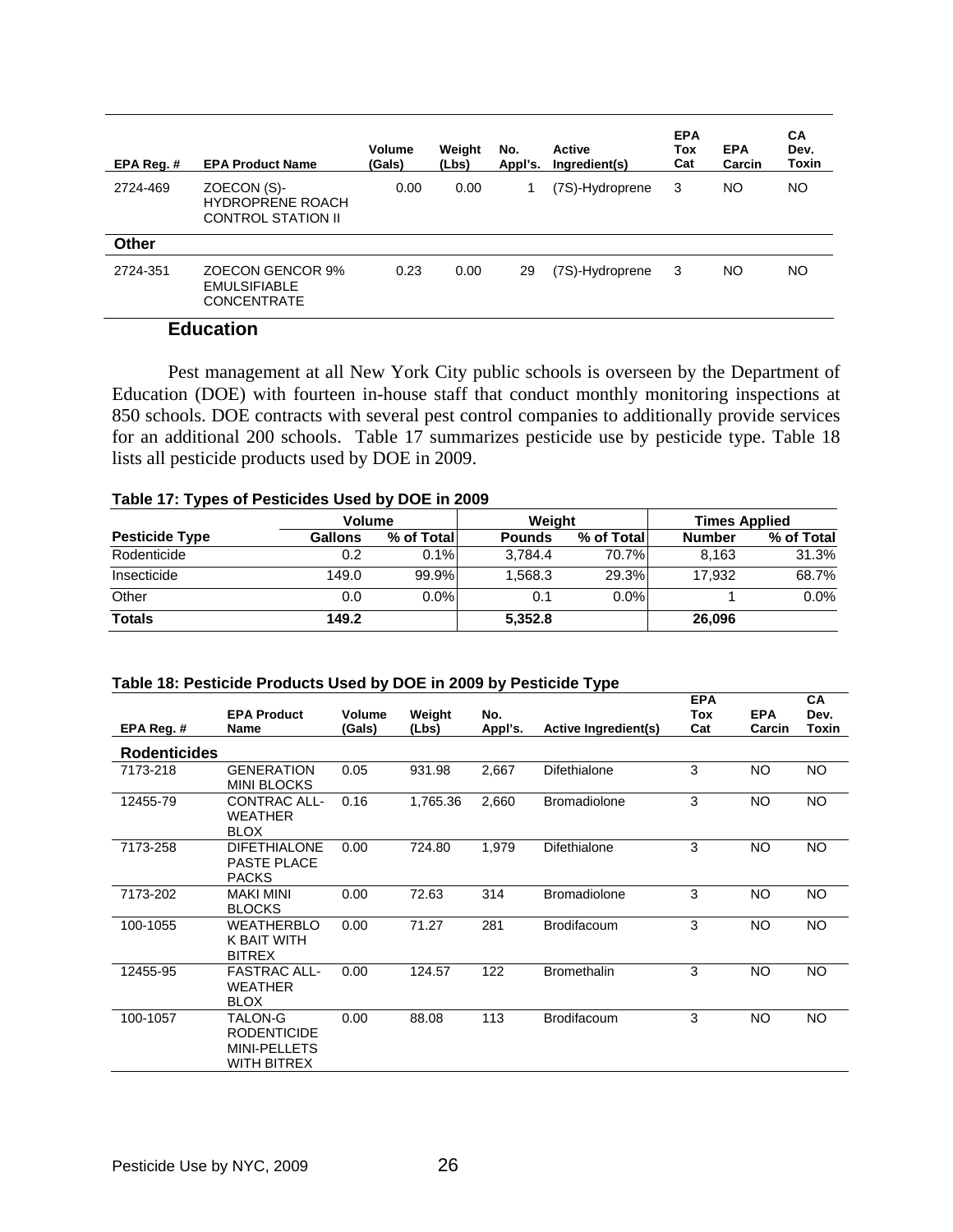| EPA Reg. # | EPA Product Name | Volume (Gals) | Weight (Lbs) | No. Appl's. | Active Ingredient(s) | EPA Tox Cat | EPA Carcin | CA Dev. Toxin |
|---|---|---|---|---|---|---|---|---|
| 2724-469 | ZOECON (S)-HYDROPRENE ROACH CONTROL STATION II | 0.00 | 0.00 | 1 | (7S)-Hydroprene | 3 | NO | NO |
| **Other** | | | | | | | | |
| 2724-351 | ZOECON GENCOR 9% EMULSIFIABLE CONCENTRATE | 0.23 | 0.00 | 29 | (7S)-Hydroprene | 3 | NO | NO |

## Education

Pest management at all New York City public schools is overseen by the Department of Education (DOE) with fourteen in-house staff that conduct monthly monitoring inspections at 850 schools. DOE contracts with several pest control companies to additionally provide services for an additional 200 schools. Table 17 summarizes pesticide use by pesticide type. Table 18 lists all pesticide products used by DOE in 2009.

**Table 17: Types of Pesticides Used by DOE in 2009**

| | Volume | | Weight | | Times Applied | |
|---|---|---|---|---|---|---|
| **Pesticide Type** | **Gallons** | **% of Total** | **Pounds** | **% of Total** | **Number** | **% of Total** |
| Rodenticide | 0.2 | 0.1% | 3,784.4 | 70.7% | 8,163 | 31.3% |
| Insecticide | 149.0 | 99.9% | 1,568.3 | 29.3% | 17,932 | 68.7% |
| Other | 0.0 | 0.0% | 0.1 | 0.0% | 1 | 0.0% |
| **Totals** | **149.2** | | **5,352.8** | | **26,096** | |

**Table 18: Pesticide Products Used by DOE in 2009 by Pesticide Type**

| EPA Reg. # | EPA Product Name | Volume (Gals) | Weight (Lbs) | No. Appl's. | Active Ingredient(s) | EPA Tox Cat | EPA Carcin | CA Dev. Toxin |
|---|---|---|---|---|---|---|---|---|
| **Rodenticides** | | | | | | | | |
| 7173-218 | GENERATION MINI BLOCKS | 0.05 | 931.98 | 2,667 | Difethialone | 3 | NO | NO |
| 12455-79 | CONTRAC ALL-WEATHER BLOX | 0.16 | 1,765.36 | 2,660 | Bromadiolone | 3 | NO | NO |
| 7173-258 | DIFETHIALONE PASTE PLACE PACKS | 0.00 | 724.80 | 1,979 | Difethialone | 3 | NO | NO |
| 7173-202 | MAKI MINI BLOCKS | 0.00 | 72.63 | 314 | Bromadiolone | 3 | NO | NO |
| 100-1055 | WEATHERBLOK BAIT WITH BITREX | 0.00 | 71.27 | 281 | Brodifacoum | 3 | NO | NO |
| 12455-95 | FASTRAC ALL-WEATHER BLOX | 0.00 | 124.57 | 122 | Bromethalin | 3 | NO | NO |
| 100-1057 | TALON-G RODENTICIDE MINI-PELLETS WITH BITREX | 0.00 | 88.08 | 113 | Brodifacoum | 3 | NO | NO |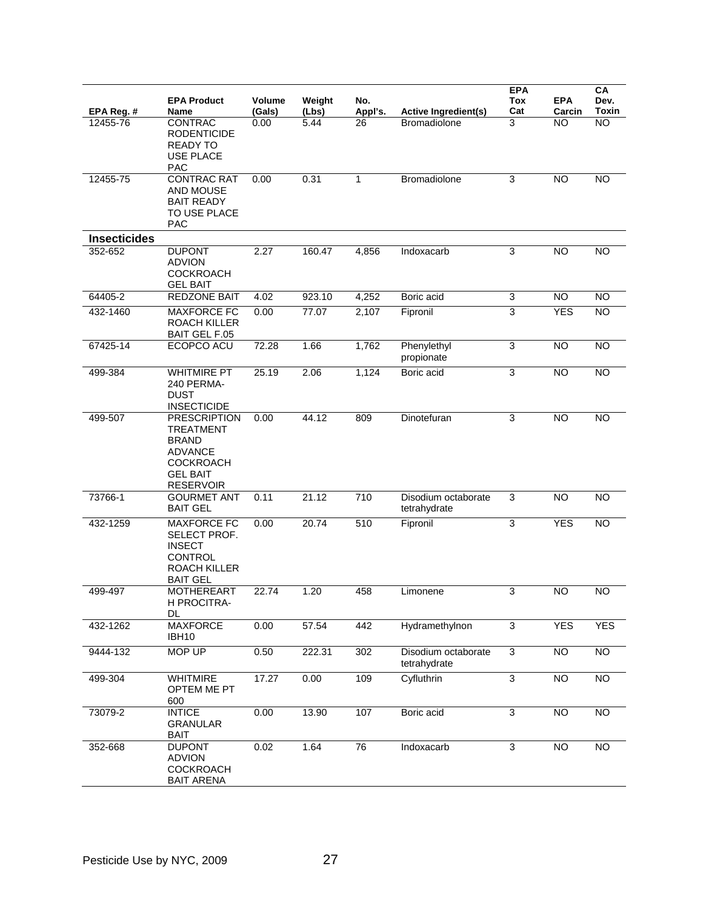| EPA Reg. # | EPA Product Name | Volume (Gals) | Weight (Lbs) | No. Appl's. | Active Ingredient(s) | EPA Tox Cat | EPA Carcin | CA Dev. Toxin |
|---|---|---|---|---|---|---|---|---|
| 12455-76 | CONTRAC RODENTICIDE READY TO USE PLACE PAC | 0.00 | 5.44 | 26 | Bromadiolone | 3 | NO | NO |
| 12455-75 | CONTRAC RAT AND MOUSE BAIT READY TO USE PLACE PAC | 0.00 | 0.31 | 1 | Bromadiolone | 3 | NO | NO |
| **Insecticides** | | | | | | | | |
| 352-652 | DUPONT ADVION COCKROACH GEL BAIT | 2.27 | 160.47 | 4,856 | Indoxacarb | 3 | NO | NO |
| 64405-2 | REDZONE BAIT | 4.02 | 923.10 | 4,252 | Boric acid | 3 | NO | NO |
| 432-1460 | MAXFORCE FC ROACH KILLER BAIT GEL F.05 | 0.00 | 77.07 | 2,107 | Fipronil | 3 | YES | NO |
| 67425-14 | ECOPCO ACU | 72.28 | 1.66 | 1,762 | Phenylethyl propionate | 3 | NO | NO |
| 499-384 | WHITMIRE PT 240 PERMA-DUST INSECTICIDE | 25.19 | 2.06 | 1,124 | Boric acid | 3 | NO | NO |
| 499-507 | PRESCRIPTION TREATMENT BRAND ADVANCE COCKROACH GEL BAIT RESERVOIR | 0.00 | 44.12 | 809 | Dinotefuran | 3 | NO | NO |
| 73766-1 | GOURMET ANT BAIT GEL | 0.11 | 21.12 | 710 | Disodium octaborate tetrahydrate | 3 | NO | NO |
| 432-1259 | MAXFORCE FC SELECT PROF. INSECT CONTROL ROACH KILLER BAIT GEL | 0.00 | 20.74 | 510 | Fipronil | 3 | YES | NO |
| 499-497 | MOTHEREARTH PROCITRA-DL | 22.74 | 1.20 | 458 | Limonene | 3 | NO | NO |
| 432-1262 | MAXFORCE IBH10 | 0.00 | 57.54 | 442 | Hydramethylnon | 3 | YES | YES |
| 9444-132 | MOP UP | 0.50 | 222.31 | 302 | Disodium octaborate tetrahydrate | 3 | NO | NO |
| 499-304 | WHITMIRE OPTEM ME PT 600 | 17.27 | 0.00 | 109 | Cyfluthrin | 3 | NO | NO |
| 73079-2 | INTICE GRANULAR BAIT | 0.00 | 13.90 | 107 | Boric acid | 3 | NO | NO |
| 352-668 | DUPONT ADVION COCKROACH BAIT ARENA | 0.02 | 1.64 | 76 | Indoxacarb | 3 | NO | NO |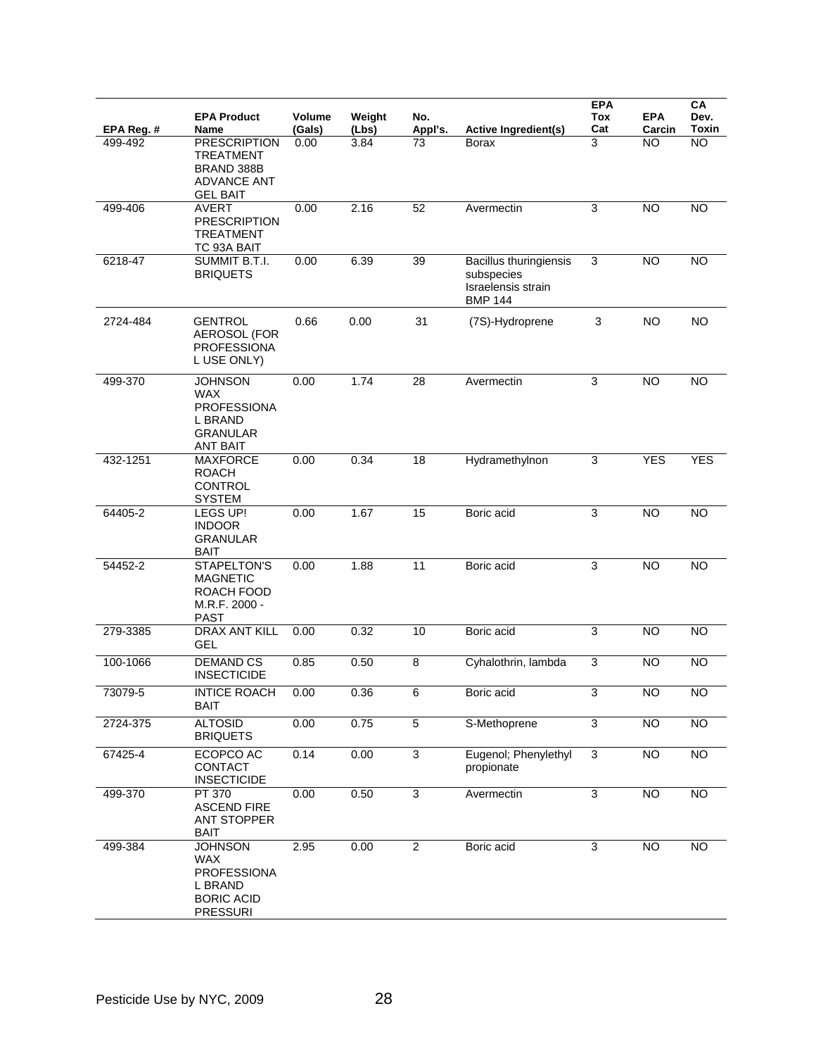| EPA Reg. # | EPA Product Name | Volume (Gals) | Weight (Lbs) | No. Appl's. | Active Ingredient(s) | EPA Tox Cat | EPA Carcin | CA Dev. Toxin |
|---|---|---|---|---|---|---|---|---|
| 499-492 | PRESCRIPTION TREATMENT BRAND 388B ADVANCE ANT GEL BAIT | 0.00 | 3.84 | 73 | Borax | 3 | NO | NO |
| 499-406 | AVERT PRESCRIPTION TREATMENT TC 93A BAIT | 0.00 | 2.16 | 52 | Avermectin | 3 | NO | NO |
| 6218-47 | SUMMIT B.T.I. BRIQUETS | 0.00 | 6.39 | 39 | Bacillus thuringiensis subspecies Israelensis strain BMP 144 | 3 | NO | NO |
| 2724-484 | GENTROL AEROSOL (FOR PROFESSIONAL USE ONLY) | 0.66 | 0.00 | 31 | (7S)-Hydroprene | 3 | NO | NO |
| 499-370 | JOHNSON WAX PROFESSIONAL BRAND GRANULAR ANT BAIT | 0.00 | 1.74 | 28 | Avermectin | 3 | NO | NO |
| 432-1251 | MAXFORCE ROACH CONTROL SYSTEM | 0.00 | 0.34 | 18 | Hydramethylnon | 3 | YES | YES |
| 64405-2 | LEGS UP! INDOOR GRANULAR BAIT | 0.00 | 1.67 | 15 | Boric acid | 3 | NO | NO |
| 54452-2 | STAPELTON'S MAGNETIC ROACH FOOD M.R.F. 2000 - PAST | 0.00 | 1.88 | 11 | Boric acid | 3 | NO | NO |
| 279-3385 | DRAX ANT KILL GEL | 0.00 | 0.32 | 10 | Boric acid | 3 | NO | NO |
| 100-1066 | DEMAND CS INSECTICIDE | 0.85 | 0.50 | 8 | Cyhalothrin, lambda | 3 | NO | NO |
| 73079-5 | INTICE ROACH BAIT | 0.00 | 0.36 | 6 | Boric acid | 3 | NO | NO |
| 2724-375 | ALTOSID BRIQUETS | 0.00 | 0.75 | 5 | S-Methoprene | 3 | NO | NO |
| 67425-4 | ECOPCO AC CONTACT INSECTICIDE | 0.14 | 0.00 | 3 | Eugenol; Phenylethyl propionate | 3 | NO | NO |
| 499-370 | PT 370 ASCEND FIRE ANT STOPPER BAIT | 0.00 | 0.50 | 3 | Avermectin | 3 | NO | NO |
| 499-384 | JOHNSON WAX PROFESSIONAL BRAND BORIC ACID PRESSURI | 2.95 | 0.00 | 2 | Boric acid | 3 | NO | NO |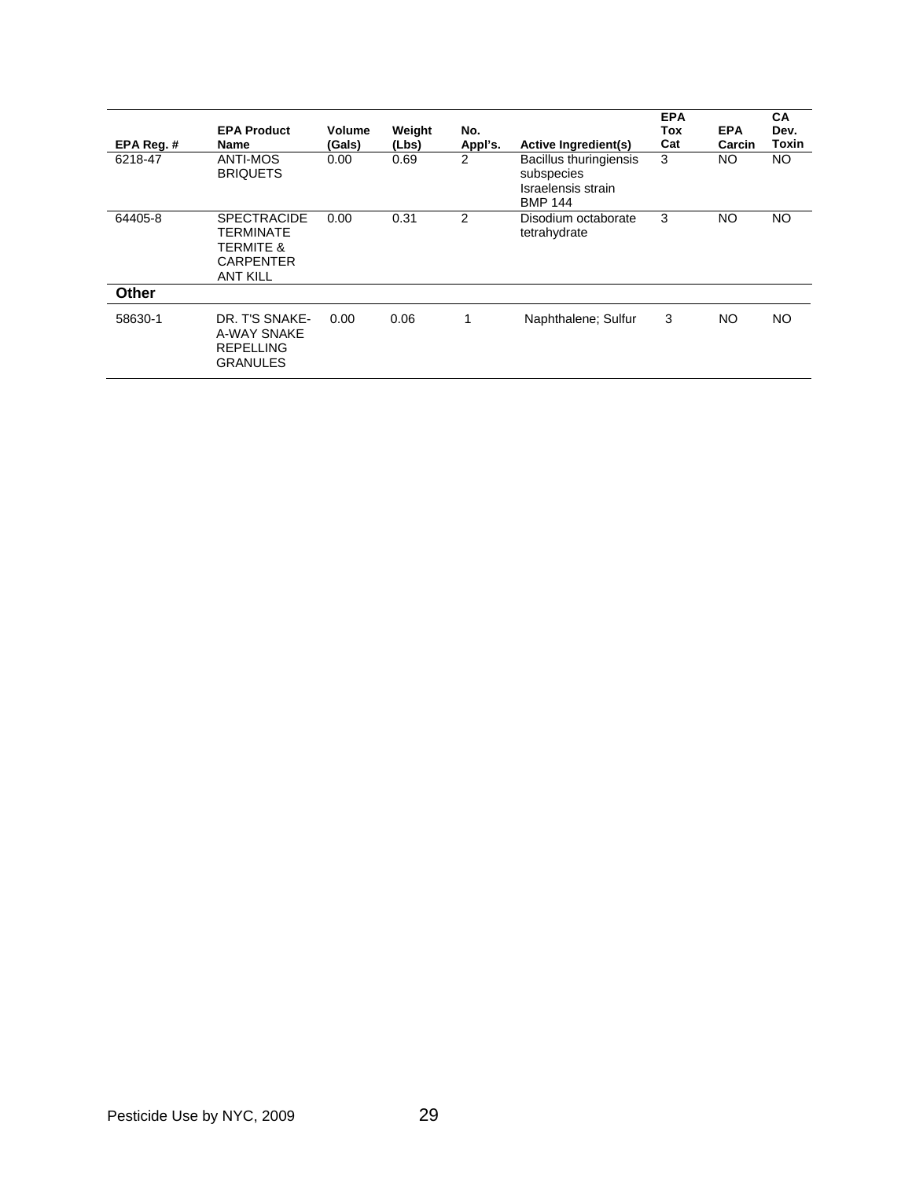| EPA Reg. # | EPA Product Name | Volume (Gals) | Weight (Lbs) | No. Appl's. | Active Ingredient(s) | EPA Tox Cat | EPA Carcin | CA Dev. Toxin |
|---|---|---|---|---|---|---|---|---|
| 6218-47 | ANTI-MOS BRIQUETS | 0.00 | 0.69 | 2 | Bacillus thuringiensis subspecies Israelensis strain BMP 144 | 3 | NO | NO |
| 64405-8 | SPECTRACIDE TERMINATE TERMITE & CARPENTER ANT KILL | 0.00 | 0.31 | 2 | Disodium octaborate tetrahydrate | 3 | NO | NO |
| **Other** | | | | | | | | |
| 58630-1 | DR. T'S SNAKE-A-WAY SNAKE REPELLING GRANULES | 0.00 | 0.06 | 1 | Naphthalene; Sulfur | 3 | NO | NO |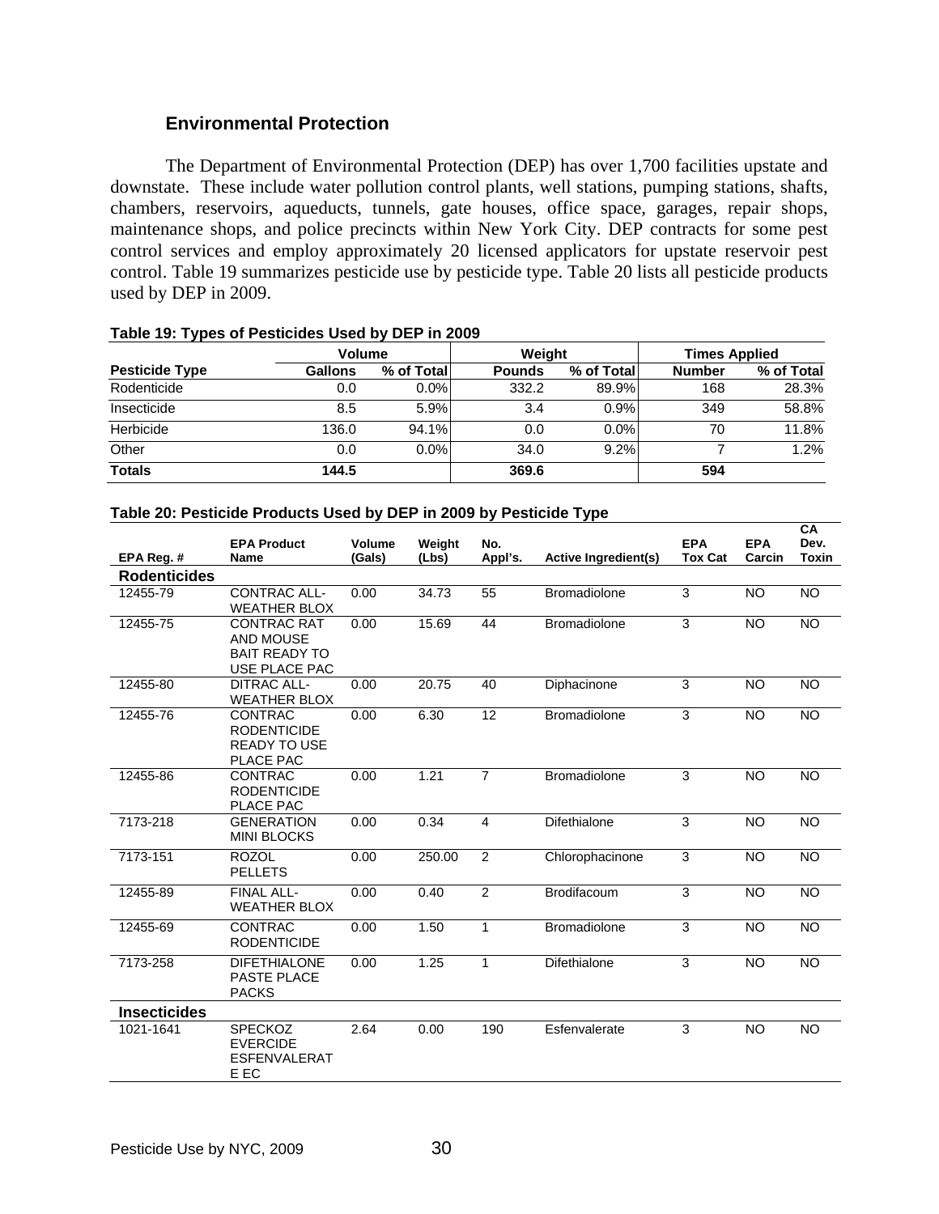## Environmental Protection

The Department of Environmental Protection (DEP) has over 1,700 facilities upstate and downstate. These include water pollution control plants, well stations, pumping stations, shafts, chambers, reservoirs, aqueducts, tunnels, gate houses, office space, garages, repair shops, maintenance shops, and police precincts within New York City. DEP contracts for some pest control services and employ approximately 20 licensed applicators for upstate reservoir pest control. Table 19 summarizes pesticide use by pesticide type. Table 20 lists all pesticide products used by DEP in 2009.

**Table 19: Types of Pesticides Used by DEP in 2009**

| | Volume | | Weight | | Times Applied | |
|---|---|---|---|---|---|---|
| **Pesticide Type** | **Gallons** | **% of Total** | **Pounds** | **% of Total** | **Number** | **% of Total** |
| Rodenticide | 0.0 | 0.0% | 332.2 | 89.9% | 168 | 28.3% |
| Insecticide | 8.5 | 5.9% | 3.4 | 0.9% | 349 | 58.8% |
| Herbicide | 136.0 | 94.1% | 0.0 | 0.0% | 70 | 11.8% |
| Other | 0.0 | 0.0% | 34.0 | 9.2% | 7 | 1.2% |
| **Totals** | **144.5** | | **369.6** | | **594** | |

**Table 20: Pesticide Products Used by DEP in 2009 by Pesticide Type**

| EPA Reg. # | EPA Product Name | Volume (Gals) | Weight (Lbs) | No. Appl's. | Active Ingredient(s) | EPA Tox Cat | EPA Carcin | CA Dev. Toxin |
|---|---|---|---|---|---|---|---|---|
| **Rodenticides** | | | | | | | | |
| 12455-79 | CONTRAC ALL-WEATHER BLOX | 0.00 | 34.73 | 55 | Bromadiolone | 3 | NO | NO |
| 12455-75 | CONTRAC RAT AND MOUSE BAIT READY TO USE PLACE PAC | 0.00 | 15.69 | 44 | Bromadiolone | 3 | NO | NO |
| 12455-80 | DITRAC ALL-WEATHER BLOX | 0.00 | 20.75 | 40 | Diphacinone | 3 | NO | NO |
| 12455-76 | CONTRAC RODENTICIDE READY TO USE PLACE PAC | 0.00 | 6.30 | 12 | Bromadiolone | 3 | NO | NO |
| 12455-86 | CONTRAC RODENTICIDE PLACE PAC | 0.00 | 1.21 | 7 | Bromadiolone | 3 | NO | NO |
| 7173-218 | GENERATION MINI BLOCKS | 0.00 | 0.34 | 4 | Difethialone | 3 | NO | NO |
| 7173-151 | ROZOL PELLETS | 0.00 | 250.00 | 2 | Chlorophacinone | 3 | NO | NO |
| 12455-89 | FINAL ALL-WEATHER BLOX | 0.00 | 0.40 | 2 | Brodifacoum | 3 | NO | NO |
| 12455-69 | CONTRAC RODENTICIDE | 0.00 | 1.50 | 1 | Bromadiolone | 3 | NO | NO |
| 7173-258 | DIFETHIALONE PASTE PLACE PACKS | 0.00 | 1.25 | 1 | Difethialone | 3 | NO | NO |
| **Insecticides** | | | | | | | | |
| 1021-1641 | SPECKOZ EVERCIDE ESFENVALERATE EC | 2.64 | 0.00 | 190 | Esfenvalerate | 3 | NO | NO |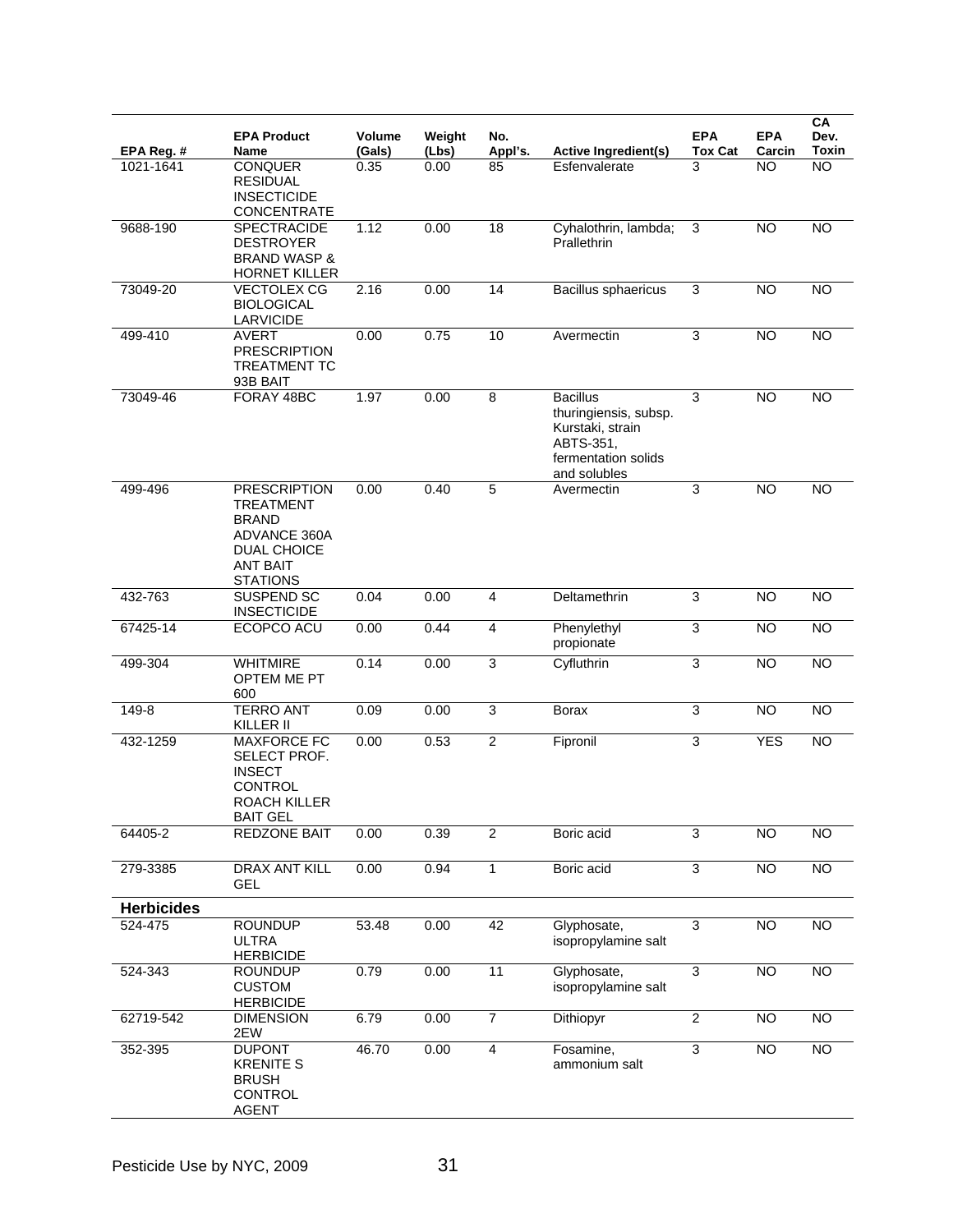| EPA Reg. # | EPA Product Name | Volume (Gals) | Weight (Lbs) | No. Appl's. | Active Ingredient(s) | EPA Tox Cat | EPA Carcin | CA Dev. Toxin |
|---|---|---|---|---|---|---|---|---|
| 1021-1641 | CONQUER RESIDUAL INSECTICIDE CONCENTRATE | 0.35 | 0.00 | 85 | Esfenvalerate | 3 | NO | NO |
| 9688-190 | SPECTRACIDE DESTROYER BRAND WASP & HORNET KILLER | 1.12 | 0.00 | 18 | Cyhalothrin, lambda; Prallethrin | 3 | NO | NO |
| 73049-20 | VECTOLEX CG BIOLOGICAL LARVICIDE | 2.16 | 0.00 | 14 | Bacillus sphaericus | 3 | NO | NO |
| 499-410 | AVERT PRESCRIPTION TREATMENT TC 93B BAIT | 0.00 | 0.75 | 10 | Avermectin | 3 | NO | NO |
| 73049-46 | FORAY 48BC | 1.97 | 0.00 | 8 | Bacillus thuringiensis, subsp. Kurstaki, strain ABTS-351, fermentation solids and solubles | 3 | NO | NO |
| 499-496 | PRESCRIPTION TREATMENT BRAND ADVANCE 360A DUAL CHOICE ANT BAIT STATIONS | 0.00 | 0.40 | 5 | Avermectin | 3 | NO | NO |
| 432-763 | SUSPEND SC INSECTICIDE | 0.04 | 0.00 | 4 | Deltamethrin | 3 | NO | NO |
| 67425-14 | ECOPCO ACU | 0.00 | 0.44 | 4 | Phenylethyl propionate | 3 | NO | NO |
| 499-304 | WHITMIRE OPTEM ME PT 600 | 0.14 | 0.00 | 3 | Cyfluthrin | 3 | NO | NO |
| 149-8 | TERRO ANT KILLER II | 0.09 | 0.00 | 3 | Borax | 3 | NO | NO |
| 432-1259 | MAXFORCE FC SELECT PROF. INSECT CONTROL ROACH KILLER BAIT GEL | 0.00 | 0.53 | 2 | Fipronil | 3 | YES | NO |
| 64405-2 | REDZONE BAIT | 0.00 | 0.39 | 2 | Boric acid | 3 | NO | NO |
| 279-3385 | DRAX ANT KILL GEL | 0.00 | 0.94 | 1 | Boric acid | 3 | NO | NO |
| **Herbicides** | | | | | | | | |
| 524-475 | ROUNDUP ULTRA HERBICIDE | 53.48 | 0.00 | 42 | Glyphosate, isopropylamine salt | 3 | NO | NO |
| 524-343 | ROUNDUP CUSTOM HERBICIDE | 0.79 | 0.00 | 11 | Glyphosate, isopropylamine salt | 3 | NO | NO |
| 62719-542 | DIMENSION 2EW | 6.79 | 0.00 | 7 | Dithiopyr | 2 | NO | NO |
| 352-395 | DUPONT KRENITE S BRUSH CONTROL AGENT | 46.70 | 0.00 | 4 | Fosamine, ammonium salt | 3 | NO | NO |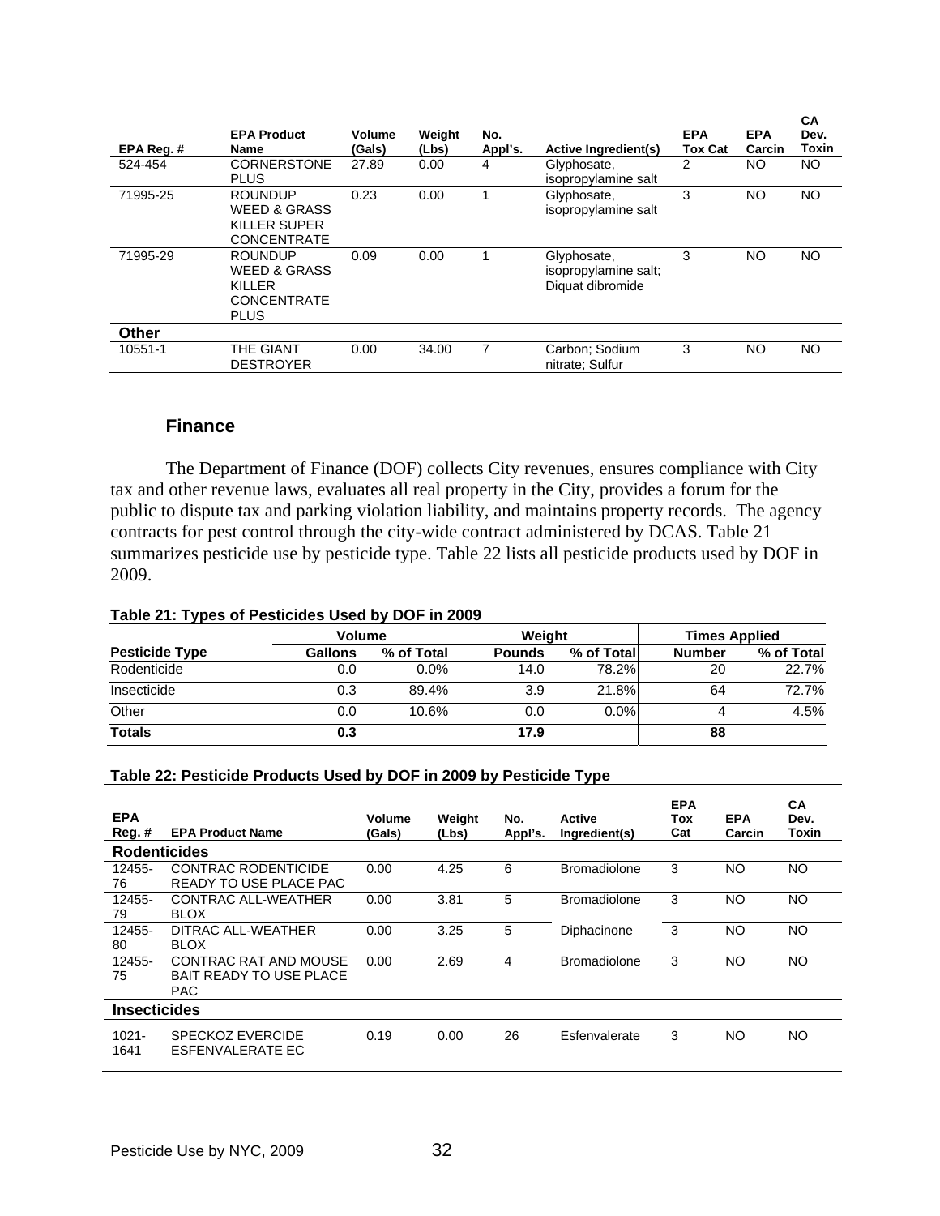| EPA Reg. # | EPA Product Name | Volume (Gals) | Weight (Lbs) | No. Appl's. | Active Ingredient(s) | EPA Tox Cat | EPA Carcin | CA Dev. Toxin |
|---|---|---|---|---|---|---|---|---|
| 524-454 | CORNERSTONE PLUS | 27.89 | 0.00 | 4 | Glyphosate, isopropylamine salt | 2 | NO | NO |
| 71995-25 | ROUNDUP WEED & GRASS KILLER SUPER CONCENTRATE | 0.23 | 0.00 | 1 | Glyphosate, isopropylamine salt | 3 | NO | NO |
| 71995-29 | ROUNDUP WEED & GRASS KILLER CONCENTRATE PLUS | 0.09 | 0.00 | 1 | Glyphosate, isopropylamine salt; Diquat dibromide | 3 | NO | NO |
| **Other** | | | | | | | | |
| 10551-1 | THE GIANT DESTROYER | 0.00 | 34.00 | 7 | Carbon; Sodium nitrate; Sulfur | 3 | NO | NO |

### Finance

The Department of Finance (DOF) collects City revenues, ensures compliance with City tax and other revenue laws, evaluates all real property in the City, provides a forum for the public to dispute tax and parking violation liability, and maintains property records. The agency contracts for pest control through the city-wide contract administered by DCAS. Table 21 summarizes pesticide use by pesticide type. Table 22 lists all pesticide products used by DOF in 2009.

**Table 21: Types of Pesticides Used by DOF in 2009**

| | Volume | | Weight | | Times Applied | |
|---|---|---|---|---|---|---|
| **Pesticide Type** | **Gallons** | **% of Total** | **Pounds** | **% of Total** | **Number** | **% of Total** |
| Rodenticide | 0.0 | 0.0% | 14.0 | 78.2% | 20 | 22.7% |
| Insecticide | 0.3 | 89.4% | 3.9 | 21.8% | 64 | 72.7% |
| Other | 0.0 | 10.6% | 0.0 | 0.0% | 4 | 4.5% |
| **Totals** | **0.3** | | **17.9** | | **88** | |

**Table 22: Pesticide Products Used by DOF in 2009 by Pesticide Type**

| EPA Reg. # | EPA Product Name | Volume (Gals) | Weight (Lbs) | No. Appl's. | Active Ingredient(s) | EPA Tox Cat | EPA Carcin | CA Dev. Toxin |
|---|---|---|---|---|---|---|---|---|
| **Rodenticides** | | | | | | | | |
| 12455-76 | CONTRAC RODENTICIDE READY TO USE PLACE PAC | 0.00 | 4.25 | 6 | Bromadiolone | 3 | NO | NO |
| 12455-79 | CONTRAC ALL-WEATHER BLOX | 0.00 | 3.81 | 5 | Bromadiolone | 3 | NO | NO |
| 12455-80 | DITRAC ALL-WEATHER BLOX | 0.00 | 3.25 | 5 | Diphacinone | 3 | NO | NO |
| 12455-75 | CONTRAC RAT AND MOUSE BAIT READY TO USE PLACE PAC | 0.00 | 2.69 | 4 | Bromadiolone | 3 | NO | NO |
| **Insecticides** | | | | | | | | |
| 1021-1641 | SPECKOZ EVERCIDE ESFENVALERATE EC | 0.19 | 0.00 | 26 | Esfenvalerate | 3 | NO | NO |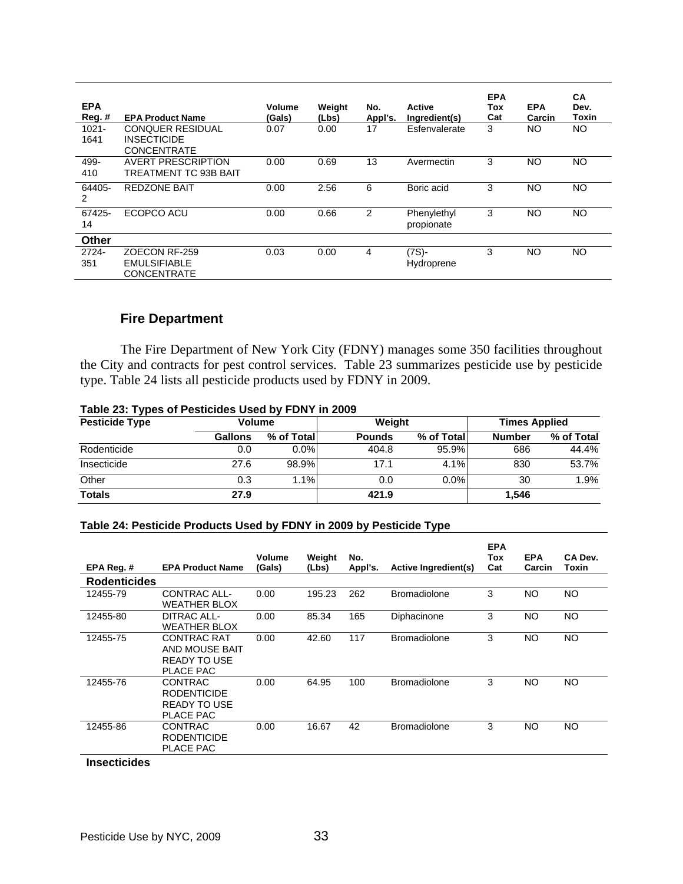| EPA Reg. # | EPA Product Name | Volume (Gals) | Weight (Lbs) | No. Appl's. | Active Ingredient(s) | EPA Tox Cat | EPA Carcin | CA Dev. Toxin |
|---|---|---|---|---|---|---|---|---|
| 1021-1641 | CONQUER RESIDUAL INSECTICIDE CONCENTRATE | 0.07 | 0.00 | 17 | Esfenvalerate | 3 | NO | NO |
| 499-410 | AVERT PRESCRIPTION TREATMENT TC 93B BAIT | 0.00 | 0.69 | 13 | Avermectin | 3 | NO | NO |
| 64405-2 | REDZONE BAIT | 0.00 | 2.56 | 6 | Boric acid | 3 | NO | NO |
| 67425-14 | ECOPCO ACU | 0.00 | 0.66 | 2 | Phenylethyl propionate | 3 | NO | NO |
| **Other** | | | | | | | | |
| 2724-351 | ZOECON RF-259 EMULSIFIABLE CONCENTRATE | 0.03 | 0.00 | 4 | (7S)-Hydroprene | 3 | NO | NO |

## Fire Department

The Fire Department of New York City (FDNY) manages some 350 facilities throughout the City and contracts for pest control services. Table 23 summarizes pesticide use by pesticide type. Table 24 lists all pesticide products used by FDNY in 2009.

**Table 23: Types of Pesticides Used by FDNY in 2009**

| Pesticide Type | Volume | | Weight | | Times Applied | |
|---|---|---|---|---|---|---|
| | Gallons | % of Total | Pounds | % of Total | Number | % of Total |
| Rodenticide | 0.0 | 0.0% | 404.8 | 95.9% | 686 | 44.4% |
| Insecticide | 27.6 | 98.9% | 17.1 | 4.1% | 830 | 53.7% |
| Other | 0.3 | 1.1% | 0.0 | 0.0% | 30 | 1.9% |
| **Totals** | **27.9** | | **421.9** | | **1,546** | |

**Table 24: Pesticide Products Used by FDNY in 2009 by Pesticide Type**

| EPA Reg. # | EPA Product Name | Volume (Gals) | Weight (Lbs) | No. Appl's. | Active Ingredient(s) | EPA Tox Cat | EPA Carcin | CA Dev. Toxin |
|---|---|---|---|---|---|---|---|---|
| **Rodenticides** | | | | | | | | |
| 12455-79 | CONTRAC ALL-WEATHER BLOX | 0.00 | 195.23 | 262 | Bromadiolone | 3 | NO | NO |
| 12455-80 | DITRAC ALL-WEATHER BLOX | 0.00 | 85.34 | 165 | Diphacinone | 3 | NO | NO |
| 12455-75 | CONTRAC RAT AND MOUSE BAIT READY TO USE PLACE PAC | 0.00 | 42.60 | 117 | Bromadiolone | 3 | NO | NO |
| 12455-76 | CONTRAC RODENTICIDE READY TO USE PLACE PAC | 0.00 | 64.95 | 100 | Bromadiolone | 3 | NO | NO |
| 12455-86 | CONTRAC RODENTICIDE PLACE PAC | 0.00 | 16.67 | 42 | Bromadiolone | 3 | NO | NO |
| **Insecticides** | | | | | | | | |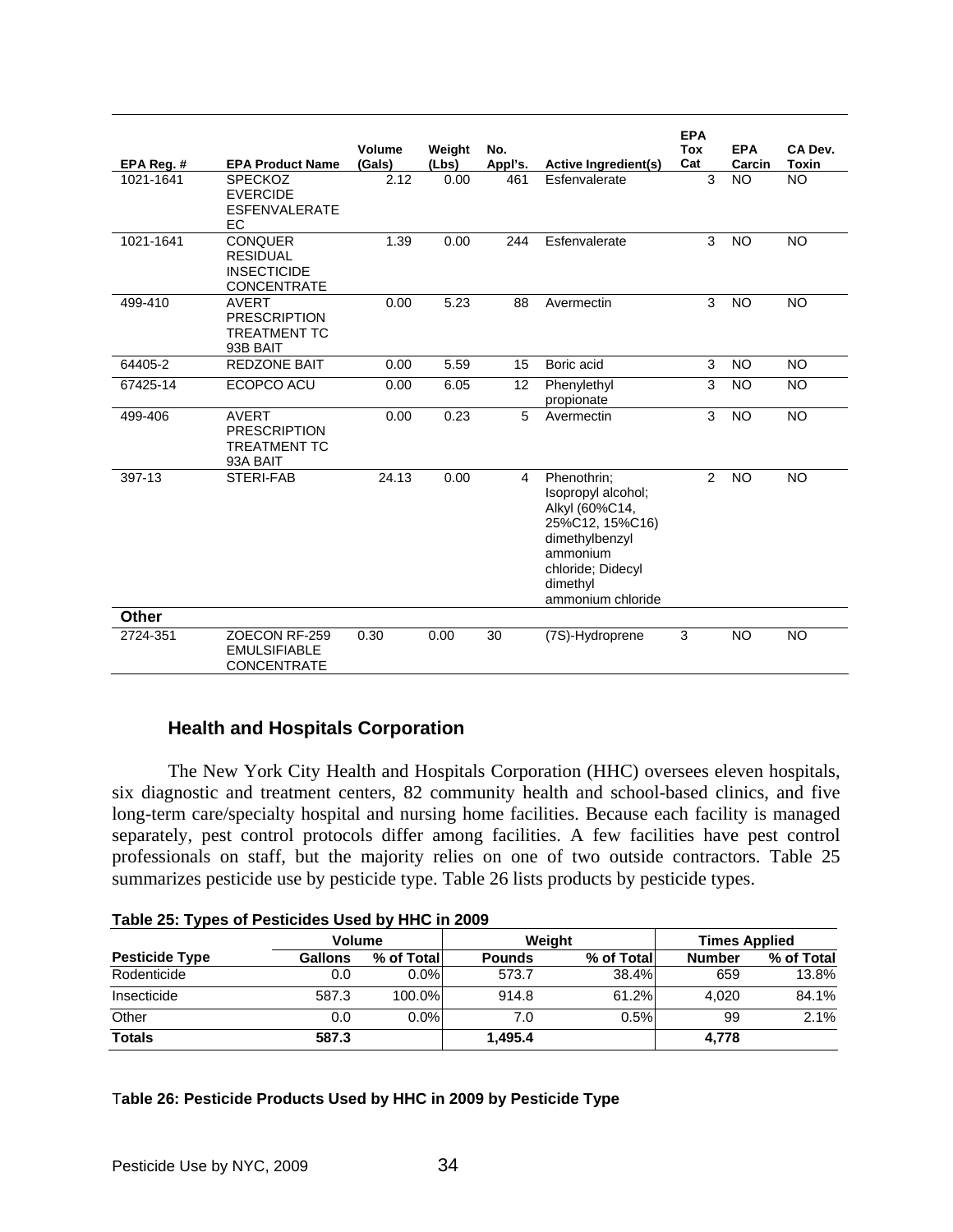| EPA Reg. # | EPA Product Name | Volume (Gals) | Weight (Lbs) | No. Appl's. | Active Ingredient(s) | EPA Tox Cat | EPA Carcin | CA Dev. Toxin |
|---|---|---|---|---|---|---|---|---|
| 1021-1641 | SPECKOZ EVERCIDE ESFENVALERATE EC | 2.12 | 0.00 | 461 | Esfenvalerate | 3 | NO | NO |
| 1021-1641 | CONQUER RESIDUAL INSECTICIDE CONCENTRATE | 1.39 | 0.00 | 244 | Esfenvalerate | 3 | NO | NO |
| 499-410 | AVERT PRESCRIPTION TREATMENT TC 93B BAIT | 0.00 | 5.23 | 88 | Avermectin | 3 | NO | NO |
| 64405-2 | REDZONE BAIT | 0.00 | 5.59 | 15 | Boric acid | 3 | NO | NO |
| 67425-14 | ECOPCO ACU | 0.00 | 6.05 | 12 | Phenylethyl propionate | 3 | NO | NO |
| 499-406 | AVERT PRESCRIPTION TREATMENT TC 93A BAIT | 0.00 | 0.23 | 5 | Avermectin | 3 | NO | NO |
| 397-13 | STERI-FAB | 24.13 | 0.00 | 4 | Phenothrin; Isopropyl alcohol; Alkyl (60%C14, 25%C12, 15%C16) dimethylbenzyl ammonium chloride; Didecyl dimethyl ammonium chloride | 2 | NO | NO |
| **Other** | | | | | | | | |
| 2724-351 | ZOECON RF-259 EMULSIFIABLE CONCENTRATE | 0.30 | 0.00 | 30 | (7S)-Hydroprene | 3 | NO | NO |

### Health and Hospitals Corporation

The New York City Health and Hospitals Corporation (HHC) oversees eleven hospitals, six diagnostic and treatment centers, 82 community health and school-based clinics, and five long-term care/specialty hospital and nursing home facilities. Because each facility is managed separately, pest control protocols differ among facilities. A few facilities have pest control professionals on staff, but the majority relies on one of two outside contractors. Table 25 summarizes pesticide use by pesticide type. Table 26 lists products by pesticide types.

**Table 25: Types of Pesticides Used by HHC in 2009**

| | Volume | | Weight | | Times Applied | |
|---|---|---|---|---|---|---|
| **Pesticide Type** | **Gallons** | **% of Total** | **Pounds** | **% of Total** | **Number** | **% of Total** |
| Rodenticide | 0.0 | 0.0% | 573.7 | 38.4% | 659 | 13.8% |
| Insecticide | 587.3 | 100.0% | 914.8 | 61.2% | 4,020 | 84.1% |
| Other | 0.0 | 0.0% | 7.0 | 0.5% | 99 | 2.1% |
| **Totals** | **587.3** | | **1,495.4** | | **4,778** | |

**Table 26: Pesticide Products Used by HHC in 2009 by Pesticide Type**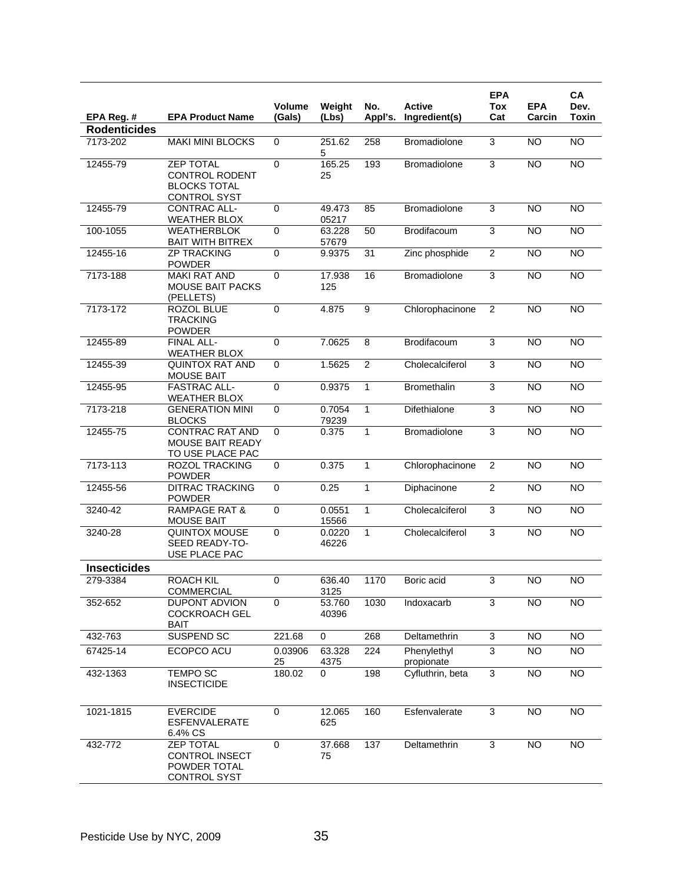| EPA Reg. # | EPA Product Name | Volume (Gals) | Weight (Lbs) | No. Appl's. | Active Ingredient(s) | EPA Tox Cat | EPA Carcin | CA Dev. Toxin |
|---|---|---|---|---|---|---|---|---|
| **Rodenticides** | | | | | | | | |
| 7173-202 | MAKI MINI BLOCKS | 0 | 251.625 | 258 | Bromadiolone | 3 | NO | NO |
| 12455-79 | ZEP TOTAL CONTROL RODENT BLOCKS TOTAL CONTROL SYST | 0 | 165.2525 | 193 | Bromadiolone | 3 | NO | NO |
| 12455-79 | CONTRAC ALL-WEATHER BLOX | 0 | 49.47305217 | 85 | Bromadiolone | 3 | NO | NO |
| 100-1055 | WEATHERBLOK BAIT WITH BITREX | 0 | 63.22857679 | 50 | Brodifacoum | 3 | NO | NO |
| 12455-16 | ZP TRACKING POWDER | 0 | 9.9375 | 31 | Zinc phosphide | 2 | NO | NO |
| 7173-188 | MAKI RAT AND MOUSE BAIT PACKS (PELLETS) | 0 | 17.938125 | 16 | Bromadiolone | 3 | NO | NO |
| 7173-172 | ROZOL BLUE TRACKING POWDER | 0 | 4.875 | 9 | Chlorophacinone | 2 | NO | NO |
| 12455-89 | FINAL ALL-WEATHER BLOX | 0 | 7.0625 | 8 | Brodifacoum | 3 | NO | NO |
| 12455-39 | QUINTOX RAT AND MOUSE BAIT | 0 | 1.5625 | 2 | Cholecalciferol | 3 | NO | NO |
| 12455-95 | FASTRAC ALL-WEATHER BLOX | 0 | 0.9375 | 1 | Bromethalin | 3 | NO | NO |
| 7173-218 | GENERATION MINI BLOCKS | 0 | 0.705479239 | 1 | Difethialone | 3 | NO | NO |
| 12455-75 | CONTRAC RAT AND MOUSE BAIT READY TO USE PLACE PAC | 0 | 0.375 | 1 | Bromadiolone | 3 | NO | NO |
| 7173-113 | ROZOL TRACKING POWDER | 0 | 0.375 | 1 | Chlorophacinone | 2 | NO | NO |
| 12455-56 | DITRAC TRACKING POWDER | 0 | 0.25 | 1 | Diphacinone | 2 | NO | NO |
| 3240-42 | RAMPAGE RAT & MOUSE BAIT | 0 | 0.055115566 | 1 | Cholecalciferol | 3 | NO | NO |
| 3240-28 | QUINTOX MOUSE SEED READY-TO-USE PLACE PAC | 0 | 0.022046226 | 1 | Cholecalciferol | 3 | NO | NO |
| **Insecticides** | | | | | | | | |
| 279-3384 | ROACH KIL COMMERCIAL | 0 | 636.403125 | 1170 | Boric acid | 3 | NO | NO |
| 352-652 | DUPONT ADVION COCKROACH GEL BAIT | 0 | 53.76040396 | 1030 | Indoxacarb | 3 | NO | NO |
| 432-763 | SUSPEND SC | 221.68 | 0 | 268 | Deltamethrin | 3 | NO | NO |
| 67425-14 | ECOPCO ACU | 0.0390625 | 63.3284375 | 224 | Phenylethyl propionate | 3 | NO | NO |
| 432-1363 | TEMPO SC INSECTICIDE | 180.02 | 0 | 198 | Cyfluthrin, beta | 3 | NO | NO |
| 1021-1815 | EVERCIDE ESFENVALERATE 6.4% CS | 0 | 12.065625 | 160 | Esfenvalerate | 3 | NO | NO |
| 432-772 | ZEP TOTAL CONTROL INSECT POWDER TOTAL CONTROL SYST | 0 | 37.66875 | 137 | Deltamethrin | 3 | NO | NO |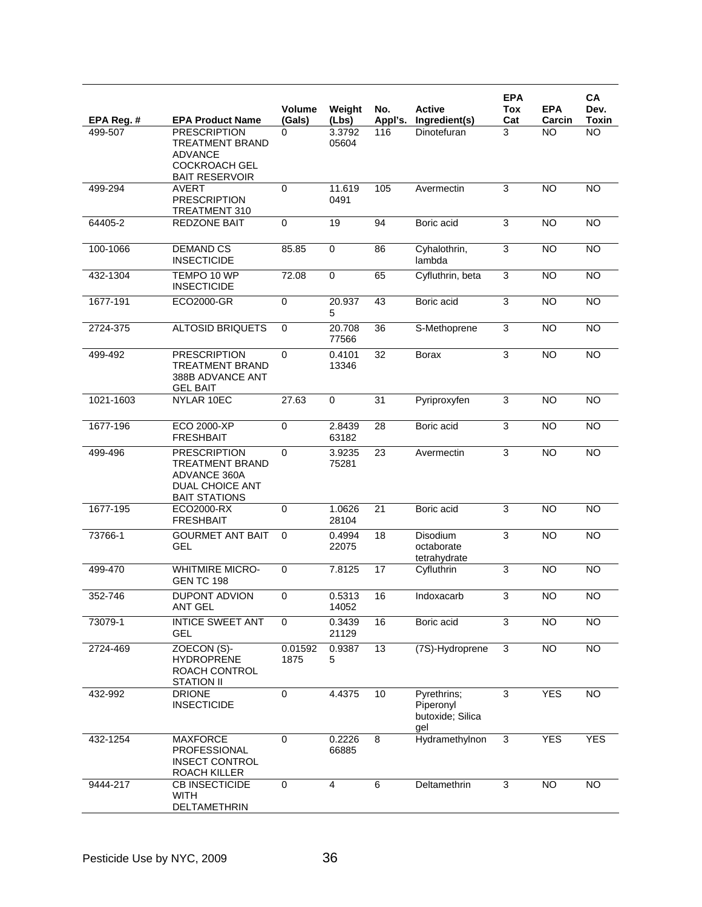| EPA Reg. # | EPA Product Name | Volume (Gals) | Weight (Lbs) | No. Appl's. | Active Ingredient(s) | EPA Tox Cat | EPA Carcin | CA Dev. Toxin |
|---|---|---|---|---|---|---|---|---|
| 499-507 | PRESCRIPTION TREATMENT BRAND ADVANCE COCKROACH GEL BAIT RESERVOIR | 0 | 3.379205604 | 116 | Dinotefuran | 3 | NO | NO |
| 499-294 | AVERT PRESCRIPTION TREATMENT 310 | 0 | 11.6190491 | 105 | Avermectin | 3 | NO | NO |
| 64405-2 | REDZONE BAIT | 0 | 19 | 94 | Boric acid | 3 | NO | NO |
| 100-1066 | DEMAND CS INSECTICIDE | 85.85 | 0 | 86 | Cyhalothrin, lambda | 3 | NO | NO |
| 432-1304 | TEMPO 10 WP INSECTICIDE | 72.08 | 0 | 65 | Cyfluthrin, beta | 3 | NO | NO |
| 1677-191 | ECO2000-GR | 0 | 20.9375 | 43 | Boric acid | 3 | NO | NO |
| 2724-375 | ALTOSID BRIQUETS | 0 | 20.70877566 | 36 | S-Methoprene | 3 | NO | NO |
| 499-492 | PRESCRIPTION TREATMENT BRAND 388B ADVANCE ANT GEL BAIT | 0 | 0.410113346 | 32 | Borax | 3 | NO | NO |
| 1021-1603 | NYLAR 10EC | 27.63 | 0 | 31 | Pyriproxyfen | 3 | NO | NO |
| 1677-196 | ECO 2000-XP FRESHBAIT | 0 | 2.843963182 | 28 | Boric acid | 3 | NO | NO |
| 499-496 | PRESCRIPTION TREATMENT BRAND ADVANCE 360A DUAL CHOICE ANT BAIT STATIONS | 0 | 3.923575281 | 23 | Avermectin | 3 | NO | NO |
| 1677-195 | ECO2000-RX FRESHBAIT | 0 | 1.062628104 | 21 | Boric acid | 3 | NO | NO |
| 73766-1 | GOURMET ANT BAIT GEL | 0 | 0.499422075 | 18 | Disodium octaborate tetrahydrate | 3 | NO | NO |
| 499-470 | WHITMIRE MICRO-GEN TC 198 | 0 | 7.8125 | 17 | Cyfluthrin | 3 | NO | NO |
| 352-746 | DUPONT ADVION ANT GEL | 0 | 0.531314052 | 16 | Indoxacarb | 3 | NO | NO |
| 73079-1 | INTICE SWEET ANT GEL | 0 | 0.343921129 | 16 | Boric acid | 3 | NO | NO |
| 2724-469 | ZOECON (S)-HYDROPRENE ROACH CONTROL STATION II | 0.015921875 | 0.93875 | 13 | (7S)-Hydroprene | 3 | NO | NO |
| 432-992 | DRIONE INSECTICIDE | 0 | 4.4375 | 10 | Pyrethrins; Piperonyl butoxide; Silica gel | 3 | YES | NO |
| 432-1254 | MAXFORCE PROFESSIONAL INSECT CONTROL ROACH KILLER | 0 | 0.222666885 | 8 | Hydramethylnon | 3 | YES | YES |
| 9444-217 | CB INSECTICIDE WITH DELTAMETHRIN | 0 | 4 | 6 | Deltamethrin | 3 | NO | NO |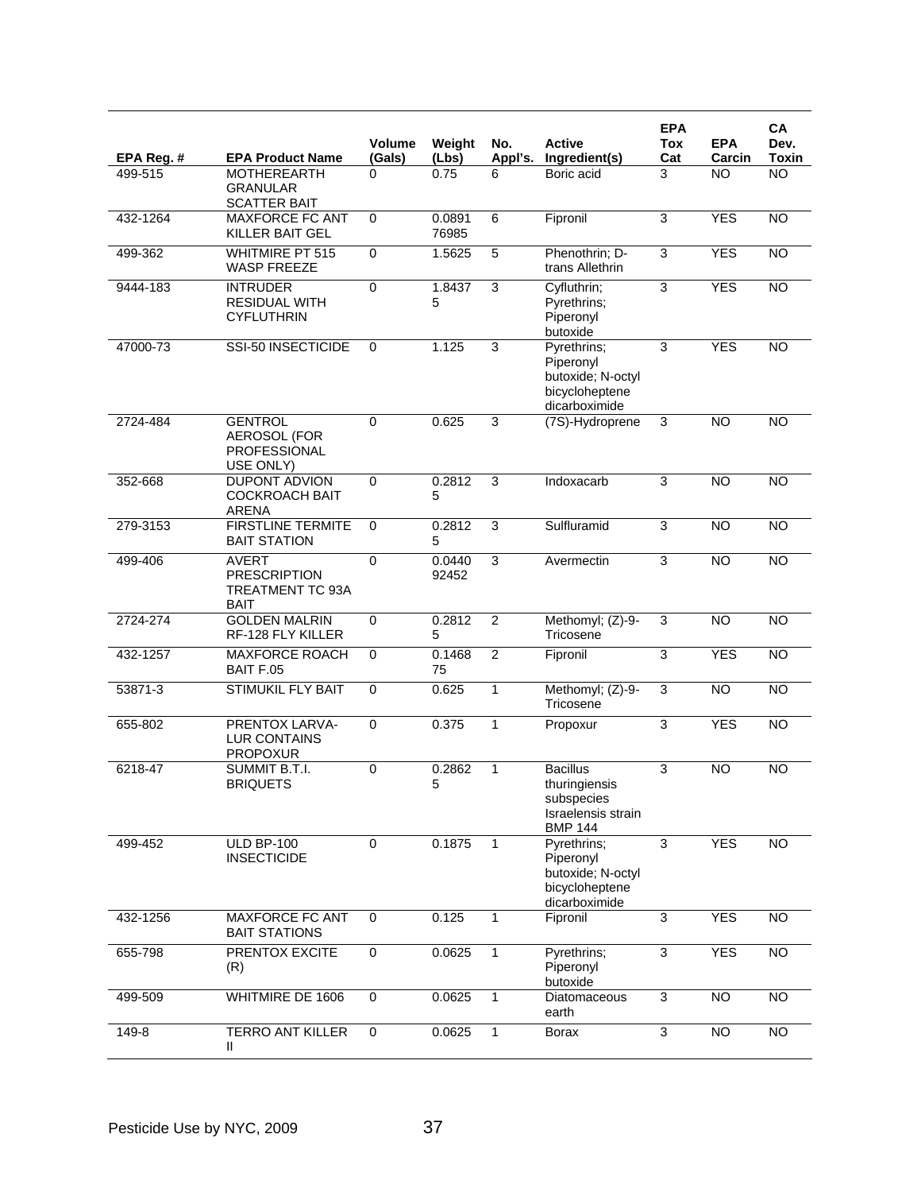| EPA Reg. # | EPA Product Name | Volume (Gals) | Weight (Lbs) | No. Appl's. | Active Ingredient(s) | EPA Tox Cat | EPA Carcin | CA Dev. Toxin |
|---|---|---|---|---|---|---|---|---|
| 499-515 | MOTHEREARTH GRANULAR SCATTER BAIT | 0 | 0.75 | 6 | Boric acid | 3 | NO | NO |
| 432-1264 | MAXFORCE FC ANT KILLER BAIT GEL | 0 | 0.089176985 | 6 | Fipronil | 3 | YES | NO |
| 499-362 | WHITMIRE PT 515 WASP FREEZE | 0 | 1.5625 | 5 | Phenothrin; D-trans Allethrin | 3 | YES | NO |
| 9444-183 | INTRUDER RESIDUAL WITH CYFLUTHRIN | 0 | 1.84375 | 3 | Cyfluthrin; Pyrethrins; Piperonyl butoxide | 3 | YES | NO |
| 47000-73 | SSI-50 INSECTICIDE | 0 | 1.125 | 3 | Pyrethrins; Piperonyl butoxide; N-octyl bicycloheptene dicarboximide | 3 | YES | NO |
| 2724-484 | GENTROL AEROSOL (FOR PROFESSIONAL USE ONLY) | 0 | 0.625 | 3 | (7S)-Hydroprene | 3 | NO | NO |
| 352-668 | DUPONT ADVION COCKROACH BAIT ARENA | 0 | 0.28125 | 3 | Indoxacarb | 3 | NO | NO |
| 279-3153 | FIRSTLINE TERMITE BAIT STATION | 0 | 0.28125 | 3 | Sulfluramid | 3 | NO | NO |
| 499-406 | AVERT PRESCRIPTION TREATMENT TC 93A BAIT | 0 | 0.044092452 | 3 | Avermectin | 3 | NO | NO |
| 2724-274 | GOLDEN MALRIN RF-128 FLY KILLER | 0 | 0.28125 | 2 | Methomyl; (Z)-9-Tricosene | 3 | NO | NO |
| 432-1257 | MAXFORCE ROACH BAIT F.05 | 0 | 0.146875 | 2 | Fipronil | 3 | YES | NO |
| 53871-3 | STIMUKIL FLY BAIT | 0 | 0.625 | 1 | Methomyl; (Z)-9-Tricosene | 3 | NO | NO |
| 655-802 | PRENTOX LARVA-LUR CONTAINS PROPOXUR | 0 | 0.375 | 1 | Propoxur | 3 | YES | NO |
| 6218-47 | SUMMIT B.T.I. BRIQUETS | 0 | 0.28625 | 1 | Bacillus thuringiensis subspecies Israelensis strain BMP 144 | 3 | NO | NO |
| 499-452 | ULD BP-100 INSECTICIDE | 0 | 0.1875 | 1 | Pyrethrins; Piperonyl butoxide; N-octyl bicycloheptene dicarboximide | 3 | YES | NO |
| 432-1256 | MAXFORCE FC ANT BAIT STATIONS | 0 | 0.125 | 1 | Fipronil | 3 | YES | NO |
| 655-798 | PRENTOX EXCITE (R) | 0 | 0.0625 | 1 | Pyrethrins; Piperonyl butoxide | 3 | YES | NO |
| 499-509 | WHITMIRE DE 1606 | 0 | 0.0625 | 1 | Diatomaceous earth | 3 | NO | NO |
| 149-8 | TERRO ANT KILLER II | 0 | 0.0625 | 1 | Borax | 3 | NO | NO |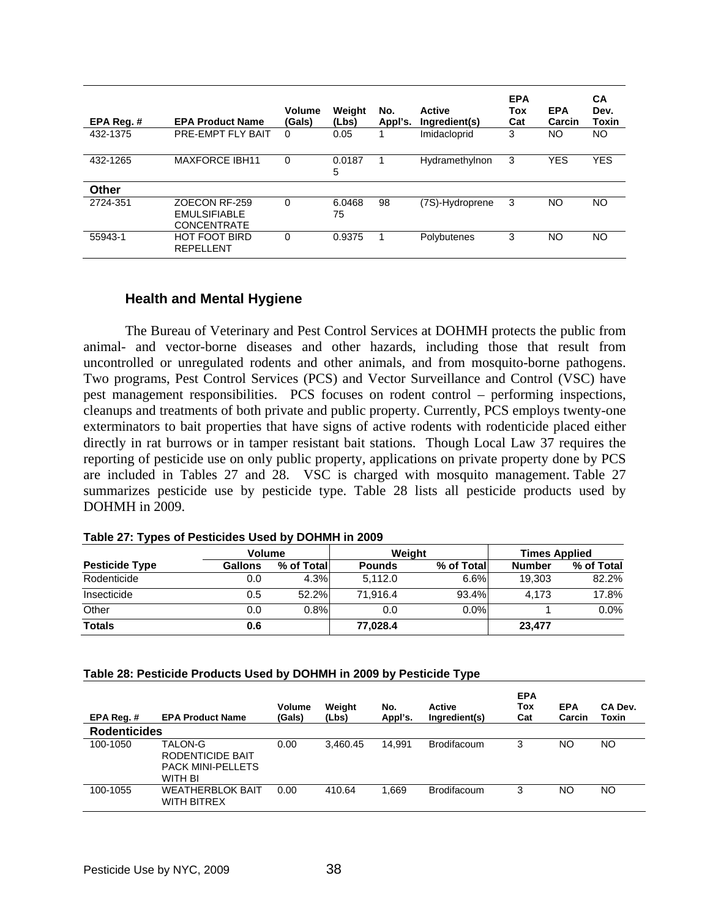| EPA Reg. # | EPA Product Name | Volume (Gals) | Weight (Lbs) | No. Appl's. | Active Ingredient(s) | EPA Tox Cat | EPA Carcin | CA Dev. Toxin |
|---|---|---|---|---|---|---|---|---|
| 432-1375 | PRE-EMPT FLY BAIT | 0 | 0.05 | 1 | Imidacloprid | 3 | NO | NO |
| 432-1265 | MAXFORCE IBH11 | 0 | 0.01875 | 1 | Hydramethylnon | 3 | YES | YES |
| **Other** | | | | | | | | |
| 2724-351 | ZOECON RF-259 EMULSIFIABLE CONCENTRATE | 0 | 6.046875 | 98 | (7S)-Hydroprene | 3 | NO | NO |
| 55943-1 | HOT FOOT BIRD REPELLENT | 0 | 0.9375 | 1 | Polybutenes | 3 | NO | NO |

## Health and Mental Hygiene

The Bureau of Veterinary and Pest Control Services at DOHMH protects the public from animal- and vector-borne diseases and other hazards, including those that result from uncontrolled or unregulated rodents and other animals, and from mosquito-borne pathogens. Two programs, Pest Control Services (PCS) and Vector Surveillance and Control (VSC) have pest management responsibilities. PCS focuses on rodent control – performing inspections, cleanups and treatments of both private and public property. Currently, PCS employs twenty-one exterminators to bait properties that have signs of active rodents with rodenticide placed either directly in rat burrows or in tamper resistant bait stations. Though Local Law 37 requires the reporting of pesticide use on only public property, applications on private property done by PCS are included in Tables 27 and 28. VSC is charged with mosquito management. Table 27 summarizes pesticide use by pesticide type. Table 28 lists all pesticide products used by DOHMH in 2009.

**Table 27: Types of Pesticides Used by DOHMH in 2009**

| | Volume | | Weight | | Times Applied | |
|---|---|---|---|---|---|---|
| **Pesticide Type** | **Gallons** | **% of Total** | **Pounds** | **% of Total** | **Number** | **% of Total** |
| Rodenticide | 0.0 | 4.3% | 5,112.0 | 6.6% | 19,303 | 82.2% |
| Insecticide | 0.5 | 52.2% | 71,916.4 | 93.4% | 4,173 | 17.8% |
| Other | 0.0 | 0.8% | 0.0 | 0.0% | 1 | 0.0% |
| **Totals** | **0.6** | | **77,028.4** | | **23,477** | |

**Table 28: Pesticide Products Used by DOHMH in 2009 by Pesticide Type**

| EPA Reg. # | EPA Product Name | Volume (Gals) | Weight (Lbs) | No. Appl's. | Active Ingredient(s) | EPA Tox Cat | EPA Carcin | CA Dev. Toxin |
|---|---|---|---|---|---|---|---|---|
| **Rodenticides** | | | | | | | | |
| 100-1050 | TALON-G RODENTICIDE BAIT PACK MINI-PELLETS WITH BI | 0.00 | 3,460.45 | 14,991 | Brodifacoum | 3 | NO | NO |
| 100-1055 | WEATHERBLOK BAIT WITH BITREX | 0.00 | 410.64 | 1,669 | Brodifacoum | 3 | NO | NO |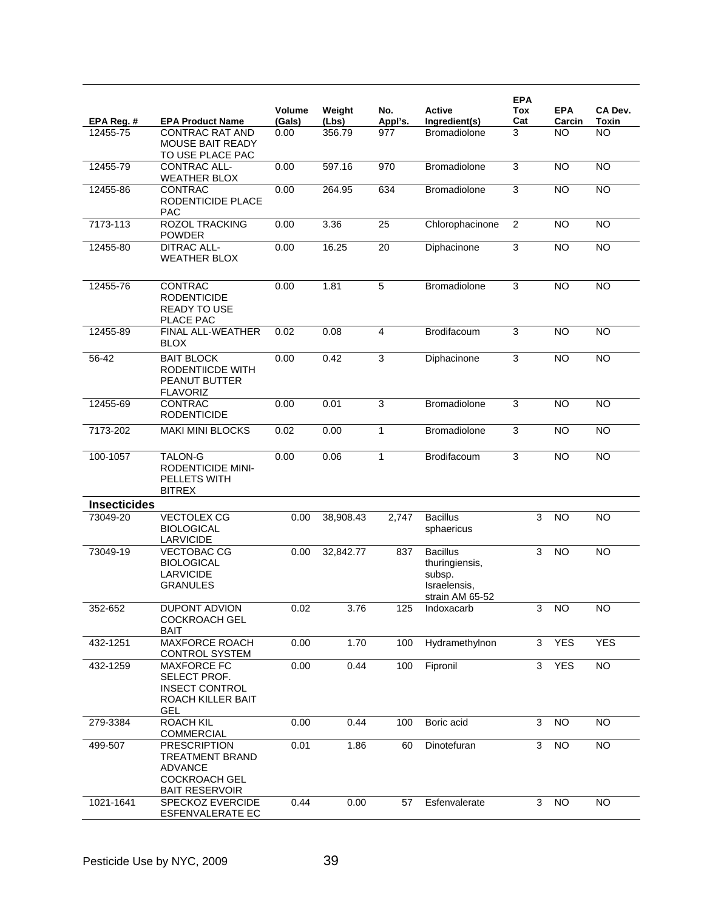| EPA Reg. # | EPA Product Name | Volume (Gals) | Weight (Lbs) | No. Appl's. | Active Ingredient(s) | EPA Tox Cat | EPA Carcin | CA Dev. Toxin |
|---|---|---|---|---|---|---|---|---|
| 12455-75 | CONTRAC RAT AND MOUSE BAIT READY TO USE PLACE PAC | 0.00 | 356.79 | 977 | Bromadiolone | 3 | NO | NO |
| 12455-79 | CONTRAC ALL-WEATHER BLOX | 0.00 | 597.16 | 970 | Bromadiolone | 3 | NO | NO |
| 12455-86 | CONTRAC RODENTICIDE PLACE PAC | 0.00 | 264.95 | 634 | Bromadiolone | 3 | NO | NO |
| 7173-113 | ROZOL TRACKING POWDER | 0.00 | 3.36 | 25 | Chlorophacinone | 2 | NO | NO |
| 12455-80 | DITRAC ALL-WEATHER BLOX | 0.00 | 16.25 | 20 | Diphacinone | 3 | NO | NO |
| 12455-76 | CONTRAC RODENTICIDE READY TO USE PLACE PAC | 0.00 | 1.81 | 5 | Bromadiolone | 3 | NO | NO |
| 12455-89 | FINAL ALL-WEATHER BLOX | 0.02 | 0.08 | 4 | Brodifacoum | 3 | NO | NO |
| 56-42 | BAIT BLOCK RODENTIICDE WITH PEANUT BUTTER FLAVORIZ | 0.00 | 0.42 | 3 | Diphacinone | 3 | NO | NO |
| 12455-69 | CONTRAC RODENTICIDE | 0.00 | 0.01 | 3 | Bromadiolone | 3 | NO | NO |
| 7173-202 | MAKI MINI BLOCKS | 0.02 | 0.00 | 1 | Bromadiolone | 3 | NO | NO |
| 100-1057 | TALON-G RODENTICIDE MINI-PELLETS WITH BITREX | 0.00 | 0.06 | 1 | Brodifacoum | 3 | NO | NO |
| **Insecticides** | | | | | | | | |
| 73049-20 | VECTOLEX CG BIOLOGICAL LARVICIDE | 0.00 | 38,908.43 | 2,747 | Bacillus sphaericus | 3 | NO | NO |
| 73049-19 | VECTOBAC CG BIOLOGICAL LARVICIDE GRANULES | 0.00 | 32,842.77 | 837 | Bacillus thuringiensis, subsp. Israelensis, strain AM 65-52 | 3 | NO | NO |
| 352-652 | DUPONT ADVION COCKROACH GEL BAIT | 0.02 | 3.76 | 125 | Indoxacarb | 3 | NO | NO |
| 432-1251 | MAXFORCE ROACH CONTROL SYSTEM | 0.00 | 1.70 | 100 | Hydramethylnon | 3 | YES | YES |
| 432-1259 | MAXFORCE FC SELECT PROF. INSECT CONTROL ROACH KILLER BAIT GEL | 0.00 | 0.44 | 100 | Fipronil | 3 | YES | NO |
| 279-3384 | ROACH KIL COMMERCIAL | 0.00 | 0.44 | 100 | Boric acid | 3 | NO | NO |
| 499-507 | PRESCRIPTION TREATMENT BRAND ADVANCE COCKROACH GEL BAIT RESERVOIR | 0.01 | 1.86 | 60 | Dinotefuran | 3 | NO | NO |
| 1021-1641 | SPECKOZ EVERCIDE ESFENVALERATE EC | 0.44 | 0.00 | 57 | Esfenvalerate | 3 | NO | NO |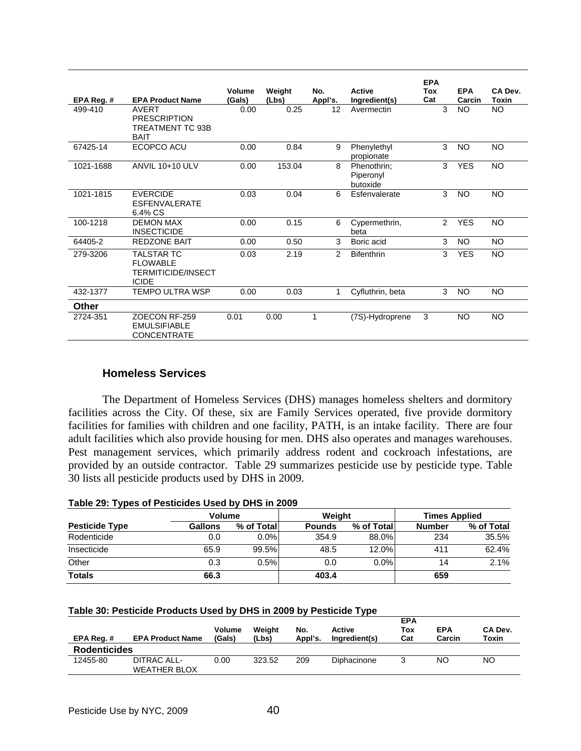| EPA Reg. # | EPA Product Name | Volume (Gals) | Weight (Lbs) | No. Appl's. | Active Ingredient(s) | EPA Tox Cat | EPA Carcin | CA Dev. Toxin |
|---|---|---|---|---|---|---|---|---|
| 499-410 | AVERT PRESCRIPTION TREATMENT TC 93B BAIT | 0.00 | 0.25 | 12 | Avermectin | 3 | NO | NO |
| 67425-14 | ECOPCO ACU | 0.00 | 0.84 | 9 | Phenylethyl propionate | 3 | NO | NO |
| 1021-1688 | ANVIL 10+10 ULV | 0.00 | 153.04 | 8 | Phenothrin; Piperonyl butoxide | 3 | YES | NO |
| 1021-1815 | EVERCIDE ESFENVALERATE 6.4% CS | 0.03 | 0.04 | 6 | Esfenvalerate | 3 | NO | NO |
| 100-1218 | DEMON MAX INSECTICIDE | 0.00 | 0.15 | 6 | Cypermethrin, beta | 2 | YES | NO |
| 64405-2 | REDZONE BAIT | 0.00 | 0.50 | 3 | Boric acid | 3 | NO | NO |
| 279-3206 | TALSTAR TC FLOWABLE TERMITICIDE/INSECTICIDE | 0.03 | 2.19 | 2 | Bifenthrin | 3 | YES | NO |
| 432-1377 | TEMPO ULTRA WSP | 0.00 | 0.03 | 1 | Cyfluthrin, beta | 3 | NO | NO |
| **Other** | | | | | | | | |
| 2724-351 | ZOECON RF-259 EMULSIFIABLE CONCENTRATE | 0.01 | 0.00 | 1 | (7S)-Hydroprene | 3 | NO | NO |

### Homeless Services

The Department of Homeless Services (DHS) manages homeless shelters and dormitory facilities across the City. Of these, six are Family Services operated, five provide dormitory facilities for families with children and one facility, PATH, is an intake facility. There are four adult facilities which also provide housing for men. DHS also operates and manages warehouses. Pest management services, which primarily address rodent and cockroach infestations, are provided by an outside contractor. Table 29 summarizes pesticide use by pesticide type. Table 30 lists all pesticide products used by DHS in 2009.

**Table 29: Types of Pesticides Used by DHS in 2009**

| | Volume | | Weight | | Times Applied | |
|---|---|---|---|---|---|---|
| **Pesticide Type** | **Gallons** | **% of Total** | **Pounds** | **% of Total** | **Number** | **% of Total** |
| Rodenticide | 0.0 | 0.0% | 354.9 | 88.0% | 234 | 35.5% |
| Insecticide | 65.9 | 99.5% | 48.5 | 12.0% | 411 | 62.4% |
| Other | 0.3 | 0.5% | 0.0 | 0.0% | 14 | 2.1% |
| **Totals** | **66.3** | | **403.4** | | **659** | |

**Table 30: Pesticide Products Used by DHS in 2009 by Pesticide Type**

| EPA Reg. # | EPA Product Name | Volume (Gals) | Weight (Lbs) | No. Appl's. | Active Ingredient(s) | EPA Tox Cat | EPA Carcin | CA Dev. Toxin |
|---|---|---|---|---|---|---|---|---|
| **Rodenticides** | | | | | | | | |
| 12455-80 | DITRAC ALL-WEATHER BLOX | 0.00 | 323.52 | 209 | Diphacinone | 3 | NO | NO |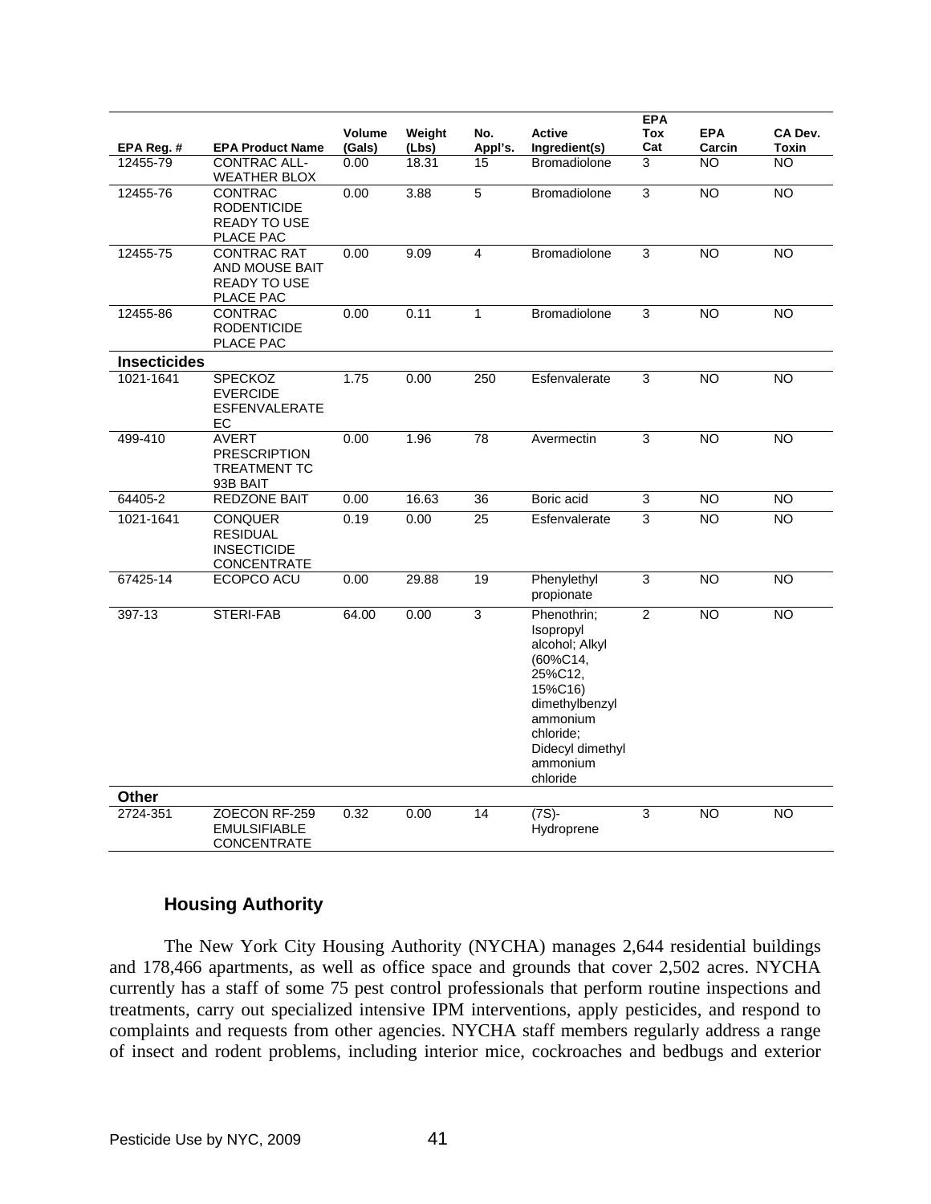| EPA Reg. # | EPA Product Name | Volume (Gals) | Weight (Lbs) | No. Appl's. | Active Ingredient(s) | EPA Tox Cat | EPA Carcin | CA Dev. Toxin |
|---|---|---|---|---|---|---|---|---|
| 12455-79 | CONTRAC ALL-WEATHER BLOX | 0.00 | 18.31 | 15 | Bromadiolone | 3 | NO | NO |
| 12455-76 | CONTRAC RODENTICIDE READY TO USE PLACE PAC | 0.00 | 3.88 | 5 | Bromadiolone | 3 | NO | NO |
| 12455-75 | CONTRAC RAT AND MOUSE BAIT READY TO USE PLACE PAC | 0.00 | 9.09 | 4 | Bromadiolone | 3 | NO | NO |
| 12455-86 | CONTRAC RODENTICIDE PLACE PAC | 0.00 | 0.11 | 1 | Bromadiolone | 3 | NO | NO |
| **Insecticides** | | | | | | | | |
| 1021-1641 | SPECKOZ EVERCIDE ESFENVALERATE EC | 1.75 | 0.00 | 250 | Esfenvalerate | 3 | NO | NO |
| 499-410 | AVERT PRESCRIPTION TREATMENT TC 93B BAIT | 0.00 | 1.96 | 78 | Avermectin | 3 | NO | NO |
| 64405-2 | REDZONE BAIT | 0.00 | 16.63 | 36 | Boric acid | 3 | NO | NO |
| 1021-1641 | CONQUER RESIDUAL INSECTICIDE CONCENTRATE | 0.19 | 0.00 | 25 | Esfenvalerate | 3 | NO | NO |
| 67425-14 | ECOPCO ACU | 0.00 | 29.88 | 19 | Phenylethyl propionate | 3 | NO | NO |
| 397-13 | STERI-FAB | 64.00 | 0.00 | 3 | Phenothrin; Isopropyl alcohol; Alkyl (60%C14, 25%C12, 15%C16) dimethylbenzyl ammonium chloride; Didecyl dimethyl ammonium chloride | 2 | NO | NO |
| **Other** | | | | | | | | |
| 2724-351 | ZOECON RF-259 EMULSIFIABLE CONCENTRATE | 0.32 | 0.00 | 14 | (7S)-Hydroprene | 3 | NO | NO |

### Housing Authority

The New York City Housing Authority (NYCHA) manages 2,644 residential buildings and 178,466 apartments, as well as office space and grounds that cover 2,502 acres. NYCHA currently has a staff of some 75 pest control professionals that perform routine inspections and treatments, carry out specialized intensive IPM interventions, apply pesticides, and respond to complaints and requests from other agencies. NYCHA staff members regularly address a range of insect and rodent problems, including interior mice, cockroaches and bedbugs and exterior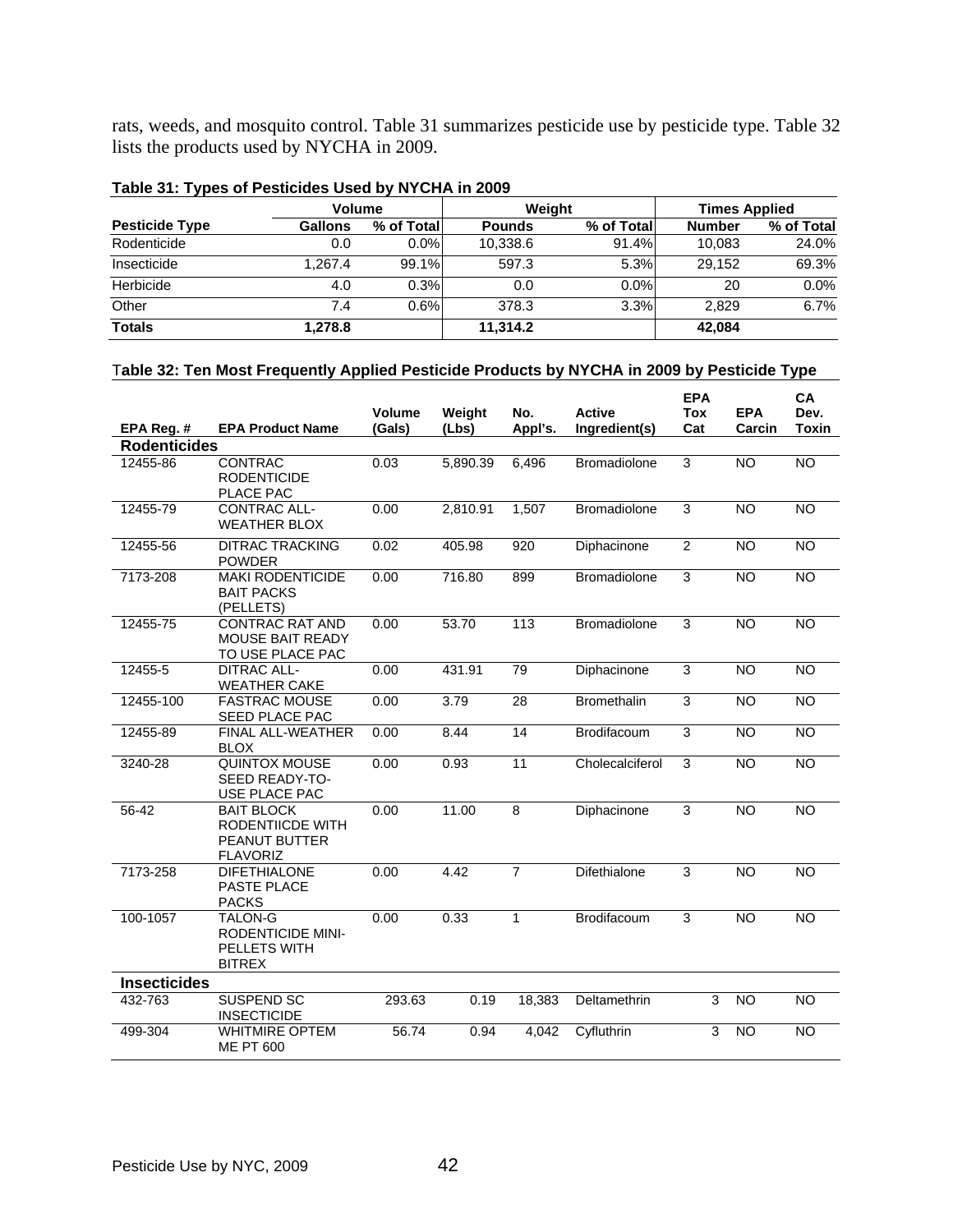rats, weeds, and mosquito control. Table 31 summarizes pesticide use by pesticide type. Table 32 lists the products used by NYCHA in 2009.

**Table 31: Types of Pesticides Used by NYCHA in 2009**

| | Volume | | Weight | | Times Applied | |
|---|---|---|---|---|---|---|
| **Pesticide Type** | **Gallons** | **% of Total** | **Pounds** | **% of Total** | **Number** | **% of Total** |
| Rodenticide | 0.0 | 0.0% | 10,338.6 | 91.4% | 10,083 | 24.0% |
| Insecticide | 1,267.4 | 99.1% | 597.3 | 5.3% | 29,152 | 69.3% |
| Herbicide | 4.0 | 0.3% | 0.0 | 0.0% | 20 | 0.0% |
| Other | 7.4 | 0.6% | 378.3 | 3.3% | 2,829 | 6.7% |
| **Totals** | **1,278.8** | | **11,314.2** | | **42,084** | |

**Table 32: Ten Most Frequently Applied Pesticide Products by NYCHA in 2009 by Pesticide Type**

| EPA Reg. # | EPA Product Name | Volume (Gals) | Weight (Lbs) | No. Appl's. | Active Ingredient(s) | EPA Tox Cat | EPA Carcin | CA Dev. Toxin |
|---|---|---|---|---|---|---|---|---|
| **Rodenticides** | | | | | | | | |
| 12455-86 | CONTRAC RODENTICIDE PLACE PAC | 0.03 | 5,890.39 | 6,496 | Bromadiolone | 3 | NO | NO |
| 12455-79 | CONTRAC ALL-WEATHER BLOX | 0.00 | 2,810.91 | 1,507 | Bromadiolone | 3 | NO | NO |
| 12455-56 | DITRAC TRACKING POWDER | 0.02 | 405.98 | 920 | Diphacinone | 2 | NO | NO |
| 7173-208 | MAKI RODENTICIDE BAIT PACKS (PELLETS) | 0.00 | 716.80 | 899 | Bromadiolone | 3 | NO | NO |
| 12455-75 | CONTRAC RAT AND MOUSE BAIT READY TO USE PLACE PAC | 0.00 | 53.70 | 113 | Bromadiolone | 3 | NO | NO |
| 12455-5 | DITRAC ALL-WEATHER CAKE | 0.00 | 431.91 | 79 | Diphacinone | 3 | NO | NO |
| 12455-100 | FASTRAC MOUSE SEED PLACE PAC | 0.00 | 3.79 | 28 | Bromethalin | 3 | NO | NO |
| 12455-89 | FINAL ALL-WEATHER BLOX | 0.00 | 8.44 | 14 | Brodifacoum | 3 | NO | NO |
| 3240-28 | QUINTOX MOUSE SEED READY-TO-USE PLACE PAC | 0.00 | 0.93 | 11 | Cholecalciferol | 3 | NO | NO |
| 56-42 | BAIT BLOCK RODENTIICDE WITH PEANUT BUTTER FLAVORIZ | 0.00 | 11.00 | 8 | Diphacinone | 3 | NO | NO |
| 7173-258 | DIFETHIALONE PASTE PLACE PACKS | 0.00 | 4.42 | 7 | Difethialone | 3 | NO | NO |
| 100-1057 | TALON-G RODENTICIDE MINI-PELLETS WITH BITREX | 0.00 | 0.33 | 1 | Brodifacoum | 3 | NO | NO |
| **Insecticides** | | | | | | | | |
| 432-763 | SUSPEND SC INSECTICIDE | 293.63 | 0.19 | 18,383 | Deltamethrin | 3 | NO | NO |
| 499-304 | WHITMIRE OPTEM ME PT 600 | 56.74 | 0.94 | 4,042 | Cyfluthrin | 3 | NO | NO |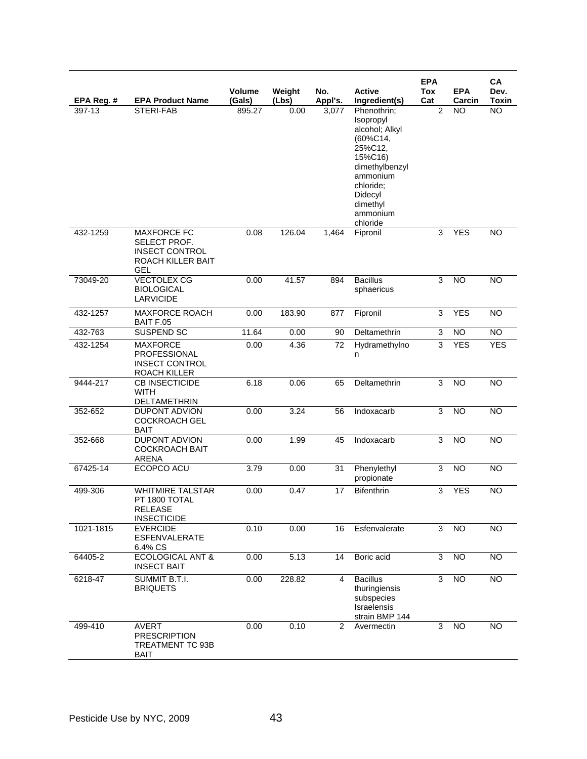| EPA Reg. # | EPA Product Name | Volume (Gals) | Weight (Lbs) | No. Appl's. | Active Ingredient(s) | EPA Tox Cat | EPA Carcin | CA Dev. Toxin |
|---|---|---|---|---|---|---|---|---|
| 397-13 | STERI-FAB | 895.27 | 0.00 | 3,077 | Phenothrin; Isopropyl alcohol; Alkyl (60%C14, 25%C12, 15%C16) dimethylbenzyl ammonium chloride; Didecyl dimethyl ammonium chloride | 2 | NO | NO |
| 432-1259 | MAXFORCE FC SELECT PROF. INSECT CONTROL ROACH KILLER BAIT GEL | 0.08 | 126.04 | 1,464 | Fipronil | 3 | YES | NO |
| 73049-20 | VECTOLEX CG BIOLOGICAL LARVICIDE | 0.00 | 41.57 | 894 | Bacillus sphaericus | 3 | NO | NO |
| 432-1257 | MAXFORCE ROACH BAIT F.05 | 0.00 | 183.90 | 877 | Fipronil | 3 | YES | NO |
| 432-763 | SUSPEND SC | 11.64 | 0.00 | 90 | Deltamethrin | 3 | NO | NO |
| 432-1254 | MAXFORCE PROFESSIONAL INSECT CONTROL ROACH KILLER | 0.00 | 4.36 | 72 | Hydramethylnon | 3 | YES | YES |
| 9444-217 | CB INSECTICIDE WITH DELTAMETHRIN | 6.18 | 0.06 | 65 | Deltamethrin | 3 | NO | NO |
| 352-652 | DUPONT ADVION COCKROACH GEL BAIT | 0.00 | 3.24 | 56 | Indoxacarb | 3 | NO | NO |
| 352-668 | DUPONT ADVION COCKROACH BAIT ARENA | 0.00 | 1.99 | 45 | Indoxacarb | 3 | NO | NO |
| 67425-14 | ECOPCO ACU | 3.79 | 0.00 | 31 | Phenylethyl propionate | 3 | NO | NO |
| 499-306 | WHITMIRE TALSTAR PT 1800 TOTAL RELEASE INSECTICIDE | 0.00 | 0.47 | 17 | Bifenthrin | 3 | YES | NO |
| 1021-1815 | EVERCIDE ESFENVALERATE 6.4% CS | 0.10 | 0.00 | 16 | Esfenvalerate | 3 | NO | NO |
| 64405-2 | ECOLOGICAL ANT & INSECT BAIT | 0.00 | 5.13 | 14 | Boric acid | 3 | NO | NO |
| 6218-47 | SUMMIT B.T.I. BRIQUETS | 0.00 | 228.82 | 4 | Bacillus thuringiensis subspecies Israelensis strain BMP 144 | 3 | NO | NO |
| 499-410 | AVERT PRESCRIPTION TREATMENT TC 93B BAIT | 0.00 | 0.10 | 2 | Avermectin | 3 | NO | NO |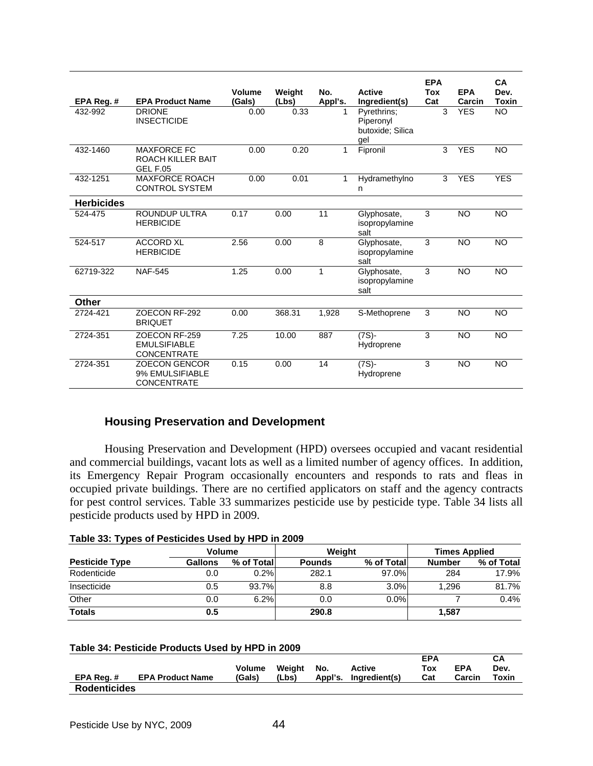| EPA Reg. # | EPA Product Name | Volume (Gals) | Weight (Lbs) | No. Appl's. | Active Ingredient(s) | EPA Tox Cat | EPA Carcin | CA Dev. Toxin |
|---|---|---|---|---|---|---|---|---|
| 432-992 | DRIONE INSECTICIDE | 0.00 | 0.33 | 1 | Pyrethrins; Piperonyl butoxide; Silica gel | 3 | YES | NO |
| 432-1460 | MAXFORCE FC ROACH KILLER BAIT GEL F.05 | 0.00 | 0.20 | 1 | Fipronil | 3 | YES | NO |
| 432-1251 | MAXFORCE ROACH CONTROL SYSTEM | 0.00 | 0.01 | 1 | Hydramethylnon | 3 | YES | YES |
| **Herbicides** | | | | | | | | |
| 524-475 | ROUNDUP ULTRA HERBICIDE | 0.17 | 0.00 | 11 | Glyphosate, isopropylamine salt | 3 | NO | NO |
| 524-517 | ACCORD XL HERBICIDE | 2.56 | 0.00 | 8 | Glyphosate, isopropylamine salt | 3 | NO | NO |
| 62719-322 | NAF-545 | 1.25 | 0.00 | 1 | Glyphosate, isopropylamine salt | 3 | NO | NO |
| **Other** | | | | | | | | |
| 2724-421 | ZOECON RF-292 BRIQUET | 0.00 | 368.31 | 1,928 | S-Methoprene | 3 | NO | NO |
| 2724-351 | ZOECON RF-259 EMULSIFIABLE CONCENTRATE | 7.25 | 10.00 | 887 | (7S)-Hydroprene | 3 | NO | NO |
| 2724-351 | ZOECON GENCOR 9% EMULSIFIABLE CONCENTRATE | 0.15 | 0.00 | 14 | (7S)-Hydroprene | 3 | NO | NO |

## Housing Preservation and Development

Housing Preservation and Development (HPD) oversees occupied and vacant residential and commercial buildings, vacant lots as well as a limited number of agency offices. In addition, its Emergency Repair Program occasionally encounters and responds to rats and fleas in occupied private buildings. There are no certified applicators on staff and the agency contracts for pest control services. Table 33 summarizes pesticide use by pesticide type. Table 34 lists all pesticide products used by HPD in 2009.

**Table 33: Types of Pesticides Used by HPD in 2009**

| | Volume | | Weight | | Times Applied | |
|---|---|---|---|---|---|---|
| **Pesticide Type** | **Gallons** | **% of Total** | **Pounds** | **% of Total** | **Number** | **% of Total** |
| Rodenticide | 0.0 | 0.2% | 282.1 | 97.0% | 284 | 17.9% |
| Insecticide | 0.5 | 93.7% | 8.8 | 3.0% | 1,296 | 81.7% |
| Other | 0.0 | 6.2% | 0.0 | 0.0% | 7 | 0.4% |
| **Totals** | **0.5** | | **290.8** | | **1,587** | |

**Table 34: Pesticide Products Used by HPD in 2009**

| EPA Reg. # | EPA Product Name | Volume (Gals) | Weight (Lbs) | No. Appl's. | Active Ingredient(s) | EPA Tox Cat | EPA Carcin | CA Dev. Toxin |
|---|---|---|---|---|---|---|---|---|
| **Rodenticides** | | | | | | | | |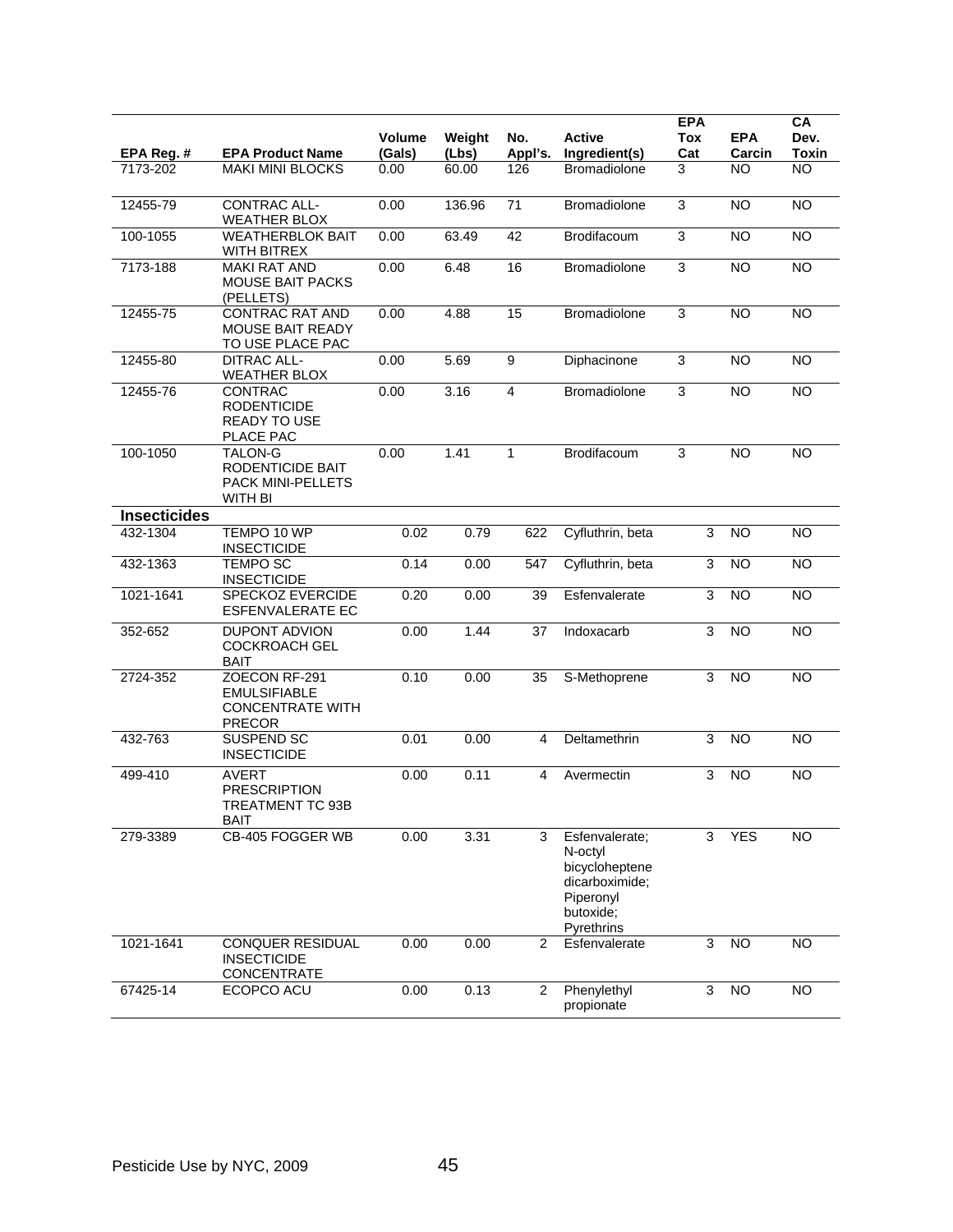| EPA Reg. # | EPA Product Name | Volume (Gals) | Weight (Lbs) | No. Appl's. | Active Ingredient(s) | EPA Tox Cat | EPA Carcin | CA Dev. Toxin |
|---|---|---|---|---|---|---|---|---|
| 7173-202 | MAKI MINI BLOCKS | 0.00 | 60.00 | 126 | Bromadiolone | 3 | NO | NO |
| 12455-79 | CONTRAC ALL-WEATHER BLOX | 0.00 | 136.96 | 71 | Bromadiolone | 3 | NO | NO |
| 100-1055 | WEATHERBLOK BAIT WITH BITREX | 0.00 | 63.49 | 42 | Brodifacoum | 3 | NO | NO |
| 7173-188 | MAKI RAT AND MOUSE BAIT PACKS (PELLETS) | 0.00 | 6.48 | 16 | Bromadiolone | 3 | NO | NO |
| 12455-75 | CONTRAC RAT AND MOUSE BAIT READY TO USE PLACE PAC | 0.00 | 4.88 | 15 | Bromadiolone | 3 | NO | NO |
| 12455-80 | DITRAC ALL-WEATHER BLOX | 0.00 | 5.69 | 9 | Diphacinone | 3 | NO | NO |
| 12455-76 | CONTRAC RODENTICIDE READY TO USE PLACE PAC | 0.00 | 3.16 | 4 | Bromadiolone | 3 | NO | NO |
| 100-1050 | TALON-G RODENTICIDE BAIT PACK MINI-PELLETS WITH BI | 0.00 | 1.41 | 1 | Brodifacoum | 3 | NO | NO |
| **Insecticides** | | | | | | | | |
| 432-1304 | TEMPO 10 WP INSECTICIDE | 0.02 | 0.79 | 622 | Cyfluthrin, beta | 3 | NO | NO |
| 432-1363 | TEMPO SC INSECTICIDE | 0.14 | 0.00 | 547 | Cyfluthrin, beta | 3 | NO | NO |
| 1021-1641 | SPECKOZ EVERCIDE ESFENVALERATE EC | 0.20 | 0.00 | 39 | Esfenvalerate | 3 | NO | NO |
| 352-652 | DUPONT ADVION COCKROACH GEL BAIT | 0.00 | 1.44 | 37 | Indoxacarb | 3 | NO | NO |
| 2724-352 | ZOECON RF-291 EMULSIFIABLE CONCENTRATE WITH PRECOR | 0.10 | 0.00 | 35 | S-Methoprene | 3 | NO | NO |
| 432-763 | SUSPEND SC INSECTICIDE | 0.01 | 0.00 | 4 | Deltamethrin | 3 | NO | NO |
| 499-410 | AVERT PRESCRIPTION TREATMENT TC 93B BAIT | 0.00 | 0.11 | 4 | Avermectin | 3 | NO | NO |
| 279-3389 | CB-405 FOGGER WB | 0.00 | 3.31 | 3 | Esfenvalerate; N-octyl bicycloheptene dicarboximide; Piperonyl butoxide; Pyrethrins | 3 | YES | NO |
| 1021-1641 | CONQUER RESIDUAL INSECTICIDE CONCENTRATE | 0.00 | 0.00 | 2 | Esfenvalerate | 3 | NO | NO |
| 67425-14 | ECOPCO ACU | 0.00 | 0.13 | 2 | Phenylethyl propionate | 3 | NO | NO |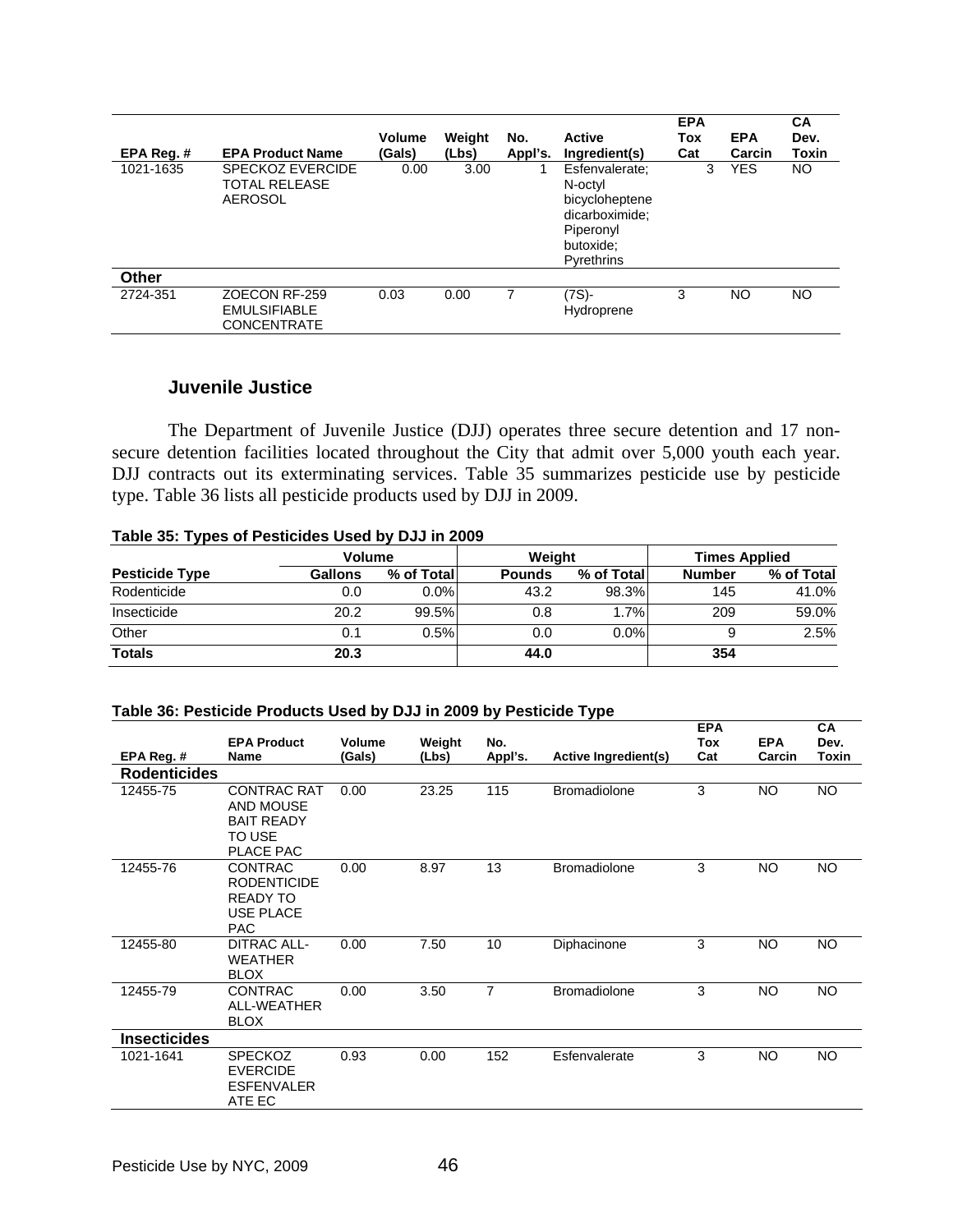| EPA Reg. # | EPA Product Name | Volume (Gals) | Weight (Lbs) | No. Appl's. | Active Ingredient(s) | EPA Tox Cat | EPA Carcin | CA Dev. Toxin |
|---|---|---|---|---|---|---|---|---|
| 1021-1635 | SPECKOZ EVERCIDE TOTAL RELEASE AEROSOL | 0.00 | 3.00 | 1 | Esfenvalerate; N-octyl bicycloheptene dicarboximide; Piperonyl butoxide; Pyrethrins | 3 | YES | NO |
| **Other** | | | | | | | | |
| 2724-351 | ZOECON RF-259 EMULSIFIABLE CONCENTRATE | 0.03 | 0.00 | 7 | (7S)-Hydroprene | 3 | NO | NO |

## Juvenile Justice

The Department of Juvenile Justice (DJJ) operates three secure detention and 17 non-secure detention facilities located throughout the City that admit over 5,000 youth each year. DJJ contracts out its exterminating services. Table 35 summarizes pesticide use by pesticide type. Table 36 lists all pesticide products used by DJJ in 2009.

**Table 35: Types of Pesticides Used by DJJ in 2009**

| | Volume | | Weight | | Times Applied | |
|---|---|---|---|---|---|---|
| **Pesticide Type** | **Gallons** | **% of Total** | **Pounds** | **% of Total** | **Number** | **% of Total** |
| Rodenticide | 0.0 | 0.0% | 43.2 | 98.3% | 145 | 41.0% |
| Insecticide | 20.2 | 99.5% | 0.8 | 1.7% | 209 | 59.0% |
| Other | 0.1 | 0.5% | 0.0 | 0.0% | 9 | 2.5% |
| **Totals** | **20.3** | | **44.0** | | **354** | |

**Table 36: Pesticide Products Used by DJJ in 2009 by Pesticide Type**

| EPA Reg. # | EPA Product Name | Volume (Gals) | Weight (Lbs) | No. Appl's. | Active Ingredient(s) | EPA Tox Cat | EPA Carcin | CA Dev. Toxin |
|---|---|---|---|---|---|---|---|---|
| **Rodenticides** | | | | | | | | |
| 12455-75 | CONTRAC RAT AND MOUSE BAIT READY TO USE PLACE PAC | 0.00 | 23.25 | 115 | Bromadiolone | 3 | NO | NO |
| 12455-76 | CONTRAC RODENTICIDE READY TO USE PLACE PAC | 0.00 | 8.97 | 13 | Bromadiolone | 3 | NO | NO |
| 12455-80 | DITRAC ALL-WEATHER BLOX | 0.00 | 7.50 | 10 | Diphacinone | 3 | NO | NO |
| 12455-79 | CONTRAC ALL-WEATHER BLOX | 0.00 | 3.50 | 7 | Bromadiolone | 3 | NO | NO |
| **Insecticides** | | | | | | | | |
| 1021-1641 | SPECKOZ EVERCIDE ESFENVALERATE EC | 0.93 | 0.00 | 152 | Esfenvalerate | 3 | NO | NO |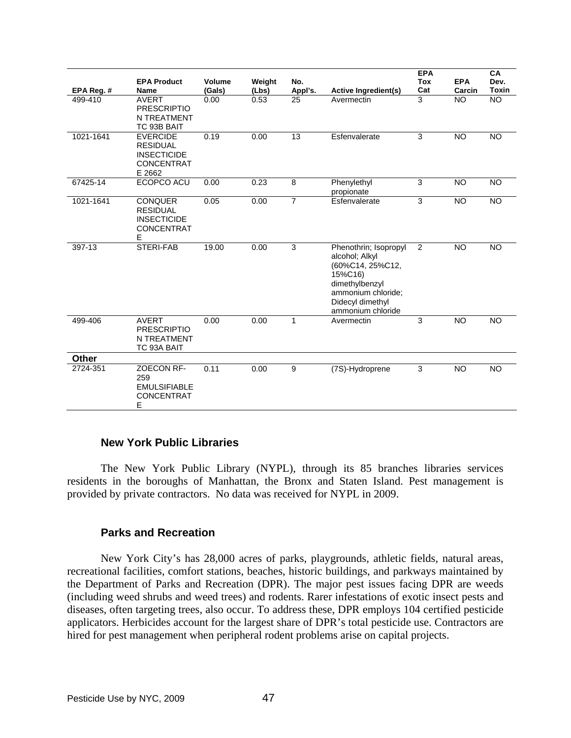| EPA Reg. # | EPA Product Name | Volume (Gals) | Weight (Lbs) | No. Appl's. | Active Ingredient(s) | EPA Tox Cat | EPA Carcin | CA Dev. Toxin |
|---|---|---|---|---|---|---|---|---|
| 499-410 | AVERT PRESCRIPTION TREATMENT TC 93B BAIT | 0.00 | 0.53 | 25 | Avermectin | 3 | NO | NO |
| 1021-1641 | EVERCIDE RESIDUAL INSECTICIDE CONCENTRATE 2662 | 0.19 | 0.00 | 13 | Esfenvalerate | 3 | NO | NO |
| 67425-14 | ECOPCO ACU | 0.00 | 0.23 | 8 | Phenylethyl propionate | 3 | NO | NO |
| 1021-1641 | CONQUER RESIDUAL INSECTICIDE CONCENTRATE | 0.05 | 0.00 | 7 | Esfenvalerate | 3 | NO | NO |
| 397-13 | STERI-FAB | 19.00 | 0.00 | 3 | Phenothrin; Isopropyl alcohol; Alkyl (60%C14, 25%C12, 15%C16) dimethylbenzyl ammonium chloride; Didecyl dimethyl ammonium chloride | 2 | NO | NO |
| 499-406 | AVERT PRESCRIPTION TREATMENT TC 93A BAIT | 0.00 | 0.00 | 1 | Avermectin | 3 | NO | NO |
| **Other** | | | | | | | | |
| 2724-351 | ZOECON RF-259 EMULSIFIABLE CONCENTRATE | 0.11 | 0.00 | 9 | (7S)-Hydroprene | 3 | NO | NO |

### New York Public Libraries

The New York Public Library (NYPL), through its 85 branches libraries services residents in the boroughs of Manhattan, the Bronx and Staten Island. Pest management is provided by private contractors. No data was received for NYPL in 2009.

### Parks and Recreation

New York City's has 28,000 acres of parks, playgrounds, athletic fields, natural areas, recreational facilities, comfort stations, beaches, historic buildings, and parkways maintained by the Department of Parks and Recreation (DPR). The major pest issues facing DPR are weeds (including weed shrubs and weed trees) and rodents. Rarer infestations of exotic insect pests and diseases, often targeting trees, also occur. To address these, DPR employs 104 certified pesticide applicators. Herbicides account for the largest share of DPR's total pesticide use. Contractors are hired for pest management when peripheral rodent problems arise on capital projects.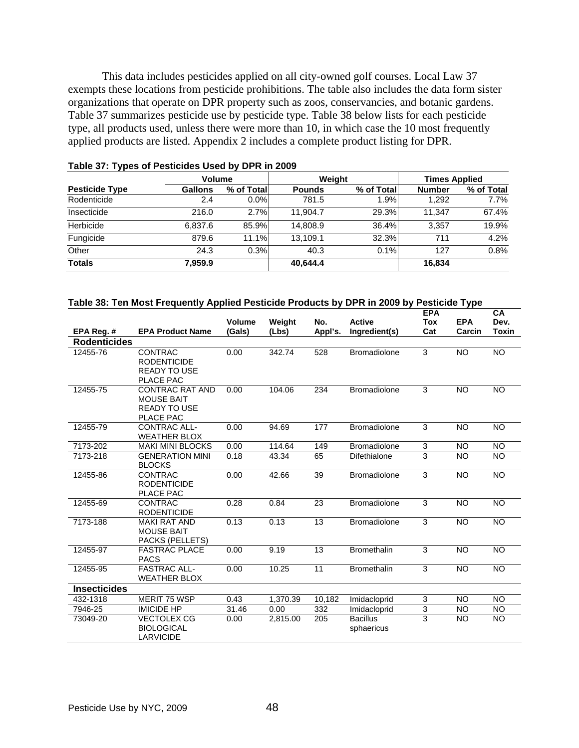This data includes pesticides applied on all city-owned golf courses. Local Law 37 exempts these locations from pesticide prohibitions. The table also includes the data form sister organizations that operate on DPR property such as zoos, conservancies, and botanic gardens. Table 37 summarizes pesticide use by pesticide type. Table 38 below lists for each pesticide type, all products used, unless there were more than 10, in which case the 10 most frequently applied products are listed. Appendix 2 includes a complete product listing for DPR.

**Table 37: Types of Pesticides Used by DPR in 2009**

| | Volume | | Weight | | Times Applied | |
|---|---|---|---|---|---|---|
| **Pesticide Type** | **Gallons** | **% of Total** | **Pounds** | **% of Total** | **Number** | **% of Total** |
| Rodenticide | 2.4 | 0.0% | 781.5 | 1.9% | 1,292 | 7.7% |
| Insecticide | 216.0 | 2.7% | 11,904.7 | 29.3% | 11,347 | 67.4% |
| Herbicide | 6,837.6 | 85.9% | 14,808.9 | 36.4% | 3,357 | 19.9% |
| Fungicide | 879.6 | 11.1% | 13,109.1 | 32.3% | 711 | 4.2% |
| Other | 24.3 | 0.3% | 40.3 | 0.1% | 127 | 0.8% |
| **Totals** | **7,959.9** | | **40,644.4** | | **16,834** | |

**Table 38: Ten Most Frequently Applied Pesticide Products by DPR in 2009 by Pesticide Type**

| EPA Reg. # | EPA Product Name | Volume (Gals) | Weight (Lbs) | No. Appl's. | Active Ingredient(s) | EPA Tox Cat | EPA Carcin | CA Dev. Toxin |
|---|---|---|---|---|---|---|---|---|
| **Rodenticides** | | | | | | | | |
| 12455-76 | CONTRAC RODENTICIDE READY TO USE PLACE PAC | 0.00 | 342.74 | 528 | Bromadiolone | 3 | NO | NO |
| 12455-75 | CONTRAC RAT AND MOUSE BAIT READY TO USE PLACE PAC | 0.00 | 104.06 | 234 | Bromadiolone | 3 | NO | NO |
| 12455-79 | CONTRAC ALL-WEATHER BLOX | 0.00 | 94.69 | 177 | Bromadiolone | 3 | NO | NO |
| 7173-202 | MAKI MINI BLOCKS | 0.00 | 114.64 | 149 | Bromadiolone | 3 | NO | NO |
| 7173-218 | GENERATION MINI BLOCKS | 0.18 | 43.34 | 65 | Difethialone | 3 | NO | NO |
| 12455-86 | CONTRAC RODENTICIDE PLACE PAC | 0.00 | 42.66 | 39 | Bromadiolone | 3 | NO | NO |
| 12455-69 | CONTRAC RODENTICIDE | 0.28 | 0.84 | 23 | Bromadiolone | 3 | NO | NO |
| 7173-188 | MAKI RAT AND MOUSE BAIT PACKS (PELLETS) | 0.13 | 0.13 | 13 | Bromadiolone | 3 | NO | NO |
| 12455-97 | FASTRAC PLACE PACS | 0.00 | 9.19 | 13 | Bromethalin | 3 | NO | NO |
| 12455-95 | FASTRAC ALL-WEATHER BLOX | 0.00 | 10.25 | 11 | Bromethalin | 3 | NO | NO |
| **Insecticides** | | | | | | | | |
| 432-1318 | MERIT 75 WSP | 0.43 | 1,370.39 | 10,182 | Imidacloprid | 3 | NO | NO |
| 7946-25 | IMICIDE HP | 31.46 | 0.00 | 332 | Imidacloprid | 3 | NO | NO |
| 73049-20 | VECTOLEX CG BIOLOGICAL LARVICIDE | 0.00 | 2,815.00 | 205 | Bacillus sphaericus | 3 | NO | NO |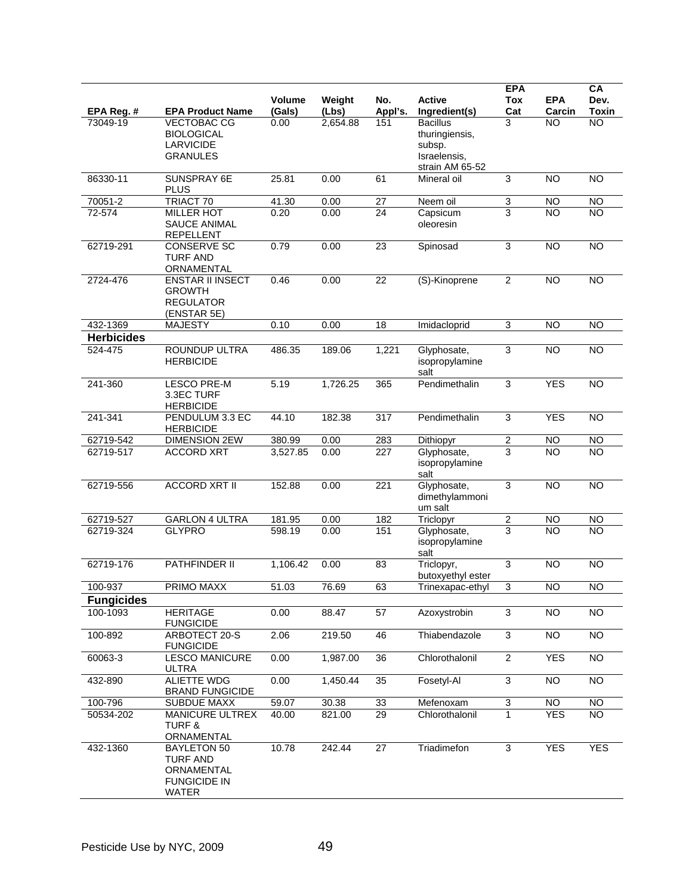| EPA Reg. # | EPA Product Name | Volume (Gals) | Weight (Lbs) | No. Appl's. | Active Ingredient(s) | EPA Tox Cat | EPA Carcin | CA Dev. Toxin |
|---|---|---|---|---|---|---|---|---|
| 73049-19 | VECTOBAC CG BIOLOGICAL LARVICIDE GRANULES | 0.00 | 2,654.88 | 151 | Bacillus thuringiensis, subsp. Israelensis, strain AM 65-52 | 3 | NO | NO |
| 86330-11 | SUNSPRAY 6E PLUS | 25.81 | 0.00 | 61 | Mineral oil | 3 | NO | NO |
| 70051-2 | TRIACT 70 | 41.30 | 0.00 | 27 | Neem oil | 3 | NO | NO |
| 72-574 | MILLER HOT SAUCE ANIMAL REPELLENT | 0.20 | 0.00 | 24 | Capsicum oleoresin | 3 | NO | NO |
| 62719-291 | CONSERVE SC TURF AND ORNAMENTAL | 0.79 | 0.00 | 23 | Spinosad | 3 | NO | NO |
| 2724-476 | ENSTAR II INSECT GROWTH REGULATOR (ENSTAR 5E) | 0.46 | 0.00 | 22 | (S)-Kinoprene | 2 | NO | NO |
| 432-1369 | MAJESTY | 0.10 | 0.00 | 18 | Imidacloprid | 3 | NO | NO |
| **Herbicides** | | | | | | | | |
| 524-475 | ROUNDUP ULTRA HERBICIDE | 486.35 | 189.06 | 1,221 | Glyphosate, isopropylamine salt | 3 | NO | NO |
| 241-360 | LESCO PRE-M 3.3EC TURF HERBICIDE | 5.19 | 1,726.25 | 365 | Pendimethalin | 3 | YES | NO |
| 241-341 | PENDULUM 3.3 EC HERBICIDE | 44.10 | 182.38 | 317 | Pendimethalin | 3 | YES | NO |
| 62719-542 | DIMENSION 2EW | 380.99 | 0.00 | 283 | Dithiopyr | 2 | NO | NO |
| 62719-517 | ACCORD XRT | 3,527.85 | 0.00 | 227 | Glyphosate, isopropylamine salt | 3 | NO | NO |
| 62719-556 | ACCORD XRT II | 152.88 | 0.00 | 221 | Glyphosate, dimethylammonium salt | 3 | NO | NO |
| 62719-527 | GARLON 4 ULTRA | 181.95 | 0.00 | 182 | Triclopyr | 2 | NO | NO |
| 62719-324 | GLYPRO | 598.19 | 0.00 | 151 | Glyphosate, isopropylamine salt | 3 | NO | NO |
| 62719-176 | PATHFINDER II | 1,106.42 | 0.00 | 83 | Triclopyr, butoxyethyl ester | 3 | NO | NO |
| 100-937 | PRIMO MAXX | 51.03 | 76.69 | 63 | Trinexapac-ethyl | 3 | NO | NO |
| **Fungicides** | | | | | | | | |
| 100-1093 | HERITAGE FUNGICIDE | 0.00 | 88.47 | 57 | Azoxystrobin | 3 | NO | NO |
| 100-892 | ARBOTECT 20-S FUNGICIDE | 2.06 | 219.50 | 46 | Thiabendazole | 3 | NO | NO |
| 60063-3 | LESCO MANICURE ULTRA | 0.00 | 1,987.00 | 36 | Chlorothalonil | 2 | YES | NO |
| 432-890 | ALIETTE WDG BRAND FUNGICIDE | 0.00 | 1,450.44 | 35 | Fosetyl-Al | 3 | NO | NO |
| 100-796 | SUBDUE MAXX | 59.07 | 30.38 | 33 | Mefenoxam | 3 | NO | NO |
| 50534-202 | MANICURE ULTREX TURF & ORNAMENTAL | 40.00 | 821.00 | 29 | Chlorothalonil | 1 | YES | NO |
| 432-1360 | BAYLETON 50 TURF AND ORNAMENTAL FUNGICIDE IN WATER | 10.78 | 242.44 | 27 | Triadimefon | 3 | YES | YES |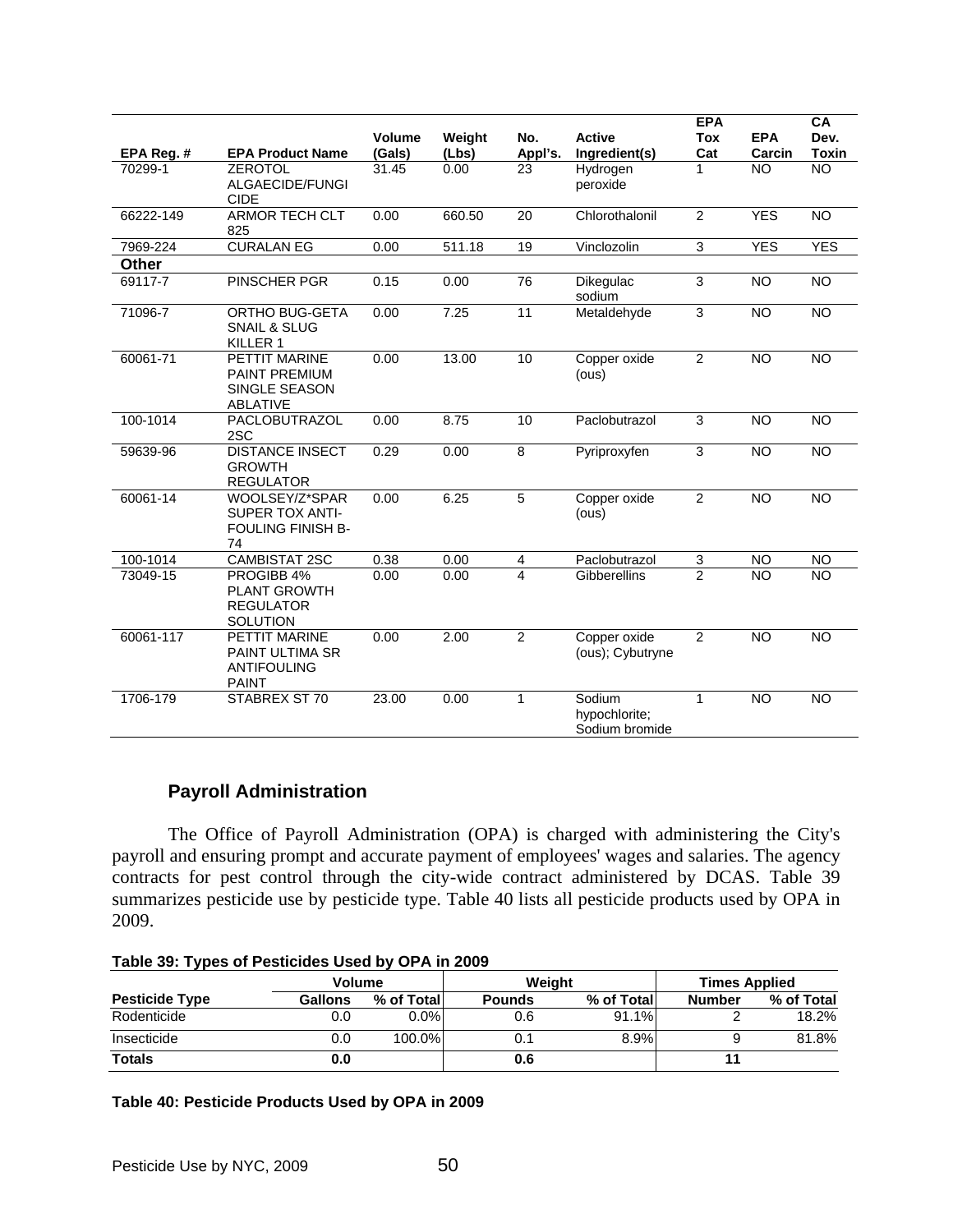| EPA Reg. # | EPA Product Name | Volume (Gals) | Weight (Lbs) | No. Appl's. | Active Ingredient(s) | EPA Tox Cat | EPA Carcin | CA Dev. Toxin |
|---|---|---|---|---|---|---|---|---|
| 70299-1 | ZEROTOL ALGAECIDE/FUNGICIDE | 31.45 | 0.00 | 23 | Hydrogen peroxide | 1 | NO | NO |
| 66222-149 | ARMOR TECH CLT 825 | 0.00 | 660.50 | 20 | Chlorothalonil | 2 | YES | NO |
| 7969-224 | CURALAN EG | 0.00 | 511.18 | 19 | Vinclozolin | 3 | YES | YES |
| **Other** | | | | | | | | |
| 69117-7 | PINSCHER PGR | 0.15 | 0.00 | 76 | Dikegulac sodium | 3 | NO | NO |
| 71096-7 | ORTHO BUG-GETA SNAIL & SLUG KILLER 1 | 0.00 | 7.25 | 11 | Metaldehyde | 3 | NO | NO |
| 60061-71 | PETTIT MARINE PAINT PREMIUM SINGLE SEASON ABLATIVE | 0.00 | 13.00 | 10 | Copper oxide (ous) | 2 | NO | NO |
| 100-1014 | PACLOBUTRAZOL 2SC | 0.00 | 8.75 | 10 | Paclobutrazol | 3 | NO | NO |
| 59639-96 | DISTANCE INSECT GROWTH REGULATOR | 0.29 | 0.00 | 8 | Pyriproxyfen | 3 | NO | NO |
| 60061-14 | WOOLSEY/Z*SPAR SUPER TOX ANTI-FOULING FINISH B-74 | 0.00 | 6.25 | 5 | Copper oxide (ous) | 2 | NO | NO |
| 100-1014 | CAMBISTAT 2SC | 0.38 | 0.00 | 4 | Paclobutrazol | 3 | NO | NO |
| 73049-15 | PROGIBB 4% PLANT GROWTH REGULATOR SOLUTION | 0.00 | 0.00 | 4 | Gibberellins | 2 | NO | NO |
| 60061-117 | PETTIT MARINE PAINT ULTIMA SR ANTIFOULING PAINT | 0.00 | 2.00 | 2 | Copper oxide (ous); Cybutryne | 2 | NO | NO |
| 1706-179 | STABREX ST 70 | 23.00 | 0.00 | 1 | Sodium hypochlorite; Sodium bromide | 1 | NO | NO |

## Payroll Administration

The Office of Payroll Administration (OPA) is charged with administering the City's payroll and ensuring prompt and accurate payment of employees' wages and salaries. The agency contracts for pest control through the city-wide contract administered by DCAS. Table 39 summarizes pesticide use by pesticide type. Table 40 lists all pesticide products used by OPA in 2009.

**Table 39: Types of Pesticides Used by OPA in 2009**

| | Volume | | Weight | | Times Applied | |
|---|---|---|---|---|---|---|
| **Pesticide Type** | **Gallons** | **% of Total** | **Pounds** | **% of Total** | **Number** | **% of Total** |
| Rodenticide | 0.0 | 0.0% | 0.6 | 91.1% | 2 | 18.2% |
| Insecticide | 0.0 | 100.0% | 0.1 | 8.9% | 9 | 81.8% |
| **Totals** | **0.0** | | **0.6** | | **11** | |

**Table 40: Pesticide Products Used by OPA in 2009**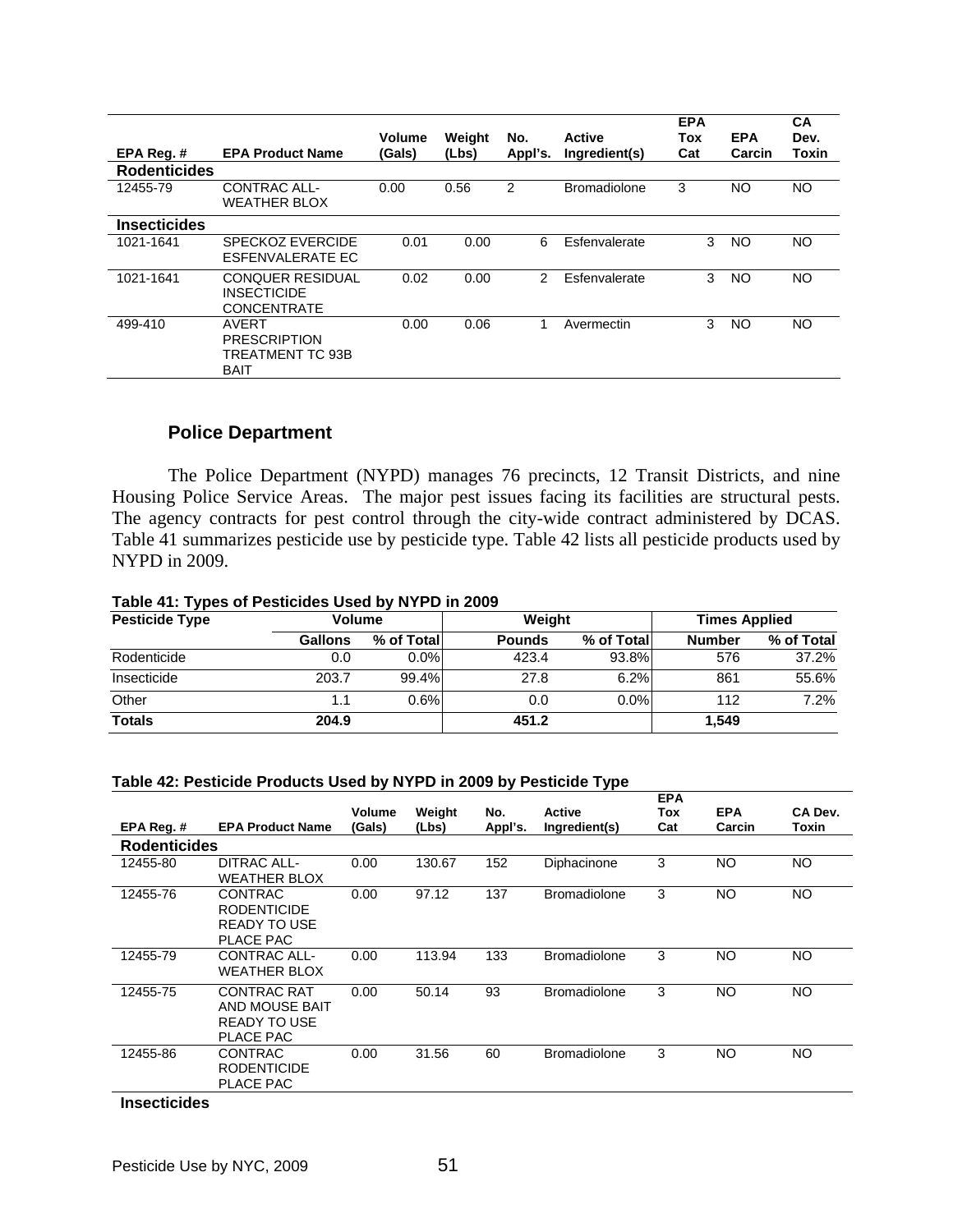| EPA Reg. # | EPA Product Name | Volume (Gals) | Weight (Lbs) | No. Appl's. | Active Ingredient(s) | EPA Tox Cat | EPA Carcin | CA Dev. Toxin |
|---|---|---|---|---|---|---|---|---|
| **Rodenticides** | | | | | | | | |
| 12455-79 | CONTRAC ALL-WEATHER BLOX | 0.00 | 0.56 | 2 | Bromadiolone | 3 | NO | NO |
| **Insecticides** | | | | | | | | |
| 1021-1641 | SPECKOZ EVERCIDE ESFENVALERATE EC | 0.01 | 0.00 | 6 | Esfenvalerate | 3 | NO | NO |
| 1021-1641 | CONQUER RESIDUAL INSECTICIDE CONCENTRATE | 0.02 | 0.00 | 2 | Esfenvalerate | 3 | NO | NO |
| 499-410 | AVERT PRESCRIPTION TREATMENT TC 93B BAIT | 0.00 | 0.06 | 1 | Avermectin | 3 | NO | NO |

### Police Department

The Police Department (NYPD) manages 76 precincts, 12 Transit Districts, and nine Housing Police Service Areas. The major pest issues facing its facilities are structural pests. The agency contracts for pest control through the city-wide contract administered by DCAS. Table 41 summarizes pesticide use by pesticide type. Table 42 lists all pesticide products used by NYPD in 2009.

**Table 41: Types of Pesticides Used by NYPD in 2009**

| Pesticide Type | Volume | | Weight | | Times Applied | |
|---|---|---|---|---|---|---|
| | Gallons | % of Total | Pounds | % of Total | Number | % of Total |
| Rodenticide | 0.0 | 0.0% | 423.4 | 93.8% | 576 | 37.2% |
| Insecticide | 203.7 | 99.4% | 27.8 | 6.2% | 861 | 55.6% |
| Other | 1.1 | 0.6% | 0.0 | 0.0% | 112 | 7.2% |
| **Totals** | **204.9** | | **451.2** | | **1,549** | |

**Table 42: Pesticide Products Used by NYPD in 2009 by Pesticide Type**

| EPA Reg. # | EPA Product Name | Volume (Gals) | Weight (Lbs) | No. Appl's. | Active Ingredient(s) | EPA Tox Cat | EPA Carcin | CA Dev. Toxin |
|---|---|---|---|---|---|---|---|---|
| **Rodenticides** | | | | | | | | |
| 12455-80 | DITRAC ALL-WEATHER BLOX | 0.00 | 130.67 | 152 | Diphacinone | 3 | NO | NO |
| 12455-76 | CONTRAC RODENTICIDE READY TO USE PLACE PAC | 0.00 | 97.12 | 137 | Bromadiolone | 3 | NO | NO |
| 12455-79 | CONTRAC ALL-WEATHER BLOX | 0.00 | 113.94 | 133 | Bromadiolone | 3 | NO | NO |
| 12455-75 | CONTRAC RAT AND MOUSE BAIT READY TO USE PLACE PAC | 0.00 | 50.14 | 93 | Bromadiolone | 3 | NO | NO |
| 12455-86 | CONTRAC RODENTICIDE PLACE PAC | 0.00 | 31.56 | 60 | Bromadiolone | 3 | NO | NO |
| **Insecticides** | | | | | | | | |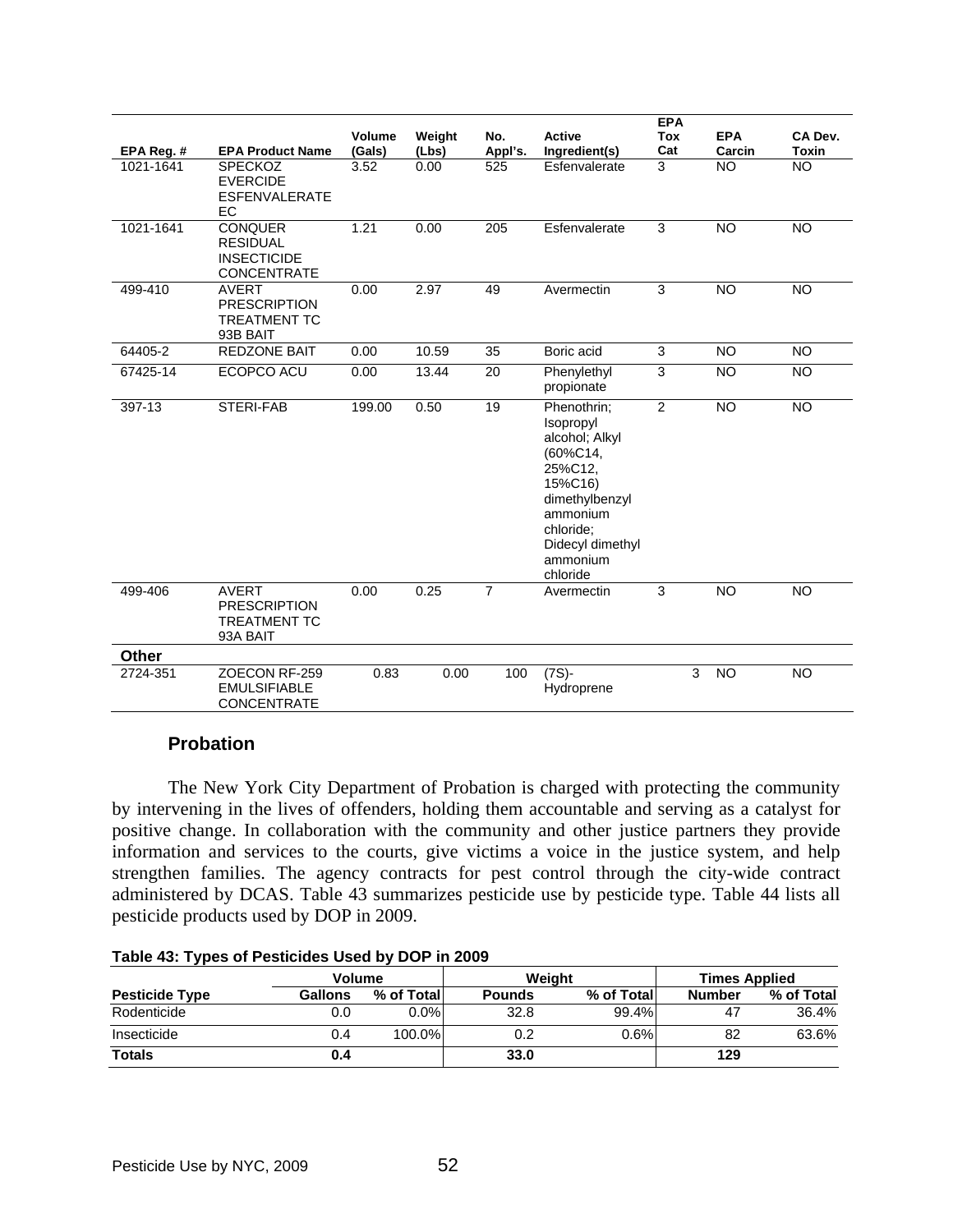| EPA Reg. # | EPA Product Name | Volume (Gals) | Weight (Lbs) | No. Appl's. | Active Ingredient(s) | EPA Tox Cat | EPA Carcin | CA Dev. Toxin |
|---|---|---|---|---|---|---|---|---|
| 1021-1641 | SPECKOZ EVERCIDE ESFENVALERATE EC | 3.52 | 0.00 | 525 | Esfenvalerate | 3 | NO | NO |
| 1021-1641 | CONQUER RESIDUAL INSECTICIDE CONCENTRATE | 1.21 | 0.00 | 205 | Esfenvalerate | 3 | NO | NO |
| 499-410 | AVERT PRESCRIPTION TREATMENT TC 93B BAIT | 0.00 | 2.97 | 49 | Avermectin | 3 | NO | NO |
| 64405-2 | REDZONE BAIT | 0.00 | 10.59 | 35 | Boric acid | 3 | NO | NO |
| 67425-14 | ECOPCO ACU | 0.00 | 13.44 | 20 | Phenylethyl propionate | 3 | NO | NO |
| 397-13 | STERI-FAB | 199.00 | 0.50 | 19 | Phenothrin; Isopropyl alcohol; Alkyl (60%C14, 25%C12, 15%C16) dimethylbenzyl ammonium chloride; Didecyl dimethyl ammonium chloride | 2 | NO | NO |
| 499-406 | AVERT PRESCRIPTION TREATMENT TC 93A BAIT | 0.00 | 0.25 | 7 | Avermectin | 3 | NO | NO |
| **Other** | | | | | | | | |
| 2724-351 | ZOECON RF-259 EMULSIFIABLE CONCENTRATE | 0.83 | 0.00 | 100 | (7S)-Hydroprene | 3 | NO | NO |

### Probation

The New York City Department of Probation is charged with protecting the community by intervening in the lives of offenders, holding them accountable and serving as a catalyst for positive change. In collaboration with the community and other justice partners they provide information and services to the courts, give victims a voice in the justice system, and help strengthen families. The agency contracts for pest control through the city-wide contract administered by DCAS. Table 43 summarizes pesticide use by pesticide type. Table 44 lists all pesticide products used by DOP in 2009.

**Table 43: Types of Pesticides Used by DOP in 2009**

| | Volume | | Weight | | Times Applied | |
|---|---|---|---|---|---|---|
| **Pesticide Type** | **Gallons** | **% of Total** | **Pounds** | **% of Total** | **Number** | **% of Total** |
| Rodenticide | 0.0 | 0.0% | 32.8 | 99.4% | 47 | 36.4% |
| Insecticide | 0.4 | 100.0% | 0.2 | 0.6% | 82 | 63.6% |
| **Totals** | **0.4** | | **33.0** | | **129** | |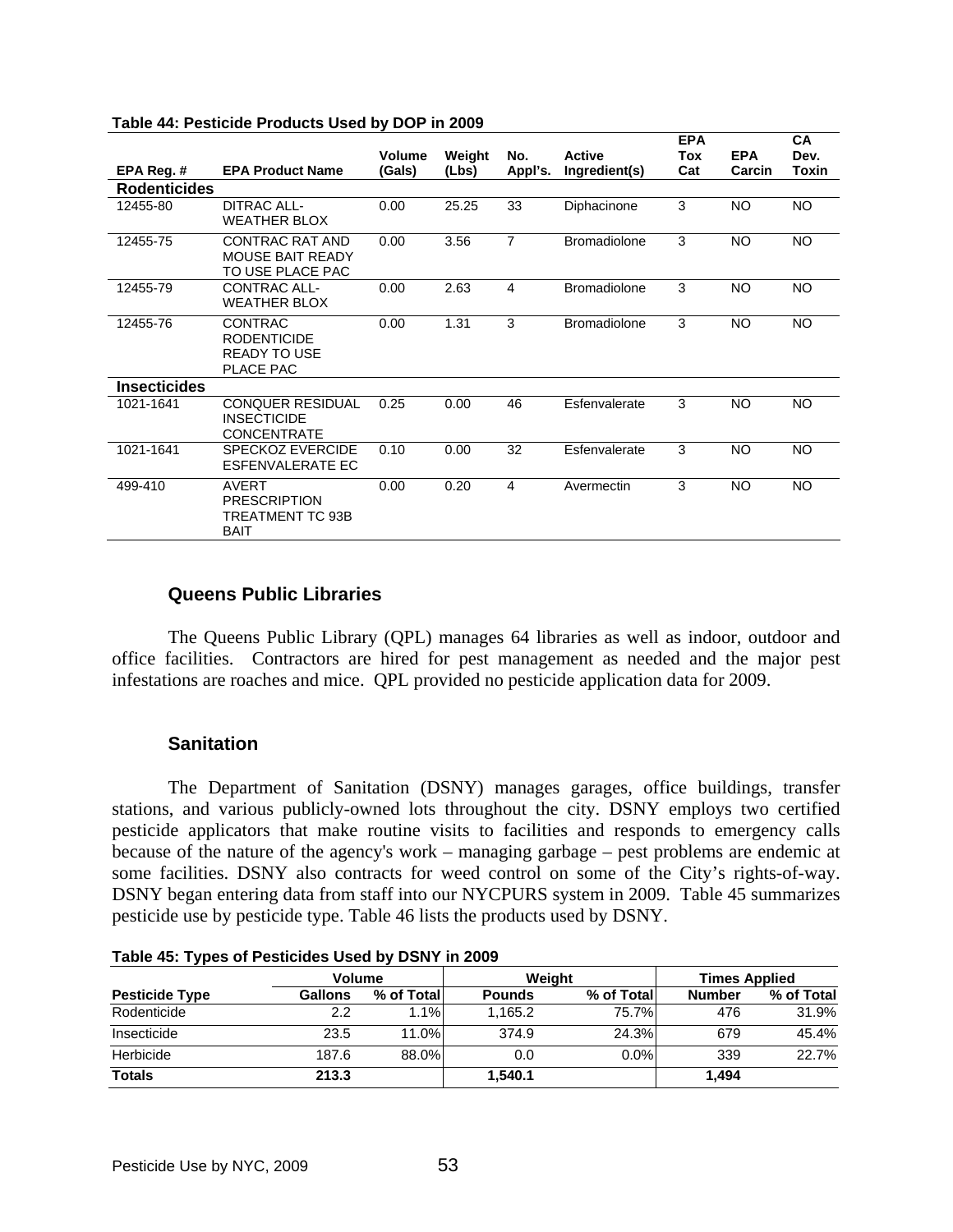**Table 44: Pesticide Products Used by DOP in 2009**

| EPA Reg. # | EPA Product Name | Volume (Gals) | Weight (Lbs) | No. Appl's. | Active Ingredient(s) | EPA Tox Cat | EPA Carcin | CA Dev. Toxin |
|---|---|---|---|---|---|---|---|---|
| **Rodenticides** | | | | | | | | |
| 12455-80 | DITRAC ALL-WEATHER BLOX | 0.00 | 25.25 | 33 | Diphacinone | 3 | NO | NO |
| 12455-75 | CONTRAC RAT AND MOUSE BAIT READY TO USE PLACE PAC | 0.00 | 3.56 | 7 | Bromadiolone | 3 | NO | NO |
| 12455-79 | CONTRAC ALL-WEATHER BLOX | 0.00 | 2.63 | 4 | Bromadiolone | 3 | NO | NO |
| 12455-76 | CONTRAC RODENTICIDE READY TO USE PLACE PAC | 0.00 | 1.31 | 3 | Bromadiolone | 3 | NO | NO |
| **Insecticides** | | | | | | | | |
| 1021-1641 | CONQUER RESIDUAL INSECTICIDE CONCENTRATE | 0.25 | 0.00 | 46 | Esfenvalerate | 3 | NO | NO |
| 1021-1641 | SPECKOZ EVERCIDE ESFENVALERATE EC | 0.10 | 0.00 | 32 | Esfenvalerate | 3 | NO | NO |
| 499-410 | AVERT PRESCRIPTION TREATMENT TC 93B BAIT | 0.00 | 0.20 | 4 | Avermectin | 3 | NO | NO |

### Queens Public Libraries

The Queens Public Library (QPL) manages 64 libraries as well as indoor, outdoor and office facilities. Contractors are hired for pest management as needed and the major pest infestations are roaches and mice. QPL provided no pesticide application data for 2009.

### Sanitation

The Department of Sanitation (DSNY) manages garages, office buildings, transfer stations, and various publicly-owned lots throughout the city. DSNY employs two certified pesticide applicators that make routine visits to facilities and responds to emergency calls because of the nature of the agency's work – managing garbage – pest problems are endemic at some facilities. DSNY also contracts for weed control on some of the City's rights-of-way. DSNY began entering data from staff into our NYCPURS system in 2009. Table 45 summarizes pesticide use by pesticide type. Table 46 lists the products used by DSNY.

**Table 45: Types of Pesticides Used by DSNY in 2009**

| | Volume | | Weight | | Times Applied | |
|---|---|---|---|---|---|---|
| **Pesticide Type** | **Gallons** | **% of Total** | **Pounds** | **% of Total** | **Number** | **% of Total** |
| Rodenticide | 2.2 | 1.1% | 1,165.2 | 75.7% | 476 | 31.9% |
| Insecticide | 23.5 | 11.0% | 374.9 | 24.3% | 679 | 45.4% |
| Herbicide | 187.6 | 88.0% | 0.0 | 0.0% | 339 | 22.7% |
| **Totals** | **213.3** | | **1,540.1** | | **1,494** | |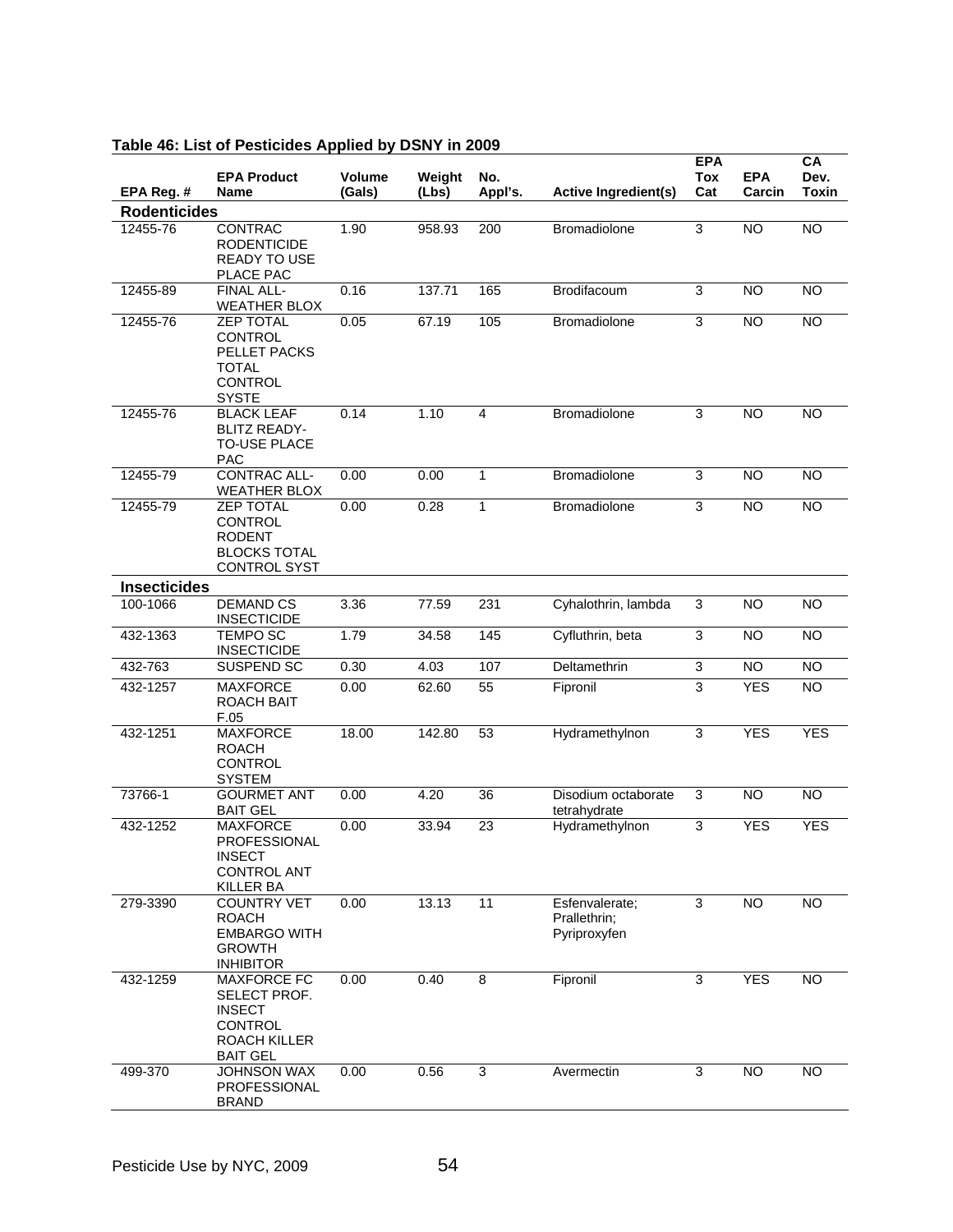**Table 46: List of Pesticides Applied by DSNY in 2009**

| EPA Reg. # | EPA Product Name | Volume (Gals) | Weight (Lbs) | No. Appl's. | Active Ingredient(s) | EPA Tox Cat | EPA Carcin | CA Dev. Toxin |
|---|---|---|---|---|---|---|---|---|
| **Rodenticides** | | | | | | | | |
| 12455-76 | CONTRAC RODENTICIDE READY TO USE PLACE PAC | 1.90 | 958.93 | 200 | Bromadiolone | 3 | NO | NO |
| 12455-89 | FINAL ALL-WEATHER BLOX | 0.16 | 137.71 | 165 | Brodifacoum | 3 | NO | NO |
| 12455-76 | ZEP TOTAL CONTROL PELLET PACKS TOTAL CONTROL SYSTE | 0.05 | 67.19 | 105 | Bromadiolone | 3 | NO | NO |
| 12455-76 | BLACK LEAF BLITZ READY-TO-USE PLACE PAC | 0.14 | 1.10 | 4 | Bromadiolone | 3 | NO | NO |
| 12455-79 | CONTRAC ALL-WEATHER BLOX | 0.00 | 0.00 | 1 | Bromadiolone | 3 | NO | NO |
| 12455-79 | ZEP TOTAL CONTROL RODENT BLOCKS TOTAL CONTROL SYST | 0.00 | 0.28 | 1 | Bromadiolone | 3 | NO | NO |
| **Insecticides** | | | | | | | | |
| 100-1066 | DEMAND CS INSECTICIDE | 3.36 | 77.59 | 231 | Cyhalothrin, lambda | 3 | NO | NO |
| 432-1363 | TEMPO SC INSECTICIDE | 1.79 | 34.58 | 145 | Cyfluthrin, beta | 3 | NO | NO |
| 432-763 | SUSPEND SC | 0.30 | 4.03 | 107 | Deltamethrin | 3 | NO | NO |
| 432-1257 | MAXFORCE ROACH BAIT F.05 | 0.00 | 62.60 | 55 | Fipronil | 3 | YES | NO |
| 432-1251 | MAXFORCE ROACH CONTROL SYSTEM | 18.00 | 142.80 | 53 | Hydramethylnon | 3 | YES | YES |
| 73766-1 | GOURMET ANT BAIT GEL | 0.00 | 4.20 | 36 | Disodium octaborate tetrahydrate | 3 | NO | NO |
| 432-1252 | MAXFORCE PROFESSIONAL INSECT CONTROL ANT KILLER BA | 0.00 | 33.94 | 23 | Hydramethylnon | 3 | YES | YES |
| 279-3390 | COUNTRY VET ROACH EMBARGO WITH GROWTH INHIBITOR | 0.00 | 13.13 | 11 | Esfenvalerate; Prallethrin; Pyriproxyfen | 3 | NO | NO |
| 432-1259 | MAXFORCE FC SELECT PROF. INSECT CONTROL ROACH KILLER BAIT GEL | 0.00 | 0.40 | 8 | Fipronil | 3 | YES | NO |
| 499-370 | JOHNSON WAX PROFESSIONAL BRAND | 0.00 | 0.56 | 3 | Avermectin | 3 | NO | NO |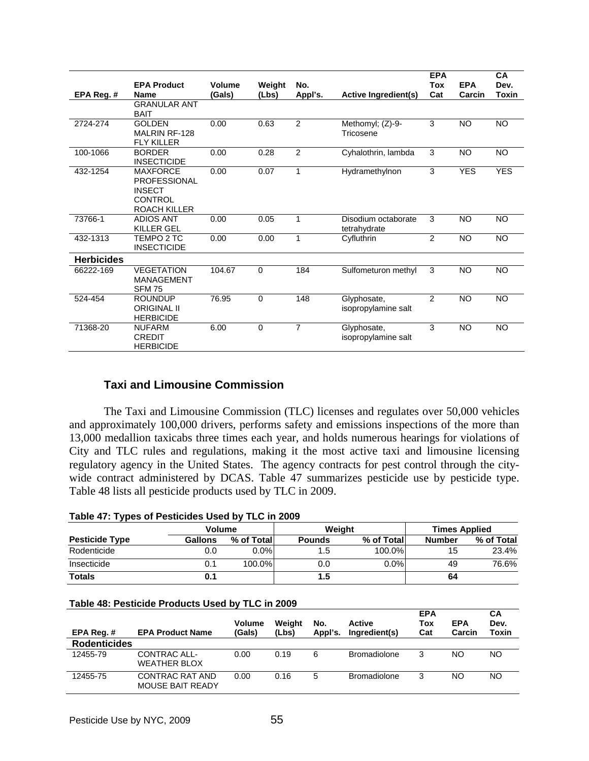| EPA Reg. # | EPA Product Name | Volume (Gals) | Weight (Lbs) | No. Appl's. | Active Ingredient(s) | EPA Tox Cat | EPA Carcin | CA Dev. Toxin |
|---|---|---|---|---|---|---|---|---|
| | GRANULAR ANT BAIT | | | | | | | |
| 2724-274 | GOLDEN MALRIN RF-128 FLY KILLER | 0.00 | 0.63 | 2 | Methomyl; (Z)-9-Tricosene | 3 | NO | NO |
| 100-1066 | BORDER INSECTICIDE | 0.00 | 0.28 | 2 | Cyhalothrin, lambda | 3 | NO | NO |
| 432-1254 | MAXFORCE PROFESSIONAL INSECT CONTROL ROACH KILLER | 0.00 | 0.07 | 1 | Hydramethylnon | 3 | YES | YES |
| 73766-1 | ADIOS ANT KILLER GEL | 0.00 | 0.05 | 1 | Disodium octaborate tetrahydrate | 3 | NO | NO |
| 432-1313 | TEMPO 2 TC INSECTICIDE | 0.00 | 0.00 | 1 | Cyfluthrin | 2 | NO | NO |
| **Herbicides** | | | | | | | | |
| 66222-169 | VEGETATION MANAGEMENT SFM 75 | 104.67 | 0 | 184 | Sulfometuron methyl | 3 | NO | NO |
| 524-454 | ROUNDUP ORIGINAL II HERBICIDE | 76.95 | 0 | 148 | Glyphosate, isopropylamine salt | 2 | NO | NO |
| 71368-20 | NUFARM CREDIT HERBICIDE | 6.00 | 0 | 7 | Glyphosate, isopropylamine salt | 3 | NO | NO |

## Taxi and Limousine Commission

The Taxi and Limousine Commission (TLC) licenses and regulates over 50,000 vehicles and approximately 100,000 drivers, performs safety and emissions inspections of the more than 13,000 medallion taxicabs three times each year, and holds numerous hearings for violations of City and TLC rules and regulations, making it the most active taxi and limousine licensing regulatory agency in the United States. The agency contracts for pest control through the city-wide contract administered by DCAS. Table 47 summarizes pesticide use by pesticide type. Table 48 lists all pesticide products used by TLC in 2009.

**Table 47: Types of Pesticides Used by TLC in 2009**

| | Volume | | Weight | | Times Applied | |
|---|---|---|---|---|---|---|
| **Pesticide Type** | **Gallons** | **% of Total** | **Pounds** | **% of Total** | **Number** | **% of Total** |
| Rodenticide | 0.0 | 0.0% | 1.5 | 100.0% | 15 | 23.4% |
| Insecticide | 0.1 | 100.0% | 0.0 | 0.0% | 49 | 76.6% |
| **Totals** | **0.1** | | **1.5** | | **64** | |

**Table 48: Pesticide Products Used by TLC in 2009**

| EPA Reg. # | EPA Product Name | Volume (Gals) | Weight (Lbs) | No. Appl's. | Active Ingredient(s) | EPA Tox Cat | EPA Carcin | CA Dev. Toxin |
|---|---|---|---|---|---|---|---|---|
| **Rodenticides** | | | | | | | | |
| 12455-79 | CONTRAC ALL-WEATHER BLOX | 0.00 | 0.19 | 6 | Bromadiolone | 3 | NO | NO |
| 12455-75 | CONTRAC RAT AND MOUSE BAIT READY | 0.00 | 0.16 | 5 | Bromadiolone | 3 | NO | NO |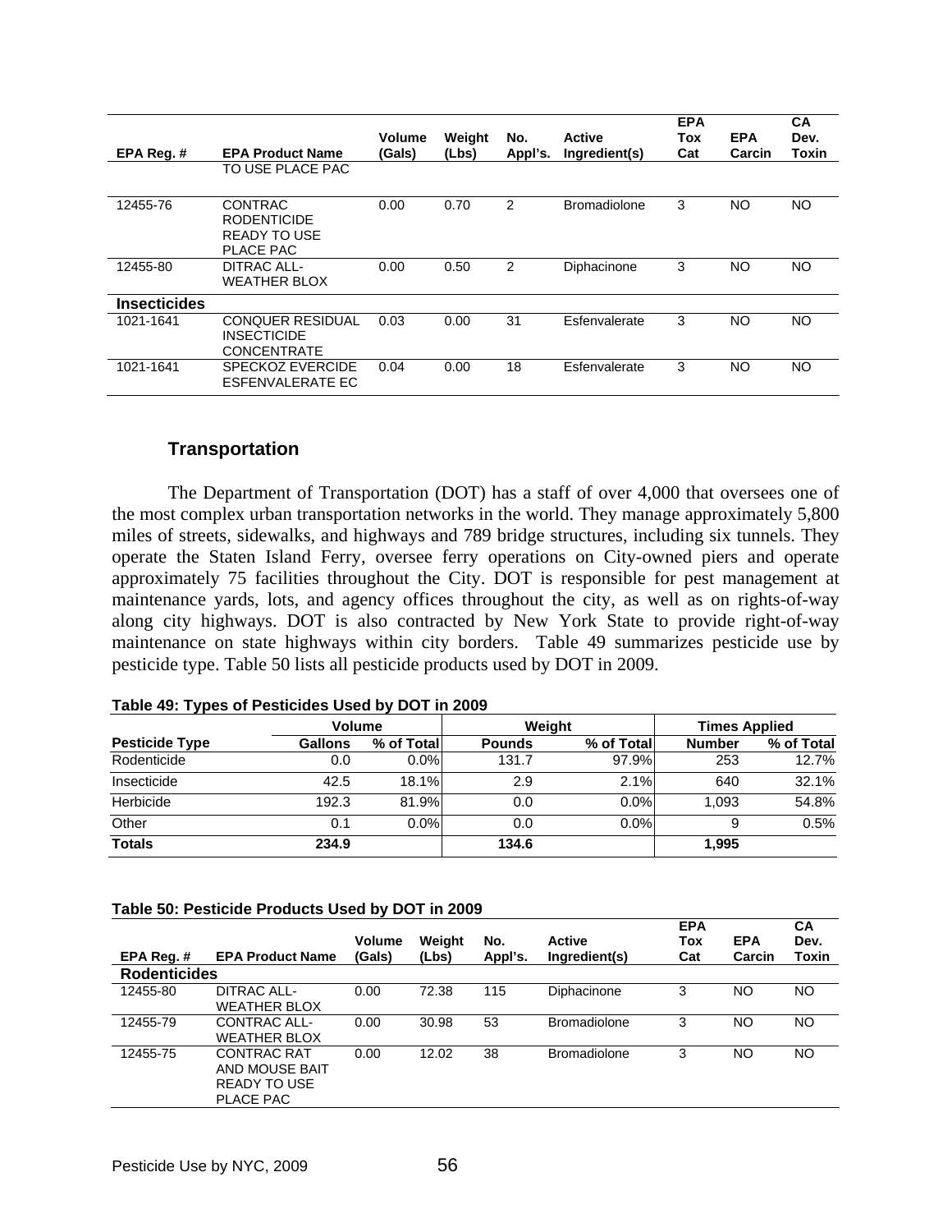| EPA Reg. # | EPA Product Name | Volume (Gals) | Weight (Lbs) | No. Appl's. | Active Ingredient(s) | EPA Tox Cat | EPA Carcin | CA Dev. Toxin |
|---|---|---|---|---|---|---|---|---|
| | TO USE PLACE PAC | | | | | | | |
| 12455-76 | CONTRAC RODENTICIDE READY TO USE PLACE PAC | 0.00 | 0.70 | 2 | Bromadiolone | 3 | NO | NO |
| 12455-80 | DITRAC ALL-WEATHER BLOX | 0.00 | 0.50 | 2 | Diphacinone | 3 | NO | NO |
| **Insecticides** | | | | | | | | |
| 1021-1641 | CONQUER RESIDUAL INSECTICIDE CONCENTRATE | 0.03 | 0.00 | 31 | Esfenvalerate | 3 | NO | NO |
| 1021-1641 | SPECKOZ EVERCIDE ESFENVALERATE EC | 0.04 | 0.00 | 18 | Esfenvalerate | 3 | NO | NO |

### Transportation

The Department of Transportation (DOT) has a staff of over 4,000 that oversees one of the most complex urban transportation networks in the world. They manage approximately 5,800 miles of streets, sidewalks, and highways and 789 bridge structures, including six tunnels. They operate the Staten Island Ferry, oversee ferry operations on City-owned piers and operate approximately 75 facilities throughout the City. DOT is responsible for pest management at maintenance yards, lots, and agency offices throughout the city, as well as on rights-of-way along city highways. DOT is also contracted by New York State to provide right-of-way maintenance on state highways within city borders. Table 49 summarizes pesticide use by pesticide type. Table 50 lists all pesticide products used by DOT in 2009.

**Table 49: Types of Pesticides Used by DOT in 2009**

| | Volume | | Weight | | Times Applied | |
|---|---|---|---|---|---|---|
| **Pesticide Type** | **Gallons** | **% of Total** | **Pounds** | **% of Total** | **Number** | **% of Total** |
| Rodenticide | 0.0 | 0.0% | 131.7 | 97.9% | 253 | 12.7% |
| Insecticide | 42.5 | 18.1% | 2.9 | 2.1% | 640 | 32.1% |
| Herbicide | 192.3 | 81.9% | 0.0 | 0.0% | 1,093 | 54.8% |
| Other | 0.1 | 0.0% | 0.0 | 0.0% | 9 | 0.5% |
| **Totals** | **234.9** | | **134.6** | | **1,995** | |

**Table 50: Pesticide Products Used by DOT in 2009**

| EPA Reg. # | EPA Product Name | Volume (Gals) | Weight (Lbs) | No. Appl's. | Active Ingredient(s) | EPA Tox Cat | EPA Carcin | CA Dev. Toxin |
|---|---|---|---|---|---|---|---|---|
| **Rodenticides** | | | | | | | | |
| 12455-80 | DITRAC ALL-WEATHER BLOX | 0.00 | 72.38 | 115 | Diphacinone | 3 | NO | NO |
| 12455-79 | CONTRAC ALL-WEATHER BLOX | 0.00 | 30.98 | 53 | Bromadiolone | 3 | NO | NO |
| 12455-75 | CONTRAC RAT AND MOUSE BAIT READY TO USE PLACE PAC | 0.00 | 12.02 | 38 | Bromadiolone | 3 | NO | NO |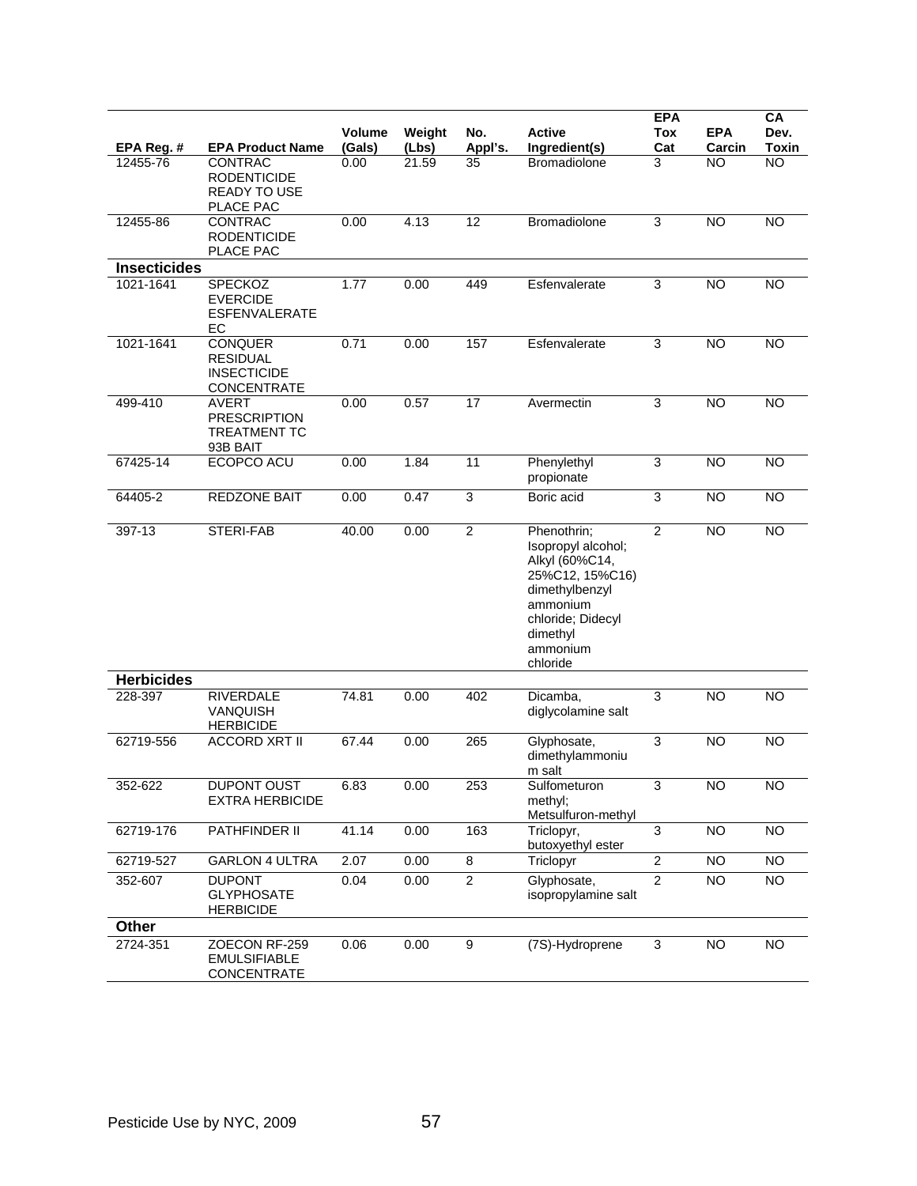| EPA Reg. # | EPA Product Name | Volume (Gals) | Weight (Lbs) | No. Appl's. | Active Ingredient(s) | EPA Tox Cat | EPA Carcin | CA Dev. Toxin |
|---|---|---|---|---|---|---|---|---|
| 12455-76 | CONTRAC RODENTICIDE READY TO USE PLACE PAC | 0.00 | 21.59 | 35 | Bromadiolone | 3 | NO | NO |
| 12455-86 | CONTRAC RODENTICIDE PLACE PAC | 0.00 | 4.13 | 12 | Bromadiolone | 3 | NO | NO |
| **Insecticides** | | | | | | | | |
| 1021-1641 | SPECKOZ EVERCIDE ESFENVALERATE EC | 1.77 | 0.00 | 449 | Esfenvalerate | 3 | NO | NO |
| 1021-1641 | CONQUER RESIDUAL INSECTICIDE CONCENTRATE | 0.71 | 0.00 | 157 | Esfenvalerate | 3 | NO | NO |
| 499-410 | AVERT PRESCRIPTION TREATMENT TC 93B BAIT | 0.00 | 0.57 | 17 | Avermectin | 3 | NO | NO |
| 67425-14 | ECOPCO ACU | 0.00 | 1.84 | 11 | Phenylethyl propionate | 3 | NO | NO |
| 64405-2 | REDZONE BAIT | 0.00 | 0.47 | 3 | Boric acid | 3 | NO | NO |
| 397-13 | STERI-FAB | 40.00 | 0.00 | 2 | Phenothrin; Isopropyl alcohol; Alkyl (60%C14, 25%C12, 15%C16) dimethylbenzyl ammonium chloride; Didecyl dimethyl ammonium chloride | 2 | NO | NO |
| **Herbicides** | | | | | | | | |
| 228-397 | RIVERDALE VANQUISH HERBICIDE | 74.81 | 0.00 | 402 | Dicamba, diglycolamine salt | 3 | NO | NO |
| 62719-556 | ACCORD XRT II | 67.44 | 0.00 | 265 | Glyphosate, dimethylammonium salt | 3 | NO | NO |
| 352-622 | DUPONT OUST EXTRA HERBICIDE | 6.83 | 0.00 | 253 | Sulfometuron methyl; Metsulfuron-methyl | 3 | NO | NO |
| 62719-176 | PATHFINDER II | 41.14 | 0.00 | 163 | Triclopyr, butoxyethyl ester | 3 | NO | NO |
| 62719-527 | GARLON 4 ULTRA | 2.07 | 0.00 | 8 | Triclopyr | 2 | NO | NO |
| 352-607 | DUPONT GLYPHOSATE HERBICIDE | 0.04 | 0.00 | 2 | Glyphosate, isopropylamine salt | 2 | NO | NO |
| **Other** | | | | | | | | |
| 2724-351 | ZOECON RF-259 EMULSIFIABLE CONCENTRATE | 0.06 | 0.00 | 9 | (7S)-Hydroprene | 3 | NO | NO |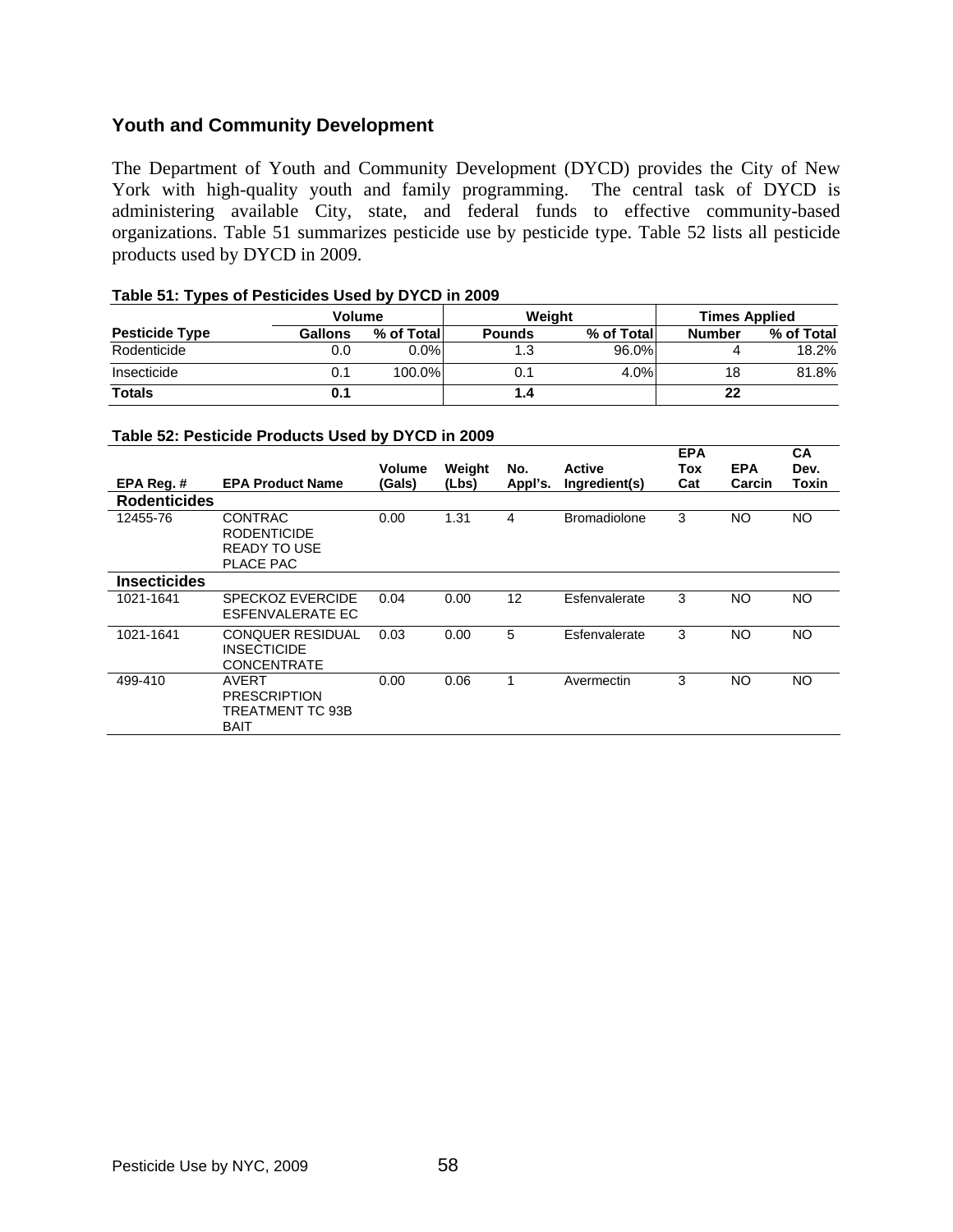## Youth and Community Development

The Department of Youth and Community Development (DYCD) provides the City of New York with high-quality youth and family programming. The central task of DYCD is administering available City, state, and federal funds to effective community-based organizations. Table 51 summarizes pesticide use by pesticide type. Table 52 lists all pesticide products used by DYCD in 2009.

**Table 51: Types of Pesticides Used by DYCD in 2009**

| | Volume | | Weight | | Times Applied | |
|---|---|---|---|---|---|---|
| **Pesticide Type** | **Gallons** | **% of Total** | **Pounds** | **% of Total** | **Number** | **% of Total** |
| Rodenticide | 0.0 | 0.0% | 1.3 | 96.0% | 4 | 18.2% |
| Insecticide | 0.1 | 100.0% | 0.1 | 4.0% | 18 | 81.8% |
| **Totals** | **0.1** | | **1.4** | | **22** | |

**Table 52: Pesticide Products Used by DYCD in 2009**

| EPA Reg. # | EPA Product Name | Volume (Gals) | Weight (Lbs) | No. Appl's. | Active Ingredient(s) | EPA Tox Cat | EPA Carcin | CA Dev. Toxin |
|---|---|---|---|---|---|---|---|---|
| **Rodenticides** | | | | | | | | |
| 12455-76 | CONTRAC RODENTICIDE READY TO USE PLACE PAC | 0.00 | 1.31 | 4 | Bromadiolone | 3 | NO | NO |
| **Insecticides** | | | | | | | | |
| 1021-1641 | SPECKOZ EVERCIDE ESFENVALERATE EC | 0.04 | 0.00 | 12 | Esfenvalerate | 3 | NO | NO |
| 1021-1641 | CONQUER RESIDUAL INSECTICIDE CONCENTRATE | 0.03 | 0.00 | 5 | Esfenvalerate | 3 | NO | NO |
| 499-410 | AVERT PRESCRIPTION TREATMENT TC 93B BAIT | 0.00 | 0.06 | 1 | Avermectin | 3 | NO | NO |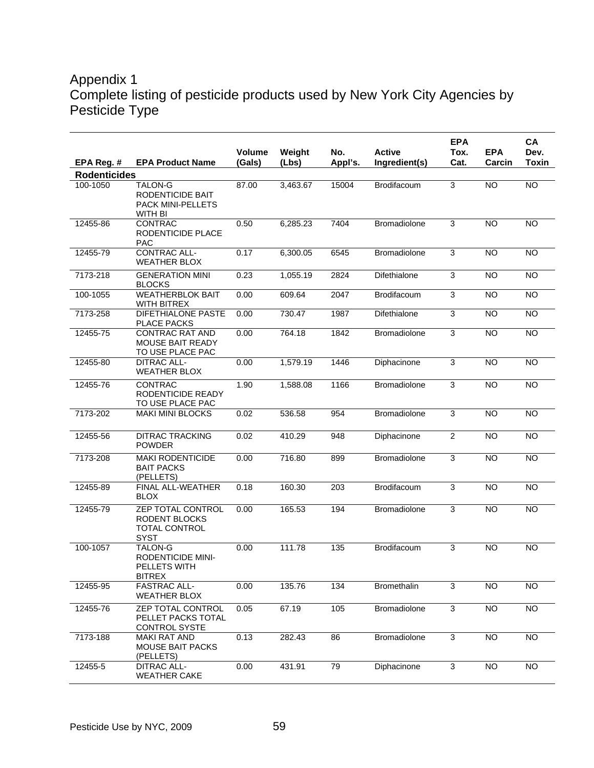# Appendix 1
# Complete listing of pesticide products used by New York City Agencies by Pesticide Type

| EPA Reg. # | EPA Product Name | Volume (Gals) | Weight (Lbs) | No. Appl's. | Active Ingredient(s) | EPA Tox. Cat. | EPA Carcin | CA Dev. Toxin |
|---|---|---|---|---|---|---|---|---|
| **Rodenticides** | | | | | | | | |
| 100-1050 | TALON-G RODENTICIDE BAIT PACK MINI-PELLETS WITH BI | 87.00 | 3,463.67 | 15004 | Brodifacoum | 3 | NO | NO |
| 12455-86 | CONTRAC RODENTICIDE PLACE PAC | 0.50 | 6,285.23 | 7404 | Bromadiolone | 3 | NO | NO |
| 12455-79 | CONTRAC ALL-WEATHER BLOX | 0.17 | 6,300.05 | 6545 | Bromadiolone | 3 | NO | NO |
| 7173-218 | GENERATION MINI BLOCKS | 0.23 | 1,055.19 | 2824 | Difethialone | 3 | NO | NO |
| 100-1055 | WEATHERBLOK BAIT WITH BITREX | 0.00 | 609.64 | 2047 | Brodifacoum | 3 | NO | NO |
| 7173-258 | DIFETHIALONE PASTE PLACE PACKS | 0.00 | 730.47 | 1987 | Difethialone | 3 | NO | NO |
| 12455-75 | CONTRAC RAT AND MOUSE BAIT READY TO USE PLACE PAC | 0.00 | 764.18 | 1842 | Bromadiolone | 3 | NO | NO |
| 12455-80 | DITRAC ALL-WEATHER BLOX | 0.00 | 1,579.19 | 1446 | Diphacinone | 3 | NO | NO |
| 12455-76 | CONTRAC RODENTICIDE READY TO USE PLACE PAC | 1.90 | 1,588.08 | 1166 | Bromadiolone | 3 | NO | NO |
| 7173-202 | MAKI MINI BLOCKS | 0.02 | 536.58 | 954 | Bromadiolone | 3 | NO | NO |
| 12455-56 | DITRAC TRACKING POWDER | 0.02 | 410.29 | 948 | Diphacinone | 2 | NO | NO |
| 7173-208 | MAKI RODENTICIDE BAIT PACKS (PELLETS) | 0.00 | 716.80 | 899 | Bromadiolone | 3 | NO | NO |
| 12455-89 | FINAL ALL-WEATHER BLOX | 0.18 | 160.30 | 203 | Brodifacoum | 3 | NO | NO |
| 12455-79 | ZEP TOTAL CONTROL RODENT BLOCKS TOTAL CONTROL SYST | 0.00 | 165.53 | 194 | Bromadiolone | 3 | NO | NO |
| 100-1057 | TALON-G RODENTICIDE MINI-PELLETS WITH BITREX | 0.00 | 111.78 | 135 | Brodifacoum | 3 | NO | NO |
| 12455-95 | FASTRAC ALL-WEATHER BLOX | 0.00 | 135.76 | 134 | Bromethalin | 3 | NO | NO |
| 12455-76 | ZEP TOTAL CONTROL PELLET PACKS TOTAL CONTROL SYSTE | 0.05 | 67.19 | 105 | Bromadiolone | 3 | NO | NO |
| 7173-188 | MAKI RAT AND MOUSE BAIT PACKS (PELLETS) | 0.13 | 282.43 | 86 | Bromadiolone | 3 | NO | NO |
| 12455-5 | DITRAC ALL-WEATHER CAKE | 0.00 | 431.91 | 79 | Diphacinone | 3 | NO | NO |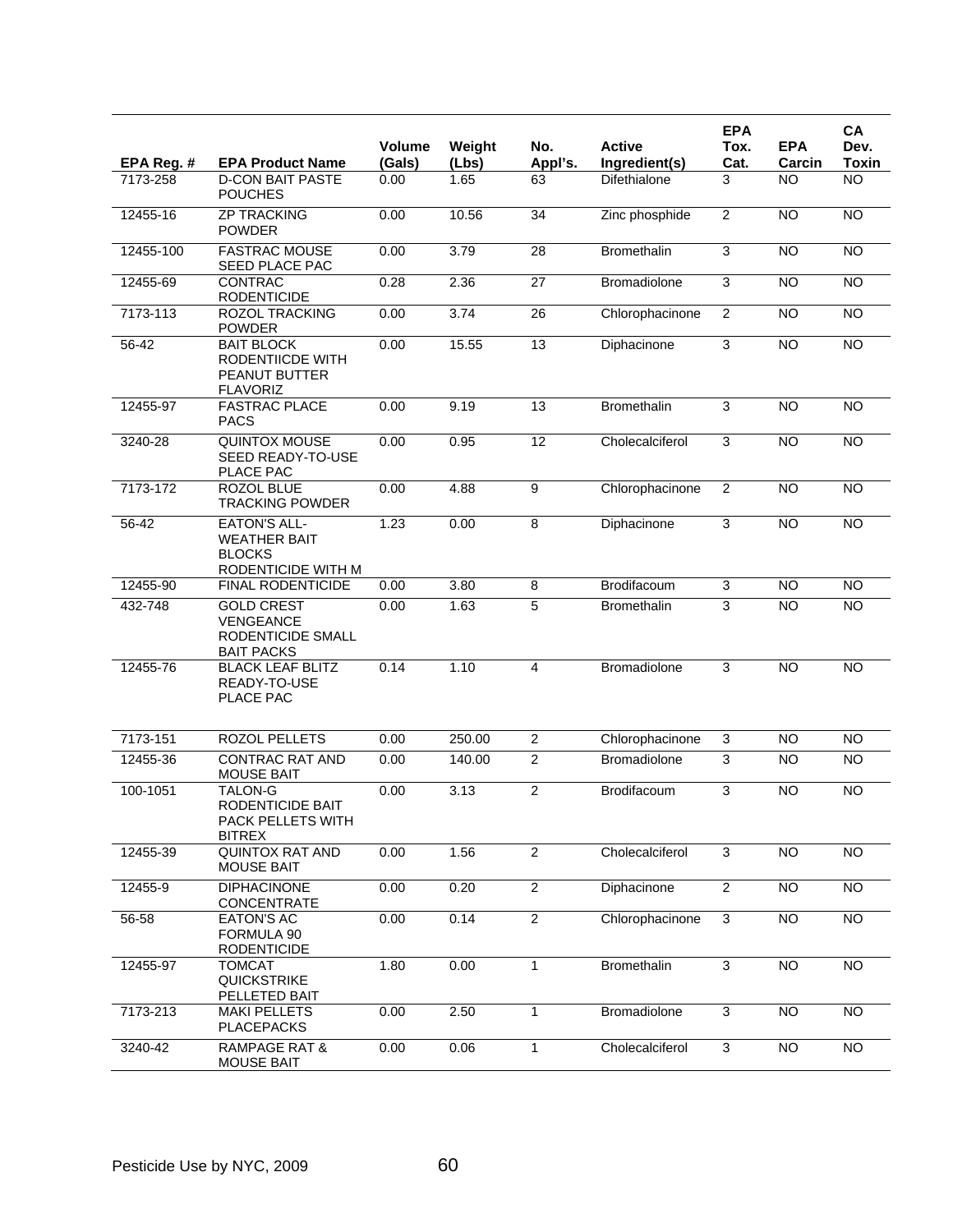| EPA Reg. # | EPA Product Name | Volume (Gals) | Weight (Lbs) | No. Appl's. | Active Ingredient(s) | EPA Tox. Cat. | EPA Carcin | CA Dev. Toxin |
|---|---|---|---|---|---|---|---|---|
| 7173-258 | D-CON BAIT PASTE POUCHES | 0.00 | 1.65 | 63 | Difethialone | 3 | NO | NO |
| 12455-16 | ZP TRACKING POWDER | 0.00 | 10.56 | 34 | Zinc phosphide | 2 | NO | NO |
| 12455-100 | FASTRAC MOUSE SEED PLACE PAC | 0.00 | 3.79 | 28 | Bromethalin | 3 | NO | NO |
| 12455-69 | CONTRAC RODENTICIDE | 0.28 | 2.36 | 27 | Bromadiolone | 3 | NO | NO |
| 7173-113 | ROZOL TRACKING POWDER | 0.00 | 3.74 | 26 | Chlorophacinone | 2 | NO | NO |
| 56-42 | BAIT BLOCK RODENTIICDE WITH PEANUT BUTTER FLAVORIZ | 0.00 | 15.55 | 13 | Diphacinone | 3 | NO | NO |
| 12455-97 | FASTRAC PLACE PACS | 0.00 | 9.19 | 13 | Bromethalin | 3 | NO | NO |
| 3240-28 | QUINTOX MOUSE SEED READY-TO-USE PLACE PAC | 0.00 | 0.95 | 12 | Cholecalciferol | 3 | NO | NO |
| 7173-172 | ROZOL BLUE TRACKING POWDER | 0.00 | 4.88 | 9 | Chlorophacinone | 2 | NO | NO |
| 56-42 | EATON'S ALL-WEATHER BAIT BLOCKS RODENTICIDE WITH M | 1.23 | 0.00 | 8 | Diphacinone | 3 | NO | NO |
| 12455-90 | FINAL RODENTICIDE | 0.00 | 3.80 | 8 | Brodifacoum | 3 | NO | NO |
| 432-748 | GOLD CREST VENGEANCE RODENTICIDE SMALL BAIT PACKS | 0.00 | 1.63 | 5 | Bromethalin | 3 | NO | NO |
| 12455-76 | BLACK LEAF BLITZ READY-TO-USE PLACE PAC | 0.14 | 1.10 | 4 | Bromadiolone | 3 | NO | NO |
| 7173-151 | ROZOL PELLETS | 0.00 | 250.00 | 2 | Chlorophacinone | 3 | NO | NO |
| 12455-36 | CONTRAC RAT AND MOUSE BAIT | 0.00 | 140.00 | 2 | Bromadiolone | 3 | NO | NO |
| 100-1051 | TALON-G RODENTICIDE BAIT PACK PELLETS WITH BITREX | 0.00 | 3.13 | 2 | Brodifacoum | 3 | NO | NO |
| 12455-39 | QUINTOX RAT AND MOUSE BAIT | 0.00 | 1.56 | 2 | Cholecalciferol | 3 | NO | NO |
| 12455-9 | DIPHACINONE CONCENTRATE | 0.00 | 0.20 | 2 | Diphacinone | 2 | NO | NO |
| 56-58 | EATON'S AC FORMULA 90 RODENTICIDE | 0.00 | 0.14 | 2 | Chlorophacinone | 3 | NO | NO |
| 12455-97 | TOMCAT QUICKSTRIKE PELLETED BAIT | 1.80 | 0.00 | 1 | Bromethalin | 3 | NO | NO |
| 7173-213 | MAKI PELLETS PLACEPACKS | 0.00 | 2.50 | 1 | Bromadiolone | 3 | NO | NO |
| 3240-42 | RAMPAGE RAT & MOUSE BAIT | 0.00 | 0.06 | 1 | Cholecalciferol | 3 | NO | NO |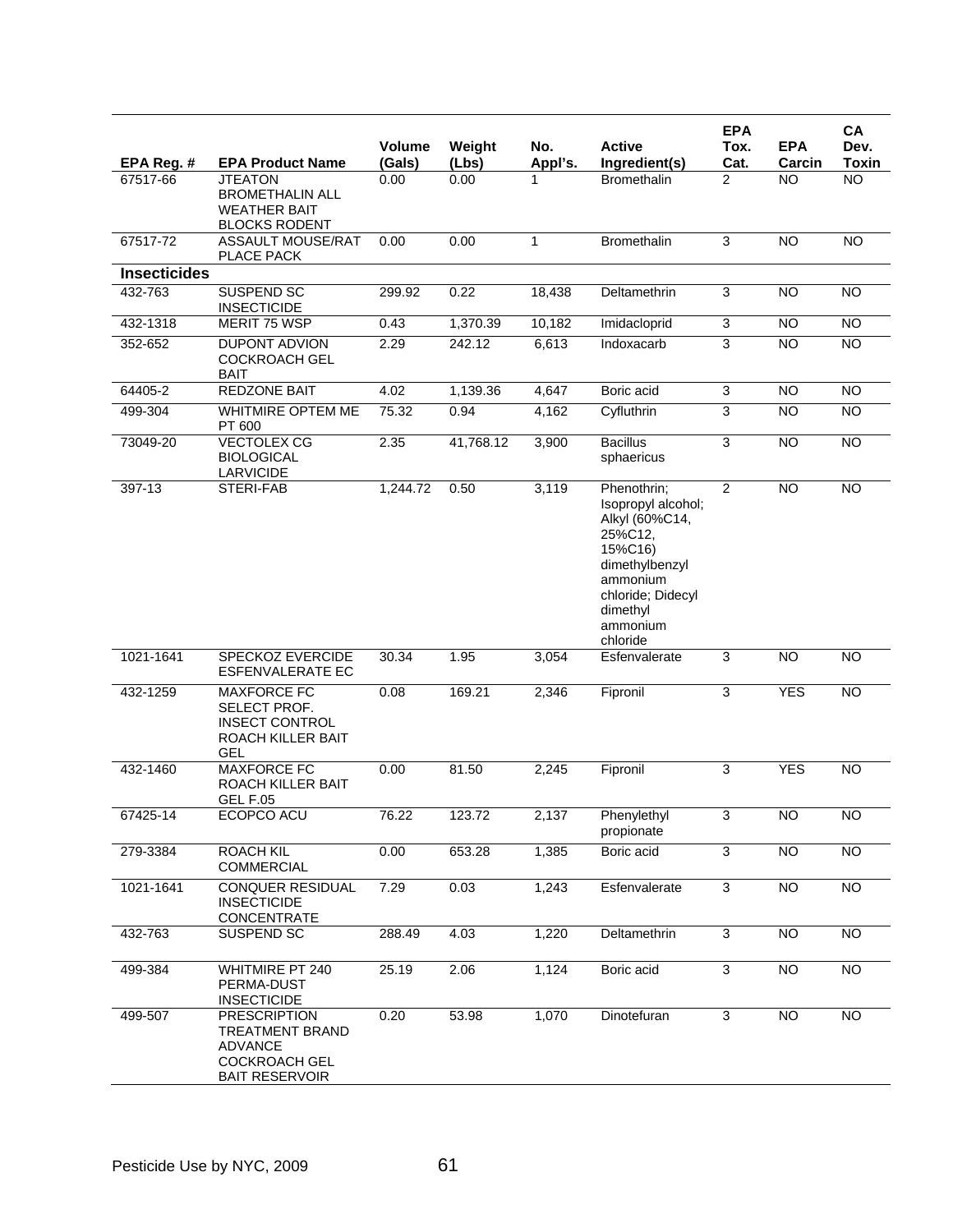| EPA Reg. # | EPA Product Name | Volume (Gals) | Weight (Lbs) | No. Appl's. | Active Ingredient(s) | EPA Tox. Cat. | EPA Carcin | CA Dev. Toxin |
|---|---|---|---|---|---|---|---|---|
| 67517-66 | JTEATON BROMETHALIN ALL WEATHER BAIT BLOCKS RODENT | 0.00 | 0.00 | 1 | Bromethalin | 2 | NO | NO |
| 67517-72 | ASSAULT MOUSE/RAT PLACE PACK | 0.00 | 0.00 | 1 | Bromethalin | 3 | NO | NO |
| **Insecticides** | | | | | | | | |
| 432-763 | SUSPEND SC INSECTICIDE | 299.92 | 0.22 | 18,438 | Deltamethrin | 3 | NO | NO |
| 432-1318 | MERIT 75 WSP | 0.43 | 1,370.39 | 10,182 | Imidacloprid | 3 | NO | NO |
| 352-652 | DUPONT ADVION COCKROACH GEL BAIT | 2.29 | 242.12 | 6,613 | Indoxacarb | 3 | NO | NO |
| 64405-2 | REDZONE BAIT | 4.02 | 1,139.36 | 4,647 | Boric acid | 3 | NO | NO |
| 499-304 | WHITMIRE OPTEM ME PT 600 | 75.32 | 0.94 | 4,162 | Cyfluthrin | 3 | NO | NO |
| 73049-20 | VECTOLEX CG BIOLOGICAL LARVICIDE | 2.35 | 41,768.12 | 3,900 | Bacillus sphaericus | 3 | NO | NO |
| 397-13 | STERI-FAB | 1,244.72 | 0.50 | 3,119 | Phenothrin; Isopropyl alcohol; Alkyl (60%C14, 25%C12, 15%C16) dimethylbenzyl ammonium chloride; Didecyl dimethyl ammonium chloride | 2 | NO | NO |
| 1021-1641 | SPECKOZ EVERCIDE ESFENVALERATE EC | 30.34 | 1.95 | 3,054 | Esfenvalerate | 3 | NO | NO |
| 432-1259 | MAXFORCE FC SELECT PROF. INSECT CONTROL ROACH KILLER BAIT GEL | 0.08 | 169.21 | 2,346 | Fipronil | 3 | YES | NO |
| 432-1460 | MAXFORCE FC ROACH KILLER BAIT GEL F.05 | 0.00 | 81.50 | 2,245 | Fipronil | 3 | YES | NO |
| 67425-14 | ECOPCO ACU | 76.22 | 123.72 | 2,137 | Phenylethyl propionate | 3 | NO | NO |
| 279-3384 | ROACH KIL COMMERCIAL | 0.00 | 653.28 | 1,385 | Boric acid | 3 | NO | NO |
| 1021-1641 | CONQUER RESIDUAL INSECTICIDE CONCENTRATE | 7.29 | 0.03 | 1,243 | Esfenvalerate | 3 | NO | NO |
| 432-763 | SUSPEND SC | 288.49 | 4.03 | 1,220 | Deltamethrin | 3 | NO | NO |
| 499-384 | WHITMIRE PT 240 PERMA-DUST INSECTICIDE | 25.19 | 2.06 | 1,124 | Boric acid | 3 | NO | NO |
| 499-507 | PRESCRIPTION TREATMENT BRAND ADVANCE COCKROACH GEL BAIT RESERVOIR | 0.20 | 53.98 | 1,070 | Dinotefuran | 3 | NO | NO |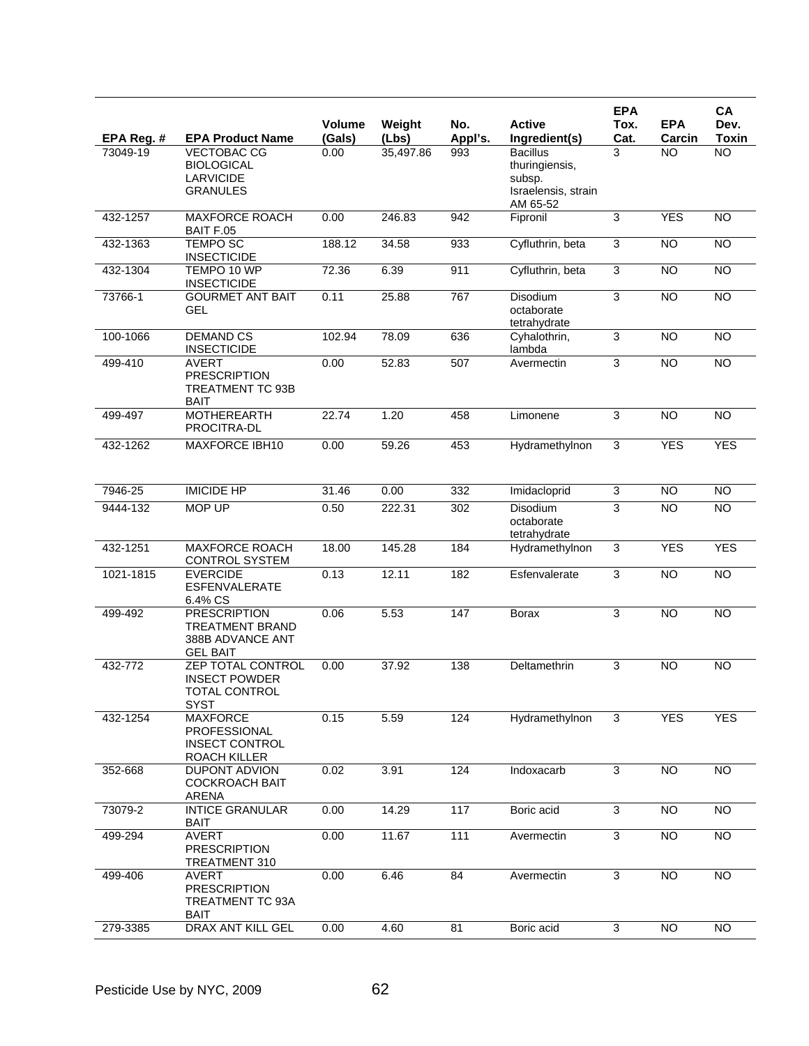| EPA Reg. # | EPA Product Name | Volume (Gals) | Weight (Lbs) | No. Appl's. | Active Ingredient(s) | EPA Tox. Cat. | EPA Carcin | CA Dev. Toxin |
|---|---|---|---|---|---|---|---|---|
| 73049-19 | VECTOBAC CG BIOLOGICAL LARVICIDE GRANULES | 0.00 | 35,497.86 | 993 | Bacillus thuringiensis, subsp. Israelensis, strain AM 65-52 | 3 | NO | NO |
| 432-1257 | MAXFORCE ROACH BAIT F.05 | 0.00 | 246.83 | 942 | Fipronil | 3 | YES | NO |
| 432-1363 | TEMPO SC INSECTICIDE | 188.12 | 34.58 | 933 | Cyfluthrin, beta | 3 | NO | NO |
| 432-1304 | TEMPO 10 WP INSECTICIDE | 72.36 | 6.39 | 911 | Cyfluthrin, beta | 3 | NO | NO |
| 73766-1 | GOURMET ANT BAIT GEL | 0.11 | 25.88 | 767 | Disodium octaborate tetrahydrate | 3 | NO | NO |
| 100-1066 | DEMAND CS INSECTICIDE | 102.94 | 78.09 | 636 | Cyhalothrin, lambda | 3 | NO | NO |
| 499-410 | AVERT PRESCRIPTION TREATMENT TC 93B BAIT | 0.00 | 52.83 | 507 | Avermectin | 3 | NO | NO |
| 499-497 | MOTHEREARTH PROCITRA-DL | 22.74 | 1.20 | 458 | Limonene | 3 | NO | NO |
| 432-1262 | MAXFORCE IBH10 | 0.00 | 59.26 | 453 | Hydramethylnon | 3 | YES | YES |
| 7946-25 | IMICIDE HP | 31.46 | 0.00 | 332 | Imidacloprid | 3 | NO | NO |
| 9444-132 | MOP UP | 0.50 | 222.31 | 302 | Disodium octaborate tetrahydrate | 3 | NO | NO |
| 432-1251 | MAXFORCE ROACH CONTROL SYSTEM | 18.00 | 145.28 | 184 | Hydramethylnon | 3 | YES | YES |
| 1021-1815 | EVERCIDE ESFENVALERATE 6.4% CS | 0.13 | 12.11 | 182 | Esfenvalerate | 3 | NO | NO |
| 499-492 | PRESCRIPTION TREATMENT BRAND 388B ADVANCE ANT GEL BAIT | 0.06 | 5.53 | 147 | Borax | 3 | NO | NO |
| 432-772 | ZEP TOTAL CONTROL INSECT POWDER TOTAL CONTROL SYST | 0.00 | 37.92 | 138 | Deltamethrin | 3 | NO | NO |
| 432-1254 | MAXFORCE PROFESSIONAL INSECT CONTROL ROACH KILLER | 0.15 | 5.59 | 124 | Hydramethylnon | 3 | YES | YES |
| 352-668 | DUPONT ADVION COCKROACH BAIT ARENA | 0.02 | 3.91 | 124 | Indoxacarb | 3 | NO | NO |
| 73079-2 | INTICE GRANULAR BAIT | 0.00 | 14.29 | 117 | Boric acid | 3 | NO | NO |
| 499-294 | AVERT PRESCRIPTION TREATMENT 310 | 0.00 | 11.67 | 111 | Avermectin | 3 | NO | NO |
| 499-406 | AVERT PRESCRIPTION TREATMENT TC 93A BAIT | 0.00 | 6.46 | 84 | Avermectin | 3 | NO | NO |
| 279-3385 | DRAX ANT KILL GEL | 0.00 | 4.60 | 81 | Boric acid | 3 | NO | NO |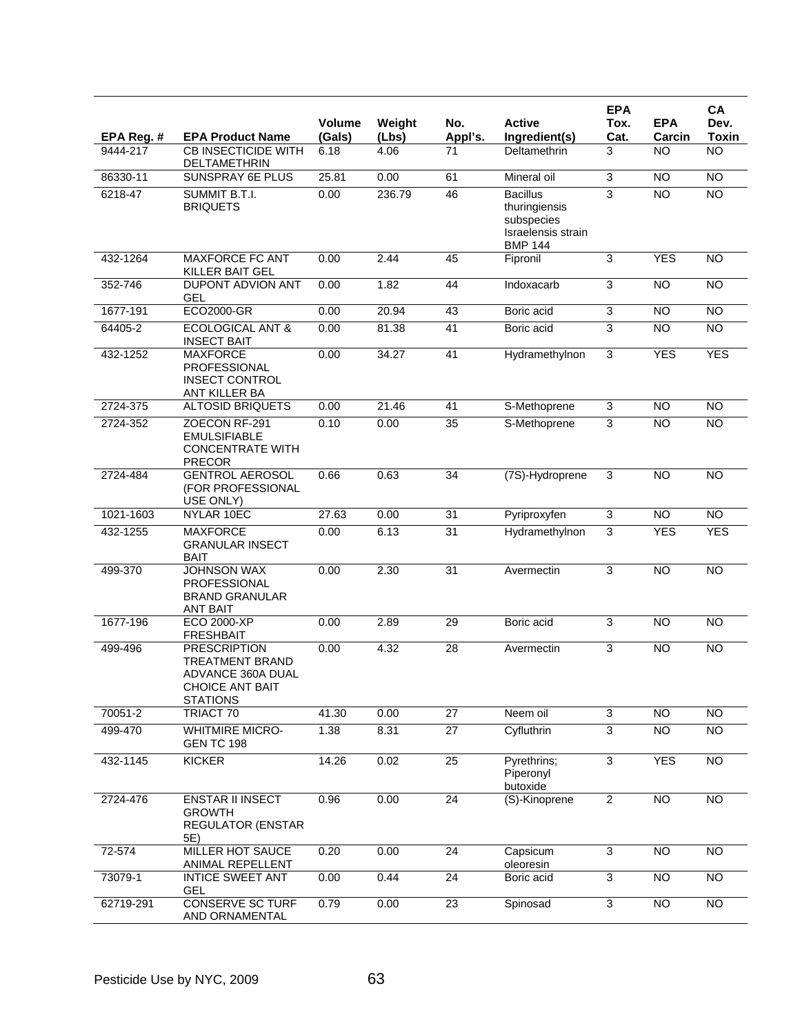| EPA Reg. # | EPA Product Name | Volume (Gals) | Weight (Lbs) | No. Appl's. | Active Ingredient(s) | EPA Tox. Cat. | EPA Carcin | CA Dev. Toxin |
|---|---|---|---|---|---|---|---|---|
| 9444-217 | CB INSECTICIDE WITH DELTAMETHRIN | 6.18 | 4.06 | 71 | Deltamethrin | 3 | NO | NO |
| 86330-11 | SUNSPRAY 6E PLUS | 25.81 | 0.00 | 61 | Mineral oil | 3 | NO | NO |
| 6218-47 | SUMMIT B.T.I. BRIQUETS | 0.00 | 236.79 | 46 | Bacillus thuringiensis subspecies Israelensis strain BMP 144 | 3 | NO | NO |
| 432-1264 | MAXFORCE FC ANT KILLER BAIT GEL | 0.00 | 2.44 | 45 | Fipronil | 3 | YES | NO |
| 352-746 | DUPONT ADVION ANT GEL | 0.00 | 1.82 | 44 | Indoxacarb | 3 | NO | NO |
| 1677-191 | ECO2000-GR | 0.00 | 20.94 | 43 | Boric acid | 3 | NO | NO |
| 64405-2 | ECOLOGICAL ANT & INSECT BAIT | 0.00 | 81.38 | 41 | Boric acid | 3 | NO | NO |
| 432-1252 | MAXFORCE PROFESSIONAL INSECT CONTROL ANT KILLER BA | 0.00 | 34.27 | 41 | Hydramethylnon | 3 | YES | YES |
| 2724-375 | ALTOSID BRIQUETS | 0.00 | 21.46 | 41 | S-Methoprene | 3 | NO | NO |
| 2724-352 | ZOECON RF-291 EMULSIFIABLE CONCENTRATE WITH PRECOR | 0.10 | 0.00 | 35 | S-Methoprene | 3 | NO | NO |
| 2724-484 | GENTROL AEROSOL (FOR PROFESSIONAL USE ONLY) | 0.66 | 0.63 | 34 | (7S)-Hydroprene | 3 | NO | NO |
| 1021-1603 | NYLAR 10EC | 27.63 | 0.00 | 31 | Pyriproxyfen | 3 | NO | NO |
| 432-1255 | MAXFORCE GRANULAR INSECT BAIT | 0.00 | 6.13 | 31 | Hydramethylnon | 3 | YES | YES |
| 499-370 | JOHNSON WAX PROFESSIONAL BRAND GRANULAR ANT BAIT | 0.00 | 2.30 | 31 | Avermectin | 3 | NO | NO |
| 1677-196 | ECO 2000-XP FRESHBAIT | 0.00 | 2.89 | 29 | Boric acid | 3 | NO | NO |
| 499-496 | PRESCRIPTION TREATMENT BRAND ADVANCE 360A DUAL CHOICE ANT BAIT STATIONS | 0.00 | 4.32 | 28 | Avermectin | 3 | NO | NO |
| 70051-2 | TRIACT 70 | 41.30 | 0.00 | 27 | Neem oil | 3 | NO | NO |
| 499-470 | WHITMIRE MICRO-GEN TC 198 | 1.38 | 8.31 | 27 | Cyfluthrin | 3 | NO | NO |
| 432-1145 | KICKER | 14.26 | 0.02 | 25 | Pyrethrins; Piperonyl butoxide | 3 | YES | NO |
| 2724-476 | ENSTAR II INSECT GROWTH REGULATOR (ENSTAR 5E) | 0.96 | 0.00 | 24 | (S)-Kinoprene | 2 | NO | NO |
| 72-574 | MILLER HOT SAUCE ANIMAL REPELLENT | 0.20 | 0.00 | 24 | Capsicum oleoresin | 3 | NO | NO |
| 73079-1 | INTICE SWEET ANT GEL | 0.00 | 0.44 | 24 | Boric acid | 3 | NO | NO |
| 62719-291 | CONSERVE SC TURF AND ORNAMENTAL | 0.79 | 0.00 | 23 | Spinosad | 3 | NO | NO |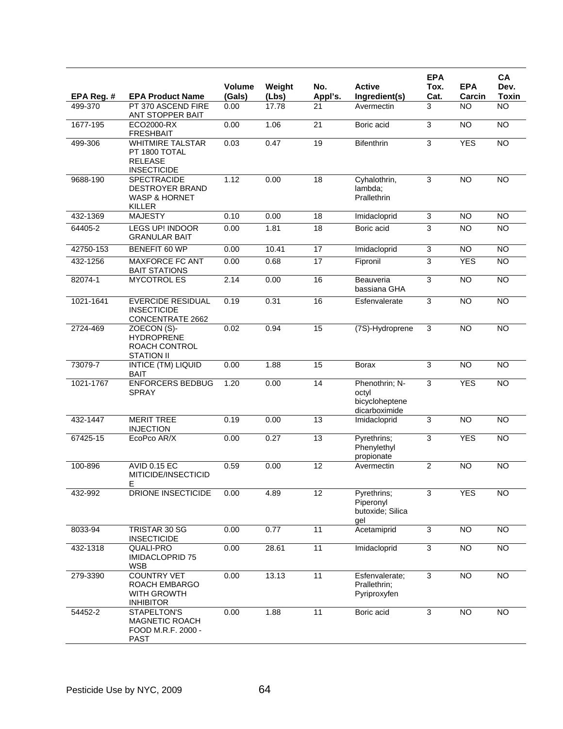| EPA Reg. # | EPA Product Name | Volume (Gals) | Weight (Lbs) | No. Appl's. | Active Ingredient(s) | EPA Tox. Cat. | EPA Carcin | CA Dev. Toxin |
|---|---|---|---|---|---|---|---|---|
| 499-370 | PT 370 ASCEND FIRE ANT STOPPER BAIT | 0.00 | 17.78 | 21 | Avermectin | 3 | NO | NO |
| 1677-195 | ECO2000-RX FRESHBAIT | 0.00 | 1.06 | 21 | Boric acid | 3 | NO | NO |
| 499-306 | WHITMIRE TALSTAR PT 1800 TOTAL RELEASE INSECTICIDE | 0.03 | 0.47 | 19 | Bifenthrin | 3 | YES | NO |
| 9688-190 | SPECTRACIDE DESTROYER BRAND WASP & HORNET KILLER | 1.12 | 0.00 | 18 | Cyhalothrin, lambda; Prallethrin | 3 | NO | NO |
| 432-1369 | MAJESTY | 0.10 | 0.00 | 18 | Imidacloprid | 3 | NO | NO |
| 64405-2 | LEGS UP! INDOOR GRANULAR BAIT | 0.00 | 1.81 | 18 | Boric acid | 3 | NO | NO |
| 42750-153 | BENEFIT 60 WP | 0.00 | 10.41 | 17 | Imidacloprid | 3 | NO | NO |
| 432-1256 | MAXFORCE FC ANT BAIT STATIONS | 0.00 | 0.68 | 17 | Fipronil | 3 | YES | NO |
| 82074-1 | MYCOTROL ES | 2.14 | 0.00 | 16 | Beauveria bassiana GHA | 3 | NO | NO |
| 1021-1641 | EVERCIDE RESIDUAL INSECTICIDE CONCENTRATE 2662 | 0.19 | 0.31 | 16 | Esfenvalerate | 3 | NO | NO |
| 2724-469 | ZOECON (S)-HYDROPRENE ROACH CONTROL STATION II | 0.02 | 0.94 | 15 | (7S)-Hydroprene | 3 | NO | NO |
| 73079-7 | INTICE (TM) LIQUID BAIT | 0.00 | 1.88 | 15 | Borax | 3 | NO | NO |
| 1021-1767 | ENFORCERS BEDBUG SPRAY | 1.20 | 0.00 | 14 | Phenothrin; N-octyl bicycloheptene dicarboximide | 3 | YES | NO |
| 432-1447 | MERIT TREE INJECTION | 0.19 | 0.00 | 13 | Imidacloprid | 3 | NO | NO |
| 67425-15 | EcoPco AR/X | 0.00 | 0.27 | 13 | Pyrethrins; Phenylethyl propionate | 3 | YES | NO |
| 100-896 | AVID 0.15 EC MITICIDE/INSECTICIDE | 0.59 | 0.00 | 12 | Avermectin | 2 | NO | NO |
| 432-992 | DRIONE INSECTICIDE | 0.00 | 4.89 | 12 | Pyrethrins; Piperonyl butoxide; Silica gel | 3 | YES | NO |
| 8033-94 | TRISTAR 30 SG INSECTICIDE | 0.00 | 0.77 | 11 | Acetamiprid | 3 | NO | NO |
| 432-1318 | QUALI-PRO IMIDACLOPRID 75 WSB | 0.00 | 28.61 | 11 | Imidacloprid | 3 | NO | NO |
| 279-3390 | COUNTRY VET ROACH EMBARGO WITH GROWTH INHIBITOR | 0.00 | 13.13 | 11 | Esfenvalerate; Prallethrin; Pyriproxyfen | 3 | NO | NO |
| 54452-2 | STAPELTON'S MAGNETIC ROACH FOOD M.R.F. 2000 - PAST | 0.00 | 1.88 | 11 | Boric acid | 3 | NO | NO |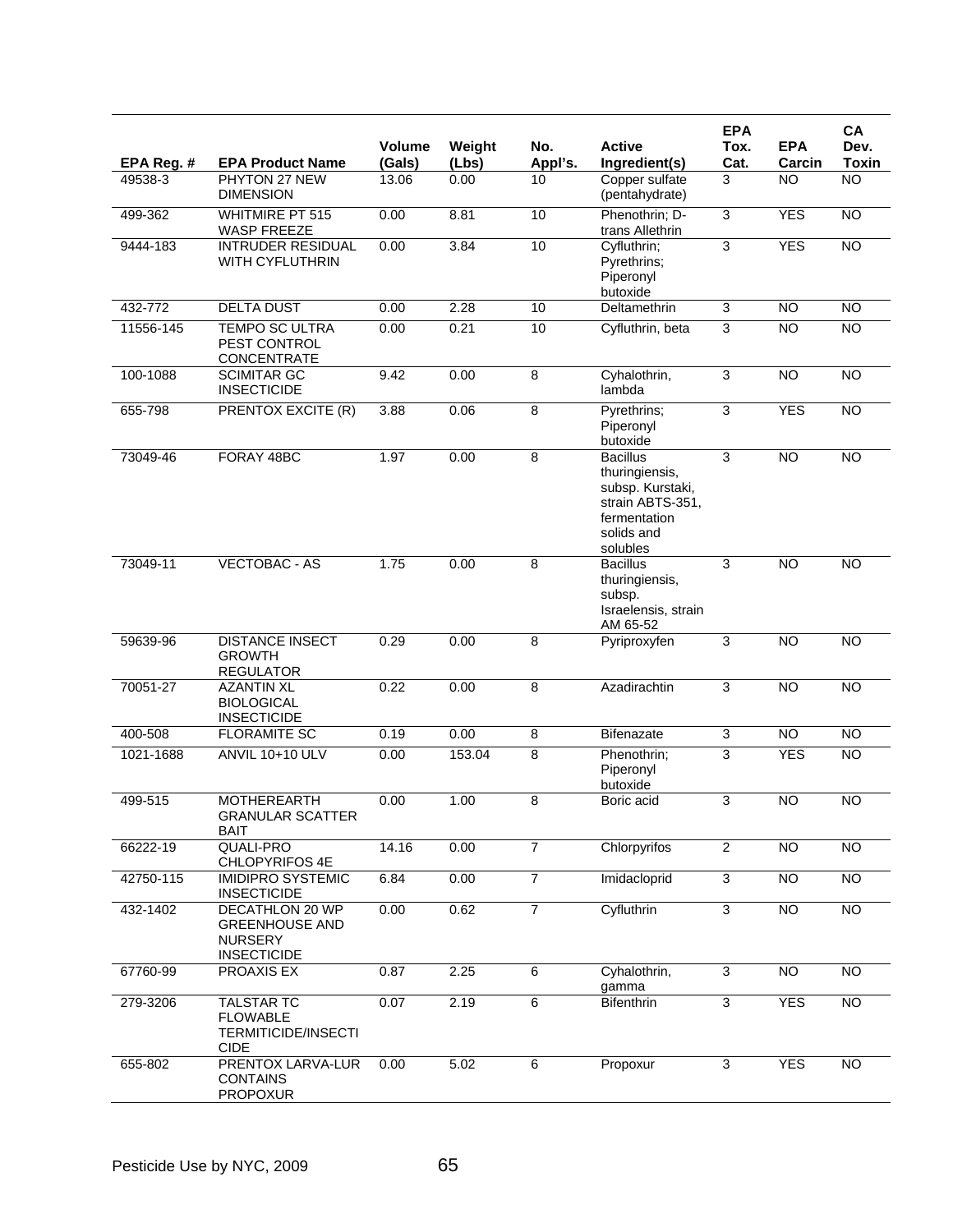| EPA Reg. # | EPA Product Name | Volume (Gals) | Weight (Lbs) | No. Appl's. | Active Ingredient(s) | EPA Tox. Cat. | EPA Carcin | CA Dev. Toxin |
|---|---|---|---|---|---|---|---|---|
| 49538-3 | PHYTON 27 NEW DIMENSION | 13.06 | 0.00 | 10 | Copper sulfate (pentahydrate) | 3 | NO | NO |
| 499-362 | WHITMIRE PT 515 WASP FREEZE | 0.00 | 8.81 | 10 | Phenothrin; D-trans Allethrin | 3 | YES | NO |
| 9444-183 | INTRUDER RESIDUAL WITH CYFLUTHRIN | 0.00 | 3.84 | 10 | Cyfluthrin; Pyrethrins; Piperonyl butoxide | 3 | YES | NO |
| 432-772 | DELTA DUST | 0.00 | 2.28 | 10 | Deltamethrin | 3 | NO | NO |
| 11556-145 | TEMPO SC ULTRA PEST CONTROL CONCENTRATE | 0.00 | 0.21 | 10 | Cyfluthrin, beta | 3 | NO | NO |
| 100-1088 | SCIMITAR GC INSECTICIDE | 9.42 | 0.00 | 8 | Cyhalothrin, lambda | 3 | NO | NO |
| 655-798 | PRENTOX EXCITE (R) | 3.88 | 0.06 | 8 | Pyrethrins; Piperonyl butoxide | 3 | YES | NO |
| 73049-46 | FORAY 48BC | 1.97 | 0.00 | 8 | Bacillus thuringiensis, subsp. Kurstaki, strain ABTS-351, fermentation solids and solubles | 3 | NO | NO |
| 73049-11 | VECTOBAC - AS | 1.75 | 0.00 | 8 | Bacillus thuringiensis, subsp. Israelensis, strain AM 65-52 | 3 | NO | NO |
| 59639-96 | DISTANCE INSECT GROWTH REGULATOR | 0.29 | 0.00 | 8 | Pyriproxyfen | 3 | NO | NO |
| 70051-27 | AZANTIN XL BIOLOGICAL INSECTICIDE | 0.22 | 0.00 | 8 | Azadirachtin | 3 | NO | NO |
| 400-508 | FLORAMITE SC | 0.19 | 0.00 | 8 | Bifenazate | 3 | NO | NO |
| 1021-1688 | ANVIL 10+10 ULV | 0.00 | 153.04 | 8 | Phenothrin; Piperonyl butoxide | 3 | YES | NO |
| 499-515 | MOTHEREARTH GRANULAR SCATTER BAIT | 0.00 | 1.00 | 8 | Boric acid | 3 | NO | NO |
| 66222-19 | QUALI-PRO CHLOPYRIFOS 4E | 14.16 | 0.00 | 7 | Chlorpyrifos | 2 | NO | NO |
| 42750-115 | IMIDIPRO SYSTEMIC INSECTICIDE | 6.84 | 0.00 | 7 | Imidacloprid | 3 | NO | NO |
| 432-1402 | DECATHLON 20 WP GREENHOUSE AND NURSERY INSECTICIDE | 0.00 | 0.62 | 7 | Cyfluthrin | 3 | NO | NO |
| 67760-99 | PROAXIS EX | 0.87 | 2.25 | 6 | Cyhalothrin, gamma | 3 | NO | NO |
| 279-3206 | TALSTAR TC FLOWABLE TERMITICIDE/INSECTICIDE | 0.07 | 2.19 | 6 | Bifenthrin | 3 | YES | NO |
| 655-802 | PRENTOX LARVA-LUR CONTAINS PROPOXUR | 0.00 | 5.02 | 6 | Propoxur | 3 | YES | NO |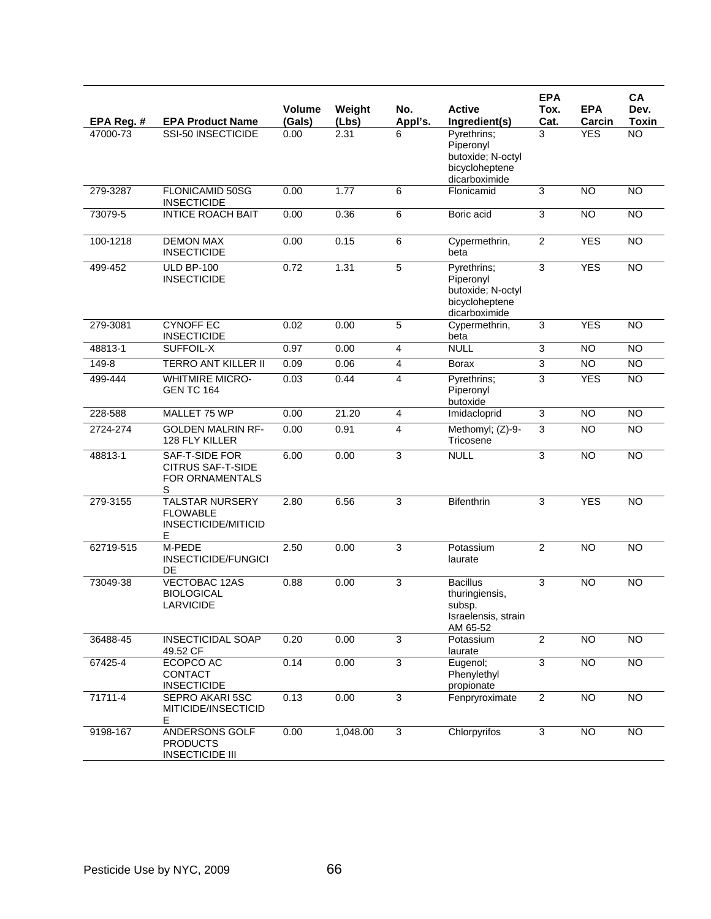| EPA Reg. # | EPA Product Name | Volume (Gals) | Weight (Lbs) | No. Appl's. | Active Ingredient(s) | EPA Tox. Cat. | EPA Carcin | CA Dev. Toxin |
|---|---|---|---|---|---|---|---|---|
| 47000-73 | SSI-50 INSECTICIDE | 0.00 | 2.31 | 6 | Pyrethrins; Piperonyl butoxide; N-octyl bicycloheptene dicarboximide | 3 | YES | NO |
| 279-3287 | FLONICAMID 50SG INSECTICIDE | 0.00 | 1.77 | 6 | Flonicamid | 3 | NO | NO |
| 73079-5 | INTICE ROACH BAIT | 0.00 | 0.36 | 6 | Boric acid | 3 | NO | NO |
| 100-1218 | DEMON MAX INSECTICIDE | 0.00 | 0.15 | 6 | Cypermethrin, beta | 2 | YES | NO |
| 499-452 | ULD BP-100 INSECTICIDE | 0.72 | 1.31 | 5 | Pyrethrins; Piperonyl butoxide; N-octyl bicycloheptene dicarboximide | 3 | YES | NO |
| 279-3081 | CYNOFF EC INSECTICIDE | 0.02 | 0.00 | 5 | Cypermethrin, beta | 3 | YES | NO |
| 48813-1 | SUFFOIL-X | 0.97 | 0.00 | 4 | NULL | 3 | NO | NO |
| 149-8 | TERRO ANT KILLER II | 0.09 | 0.06 | 4 | Borax | 3 | NO | NO |
| 499-444 | WHITMIRE MICRO-GEN TC 164 | 0.03 | 0.44 | 4 | Pyrethrins; Piperonyl butoxide | 3 | YES | NO |
| 228-588 | MALLET 75 WP | 0.00 | 21.20 | 4 | Imidacloprid | 3 | NO | NO |
| 2724-274 | GOLDEN MALRIN RF-128 FLY KILLER | 0.00 | 0.91 | 4 | Methomyl; (Z)-9-Tricosene | 3 | NO | NO |
| 48813-1 | SAF-T-SIDE FOR CITRUS SAF-T-SIDE FOR ORNAMENTALS S | 6.00 | 0.00 | 3 | NULL | 3 | NO | NO |
| 279-3155 | TALSTAR NURSERY FLOWABLE INSECTICIDE/MITICIDE | 2.80 | 6.56 | 3 | Bifenthrin | 3 | YES | NO |
| 62719-515 | M-PEDE INSECTICIDE/FUNGICIDE | 2.50 | 0.00 | 3 | Potassium laurate | 2 | NO | NO |
| 73049-38 | VECTOBAC 12AS BIOLOGICAL LARVICIDE | 0.88 | 0.00 | 3 | Bacillus thuringiensis, subsp. Israelensis, strain AM 65-52 | 3 | NO | NO |
| 36488-45 | INSECTICIDAL SOAP 49.52 CF | 0.20 | 0.00 | 3 | Potassium laurate | 2 | NO | NO |
| 67425-4 | ECOPCO AC CONTACT INSECTICIDE | 0.14 | 0.00 | 3 | Eugenol; Phenylethyl propionate | 3 | NO | NO |
| 71711-4 | SEPRO AKARI 5SC MITICIDE/INSECTICIDE | 0.13 | 0.00 | 3 | Fenpryroximate | 2 | NO | NO |
| 9198-167 | ANDERSONS GOLF PRODUCTS INSECTICIDE III | 0.00 | 1,048.00 | 3 | Chlorpyrifos | 3 | NO | NO |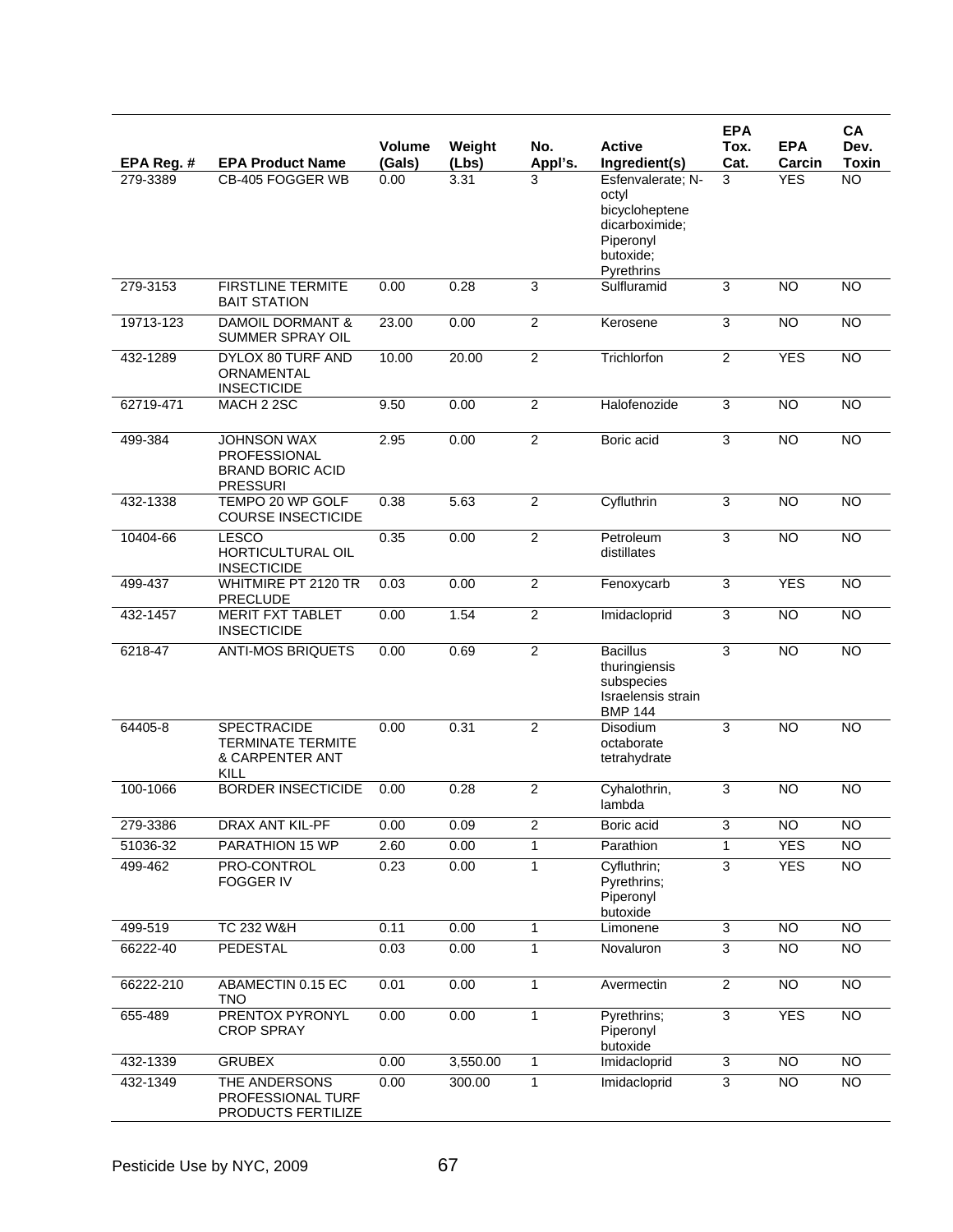| EPA Reg. # | EPA Product Name | Volume (Gals) | Weight (Lbs) | No. Appl's. | Active Ingredient(s) | EPA Tox. Cat. | EPA Carcin | CA Dev. Toxin |
|---|---|---|---|---|---|---|---|---|
| 279-3389 | CB-405 FOGGER WB | 0.00 | 3.31 | 3 | Esfenvalerate; N-octyl bicycloheptene dicarboximide; Piperonyl butoxide; Pyrethrins | 3 | YES | NO |
| 279-3153 | FIRSTLINE TERMITE BAIT STATION | 0.00 | 0.28 | 3 | Sulfluramid | 3 | NO | NO |
| 19713-123 | DAMOIL DORMANT & SUMMER SPRAY OIL | 23.00 | 0.00 | 2 | Kerosene | 3 | NO | NO |
| 432-1289 | DYLOX 80 TURF AND ORNAMENTAL INSECTICIDE | 10.00 | 20.00 | 2 | Trichlorfon | 2 | YES | NO |
| 62719-471 | MACH 2 2SC | 9.50 | 0.00 | 2 | Halofenozide | 3 | NO | NO |
| 499-384 | JOHNSON WAX PROFESSIONAL BRAND BORIC ACID PRESSURI | 2.95 | 0.00 | 2 | Boric acid | 3 | NO | NO |
| 432-1338 | TEMPO 20 WP GOLF COURSE INSECTICIDE | 0.38 | 5.63 | 2 | Cyfluthrin | 3 | NO | NO |
| 10404-66 | LESCO HORTICULTURAL OIL INSECTICIDE | 0.35 | 0.00 | 2 | Petroleum distillates | 3 | NO | NO |
| 499-437 | WHITMIRE PT 2120 TR PRECLUDE | 0.03 | 0.00 | 2 | Fenoxycarb | 3 | YES | NO |
| 432-1457 | MERIT FXT TABLET INSECTICIDE | 0.00 | 1.54 | 2 | Imidacloprid | 3 | NO | NO |
| 6218-47 | ANTI-MOS BRIQUETS | 0.00 | 0.69 | 2 | Bacillus thuringiensis subspecies Israelensis strain BMP 144 | 3 | NO | NO |
| 64405-8 | SPECTRACIDE TERMINATE TERMITE & CARPENTER ANT KILL | 0.00 | 0.31 | 2 | Disodium octaborate tetrahydrate | 3 | NO | NO |
| 100-1066 | BORDER INSECTICIDE | 0.00 | 0.28 | 2 | Cyhalothrin, lambda | 3 | NO | NO |
| 279-3386 | DRAX ANT KIL-PF | 0.00 | 0.09 | 2 | Boric acid | 3 | NO | NO |
| 51036-32 | PARATHION 15 WP | 2.60 | 0.00 | 1 | Parathion | 1 | YES | NO |
| 499-462 | PRO-CONTROL FOGGER IV | 0.23 | 0.00 | 1 | Cyfluthrin; Pyrethrins; Piperonyl butoxide | 3 | YES | NO |
| 499-519 | TC 232 W&H | 0.11 | 0.00 | 1 | Limonene | 3 | NO | NO |
| 66222-40 | PEDESTAL | 0.03 | 0.00 | 1 | Novaluron | 3 | NO | NO |
| 66222-210 | ABAMECTIN 0.15 EC TNO | 0.01 | 0.00 | 1 | Avermectin | 2 | NO | NO |
| 655-489 | PRENTOX PYRONYL CROP SPRAY | 0.00 | 0.00 | 1 | Pyrethrins; Piperonyl butoxide | 3 | YES | NO |
| 432-1339 | GRUBEX | 0.00 | 3,550.00 | 1 | Imidacloprid | 3 | NO | NO |
| 432-1349 | THE ANDERSONS PROFESSIONAL TURF PRODUCTS FERTILIZE | 0.00 | 300.00 | 1 | Imidacloprid | 3 | NO | NO |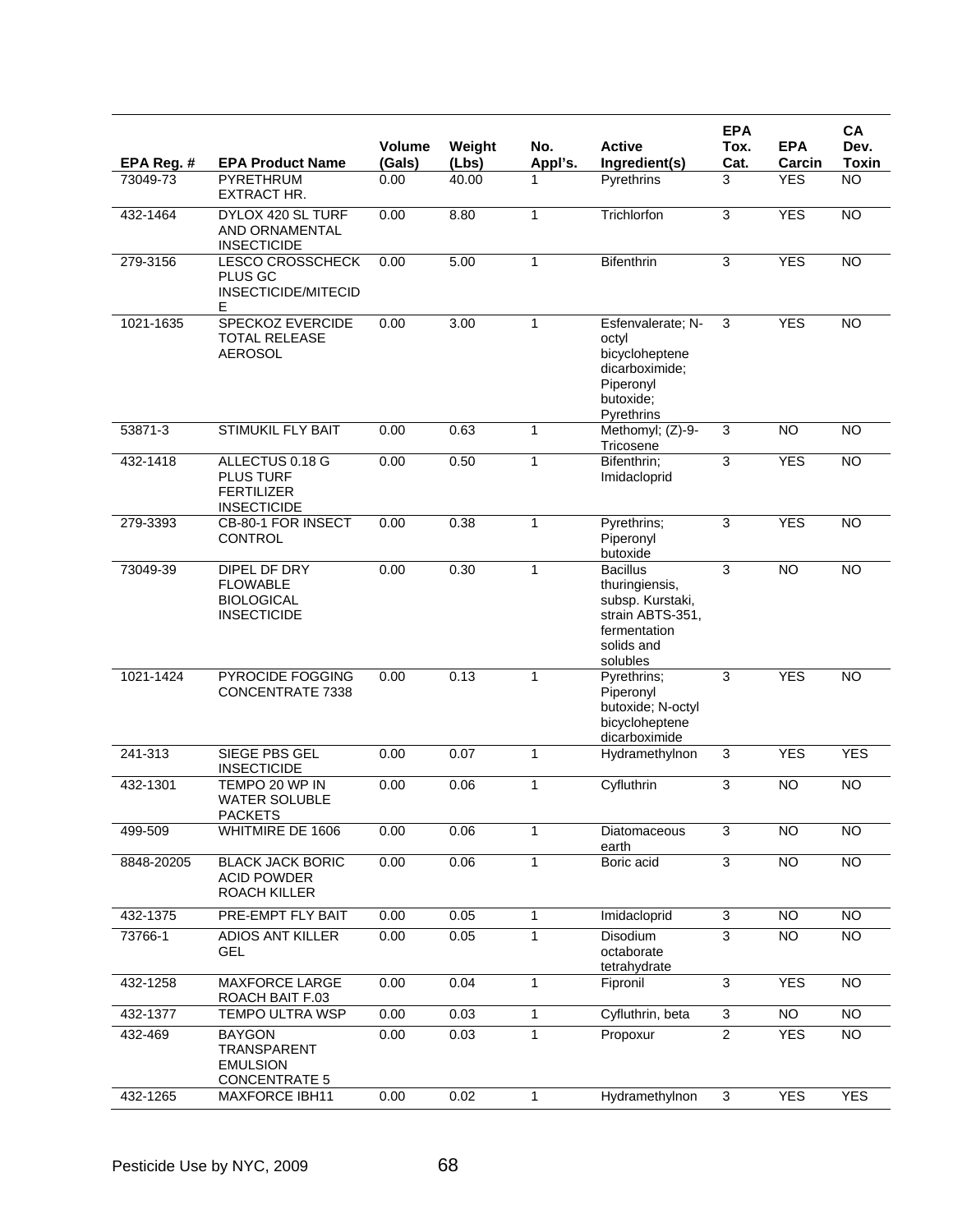| EPA Reg. # | EPA Product Name | Volume (Gals) | Weight (Lbs) | No. Appl's. | Active Ingredient(s) | EPA Tox. Cat. | EPA Carcin | CA Dev. Toxin |
|---|---|---|---|---|---|---|---|---|
| 73049-73 | PYRETHRUM EXTRACT HR. | 0.00 | 40.00 | 1 | Pyrethrins | 3 | YES | NO |
| 432-1464 | DYLOX 420 SL TURF AND ORNAMENTAL INSECTICIDE | 0.00 | 8.80 | 1 | Trichlorfon | 3 | YES | NO |
| 279-3156 | LESCO CROSSCHECK PLUS GC INSECTICIDE/MITECIDE | 0.00 | 5.00 | 1 | Bifenthrin | 3 | YES | NO |
| 1021-1635 | SPECKOZ EVERCIDE TOTAL RELEASE AEROSOL | 0.00 | 3.00 | 1 | Esfenvalerate; N-octyl bicycloheptene dicarboximide; Piperonyl butoxide; Pyrethrins | 3 | YES | NO |
| 53871-3 | STIMUKIL FLY BAIT | 0.00 | 0.63 | 1 | Methomyl; (Z)-9-Tricosene | 3 | NO | NO |
| 432-1418 | ALLECTUS 0.18 G PLUS TURF FERTILIZER INSECTICIDE | 0.00 | 0.50 | 1 | Bifenthrin; Imidacloprid | 3 | YES | NO |
| 279-3393 | CB-80-1 FOR INSECT CONTROL | 0.00 | 0.38 | 1 | Pyrethrins; Piperonyl butoxide | 3 | YES | NO |
| 73049-39 | DIPEL DF DRY FLOWABLE BIOLOGICAL INSECTICIDE | 0.00 | 0.30 | 1 | Bacillus thuringiensis, subsp. Kurstaki, strain ABTS-351, fermentation solids and solubles | 3 | NO | NO |
| 1021-1424 | PYROCIDE FOGGING CONCENTRATE 7338 | 0.00 | 0.13 | 1 | Pyrethrins; Piperonyl butoxide; N-octyl bicycloheptene dicarboximide | 3 | YES | NO |
| 241-313 | SIEGE PBS GEL INSECTICIDE | 0.00 | 0.07 | 1 | Hydramethylnon | 3 | YES | YES |
| 432-1301 | TEMPO 20 WP IN WATER SOLUBLE PACKETS | 0.00 | 0.06 | 1 | Cyfluthrin | 3 | NO | NO |
| 499-509 | WHITMIRE DE 1606 | 0.00 | 0.06 | 1 | Diatomaceous earth | 3 | NO | NO |
| 8848-20205 | BLACK JACK BORIC ACID POWDER ROACH KILLER | 0.00 | 0.06 | 1 | Boric acid | 3 | NO | NO |
| 432-1375 | PRE-EMPT FLY BAIT | 0.00 | 0.05 | 1 | Imidacloprid | 3 | NO | NO |
| 73766-1 | ADIOS ANT KILLER GEL | 0.00 | 0.05 | 1 | Disodium octaborate tetrahydrate | 3 | NO | NO |
| 432-1258 | MAXFORCE LARGE ROACH BAIT F.03 | 0.00 | 0.04 | 1 | Fipronil | 3 | YES | NO |
| 432-1377 | TEMPO ULTRA WSP | 0.00 | 0.03 | 1 | Cyfluthrin, beta | 3 | NO | NO |
| 432-469 | BAYGON TRANSPARENT EMULSION CONCENTRATE 5 | 0.00 | 0.03 | 1 | Propoxur | 2 | YES | NO |
| 432-1265 | MAXFORCE IBH11 | 0.00 | 0.02 | 1 | Hydramethylnon | 3 | YES | YES |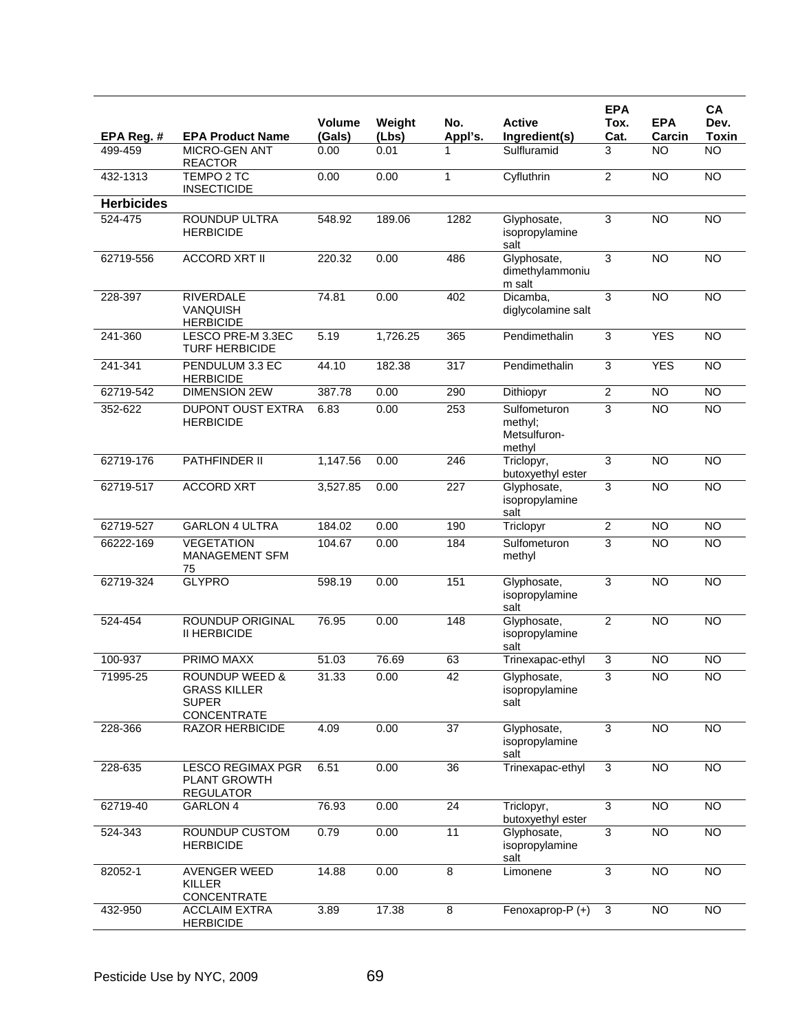| EPA Reg. # | EPA Product Name | Volume (Gals) | Weight (Lbs) | No. Appl's. | Active Ingredient(s) | EPA Tox. Cat. | EPA Carcin | CA Dev. Toxin |
|---|---|---|---|---|---|---|---|---|
| 499-459 | MICRO-GEN ANT REACTOR | 0.00 | 0.01 | 1 | Sulfluramid | 3 | NO | NO |
| 432-1313 | TEMPO 2 TC INSECTICIDE | 0.00 | 0.00 | 1 | Cyfluthrin | 2 | NO | NO |
| **Herbicides** | | | | | | | | |
| 524-475 | ROUNDUP ULTRA HERBICIDE | 548.92 | 189.06 | 1282 | Glyphosate, isopropylamine salt | 3 | NO | NO |
| 62719-556 | ACCORD XRT II | 220.32 | 0.00 | 486 | Glyphosate, dimethylammonium salt | 3 | NO | NO |
| 228-397 | RIVERDALE VANQUISH HERBICIDE | 74.81 | 0.00 | 402 | Dicamba, diglycolamine salt | 3 | NO | NO |
| 241-360 | LESCO PRE-M 3.3EC TURF HERBICIDE | 5.19 | 1,726.25 | 365 | Pendimethalin | 3 | YES | NO |
| 241-341 | PENDULUM 3.3 EC HERBICIDE | 44.10 | 182.38 | 317 | Pendimethalin | 3 | YES | NO |
| 62719-542 | DIMENSION 2EW | 387.78 | 0.00 | 290 | Dithiopyr | 2 | NO | NO |
| 352-622 | DUPONT OUST EXTRA HERBICIDE | 6.83 | 0.00 | 253 | Sulfometuron methyl; Metsulfuron-methyl | 3 | NO | NO |
| 62719-176 | PATHFINDER II | 1,147.56 | 0.00 | 246 | Triclopyr, butoxyethyl ester | 3 | NO | NO |
| 62719-517 | ACCORD XRT | 3,527.85 | 0.00 | 227 | Glyphosate, isopropylamine salt | 3 | NO | NO |
| 62719-527 | GARLON 4 ULTRA | 184.02 | 0.00 | 190 | Triclopyr | 2 | NO | NO |
| 66222-169 | VEGETATION MANAGEMENT SFM 75 | 104.67 | 0.00 | 184 | Sulfometuron methyl | 3 | NO | NO |
| 62719-324 | GLYPRO | 598.19 | 0.00 | 151 | Glyphosate, isopropylamine salt | 3 | NO | NO |
| 524-454 | ROUNDUP ORIGINAL II HERBICIDE | 76.95 | 0.00 | 148 | Glyphosate, isopropylamine salt | 2 | NO | NO |
| 100-937 | PRIMO MAXX | 51.03 | 76.69 | 63 | Trinexapac-ethyl | 3 | NO | NO |
| 71995-25 | ROUNDUP WEED & GRASS KILLER SUPER CONCENTRATE | 31.33 | 0.00 | 42 | Glyphosate, isopropylamine salt | 3 | NO | NO |
| 228-366 | RAZOR HERBICIDE | 4.09 | 0.00 | 37 | Glyphosate, isopropylamine salt | 3 | NO | NO |
| 228-635 | LESCO REGIMAX PGR PLANT GROWTH REGULATOR | 6.51 | 0.00 | 36 | Trinexapac-ethyl | 3 | NO | NO |
| 62719-40 | GARLON 4 | 76.93 | 0.00 | 24 | Triclopyr, butoxyethyl ester | 3 | NO | NO |
| 524-343 | ROUNDUP CUSTOM HERBICIDE | 0.79 | 0.00 | 11 | Glyphosate, isopropylamine salt | 3 | NO | NO |
| 82052-1 | AVENGER WEED KILLER CONCENTRATE | 14.88 | 0.00 | 8 | Limonene | 3 | NO | NO |
| 432-950 | ACCLAIM EXTRA HERBICIDE | 3.89 | 17.38 | 8 | Fenoxaprop-P (+) | 3 | NO | NO |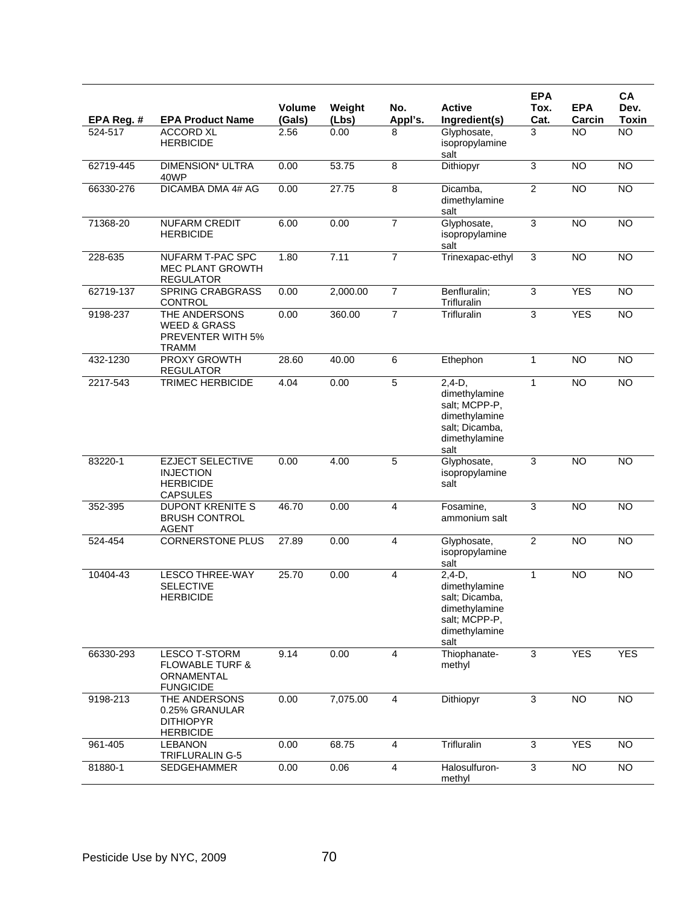| EPA Reg. # | EPA Product Name | Volume (Gals) | Weight (Lbs) | No. Appl's. | Active Ingredient(s) | EPA Tox. Cat. | EPA Carcin | CA Dev. Toxin |
|---|---|---|---|---|---|---|---|---|
| 524-517 | ACCORD XL HERBICIDE | 2.56 | 0.00 | 8 | Glyphosate, isopropylamine salt | 3 | NO | NO |
| 62719-445 | DIMENSION* ULTRA 40WP | 0.00 | 53.75 | 8 | Dithiopyr | 3 | NO | NO |
| 66330-276 | DICAMBA DMA 4# AG | 0.00 | 27.75 | 8 | Dicamba, dimethylamine salt | 2 | NO | NO |
| 71368-20 | NUFARM CREDIT HERBICIDE | 6.00 | 0.00 | 7 | Glyphosate, isopropylamine salt | 3 | NO | NO |
| 228-635 | NUFARM T-PAC SPC MEC PLANT GROWTH REGULATOR | 1.80 | 7.11 | 7 | Trinexapac-ethyl | 3 | NO | NO |
| 62719-137 | SPRING CRABGRASS CONTROL | 0.00 | 2,000.00 | 7 | Benfluralin; Trifluralin | 3 | YES | NO |
| 9198-237 | THE ANDERSONS WEED & GRASS PREVENTER WITH 5% TRAMM | 0.00 | 360.00 | 7 | Trifluralin | 3 | YES | NO |
| 432-1230 | PROXY GROWTH REGULATOR | 28.60 | 40.00 | 6 | Ethephon | 1 | NO | NO |
| 2217-543 | TRIMEC HERBICIDE | 4.04 | 0.00 | 5 | 2,4-D, dimethylamine salt; MCPP-P, dimethylamine salt; Dicamba, dimethylamine salt | 1 | NO | NO |
| 83220-1 | EZJECT SELECTIVE INJECTION HERBICIDE CAPSULES | 0.00 | 4.00 | 5 | Glyphosate, isopropylamine salt | 3 | NO | NO |
| 352-395 | DUPONT KRENITE S BRUSH CONTROL AGENT | 46.70 | 0.00 | 4 | Fosamine, ammonium salt | 3 | NO | NO |
| 524-454 | CORNERSTONE PLUS | 27.89 | 0.00 | 4 | Glyphosate, isopropylamine salt | 2 | NO | NO |
| 10404-43 | LESCO THREE-WAY SELECTIVE HERBICIDE | 25.70 | 0.00 | 4 | 2,4-D, dimethylamine salt; Dicamba, dimethylamine salt; MCPP-P, dimethylamine salt | 1 | NO | NO |
| 66330-293 | LESCO T-STORM FLOWABLE TURF & ORNAMENTAL FUNGICIDE | 9.14 | 0.00 | 4 | Thiophanate-methyl | 3 | YES | YES |
| 9198-213 | THE ANDERSONS 0.25% GRANULAR DITHIOPYR HERBICIDE | 0.00 | 7,075.00 | 4 | Dithiopyr | 3 | NO | NO |
| 961-405 | LEBANON TRIFLURALIN G-5 | 0.00 | 68.75 | 4 | Trifluralin | 3 | YES | NO |
| 81880-1 | SEDGEHAMMER | 0.00 | 0.06 | 4 | Halosulfuron-methyl | 3 | NO | NO |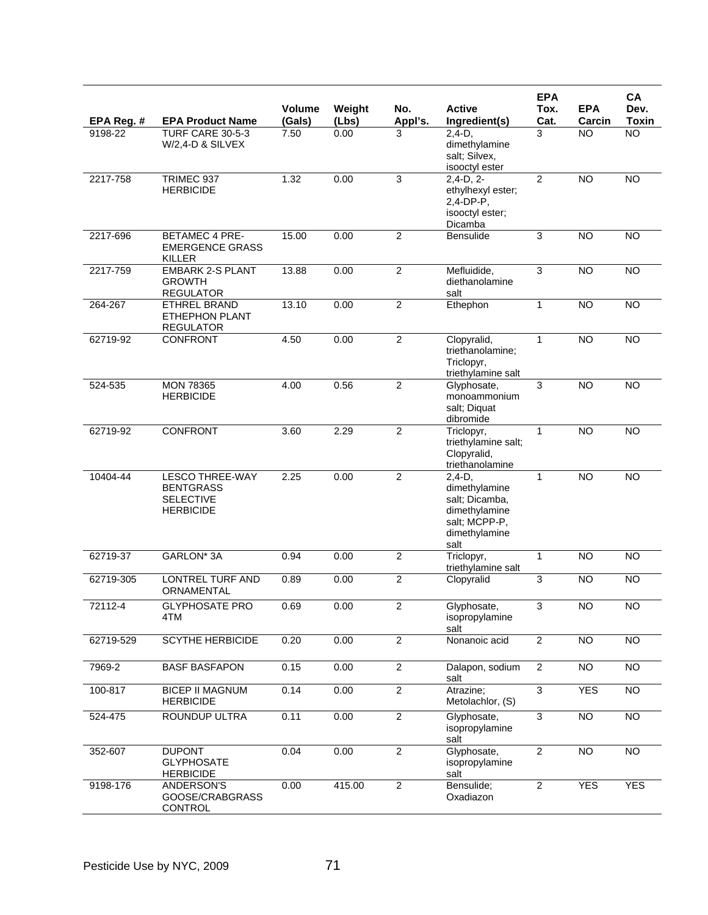| EPA Reg. # | EPA Product Name | Volume (Gals) | Weight (Lbs) | No. Appl's. | Active Ingredient(s) | EPA Tox. Cat. | EPA Carcin | CA Dev. Toxin |
|---|---|---|---|---|---|---|---|---|
| 9198-22 | TURF CARE 30-5-3 W/2,4-D & SILVEX | 7.50 | 0.00 | 3 | 2,4-D, dimethylamine salt; Silvex, isooctyl ester | 3 | NO | NO |
| 2217-758 | TRIMEC 937 HERBICIDE | 1.32 | 0.00 | 3 | 2,4-D, 2-ethylhexyl ester; 2,4-DP-P, isooctyl ester; Dicamba | 2 | NO | NO |
| 2217-696 | BETAMEC 4 PRE-EMERGENCE GRASS KILLER | 15.00 | 0.00 | 2 | Bensulide | 3 | NO | NO |
| 2217-759 | EMBARK 2-S PLANT GROWTH REGULATOR | 13.88 | 0.00 | 2 | Mefluidide, diethanolamine salt | 3 | NO | NO |
| 264-267 | ETHREL BRAND ETHEPHON PLANT REGULATOR | 13.10 | 0.00 | 2 | Ethephon | 1 | NO | NO |
| 62719-92 | CONFRONT | 4.50 | 0.00 | 2 | Clopyralid, triethanolamine; Triclopyr, triethylamine salt | 1 | NO | NO |
| 524-535 | MON 78365 HERBICIDE | 4.00 | 0.56 | 2 | Glyphosate, monoammonium salt; Diquat dibromide | 3 | NO | NO |
| 62719-92 | CONFRONT | 3.60 | 2.29 | 2 | Triclopyr, triethylamine salt; Clopyralid, triethanolamine | 1 | NO | NO |
| 10404-44 | LESCO THREE-WAY BENTGRASS SELECTIVE HERBICIDE | 2.25 | 0.00 | 2 | 2,4-D, dimethylamine salt; Dicamba, dimethylamine salt; MCPP-P, dimethylamine salt | 1 | NO | NO |
| 62719-37 | GARLON* 3A | 0.94 | 0.00 | 2 | Triclopyr, triethylamine salt | 1 | NO | NO |
| 62719-305 | LONTREL TURF AND ORNAMENTAL | 0.89 | 0.00 | 2 | Clopyralid | 3 | NO | NO |
| 72112-4 | GLYPHOSATE PRO 4TM | 0.69 | 0.00 | 2 | Glyphosate, isopropylamine salt | 3 | NO | NO |
| 62719-529 | SCYTHE HERBICIDE | 0.20 | 0.00 | 2 | Nonanoic acid | 2 | NO | NO |
| 7969-2 | BASF BASFAPON | 0.15 | 0.00 | 2 | Dalapon, sodium salt | 2 | NO | NO |
| 100-817 | BICEP II MAGNUM HERBICIDE | 0.14 | 0.00 | 2 | Atrazine; Metolachlor, (S) | 3 | YES | NO |
| 524-475 | ROUNDUP ULTRA | 0.11 | 0.00 | 2 | Glyphosate, isopropylamine salt | 3 | NO | NO |
| 352-607 | DUPONT GLYPHOSATE HERBICIDE | 0.04 | 0.00 | 2 | Glyphosate, isopropylamine salt | 2 | NO | NO |
| 9198-176 | ANDERSON'S GOOSE/CRABGRASS CONTROL | 0.00 | 415.00 | 2 | Bensulide; Oxadiazon | 2 | YES | YES |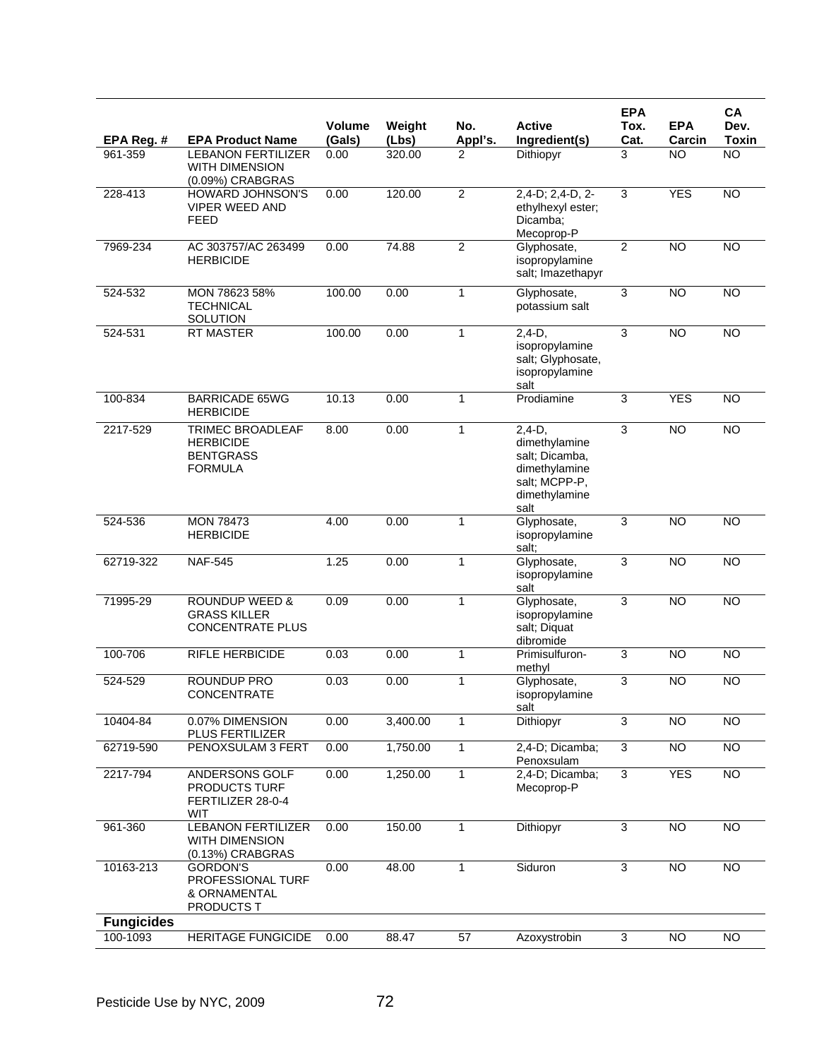| EPA Reg. # | EPA Product Name | Volume (Gals) | Weight (Lbs) | No. Appl's. | Active Ingredient(s) | EPA Tox. Cat. | EPA Carcin | CA Dev. Toxin |
|---|---|---|---|---|---|---|---|---|
| 961-359 | LEBANON FERTILIZER WITH DIMENSION (0.09%) CRABGRAS | 0.00 | 320.00 | 2 | Dithiopyr | 3 | NO | NO |
| 228-413 | HOWARD JOHNSON'S VIPER WEED AND FEED | 0.00 | 120.00 | 2 | 2,4-D; 2,4-D, 2-ethylhexyl ester; Dicamba; Mecoprop-P | 3 | YES | NO |
| 7969-234 | AC 303757/AC 263499 HERBICIDE | 0.00 | 74.88 | 2 | Glyphosate, isopropylamine salt; Imazethapyr | 2 | NO | NO |
| 524-532 | MON 78623 58% TECHNICAL SOLUTION | 100.00 | 0.00 | 1 | Glyphosate, potassium salt | 3 | NO | NO |
| 524-531 | RT MASTER | 100.00 | 0.00 | 1 | 2,4-D, isopropylamine salt; Glyphosate, isopropylamine salt | 3 | NO | NO |
| 100-834 | BARRICADE 65WG HERBICIDE | 10.13 | 0.00 | 1 | Prodiamine | 3 | YES | NO |
| 2217-529 | TRIMEC BROADLEAF HERBICIDE BENTGRASS FORMULA | 8.00 | 0.00 | 1 | 2,4-D, dimethylamine salt; Dicamba, dimethylamine salt; MCPP-P, dimethylamine salt | 3 | NO | NO |
| 524-536 | MON 78473 HERBICIDE | 4.00 | 0.00 | 1 | Glyphosate, isopropylamine salt; | 3 | NO | NO |
| 62719-322 | NAF-545 | 1.25 | 0.00 | 1 | Glyphosate, isopropylamine salt | 3 | NO | NO |
| 71995-29 | ROUNDUP WEED & GRASS KILLER CONCENTRATE PLUS | 0.09 | 0.00 | 1 | Glyphosate, isopropylamine salt; Diquat dibromide | 3 | NO | NO |
| 100-706 | RIFLE HERBICIDE | 0.03 | 0.00 | 1 | Primisulfuron-methyl | 3 | NO | NO |
| 524-529 | ROUNDUP PRO CONCENTRATE | 0.03 | 0.00 | 1 | Glyphosate, isopropylamine salt | 3 | NO | NO |
| 10404-84 | 0.07% DIMENSION PLUS FERTILIZER | 0.00 | 3,400.00 | 1 | Dithiopyr | 3 | NO | NO |
| 62719-590 | PENOXSULAM 3 FERT | 0.00 | 1,750.00 | 1 | 2,4-D; Dicamba; Penoxsulam | 3 | NO | NO |
| 2217-794 | ANDERSONS GOLF PRODUCTS TURF FERTILIZER 28-0-4 WIT | 0.00 | 1,250.00 | 1 | 2,4-D; Dicamba; Mecoprop-P | 3 | YES | NO |
| 961-360 | LEBANON FERTILIZER WITH DIMENSION (0.13%) CRABGRAS | 0.00 | 150.00 | 1 | Dithiopyr | 3 | NO | NO |
| 10163-213 | GORDON'S PROFESSIONAL TURF & ORNAMENTAL PRODUCTS T | 0.00 | 48.00 | 1 | Siduron | 3 | NO | NO |
| **Fungicides** | | | | | | | | |
| 100-1093 | HERITAGE FUNGICIDE | 0.00 | 88.47 | 57 | Azoxystrobin | 3 | NO | NO |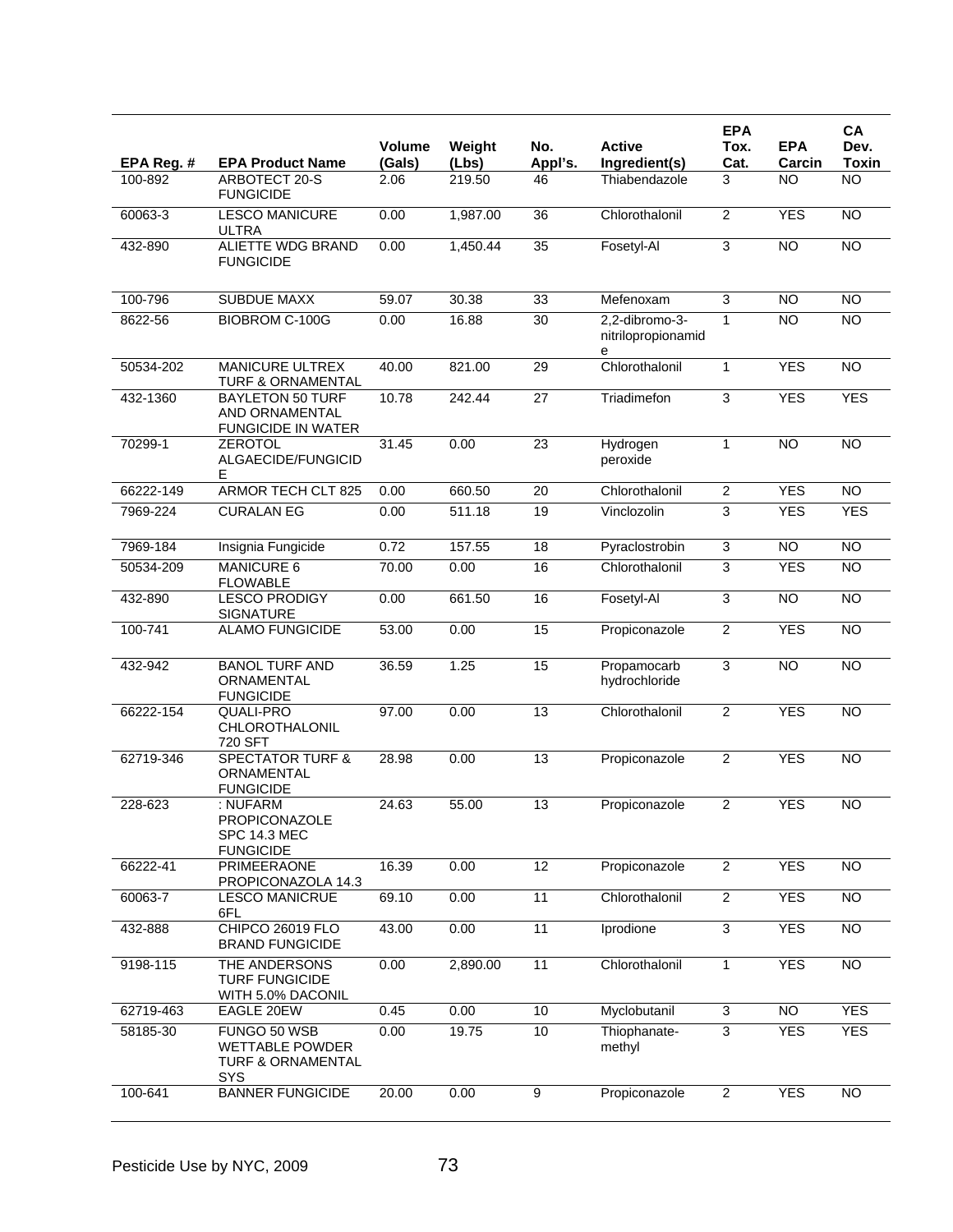| EPA Reg. # | EPA Product Name | Volume (Gals) | Weight (Lbs) | No. Appl's. | Active Ingredient(s) | EPA Tox. Cat. | EPA Carcin | CA Dev. Toxin |
|---|---|---|---|---|---|---|---|---|
| 100-892 | ARBOTECT 20-S FUNGICIDE | 2.06 | 219.50 | 46 | Thiabendazole | 3 | NO | NO |
| 60063-3 | LESCO MANICURE ULTRA | 0.00 | 1,987.00 | 36 | Chlorothalonil | 2 | YES | NO |
| 432-890 | ALIETTE WDG BRAND FUNGICIDE | 0.00 | 1,450.44 | 35 | Fosetyl-Al | 3 | NO | NO |
| 100-796 | SUBDUE MAXX | 59.07 | 30.38 | 33 | Mefenoxam | 3 | NO | NO |
| 8622-56 | BIOBROM C-100G | 0.00 | 16.88 | 30 | 2,2-dibromo-3-nitrilopropionamide | 1 | NO | NO |
| 50534-202 | MANICURE ULTREX TURF & ORNAMENTAL | 40.00 | 821.00 | 29 | Chlorothalonil | 1 | YES | NO |
| 432-1360 | BAYLETON 50 TURF AND ORNAMENTAL FUNGICIDE IN WATER | 10.78 | 242.44 | 27 | Triadimefon | 3 | YES | YES |
| 70299-1 | ZEROTOL ALGAECIDE/FUNGICIDE | 31.45 | 0.00 | 23 | Hydrogen peroxide | 1 | NO | NO |
| 66222-149 | ARMOR TECH CLT 825 | 0.00 | 660.50 | 20 | Chlorothalonil | 2 | YES | NO |
| 7969-224 | CURALAN EG | 0.00 | 511.18 | 19 | Vinclozolin | 3 | YES | YES |
| 7969-184 | Insignia Fungicide | 0.72 | 157.55 | 18 | Pyraclostrobin | 3 | NO | NO |
| 50534-209 | MANICURE 6 FLOWABLE | 70.00 | 0.00 | 16 | Chlorothalonil | 3 | YES | NO |
| 432-890 | LESCO PRODIGY SIGNATURE | 0.00 | 661.50 | 16 | Fosetyl-Al | 3 | NO | NO |
| 100-741 | ALAMO FUNGICIDE | 53.00 | 0.00 | 15 | Propiconazole | 2 | YES | NO |
| 432-942 | BANOL TURF AND ORNAMENTAL FUNGICIDE | 36.59 | 1.25 | 15 | Propamocarb hydrochloride | 3 | NO | NO |
| 66222-154 | QUALI-PRO CHLOROTHALONIL 720 SFT | 97.00 | 0.00 | 13 | Chlorothalonil | 2 | YES | NO |
| 62719-346 | SPECTATOR TURF & ORNAMENTAL FUNGICIDE | 28.98 | 0.00 | 13 | Propiconazole | 2 | YES | NO |
| 228-623 | : NUFARM PROPICONAZOLE SPC 14.3 MEC FUNGICIDE | 24.63 | 55.00 | 13 | Propiconazole | 2 | YES | NO |
| 66222-41 | PRIMEERAONE PROPICONAZOLA 14.3 | 16.39 | 0.00 | 12 | Propiconazole | 2 | YES | NO |
| 60063-7 | LESCO MANICRUE 6FL | 69.10 | 0.00 | 11 | Chlorothalonil | 2 | YES | NO |
| 432-888 | CHIPCO 26019 FLO BRAND FUNGICIDE | 43.00 | 0.00 | 11 | Iprodione | 3 | YES | NO |
| 9198-115 | THE ANDERSONS TURF FUNGICIDE WITH 5.0% DACONIL | 0.00 | 2,890.00 | 11 | Chlorothalonil | 1 | YES | NO |
| 62719-463 | EAGLE 20EW | 0.45 | 0.00 | 10 | Myclobutanil | 3 | NO | YES |
| 58185-30 | FUNGO 50 WSB WETTABLE POWDER TURF & ORNAMENTAL SYS | 0.00 | 19.75 | 10 | Thiophanate-methyl | 3 | YES | YES |
| 100-641 | BANNER FUNGICIDE | 20.00 | 0.00 | 9 | Propiconazole | 2 | YES | NO |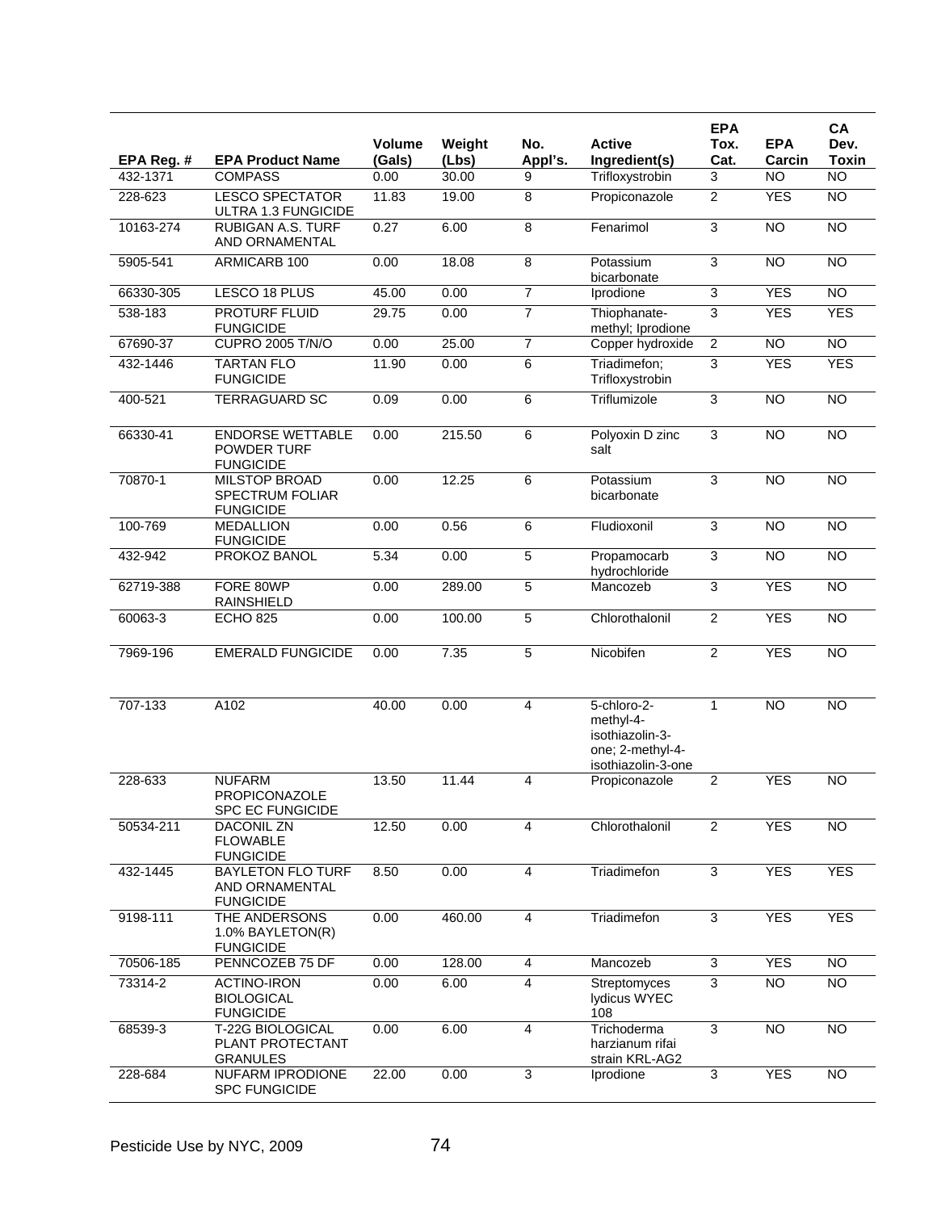| EPA Reg. # | EPA Product Name | Volume (Gals) | Weight (Lbs) | No. Appl's. | Active Ingredient(s) | EPA Tox. Cat. | EPA Carcin | CA Dev. Toxin |
|---|---|---|---|---|---|---|---|---|
| 432-1371 | COMPASS | 0.00 | 30.00 | 9 | Trifloxystrobin | 3 | NO | NO |
| 228-623 | LESCO SPECTATOR ULTRA 1.3 FUNGICIDE | 11.83 | 19.00 | 8 | Propiconazole | 2 | YES | NO |
| 10163-274 | RUBIGAN A.S. TURF AND ORNAMENTAL | 0.27 | 6.00 | 8 | Fenarimol | 3 | NO | NO |
| 5905-541 | ARMICARB 100 | 0.00 | 18.08 | 8 | Potassium bicarbonate | 3 | NO | NO |
| 66330-305 | LESCO 18 PLUS | 45.00 | 0.00 | 7 | Iprodione | 3 | YES | NO |
| 538-183 | PROTURF FLUID FUNGICIDE | 29.75 | 0.00 | 7 | Thiophanate-methyl; Iprodione | 3 | YES | YES |
| 67690-37 | CUPRO 2005 T/N/O | 0.00 | 25.00 | 7 | Copper hydroxide | 2 | NO | NO |
| 432-1446 | TARTAN FLO FUNGICIDE | 11.90 | 0.00 | 6 | Triadimefon; Trifloxystrobin | 3 | YES | YES |
| 400-521 | TERRAGUARD SC | 0.09 | 0.00 | 6 | Triflumizole | 3 | NO | NO |
| 66330-41 | ENDORSE WETTABLE POWDER TURF FUNGICIDE | 0.00 | 215.50 | 6 | Polyoxin D zinc salt | 3 | NO | NO |
| 70870-1 | MILSTOP BROAD SPECTRUM FOLIAR FUNGICIDE | 0.00 | 12.25 | 6 | Potassium bicarbonate | 3 | NO | NO |
| 100-769 | MEDALLION FUNGICIDE | 0.00 | 0.56 | 6 | Fludioxonil | 3 | NO | NO |
| 432-942 | PROKOZ BANOL | 5.34 | 0.00 | 5 | Propamocarb hydrochloride | 3 | NO | NO |
| 62719-388 | FORE 80WP RAINSHIELD | 0.00 | 289.00 | 5 | Mancozeb | 3 | YES | NO |
| 60063-3 | ECHO 825 | 0.00 | 100.00 | 5 | Chlorothalonil | 2 | YES | NO |
| 7969-196 | EMERALD FUNGICIDE | 0.00 | 7.35 | 5 | Nicobifen | 2 | YES | NO |
| 707-133 | A102 | 40.00 | 0.00 | 4 | 5-chloro-2-methyl-4-isothiazolin-3-one; 2-methyl-4-isothiazolin-3-one | 1 | NO | NO |
| 228-633 | NUFARM PROPICONAZOLE SPC EC FUNGICIDE | 13.50 | 11.44 | 4 | Propiconazole | 2 | YES | NO |
| 50534-211 | DACONIL ZN FLOWABLE FUNGICIDE | 12.50 | 0.00 | 4 | Chlorothalonil | 2 | YES | NO |
| 432-1445 | BAYLETON FLO TURF AND ORNAMENTAL FUNGICIDE | 8.50 | 0.00 | 4 | Triadimefon | 3 | YES | YES |
| 9198-111 | THE ANDERSONS 1.0% BAYLETON(R) FUNGICIDE | 0.00 | 460.00 | 4 | Triadimefon | 3 | YES | YES |
| 70506-185 | PENNCOZEB 75 DF | 0.00 | 128.00 | 4 | Mancozeb | 3 | YES | NO |
| 73314-2 | ACTINO-IRON BIOLOGICAL FUNGICIDE | 0.00 | 6.00 | 4 | Streptomyces lydicus WYEC 108 | 3 | NO | NO |
| 68539-3 | T-22G BIOLOGICAL PLANT PROTECTANT GRANULES | 0.00 | 6.00 | 4 | Trichoderma harzianum rifai strain KRL-AG2 | 3 | NO | NO |
| 228-684 | NUFARM IPRODIONE SPC FUNGICIDE | 22.00 | 0.00 | 3 | Iprodione | 3 | YES | NO |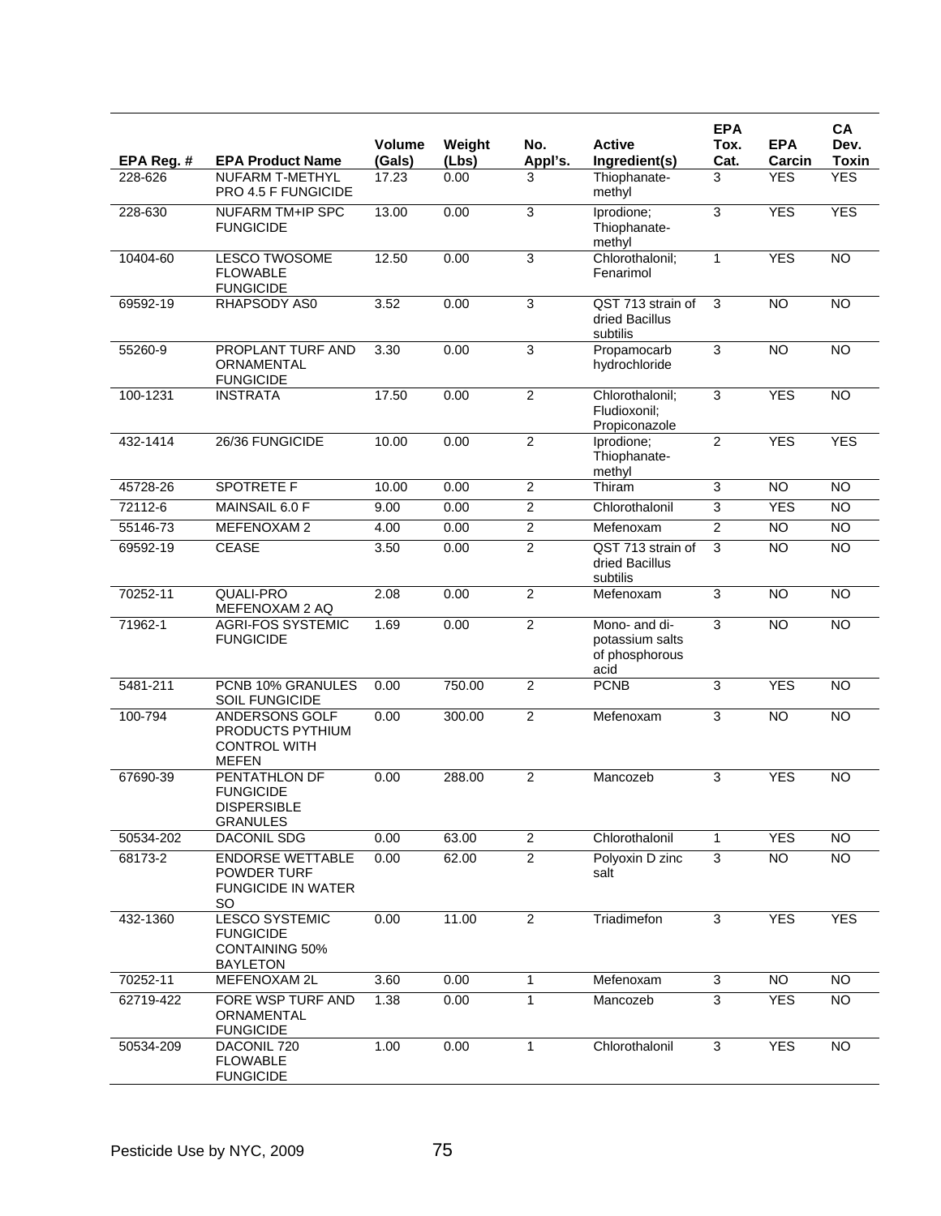| EPA Reg. # | EPA Product Name | Volume (Gals) | Weight (Lbs) | No. Appl's. | Active Ingredient(s) | EPA Tox. Cat. | EPA Carcin | CA Dev. Toxin |
|---|---|---|---|---|---|---|---|---|
| 228-626 | NUFARM T-METHYL PRO 4.5 F FUNGICIDE | 17.23 | 0.00 | 3 | Thiophanate-methyl | 3 | YES | YES |
| 228-630 | NUFARM TM+IP SPC FUNGICIDE | 13.00 | 0.00 | 3 | Iprodione; Thiophanate-methyl | 3 | YES | YES |
| 10404-60 | LESCO TWOSOME FLOWABLE FUNGICIDE | 12.50 | 0.00 | 3 | Chlorothalonil; Fenarimol | 1 | YES | NO |
| 69592-19 | RHAPSODY AS0 | 3.52 | 0.00 | 3 | QST 713 strain of dried Bacillus subtilis | 3 | NO | NO |
| 55260-9 | PROPLANT TURF AND ORNAMENTAL FUNGICIDE | 3.30 | 0.00 | 3 | Propamocarb hydrochloride | 3 | NO | NO |
| 100-1231 | INSTRATA | 17.50 | 0.00 | 2 | Chlorothalonil; Fludioxonil; Propiconazole | 3 | YES | NO |
| 432-1414 | 26/36 FUNGICIDE | 10.00 | 0.00 | 2 | Iprodione; Thiophanate-methyl | 2 | YES | YES |
| 45728-26 | SPOTRETE F | 10.00 | 0.00 | 2 | Thiram | 3 | NO | NO |
| 72112-6 | MAINSAIL 6.0 F | 9.00 | 0.00 | 2 | Chlorothalonil | 3 | YES | NO |
| 55146-73 | MEFENOXAM 2 | 4.00 | 0.00 | 2 | Mefenoxam | 2 | NO | NO |
| 69592-19 | CEASE | 3.50 | 0.00 | 2 | QST 713 strain of dried Bacillus subtilis | 3 | NO | NO |
| 70252-11 | QUALI-PRO MEFENOXAM 2 AQ | 2.08 | 0.00 | 2 | Mefenoxam | 3 | NO | NO |
| 71962-1 | AGRI-FOS SYSTEMIC FUNGICIDE | 1.69 | 0.00 | 2 | Mono- and di-potassium salts of phosphorous acid | 3 | NO | NO |
| 5481-211 | PCNB 10% GRANULES SOIL FUNGICIDE | 0.00 | 750.00 | 2 | PCNB | 3 | YES | NO |
| 100-794 | ANDERSONS GOLF PRODUCTS PYTHIUM CONTROL WITH MEFEN | 0.00 | 300.00 | 2 | Mefenoxam | 3 | NO | NO |
| 67690-39 | PENTATHLON DF FUNGICIDE DISPERSIBLE GRANULES | 0.00 | 288.00 | 2 | Mancozeb | 3 | YES | NO |
| 50534-202 | DACONIL SDG | 0.00 | 63.00 | 2 | Chlorothalonil | 1 | YES | NO |
| 68173-2 | ENDORSE WETTABLE POWDER TURF FUNGICIDE IN WATER SO | 0.00 | 62.00 | 2 | Polyoxin D zinc salt | 3 | NO | NO |
| 432-1360 | LESCO SYSTEMIC FUNGICIDE CONTAINING 50% BAYLETON | 0.00 | 11.00 | 2 | Triadimefon | 3 | YES | YES |
| 70252-11 | MEFENOXAM 2L | 3.60 | 0.00 | 1 | Mefenoxam | 3 | NO | NO |
| 62719-422 | FORE WSP TURF AND ORNAMENTAL FUNGICIDE | 1.38 | 0.00 | 1 | Mancozeb | 3 | YES | NO |
| 50534-209 | DACONIL 720 FLOWABLE FUNGICIDE | 1.00 | 0.00 | 1 | Chlorothalonil | 3 | YES | NO |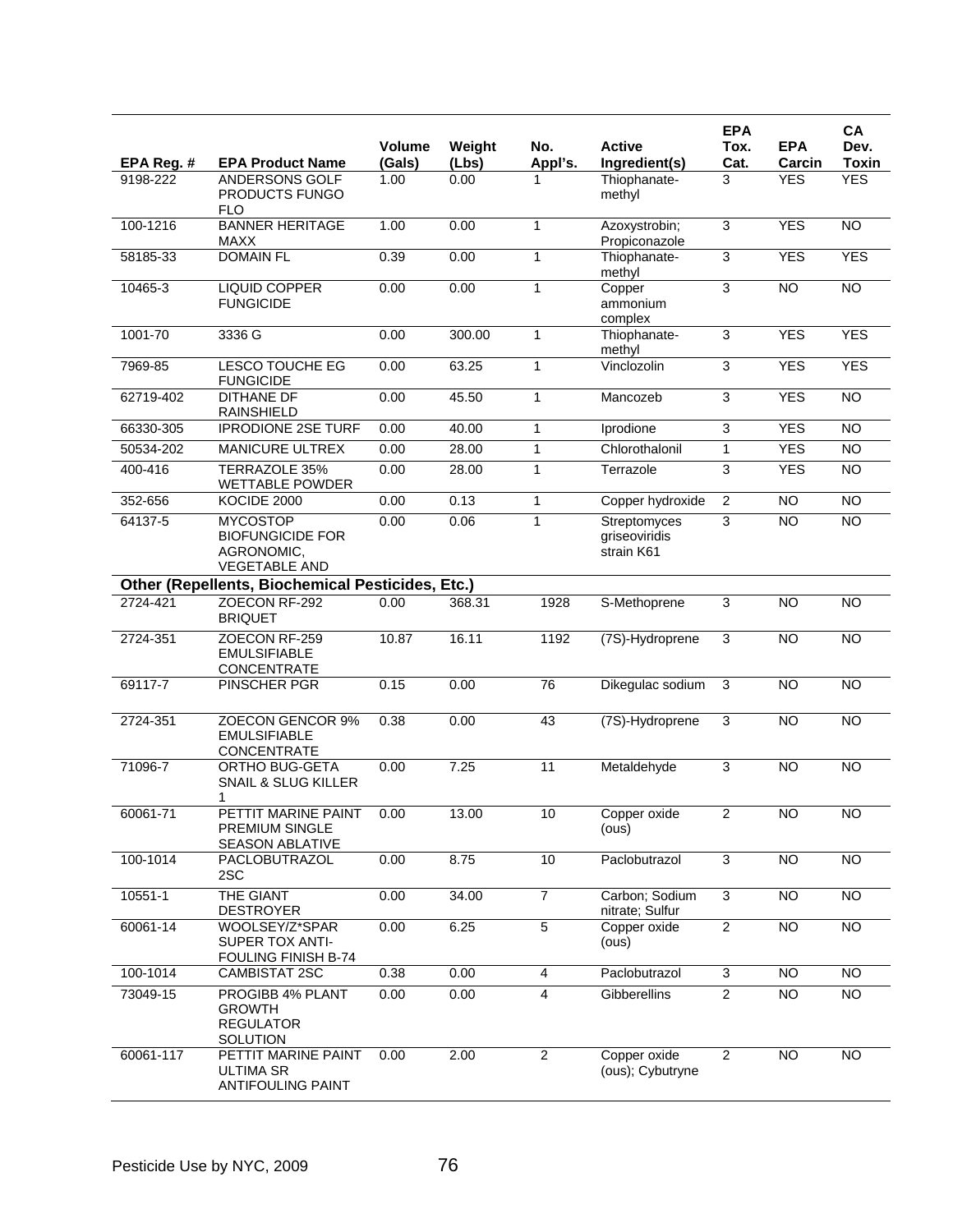| EPA Reg. # | EPA Product Name | Volume (Gals) | Weight (Lbs) | No. Appl's. | Active Ingredient(s) | EPA Tox. Cat. | EPA Carcin | CA Dev. Toxin |
|---|---|---|---|---|---|---|---|---|
| 9198-222 | ANDERSONS GOLF PRODUCTS FUNGO FLO | 1.00 | 0.00 | 1 | Thiophanate-methyl | 3 | YES | YES |
| 100-1216 | BANNER HERITAGE MAXX | 1.00 | 0.00 | 1 | Azoxystrobin; Propiconazole | 3 | YES | NO |
| 58185-33 | DOMAIN FL | 0.39 | 0.00 | 1 | Thiophanate-methyl | 3 | YES | YES |
| 10465-3 | LIQUID COPPER FUNGICIDE | 0.00 | 0.00 | 1 | Copper ammonium complex | 3 | NO | NO |
| 1001-70 | 3336 G | 0.00 | 300.00 | 1 | Thiophanate-methyl | 3 | YES | YES |
| 7969-85 | LESCO TOUCHE EG FUNGICIDE | 0.00 | 63.25 | 1 | Vinclozolin | 3 | YES | YES |
| 62719-402 | DITHANE DF RAINSHIELD | 0.00 | 45.50 | 1 | Mancozeb | 3 | YES | NO |
| 66330-305 | IPRODIONE 2SE TURF | 0.00 | 40.00 | 1 | Iprodione | 3 | YES | NO |
| 50534-202 | MANICURE ULTREX | 0.00 | 28.00 | 1 | Chlorothalonil | 1 | YES | NO |
| 400-416 | TERRAZOLE 35% WETTABLE POWDER | 0.00 | 28.00 | 1 | Terrazole | 3 | YES | NO |
| 352-656 | KOCIDE 2000 | 0.00 | 0.13 | 1 | Copper hydroxide | 2 | NO | NO |
| 64137-5 | MYCOSTOP BIOFUNGICIDE FOR AGRONOMIC, VEGETABLE AND | 0.00 | 0.06 | 1 | Streptomyces griseoviridis strain K61 | 3 | NO | NO |
| **Other (Repellents, Biochemical Pesticides, Etc.)** | | | | | | | | |
| 2724-421 | ZOECON RF-292 BRIQUET | 0.00 | 368.31 | 1928 | S-Methoprene | 3 | NO | NO |
| 2724-351 | ZOECON RF-259 EMULSIFIABLE CONCENTRATE | 10.87 | 16.11 | 1192 | (7S)-Hydroprene | 3 | NO | NO |
| 69117-7 | PINSCHER PGR | 0.15 | 0.00 | 76 | Dikegulac sodium | 3 | NO | NO |
| 2724-351 | ZOECON GENCOR 9% EMULSIFIABLE CONCENTRATE | 0.38 | 0.00 | 43 | (7S)-Hydroprene | 3 | NO | NO |
| 71096-7 | ORTHO BUG-GETA SNAIL & SLUG KILLER 1 | 0.00 | 7.25 | 11 | Metaldehyde | 3 | NO | NO |
| 60061-71 | PETTIT MARINE PAINT PREMIUM SINGLE SEASON ABLATIVE | 0.00 | 13.00 | 10 | Copper oxide (ous) | 2 | NO | NO |
| 100-1014 | PACLOBUTRAZOL 2SC | 0.00 | 8.75 | 10 | Paclobutrazol | 3 | NO | NO |
| 10551-1 | THE GIANT DESTROYER | 0.00 | 34.00 | 7 | Carbon; Sodium nitrate; Sulfur | 3 | NO | NO |
| 60061-14 | WOOLSEY/Z*SPAR SUPER TOX ANTI-FOULING FINISH B-74 | 0.00 | 6.25 | 5 | Copper oxide (ous) | 2 | NO | NO |
| 100-1014 | CAMBISTAT 2SC | 0.38 | 0.00 | 4 | Paclobutrazol | 3 | NO | NO |
| 73049-15 | PROGIBB 4% PLANT GROWTH REGULATOR SOLUTION | 0.00 | 0.00 | 4 | Gibberellins | 2 | NO | NO |
| 60061-117 | PETTIT MARINE PAINT ULTIMA SR ANTIFOULING PAINT | 0.00 | 2.00 | 2 | Copper oxide (ous); Cybutryne | 2 | NO | NO |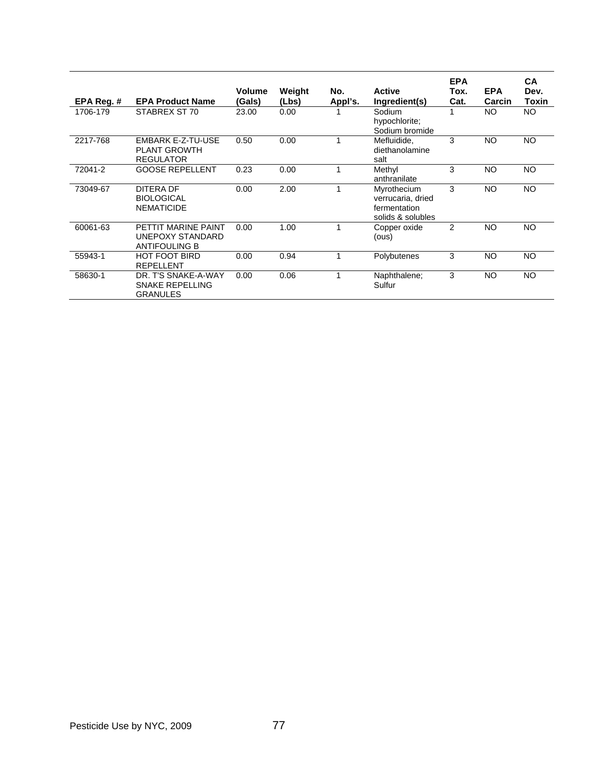| EPA Reg. # | EPA Product Name | Volume (Gals) | Weight (Lbs) | No. Appl's. | Active Ingredient(s) | EPA Tox. Cat. | EPA Carcin | CA Dev. Toxin |
|---|---|---|---|---|---|---|---|---|
| 1706-179 | STABREX ST 70 | 23.00 | 0.00 | 1 | Sodium hypochlorite; Sodium bromide | 1 | NO | NO |
| 2217-768 | EMBARK E-Z-TU-USE PLANT GROWTH REGULATOR | 0.50 | 0.00 | 1 | Mefluidide, diethanolamine salt | 3 | NO | NO |
| 72041-2 | GOOSE REPELLENT | 0.23 | 0.00 | 1 | Methyl anthranilate | 3 | NO | NO |
| 73049-67 | DITERA DF BIOLOGICAL NEMATICIDE | 0.00 | 2.00 | 1 | Myrothecium verrucaria, dried fermentation solids & solubles | 3 | NO | NO |
| 60061-63 | PETTIT MARINE PAINT UNEPOXY STANDARD ANTIFOULING B | 0.00 | 1.00 | 1 | Copper oxide (ous) | 2 | NO | NO |
| 55943-1 | HOT FOOT BIRD REPELLENT | 0.00 | 0.94 | 1 | Polybutenes | 3 | NO | NO |
| 58630-1 | DR. T'S SNAKE-A-WAY SNAKE REPELLING GRANULES | 0.00 | 0.06 | 1 | Naphthalene; Sulfur | 3 | NO | NO |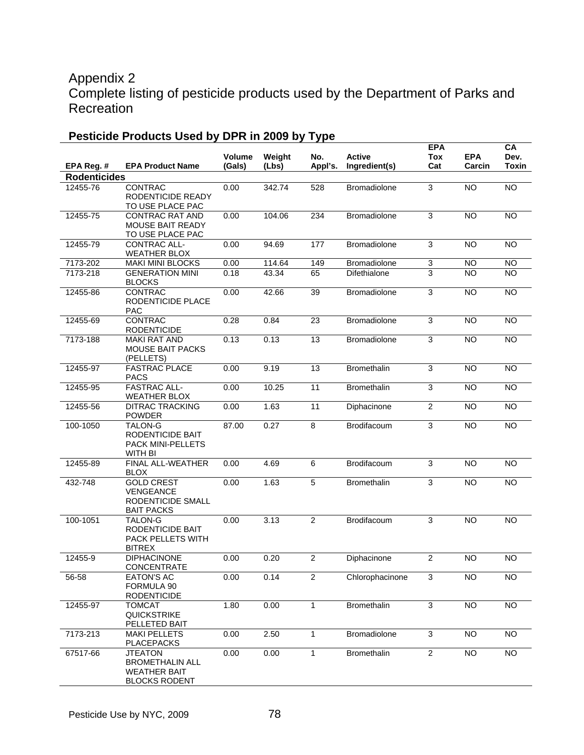# Appendix 2

## Complete listing of pesticide products used by the Department of Parks and Recreation

### Pesticide Products Used by DPR in 2009 by Type

| EPA Reg. # | EPA Product Name | Volume (Gals) | Weight (Lbs) | No. Appl's. | Active Ingredient(s) | EPA Tox Cat | EPA Carcin | CA Dev. Toxin |
|---|---|---|---|---|---|---|---|---|
| **Rodenticides** | | | | | | | | |
| 12455-76 | CONTRAC RODENTICIDE READY TO USE PLACE PAC | 0.00 | 342.74 | 528 | Bromadiolone | 3 | NO | NO |
| 12455-75 | CONTRAC RAT AND MOUSE BAIT READY TO USE PLACE PAC | 0.00 | 104.06 | 234 | Bromadiolone | 3 | NO | NO |
| 12455-79 | CONTRAC ALL-WEATHER BLOX | 0.00 | 94.69 | 177 | Bromadiolone | 3 | NO | NO |
| 7173-202 | MAKI MINI BLOCKS | 0.00 | 114.64 | 149 | Bromadiolone | 3 | NO | NO |
| 7173-218 | GENERATION MINI BLOCKS | 0.18 | 43.34 | 65 | Difethialone | 3 | NO | NO |
| 12455-86 | CONTRAC RODENTICIDE PLACE PAC | 0.00 | 42.66 | 39 | Bromadiolone | 3 | NO | NO |
| 12455-69 | CONTRAC RODENTICIDE | 0.28 | 0.84 | 23 | Bromadiolone | 3 | NO | NO |
| 7173-188 | MAKI RAT AND MOUSE BAIT PACKS (PELLETS) | 0.13 | 0.13 | 13 | Bromadiolone | 3 | NO | NO |
| 12455-97 | FASTRAC PLACE PACS | 0.00 | 9.19 | 13 | Bromethalin | 3 | NO | NO |
| 12455-95 | FASTRAC ALL-WEATHER BLOX | 0.00 | 10.25 | 11 | Bromethalin | 3 | NO | NO |
| 12455-56 | DITRAC TRACKING POWDER | 0.00 | 1.63 | 11 | Diphacinone | 2 | NO | NO |
| 100-1050 | TALON-G RODENTICIDE BAIT PACK MINI-PELLETS WITH BI | 87.00 | 0.27 | 8 | Brodifacoum | 3 | NO | NO |
| 12455-89 | FINAL ALL-WEATHER BLOX | 0.00 | 4.69 | 6 | Brodifacoum | 3 | NO | NO |
| 432-748 | GOLD CREST VENGEANCE RODENTICIDE SMALL BAIT PACKS | 0.00 | 1.63 | 5 | Bromethalin | 3 | NO | NO |
| 100-1051 | TALON-G RODENTICIDE BAIT PACK PELLETS WITH BITREX | 0.00 | 3.13 | 2 | Brodifacoum | 3 | NO | NO |
| 12455-9 | DIPHACINONE CONCENTRATE | 0.00 | 0.20 | 2 | Diphacinone | 2 | NO | NO |
| 56-58 | EATON'S AC FORMULA 90 RODENTICIDE | 0.00 | 0.14 | 2 | Chlorophacinone | 3 | NO | NO |
| 12455-97 | TOMCAT QUICKSTRIKE PELLETED BAIT | 1.80 | 0.00 | 1 | Bromethalin | 3 | NO | NO |
| 7173-213 | MAKI PELLETS PLACEPACKS | 0.00 | 2.50 | 1 | Bromadiolone | 3 | NO | NO |
| 67517-66 | JTEATON BROMETHALIN ALL WEATHER BAIT BLOCKS RODENT | 0.00 | 0.00 | 1 | Bromethalin | 2 | NO | NO |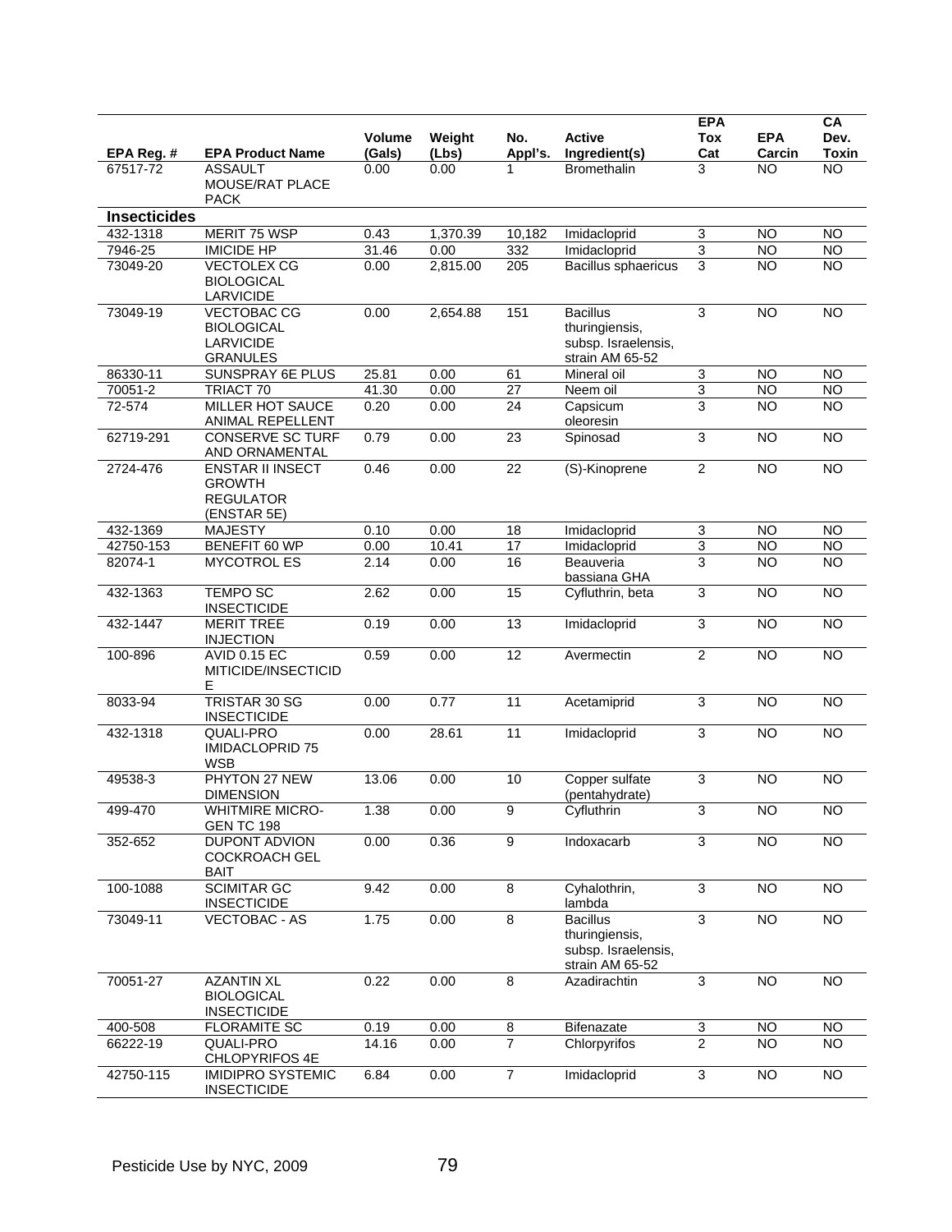| EPA Reg. # | EPA Product Name | Volume (Gals) | Weight (Lbs) | No. Appl's. | Active Ingredient(s) | EPA Tox Cat | EPA Carcin | CA Dev. Toxin |
|---|---|---|---|---|---|---|---|---|
| 67517-72 | ASSAULT MOUSE/RAT PLACE PACK | 0.00 | 0.00 | 1 | Bromethalin | 3 | NO | NO |
| **Insecticides** | | | | | | | | |
| 432-1318 | MERIT 75 WSP | 0.43 | 1,370.39 | 10,182 | Imidacloprid | 3 | NO | NO |
| 7946-25 | IMICIDE HP | 31.46 | 0.00 | 332 | Imidacloprid | 3 | NO | NO |
| 73049-20 | VECTOLEX CG BIOLOGICAL LARVICIDE | 0.00 | 2,815.00 | 205 | Bacillus sphaericus | 3 | NO | NO |
| 73049-19 | VECTOBAC CG BIOLOGICAL LARVICIDE GRANULES | 0.00 | 2,654.88 | 151 | Bacillus thuringiensis, subsp. Israelensis, strain AM 65-52 | 3 | NO | NO |
| 86330-11 | SUNSPRAY 6E PLUS | 25.81 | 0.00 | 61 | Mineral oil | 3 | NO | NO |
| 70051-2 | TRIACT 70 | 41.30 | 0.00 | 27 | Neem oil | 3 | NO | NO |
| 72-574 | MILLER HOT SAUCE ANIMAL REPELLENT | 0.20 | 0.00 | 24 | Capsicum oleoresin | 3 | NO | NO |
| 62719-291 | CONSERVE SC TURF AND ORNAMENTAL | 0.79 | 0.00 | 23 | Spinosad | 3 | NO | NO |
| 2724-476 | ENSTAR II INSECT GROWTH REGULATOR (ENSTAR 5E) | 0.46 | 0.00 | 22 | (S)-Kinoprene | 2 | NO | NO |
| 432-1369 | MAJESTY | 0.10 | 0.00 | 18 | Imidacloprid | 3 | NO | NO |
| 42750-153 | BENEFIT 60 WP | 0.00 | 10.41 | 17 | Imidacloprid | 3 | NO | NO |
| 82074-1 | MYCOTROL ES | 2.14 | 0.00 | 16 | Beauveria bassiana GHA | 3 | NO | NO |
| 432-1363 | TEMPO SC INSECTICIDE | 2.62 | 0.00 | 15 | Cyfluthrin, beta | 3 | NO | NO |
| 432-1447 | MERIT TREE INJECTION | 0.19 | 0.00 | 13 | Imidacloprid | 3 | NO | NO |
| 100-896 | AVID 0.15 EC MITICIDE/INSECTICIDE | 0.59 | 0.00 | 12 | Avermectin | 2 | NO | NO |
| 8033-94 | TRISTAR 30 SG INSECTICIDE | 0.00 | 0.77 | 11 | Acetamiprid | 3 | NO | NO |
| 432-1318 | QUALI-PRO IMIDACLOPRID 75 WSB | 0.00 | 28.61 | 11 | Imidacloprid | 3 | NO | NO |
| 49538-3 | PHYTON 27 NEW DIMENSION | 13.06 | 0.00 | 10 | Copper sulfate (pentahydrate) | 3 | NO | NO |
| 499-470 | WHITMIRE MICRO-GEN TC 198 | 1.38 | 0.00 | 9 | Cyfluthrin | 3 | NO | NO |
| 352-652 | DUPONT ADVION COCKROACH GEL BAIT | 0.00 | 0.36 | 9 | Indoxacarb | 3 | NO | NO |
| 100-1088 | SCIMITAR GC INSECTICIDE | 9.42 | 0.00 | 8 | Cyhalothrin, lambda | 3 | NO | NO |
| 73049-11 | VECTOBAC - AS | 1.75 | 0.00 | 8 | Bacillus thuringiensis, subsp. Israelensis, strain AM 65-52 | 3 | NO | NO |
| 70051-27 | AZANTIN XL BIOLOGICAL INSECTICIDE | 0.22 | 0.00 | 8 | Azadirachtin | 3 | NO | NO |
| 400-508 | FLORAMITE SC | 0.19 | 0.00 | 8 | Bifenazate | 3 | NO | NO |
| 66222-19 | QUALI-PRO CHLOPYRIFOS 4E | 14.16 | 0.00 | 7 | Chlorpyrifos | 2 | NO | NO |
| 42750-115 | IMIDIPRO SYSTEMIC INSECTICIDE | 6.84 | 0.00 | 7 | Imidacloprid | 3 | NO | NO |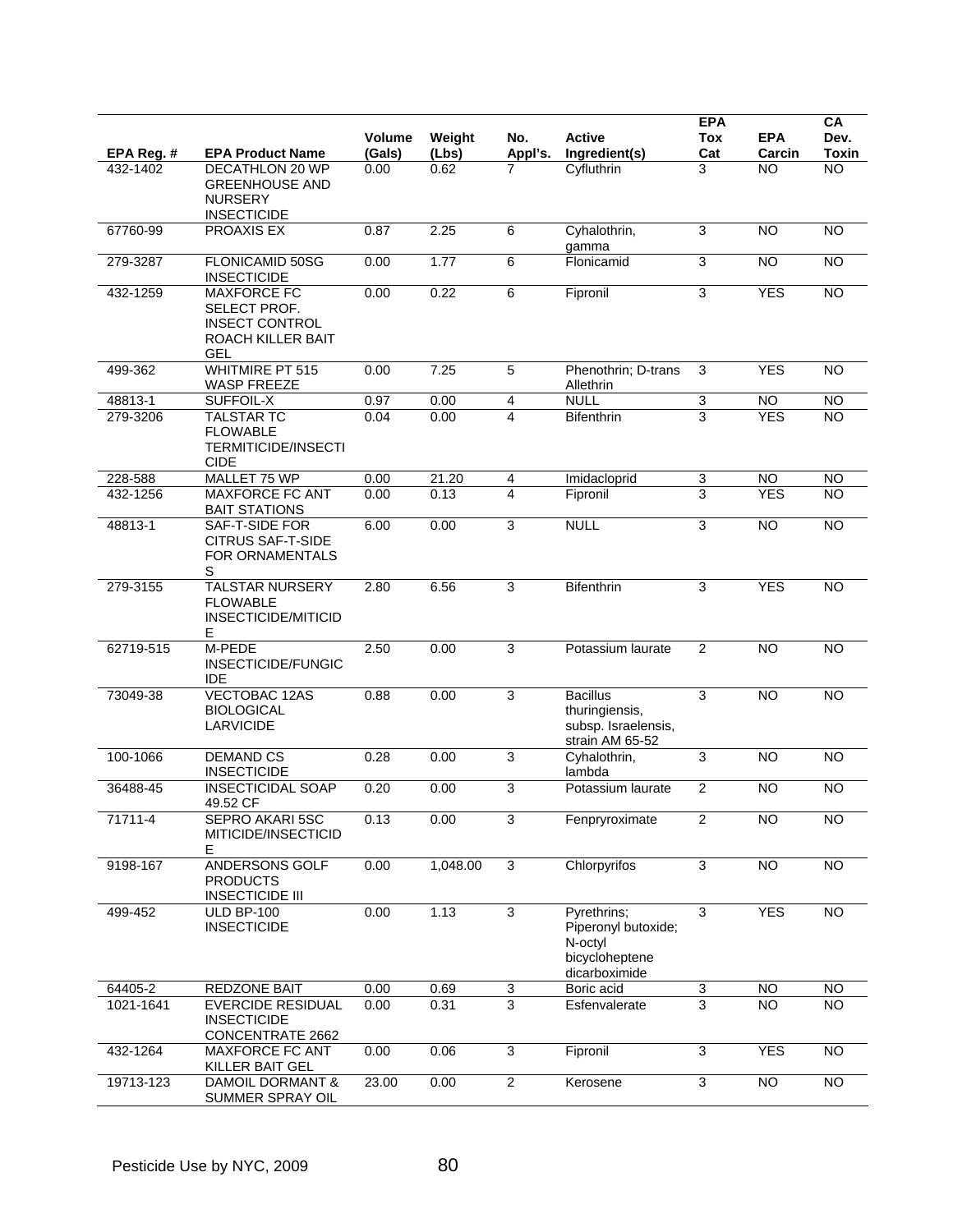| EPA Reg. # | EPA Product Name | Volume (Gals) | Weight (Lbs) | No. Appl's. | Active Ingredient(s) | EPA Tox Cat | EPA Carcin | CA Dev. Toxin |
|---|---|---|---|---|---|---|---|---|
| 432-1402 | DECATHLON 20 WP GREENHOUSE AND NURSERY INSECTICIDE | 0.00 | 0.62 | 7 | Cyfluthrin | 3 | NO | NO |
| 67760-99 | PROAXIS EX | 0.87 | 2.25 | 6 | Cyhalothrin, gamma | 3 | NO | NO |
| 279-3287 | FLONICAMID 50SG INSECTICIDE | 0.00 | 1.77 | 6 | Flonicamid | 3 | NO | NO |
| 432-1259 | MAXFORCE FC SELECT PROF. INSECT CONTROL ROACH KILLER BAIT GEL | 0.00 | 0.22 | 6 | Fipronil | 3 | YES | NO |
| 499-362 | WHITMIRE PT 515 WASP FREEZE | 0.00 | 7.25 | 5 | Phenothrin; D-trans Allethrin | 3 | YES | NO |
| 48813-1 | SUFFOIL-X | 0.97 | 0.00 | 4 | NULL | 3 | NO | NO |
| 279-3206 | TALSTAR TC FLOWABLE TERMITICIDE/INSECTICIDE | 0.04 | 0.00 | 4 | Bifenthrin | 3 | YES | NO |
| 228-588 | MALLET 75 WP | 0.00 | 21.20 | 4 | Imidacloprid | 3 | NO | NO |
| 432-1256 | MAXFORCE FC ANT BAIT STATIONS | 0.00 | 0.13 | 4 | Fipronil | 3 | YES | NO |
| 48813-1 | SAF-T-SIDE FOR CITRUS SAF-T-SIDE FOR ORNAMENTALS S | 6.00 | 0.00 | 3 | NULL | 3 | NO | NO |
| 279-3155 | TALSTAR NURSERY FLOWABLE INSECTICIDE/MITICIDE | 2.80 | 6.56 | 3 | Bifenthrin | 3 | YES | NO |
| 62719-515 | M-PEDE INSECTICIDE/FUNGICIDE | 2.50 | 0.00 | 3 | Potassium laurate | 2 | NO | NO |
| 73049-38 | VECTOBAC 12AS BIOLOGICAL LARVICIDE | 0.88 | 0.00 | 3 | Bacillus thuringiensis, subsp. Israelensis, strain AM 65-52 | 3 | NO | NO |
| 100-1066 | DEMAND CS INSECTICIDE | 0.28 | 0.00 | 3 | Cyhalothrin, lambda | 3 | NO | NO |
| 36488-45 | INSECTICIDAL SOAP 49.52 CF | 0.20 | 0.00 | 3 | Potassium laurate | 2 | NO | NO |
| 71711-4 | SEPRO AKARI 5SC MITICIDE/INSECTICIDE | 0.13 | 0.00 | 3 | Fenpryroximate | 2 | NO | NO |
| 9198-167 | ANDERSONS GOLF PRODUCTS INSECTICIDE III | 0.00 | 1,048.00 | 3 | Chlorpyrifos | 3 | NO | NO |
| 499-452 | ULD BP-100 INSECTICIDE | 0.00 | 1.13 | 3 | Pyrethrins; Piperonyl butoxide; N-octyl bicycloheptene dicarboximide | 3 | YES | NO |
| 64405-2 | REDZONE BAIT | 0.00 | 0.69 | 3 | Boric acid | 3 | NO | NO |
| 1021-1641 | EVERCIDE RESIDUAL INSECTICIDE CONCENTRATE 2662 | 0.00 | 0.31 | 3 | Esfenvalerate | 3 | NO | NO |
| 432-1264 | MAXFORCE FC ANT KILLER BAIT GEL | 0.00 | 0.06 | 3 | Fipronil | 3 | YES | NO |
| 19713-123 | DAMOIL DORMANT & SUMMER SPRAY OIL | 23.00 | 0.00 | 2 | Kerosene | 3 | NO | NO |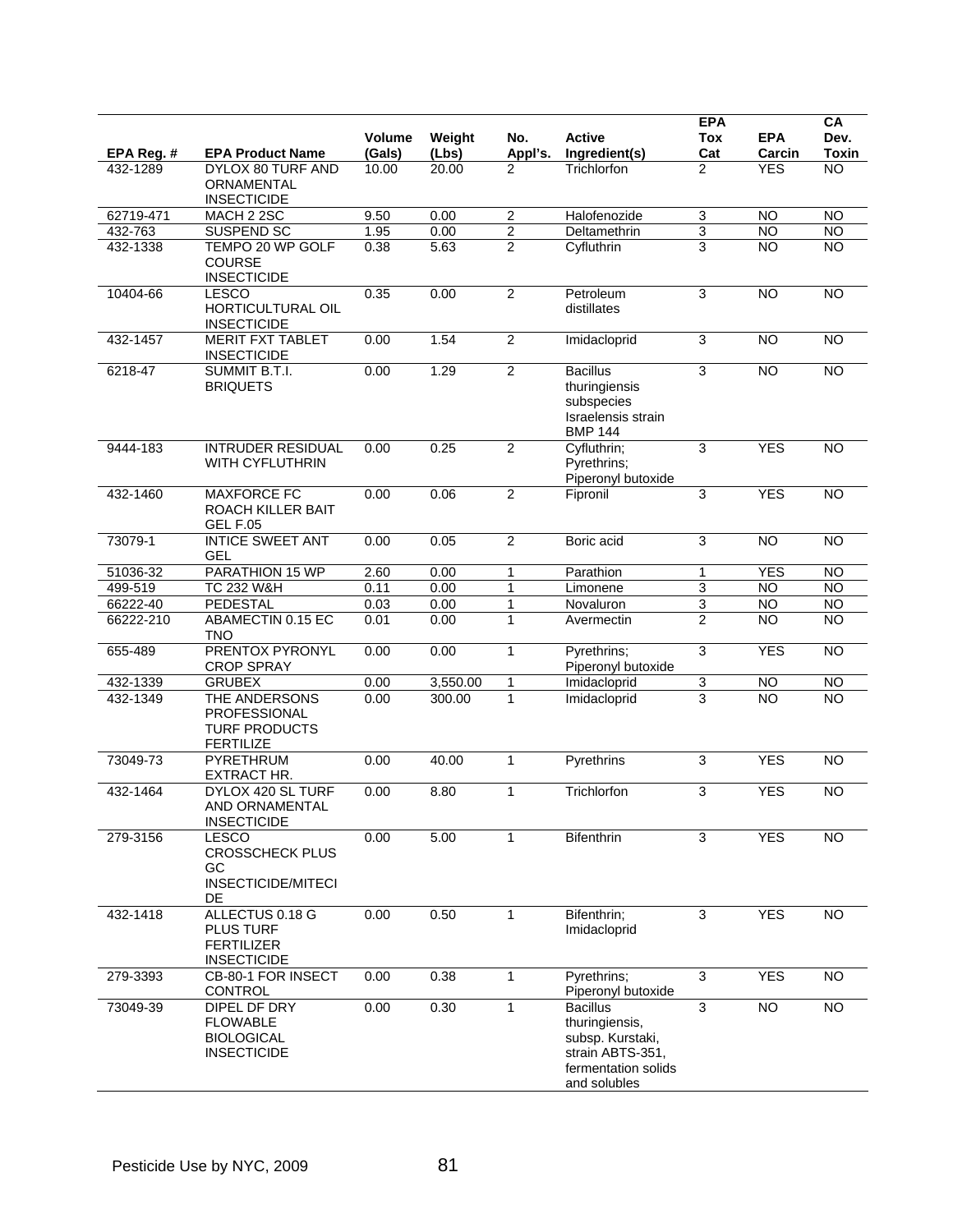| EPA Reg. # | EPA Product Name | Volume (Gals) | Weight (Lbs) | No. Appl's. | Active Ingredient(s) | EPA Tox Cat | EPA Carcin | CA Dev. Toxin |
|---|---|---|---|---|---|---|---|---|
| 432-1289 | DYLOX 80 TURF AND ORNAMENTAL INSECTICIDE | 10.00 | 20.00 | 2 | Trichlorfon | 2 | YES | NO |
| 62719-471 | MACH 2 2SC | 9.50 | 0.00 | 2 | Halofenozide | 3 | NO | NO |
| 432-763 | SUSPEND SC | 1.95 | 0.00 | 2 | Deltamethrin | 3 | NO | NO |
| 432-1338 | TEMPO 20 WP GOLF COURSE INSECTICIDE | 0.38 | 5.63 | 2 | Cyfluthrin | 3 | NO | NO |
| 10404-66 | LESCO HORTICULTURAL OIL INSECTICIDE | 0.35 | 0.00 | 2 | Petroleum distillates | 3 | NO | NO |
| 432-1457 | MERIT FXT TABLET INSECTICIDE | 0.00 | 1.54 | 2 | Imidacloprid | 3 | NO | NO |
| 6218-47 | SUMMIT B.T.I. BRIQUETS | 0.00 | 1.29 | 2 | Bacillus thuringiensis subspecies Israelensis strain BMP 144 | 3 | NO | NO |
| 9444-183 | INTRUDER RESIDUAL WITH CYFLUTHRIN | 0.00 | 0.25 | 2 | Cyfluthrin; Pyrethrins; Piperonyl butoxide | 3 | YES | NO |
| 432-1460 | MAXFORCE FC ROACH KILLER BAIT GEL F.05 | 0.00 | 0.06 | 2 | Fipronil | 3 | YES | NO |
| 73079-1 | INTICE SWEET ANT GEL | 0.00 | 0.05 | 2 | Boric acid | 3 | NO | NO |
| 51036-32 | PARATHION 15 WP | 2.60 | 0.00 | 1 | Parathion | 1 | YES | NO |
| 499-519 | TC 232 W&H | 0.11 | 0.00 | 1 | Limonene | 3 | NO | NO |
| 66222-40 | PEDESTAL | 0.03 | 0.00 | 1 | Novaluron | 3 | NO | NO |
| 66222-210 | ABAMECTIN 0.15 EC TNO | 0.01 | 0.00 | 1 | Avermectin | 2 | NO | NO |
| 655-489 | PRENTOX PYRONYL CROP SPRAY | 0.00 | 0.00 | 1 | Pyrethrins; Piperonyl butoxide | 3 | YES | NO |
| 432-1339 | GRUBEX | 0.00 | 3,550.00 | 1 | Imidacloprid | 3 | NO | NO |
| 432-1349 | THE ANDERSONS PROFESSIONAL TURF PRODUCTS FERTILIZE | 0.00 | 300.00 | 1 | Imidacloprid | 3 | NO | NO |
| 73049-73 | PYRETHRUM EXTRACT HR. | 0.00 | 40.00 | 1 | Pyrethrins | 3 | YES | NO |
| 432-1464 | DYLOX 420 SL TURF AND ORNAMENTAL INSECTICIDE | 0.00 | 8.80 | 1 | Trichlorfon | 3 | YES | NO |
| 279-3156 | LESCO CROSSCHECK PLUS GC INSECTICIDE/MITECIDE | 0.00 | 5.00 | 1 | Bifenthrin | 3 | YES | NO |
| 432-1418 | ALLECTUS 0.18 G PLUS TURF FERTILIZER INSECTICIDE | 0.00 | 0.50 | 1 | Bifenthrin; Imidacloprid | 3 | YES | NO |
| 279-3393 | CB-80-1 FOR INSECT CONTROL | 0.00 | 0.38 | 1 | Pyrethrins; Piperonyl butoxide | 3 | YES | NO |
| 73049-39 | DIPEL DF DRY FLOWABLE BIOLOGICAL INSECTICIDE | 0.00 | 0.30 | 1 | Bacillus thuringiensis, subsp. Kurstaki, strain ABTS-351, fermentation solids and solubles | 3 | NO | NO |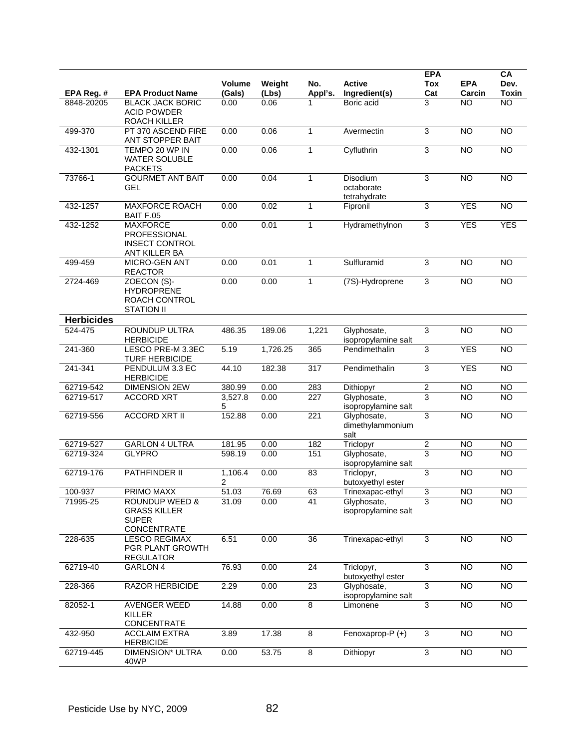| EPA Reg. # | EPA Product Name | Volume (Gals) | Weight (Lbs) | No. Appl's. | Active Ingredient(s) | EPA Tox Cat | EPA Carcin | CA Dev. Toxin |
|---|---|---|---|---|---|---|---|---|
| 8848-20205 | BLACK JACK BORIC ACID POWDER ROACH KILLER | 0.00 | 0.06 | 1 | Boric acid | 3 | NO | NO |
| 499-370 | PT 370 ASCEND FIRE ANT STOPPER BAIT | 0.00 | 0.06 | 1 | Avermectin | 3 | NO | NO |
| 432-1301 | TEMPO 20 WP IN WATER SOLUBLE PACKETS | 0.00 | 0.06 | 1 | Cyfluthrin | 3 | NO | NO |
| 73766-1 | GOURMET ANT BAIT GEL | 0.00 | 0.04 | 1 | Disodium octaborate tetrahydrate | 3 | NO | NO |
| 432-1257 | MAXFORCE ROACH BAIT F.05 | 0.00 | 0.02 | 1 | Fipronil | 3 | YES | NO |
| 432-1252 | MAXFORCE PROFESSIONAL INSECT CONTROL ANT KILLER BA | 0.00 | 0.01 | 1 | Hydramethylnon | 3 | YES | YES |
| 499-459 | MICRO-GEN ANT REACTOR | 0.00 | 0.01 | 1 | Sulfluramid | 3 | NO | NO |
| 2724-469 | ZOECON (S)-HYDROPRENE ROACH CONTROL STATION II | 0.00 | 0.00 | 1 | (7S)-Hydroprene | 3 | NO | NO |
| **Herbicides** | | | | | | | | |
| 524-475 | ROUNDUP ULTRA HERBICIDE | 486.35 | 189.06 | 1,221 | Glyphosate, isopropylamine salt | 3 | NO | NO |
| 241-360 | LESCO PRE-M 3.3EC TURF HERBICIDE | 5.19 | 1,726.25 | 365 | Pendimethalin | 3 | YES | NO |
| 241-341 | PENDULUM 3.3 EC HERBICIDE | 44.10 | 182.38 | 317 | Pendimethalin | 3 | YES | NO |
| 62719-542 | DIMENSION 2EW | 380.99 | 0.00 | 283 | Dithiopyr | 2 | NO | NO |
| 62719-517 | ACCORD XRT | 3,527.85 | 0.00 | 227 | Glyphosate, isopropylamine salt | 3 | NO | NO |
| 62719-556 | ACCORD XRT II | 152.88 | 0.00 | 221 | Glyphosate, dimethylammonium salt | 3 | NO | NO |
| 62719-527 | GARLON 4 ULTRA | 181.95 | 0.00 | 182 | Triclopyr | 2 | NO | NO |
| 62719-324 | GLYPRO | 598.19 | 0.00 | 151 | Glyphosate, isopropylamine salt | 3 | NO | NO |
| 62719-176 | PATHFINDER II | 1,106.42 | 0.00 | 83 | Triclopyr, butoxyethyl ester | 3 | NO | NO |
| 100-937 | PRIMO MAXX | 51.03 | 76.69 | 63 | Trinexapac-ethyl | 3 | NO | NO |
| 71995-25 | ROUNDUP WEED & GRASS KILLER SUPER CONCENTRATE | 31.09 | 0.00 | 41 | Glyphosate, isopropylamine salt | 3 | NO | NO |
| 228-635 | LESCO REGIMAX PGR PLANT GROWTH REGULATOR | 6.51 | 0.00 | 36 | Trinexapac-ethyl | 3 | NO | NO |
| 62719-40 | GARLON 4 | 76.93 | 0.00 | 24 | Triclopyr, butoxyethyl ester | 3 | NO | NO |
| 228-366 | RAZOR HERBICIDE | 2.29 | 0.00 | 23 | Glyphosate, isopropylamine salt | 3 | NO | NO |
| 82052-1 | AVENGER WEED KILLER CONCENTRATE | 14.88 | 0.00 | 8 | Limonene | 3 | NO | NO |
| 432-950 | ACCLAIM EXTRA HERBICIDE | 3.89 | 17.38 | 8 | Fenoxaprop-P (+) | 3 | NO | NO |
| 62719-445 | DIMENSION* ULTRA 40WP | 0.00 | 53.75 | 8 | Dithiopyr | 3 | NO | NO |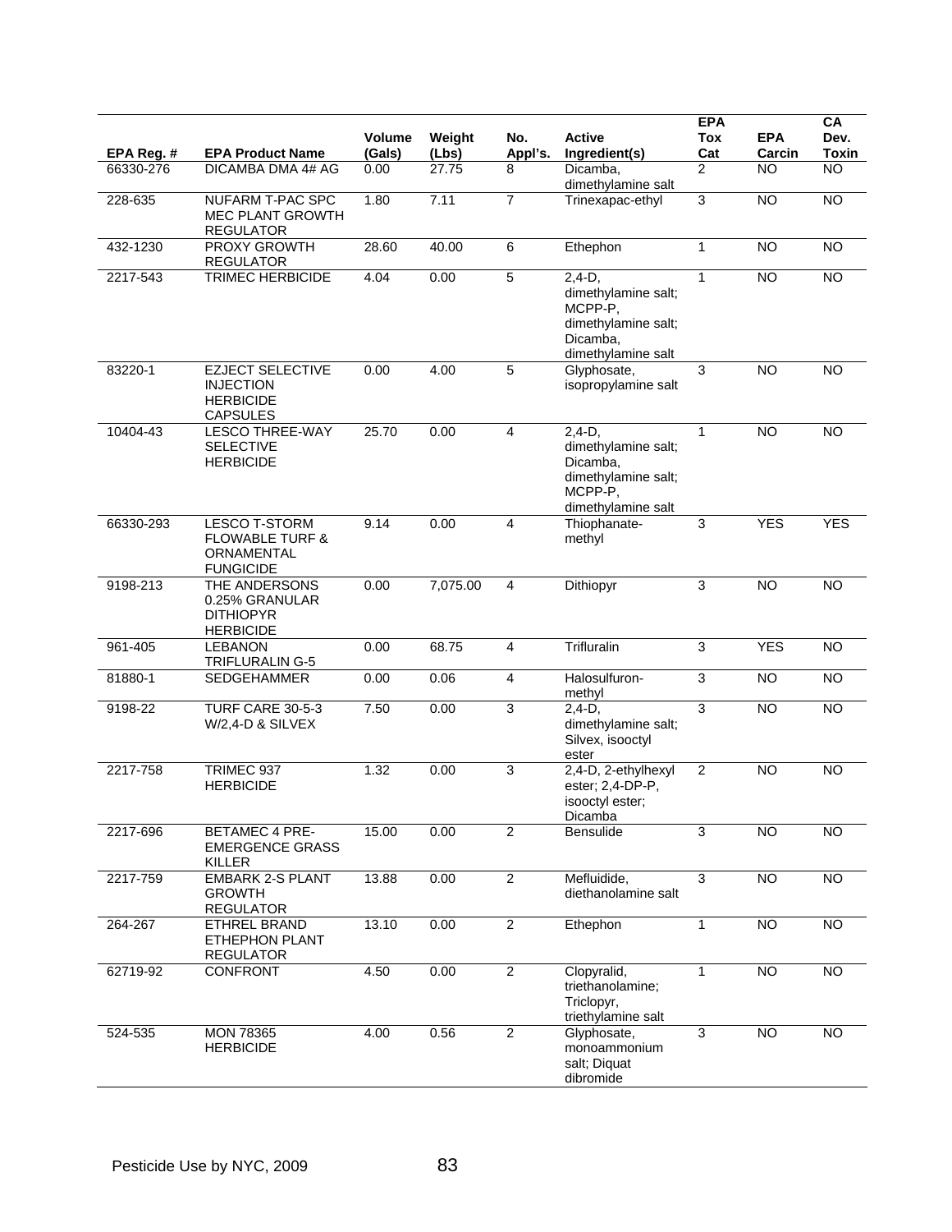| EPA Reg. # | EPA Product Name | Volume (Gals) | Weight (Lbs) | No. Appl's. | Active Ingredient(s) | EPA Tox Cat | EPA Carcin | CA Dev. Toxin |
|---|---|---|---|---|---|---|---|---|
| 66330-276 | DICAMBA DMA 4# AG | 0.00 | 27.75 | 8 | Dicamba, dimethylamine salt | 2 | NO | NO |
| 228-635 | NUFARM T-PAC SPC MEC PLANT GROWTH REGULATOR | 1.80 | 7.11 | 7 | Trinexapac-ethyl | 3 | NO | NO |
| 432-1230 | PROXY GROWTH REGULATOR | 28.60 | 40.00 | 6 | Ethephon | 1 | NO | NO |
| 2217-543 | TRIMEC HERBICIDE | 4.04 | 0.00 | 5 | 2,4-D, dimethylamine salt; MCPP-P, dimethylamine salt; Dicamba, dimethylamine salt | 1 | NO | NO |
| 83220-1 | EZJECT SELECTIVE INJECTION HERBICIDE CAPSULES | 0.00 | 4.00 | 5 | Glyphosate, isopropylamine salt | 3 | NO | NO |
| 10404-43 | LESCO THREE-WAY SELECTIVE HERBICIDE | 25.70 | 0.00 | 4 | 2,4-D, dimethylamine salt; Dicamba, dimethylamine salt; MCPP-P, dimethylamine salt | 1 | NO | NO |
| 66330-293 | LESCO T-STORM FLOWABLE TURF & ORNAMENTAL FUNGICIDE | 9.14 | 0.00 | 4 | Thiophanate-methyl | 3 | YES | YES |
| 9198-213 | THE ANDERSONS 0.25% GRANULAR DITHIOPYR HERBICIDE | 0.00 | 7,075.00 | 4 | Dithiopyr | 3 | NO | NO |
| 961-405 | LEBANON TRIFLURALIN G-5 | 0.00 | 68.75 | 4 | Trifluralin | 3 | YES | NO |
| 81880-1 | SEDGEHAMMER | 0.00 | 0.06 | 4 | Halosulfuron-methyl | 3 | NO | NO |
| 9198-22 | TURF CARE 30-5-3 W/2,4-D & SILVEX | 7.50 | 0.00 | 3 | 2,4-D, dimethylamine salt; Silvex, isooctyl ester | 3 | NO | NO |
| 2217-758 | TRIMEC 937 HERBICIDE | 1.32 | 0.00 | 3 | 2,4-D, 2-ethylhexyl ester; 2,4-DP-P, isooctyl ester; Dicamba | 2 | NO | NO |
| 2217-696 | BETAMEC 4 PRE-EMERGENCE GRASS KILLER | 15.00 | 0.00 | 2 | Bensulide | 3 | NO | NO |
| 2217-759 | EMBARK 2-S PLANT GROWTH REGULATOR | 13.88 | 0.00 | 2 | Mefluidide, diethanolamine salt | 3 | NO | NO |
| 264-267 | ETHREL BRAND ETHEPHON PLANT REGULATOR | 13.10 | 0.00 | 2 | Ethephon | 1 | NO | NO |
| 62719-92 | CONFRONT | 4.50 | 0.00 | 2 | Clopyralid, triethanolamine; Triclopyr, triethylamine salt | 1 | NO | NO |
| 524-535 | MON 78365 HERBICIDE | 4.00 | 0.56 | 2 | Glyphosate, monoammonium salt; Diquat dibromide | 3 | NO | NO |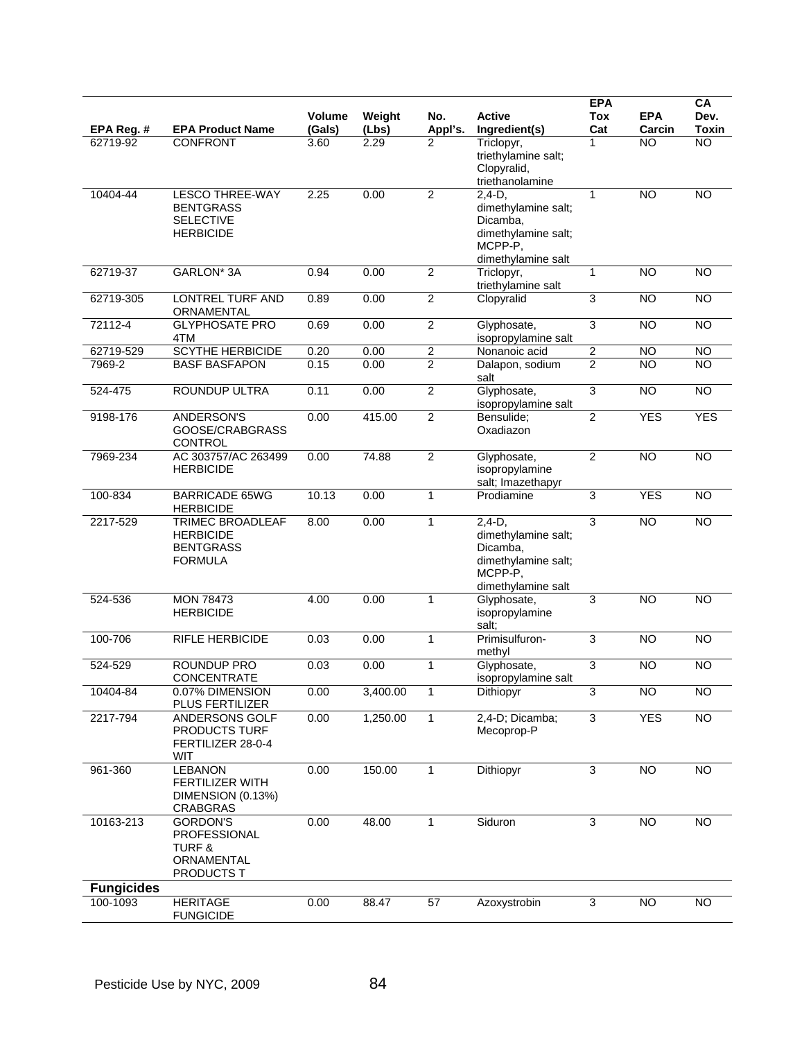| EPA Reg. # | EPA Product Name | Volume (Gals) | Weight (Lbs) | No. Appl's. | Active Ingredient(s) | EPA Tox Cat | EPA Carcin | CA Dev. Toxin |
|---|---|---|---|---|---|---|---|---|
| 62719-92 | CONFRONT | 3.60 | 2.29 | 2 | Triclopyr, triethylamine salt; Clopyralid, triethanolamine | 1 | NO | NO |
| 10404-44 | LESCO THREE-WAY BENTGRASS SELECTIVE HERBICIDE | 2.25 | 0.00 | 2 | 2,4-D, dimethylamine salt; Dicamba, dimethylamine salt; MCPP-P, dimethylamine salt | 1 | NO | NO |
| 62719-37 | GARLON* 3A | 0.94 | 0.00 | 2 | Triclopyr, triethylamine salt | 1 | NO | NO |
| 62719-305 | LONTREL TURF AND ORNAMENTAL | 0.89 | 0.00 | 2 | Clopyralid | 3 | NO | NO |
| 72112-4 | GLYPHOSATE PRO 4TM | 0.69 | 0.00 | 2 | Glyphosate, isopropylamine salt | 3 | NO | NO |
| 62719-529 | SCYTHE HERBICIDE | 0.20 | 0.00 | 2 | Nonanoic acid | 2 | NO | NO |
| 7969-2 | BASF BASFAPON | 0.15 | 0.00 | 2 | Dalapon, sodium salt | 2 | NO | NO |
| 524-475 | ROUNDUP ULTRA | 0.11 | 0.00 | 2 | Glyphosate, isopropylamine salt | 3 | NO | NO |
| 9198-176 | ANDERSON'S GOOSE/CRABGRASS CONTROL | 0.00 | 415.00 | 2 | Bensulide; Oxadiazon | 2 | YES | YES |
| 7969-234 | AC 303757/AC 263499 HERBICIDE | 0.00 | 74.88 | 2 | Glyphosate, isopropylamine salt; Imazethapyr | 2 | NO | NO |
| 100-834 | BARRICADE 65WG HERBICIDE | 10.13 | 0.00 | 1 | Prodiamine | 3 | YES | NO |
| 2217-529 | TRIMEC BROADLEAF HERBICIDE BENTGRASS FORMULA | 8.00 | 0.00 | 1 | 2,4-D, dimethylamine salt; Dicamba, dimethylamine salt; MCPP-P, dimethylamine salt | 3 | NO | NO |
| 524-536 | MON 78473 HERBICIDE | 4.00 | 0.00 | 1 | Glyphosate, isopropylamine salt; | 3 | NO | NO |
| 100-706 | RIFLE HERBICIDE | 0.03 | 0.00 | 1 | Primisulfuron-methyl | 3 | NO | NO |
| 524-529 | ROUNDUP PRO CONCENTRATE | 0.03 | 0.00 | 1 | Glyphosate, isopropylamine salt | 3 | NO | NO |
| 10404-84 | 0.07% DIMENSION PLUS FERTILIZER | 0.00 | 3,400.00 | 1 | Dithiopyr | 3 | NO | NO |
| 2217-794 | ANDERSONS GOLF PRODUCTS TURF FERTILIZER 28-0-4 WIT | 0.00 | 1,250.00 | 1 | 2,4-D; Dicamba; Mecoprop-P | 3 | YES | NO |
| 961-360 | LEBANON FERTILIZER WITH DIMENSION (0.13%) CRABGRAS | 0.00 | 150.00 | 1 | Dithiopyr | 3 | NO | NO |
| 10163-213 | GORDON'S PROFESSIONAL TURF & ORNAMENTAL PRODUCTS T | 0.00 | 48.00 | 1 | Siduron | 3 | NO | NO |
| **Fungicides** | | | | | | | | |
| 100-1093 | HERITAGE FUNGICIDE | 0.00 | 88.47 | 57 | Azoxystrobin | 3 | NO | NO |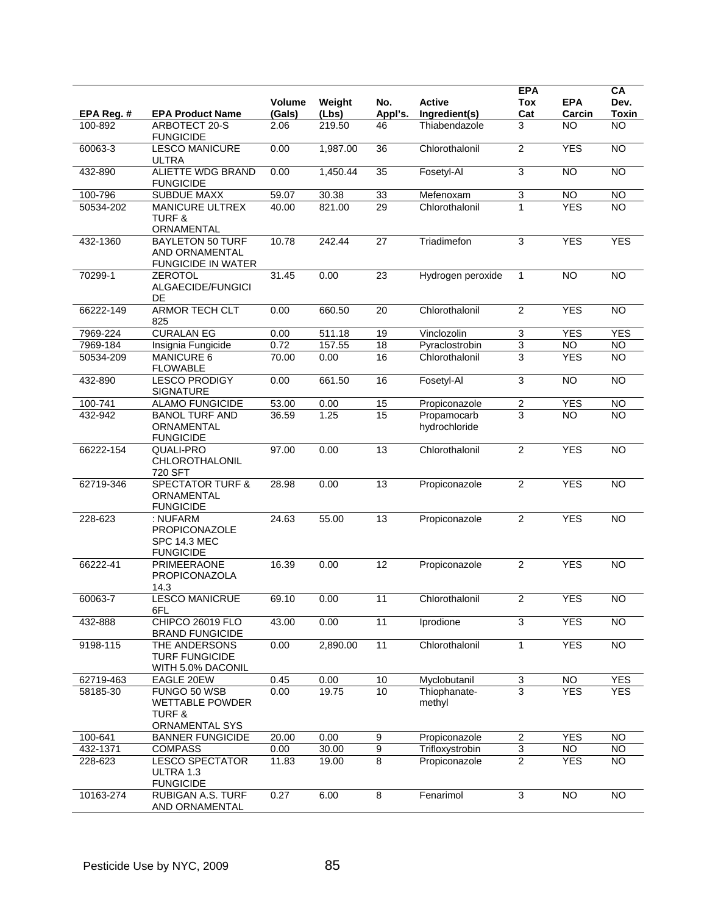| EPA Reg. # | EPA Product Name | Volume (Gals) | Weight (Lbs) | No. Appl's. | Active Ingredient(s) | EPA Tox Cat | EPA Carcin | CA Dev. Toxin |
|---|---|---|---|---|---|---|---|---|
| 100-892 | ARBOTECT 20-S FUNGICIDE | 2.06 | 219.50 | 46 | Thiabendazole | 3 | NO | NO |
| 60063-3 | LESCO MANICURE ULTRA | 0.00 | 1,987.00 | 36 | Chlorothalonil | 2 | YES | NO |
| 432-890 | ALIETTE WDG BRAND FUNGICIDE | 0.00 | 1,450.44 | 35 | Fosetyl-Al | 3 | NO | NO |
| 100-796 | SUBDUE MAXX | 59.07 | 30.38 | 33 | Mefenoxam | 3 | NO | NO |
| 50534-202 | MANICURE ULTREX TURF & ORNAMENTAL | 40.00 | 821.00 | 29 | Chlorothalonil | 1 | YES | NO |
| 432-1360 | BAYLETON 50 TURF AND ORNAMENTAL FUNGICIDE IN WATER | 10.78 | 242.44 | 27 | Triadimefon | 3 | YES | YES |
| 70299-1 | ZEROTOL ALGAECIDE/FUNGICIDE | 31.45 | 0.00 | 23 | Hydrogen peroxide | 1 | NO | NO |
| 66222-149 | ARMOR TECH CLT 825 | 0.00 | 660.50 | 20 | Chlorothalonil | 2 | YES | NO |
| 7969-224 | CURALAN EG | 0.00 | 511.18 | 19 | Vinclozolin | 3 | YES | YES |
| 7969-184 | Insignia Fungicide | 0.72 | 157.55 | 18 | Pyraclostrobin | 3 | NO | NO |
| 50534-209 | MANICURE 6 FLOWABLE | 70.00 | 0.00 | 16 | Chlorothalonil | 3 | YES | NO |
| 432-890 | LESCO PRODIGY SIGNATURE | 0.00 | 661.50 | 16 | Fosetyl-Al | 3 | NO | NO |
| 100-741 | ALAMO FUNGICIDE | 53.00 | 0.00 | 15 | Propiconazole | 2 | YES | NO |
| 432-942 | BANOL TURF AND ORNAMENTAL FUNGICIDE | 36.59 | 1.25 | 15 | Propamocarb hydrochloride | 3 | NO | NO |
| 66222-154 | QUALI-PRO CHLOROTHALONIL 720 SFT | 97.00 | 0.00 | 13 | Chlorothalonil | 2 | YES | NO |
| 62719-346 | SPECTATOR TURF & ORNAMENTAL FUNGICIDE | 28.98 | 0.00 | 13 | Propiconazole | 2 | YES | NO |
| 228-623 | : NUFARM PROPICONAZOLE SPC 14.3 MEC FUNGICIDE | 24.63 | 55.00 | 13 | Propiconazole | 2 | YES | NO |
| 66222-41 | PRIMEERAONE PROPICONAZOLA 14.3 | 16.39 | 0.00 | 12 | Propiconazole | 2 | YES | NO |
| 60063-7 | LESCO MANICRUE 6FL | 69.10 | 0.00 | 11 | Chlorothalonil | 2 | YES | NO |
| 432-888 | CHIPCO 26019 FLO BRAND FUNGICIDE | 43.00 | 0.00 | 11 | Iprodione | 3 | YES | NO |
| 9198-115 | THE ANDERSONS TURF FUNGICIDE WITH 5.0% DACONIL | 0.00 | 2,890.00 | 11 | Chlorothalonil | 1 | YES | NO |
| 62719-463 | EAGLE 20EW | 0.45 | 0.00 | 10 | Myclobutanil | 3 | NO | YES |
| 58185-30 | FUNGO 50 WSB WETTABLE POWDER TURF & ORNAMENTAL SYS | 0.00 | 19.75 | 10 | Thiophanate-methyl | 3 | YES | YES |
| 100-641 | BANNER FUNGICIDE | 20.00 | 0.00 | 9 | Propiconazole | 2 | YES | NO |
| 432-1371 | COMPASS | 0.00 | 30.00 | 9 | Trifloxystrobin | 3 | NO | NO |
| 228-623 | LESCO SPECTATOR ULTRA 1.3 FUNGICIDE | 11.83 | 19.00 | 8 | Propiconazole | 2 | YES | NO |
| 10163-274 | RUBIGAN A.S. TURF AND ORNAMENTAL | 0.27 | 6.00 | 8 | Fenarimol | 3 | NO | NO |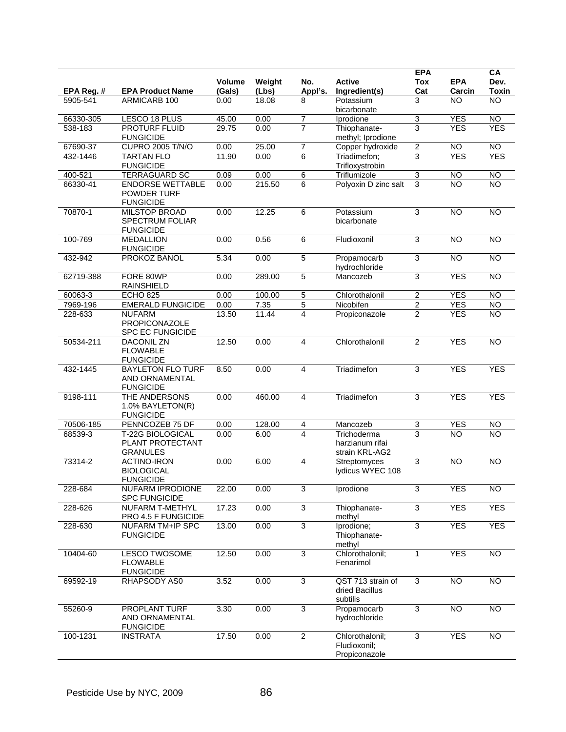| EPA Reg. # | EPA Product Name | Volume (Gals) | Weight (Lbs) | No. Appl's. | Active Ingredient(s) | EPA Tox Cat | EPA Carcin | CA Dev. Toxin |
|---|---|---|---|---|---|---|---|---|
| 5905-541 | ARMICARB 100 | 0.00 | 18.08 | 8 | Potassium bicarbonate | 3 | NO | NO |
| 66330-305 | LESCO 18 PLUS | 45.00 | 0.00 | 7 | Iprodione | 3 | YES | NO |
| 538-183 | PROTURF FLUID FUNGICIDE | 29.75 | 0.00 | 7 | Thiophanate-methyl; Iprodione | 3 | YES | YES |
| 67690-37 | CUPRO 2005 T/N/O | 0.00 | 25.00 | 7 | Copper hydroxide | 2 | NO | NO |
| 432-1446 | TARTAN FLO FUNGICIDE | 11.90 | 0.00 | 6 | Triadimefon; Trifloxystrobin | 3 | YES | YES |
| 400-521 | TERRAGUARD SC | 0.09 | 0.00 | 6 | Triflumizole | 3 | NO | NO |
| 66330-41 | ENDORSE WETTABLE POWDER TURF FUNGICIDE | 0.00 | 215.50 | 6 | Polyoxin D zinc salt | 3 | NO | NO |
| 70870-1 | MILSTOP BROAD SPECTRUM FOLIAR FUNGICIDE | 0.00 | 12.25 | 6 | Potassium bicarbonate | 3 | NO | NO |
| 100-769 | MEDALLION FUNGICIDE | 0.00 | 0.56 | 6 | Fludioxonil | 3 | NO | NO |
| 432-942 | PROKOZ BANOL | 5.34 | 0.00 | 5 | Propamocarb hydrochloride | 3 | NO | NO |
| 62719-388 | FORE 80WP RAINSHIELD | 0.00 | 289.00 | 5 | Mancozeb | 3 | YES | NO |
| 60063-3 | ECHO 825 | 0.00 | 100.00 | 5 | Chlorothalonil | 2 | YES | NO |
| 7969-196 | EMERALD FUNGICIDE | 0.00 | 7.35 | 5 | Nicobifen | 2 | YES | NO |
| 228-633 | NUFARM PROPICONAZOLE SPC EC FUNGICIDE | 13.50 | 11.44 | 4 | Propiconazole | 2 | YES | NO |
| 50534-211 | DACONIL ZN FLOWABLE FUNGICIDE | 12.50 | 0.00 | 4 | Chlorothalonil | 2 | YES | NO |
| 432-1445 | BAYLETON FLO TURF AND ORNAMENTAL FUNGICIDE | 8.50 | 0.00 | 4 | Triadimefon | 3 | YES | YES |
| 9198-111 | THE ANDERSONS 1.0% BAYLETON(R) FUNGICIDE | 0.00 | 460.00 | 4 | Triadimefon | 3 | YES | YES |
| 70506-185 | PENNCOZEB 75 DF | 0.00 | 128.00 | 4 | Mancozeb | 3 | YES | NO |
| 68539-3 | T-22G BIOLOGICAL PLANT PROTECTANT GRANULES | 0.00 | 6.00 | 4 | Trichoderma harzianum rifai strain KRL-AG2 | 3 | NO | NO |
| 73314-2 | ACTINO-IRON BIOLOGICAL FUNGICIDE | 0.00 | 6.00 | 4 | Streptomyces lydicus WYEC 108 | 3 | NO | NO |
| 228-684 | NUFARM IPRODIONE SPC FUNGICIDE | 22.00 | 0.00 | 3 | Iprodione | 3 | YES | NO |
| 228-626 | NUFARM T-METHYL PRO 4.5 F FUNGICIDE | 17.23 | 0.00 | 3 | Thiophanate-methyl | 3 | YES | YES |
| 228-630 | NUFARM TM+IP SPC FUNGICIDE | 13.00 | 0.00 | 3 | Iprodione; Thiophanate-methyl | 3 | YES | YES |
| 10404-60 | LESCO TWOSOME FLOWABLE FUNGICIDE | 12.50 | 0.00 | 3 | Chlorothalonil; Fenarimol | 1 | YES | NO |
| 69592-19 | RHAPSODY AS0 | 3.52 | 0.00 | 3 | QST 713 strain of dried Bacillus subtilis | 3 | NO | NO |
| 55260-9 | PROPLANT TURF AND ORNAMENTAL FUNGICIDE | 3.30 | 0.00 | 3 | Propamocarb hydrochloride | 3 | NO | NO |
| 100-1231 | INSTRATA | 17.50 | 0.00 | 2 | Chlorothalonil; Fludioxonil; Propiconazole | 3 | YES | NO |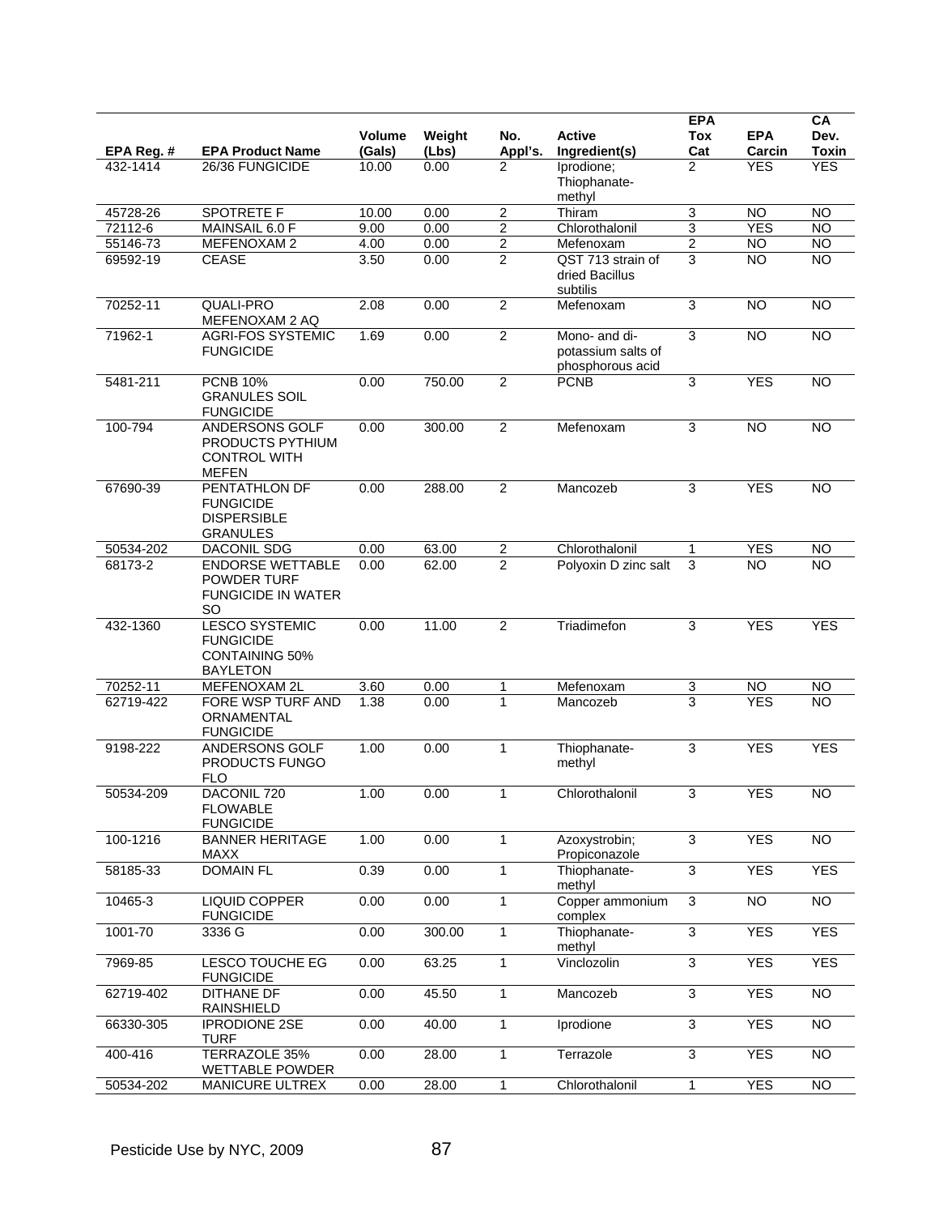| EPA Reg. # | EPA Product Name | Volume (Gals) | Weight (Lbs) | No. Appl's. | Active Ingredient(s) | EPA Tox Cat | EPA Carcin | CA Dev. Toxin |
|---|---|---|---|---|---|---|---|---|
| 432-1414 | 26/36 FUNGICIDE | 10.00 | 0.00 | 2 | Iprodione; Thiophanate-methyl | 2 | YES | YES |
| 45728-26 | SPOTRETE F | 10.00 | 0.00 | 2 | Thiram | 3 | NO | NO |
| 72112-6 | MAINSAIL 6.0 F | 9.00 | 0.00 | 2 | Chlorothalonil | 3 | YES | NO |
| 55146-73 | MEFENOXAM 2 | 4.00 | 0.00 | 2 | Mefenoxam | 2 | NO | NO |
| 69592-19 | CEASE | 3.50 | 0.00 | 2 | QST 713 strain of dried Bacillus subtilis | 3 | NO | NO |
| 70252-11 | QUALI-PRO MEFENOXAM 2 AQ | 2.08 | 0.00 | 2 | Mefenoxam | 3 | NO | NO |
| 71962-1 | AGRI-FOS SYSTEMIC FUNGICIDE | 1.69 | 0.00 | 2 | Mono- and di-potassium salts of phosphorous acid | 3 | NO | NO |
| 5481-211 | PCNB 10% GRANULES SOIL FUNGICIDE | 0.00 | 750.00 | 2 | PCNB | 3 | YES | NO |
| 100-794 | ANDERSONS GOLF PRODUCTS PYTHIUM CONTROL WITH MEFEN | 0.00 | 300.00 | 2 | Mefenoxam | 3 | NO | NO |
| 67690-39 | PENTATHLON DF FUNGICIDE DISPERSIBLE GRANULES | 0.00 | 288.00 | 2 | Mancozeb | 3 | YES | NO |
| 50534-202 | DACONIL SDG | 0.00 | 63.00 | 2 | Chlorothalonil | 1 | YES | NO |
| 68173-2 | ENDORSE WETTABLE POWDER TURF FUNGICIDE IN WATER SO | 0.00 | 62.00 | 2 | Polyoxin D zinc salt | 3 | NO | NO |
| 432-1360 | LESCO SYSTEMIC FUNGICIDE CONTAINING 50% BAYLETON | 0.00 | 11.00 | 2 | Triadimefon | 3 | YES | YES |
| 70252-11 | MEFENOXAM 2L | 3.60 | 0.00 | 1 | Mefenoxam | 3 | NO | NO |
| 62719-422 | FORE WSP TURF AND ORNAMENTAL FUNGICIDE | 1.38 | 0.00 | 1 | Mancozeb | 3 | YES | NO |
| 9198-222 | ANDERSONS GOLF PRODUCTS FUNGO FLO | 1.00 | 0.00 | 1 | Thiophanate-methyl | 3 | YES | YES |
| 50534-209 | DACONIL 720 FLOWABLE FUNGICIDE | 1.00 | 0.00 | 1 | Chlorothalonil | 3 | YES | NO |
| 100-1216 | BANNER HERITAGE MAXX | 1.00 | 0.00 | 1 | Azoxystrobin; Propiconazole | 3 | YES | NO |
| 58185-33 | DOMAIN FL | 0.39 | 0.00 | 1 | Thiophanate-methyl | 3 | YES | YES |
| 10465-3 | LIQUID COPPER FUNGICIDE | 0.00 | 0.00 | 1 | Copper ammonium complex | 3 | NO | NO |
| 1001-70 | 3336 G | 0.00 | 300.00 | 1 | Thiophanate-methyl | 3 | YES | YES |
| 7969-85 | LESCO TOUCHE EG FUNGICIDE | 0.00 | 63.25 | 1 | Vinclozolin | 3 | YES | YES |
| 62719-402 | DITHANE DF RAINSHIELD | 0.00 | 45.50 | 1 | Mancozeb | 3 | YES | NO |
| 66330-305 | IPRODIONE 2SE TURF | 0.00 | 40.00 | 1 | Iprodione | 3 | YES | NO |
| 400-416 | TERRAZOLE 35% WETTABLE POWDER | 0.00 | 28.00 | 1 | Terrazole | 3 | YES | NO |
| 50534-202 | MANICURE ULTREX | 0.00 | 28.00 | 1 | Chlorothalonil | 1 | YES | NO |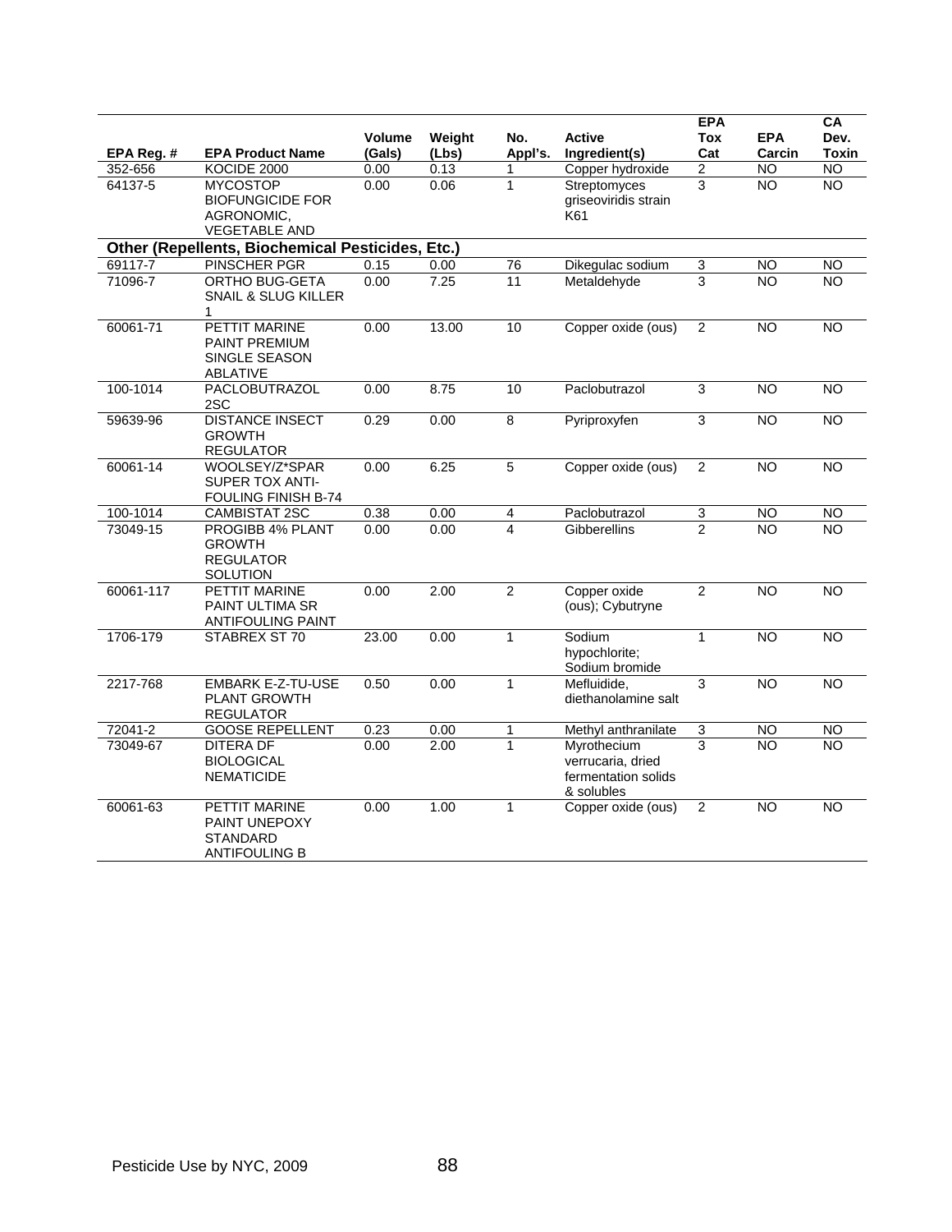| EPA Reg. # | EPA Product Name | Volume (Gals) | Weight (Lbs) | No. Appl's. | Active Ingredient(s) | EPA Tox Cat | EPA Carcin | CA Dev. Toxin |
|---|---|---|---|---|---|---|---|---|
| 352-656 | KOCIDE 2000 | 0.00 | 0.13 | 1 | Copper hydroxide | 2 | NO | NO |
| 64137-5 | MYCOSTOP BIOFUNGICIDE FOR AGRONOMIC, VEGETABLE AND | 0.00 | 0.06 | 1 | Streptomyces griseoviridis strain K61 | 3 | NO | NO |
| **Other (Repellents, Biochemical Pesticides, Etc.)** | | | | | | | | |
| 69117-7 | PINSCHER PGR | 0.15 | 0.00 | 76 | Dikegulac sodium | 3 | NO | NO |
| 71096-7 | ORTHO BUG-GETA SNAIL & SLUG KILLER 1 | 0.00 | 7.25 | 11 | Metaldehyde | 3 | NO | NO |
| 60061-71 | PETTIT MARINE PAINT PREMIUM SINGLE SEASON ABLATIVE | 0.00 | 13.00 | 10 | Copper oxide (ous) | 2 | NO | NO |
| 100-1014 | PACLOBUTRAZOL 2SC | 0.00 | 8.75 | 10 | Paclobutrazol | 3 | NO | NO |
| 59639-96 | DISTANCE INSECT GROWTH REGULATOR | 0.29 | 0.00 | 8 | Pyriproxyfen | 3 | NO | NO |
| 60061-14 | WOOLSEY/Z*SPAR SUPER TOX ANTI-FOULING FINISH B-74 | 0.00 | 6.25 | 5 | Copper oxide (ous) | 2 | NO | NO |
| 100-1014 | CAMBISTAT 2SC | 0.38 | 0.00 | 4 | Paclobutrazol | 3 | NO | NO |
| 73049-15 | PROGIBB 4% PLANT GROWTH REGULATOR SOLUTION | 0.00 | 0.00 | 4 | Gibberellins | 2 | NO | NO |
| 60061-117 | PETTIT MARINE PAINT ULTIMA SR ANTIFOULING PAINT | 0.00 | 2.00 | 2 | Copper oxide (ous); Cybutryne | 2 | NO | NO |
| 1706-179 | STABREX ST 70 | 23.00 | 0.00 | 1 | Sodium hypochlorite; Sodium bromide | 1 | NO | NO |
| 2217-768 | EMBARK E-Z-TU-USE PLANT GROWTH REGULATOR | 0.50 | 0.00 | 1 | Mefluidide, diethanolamine salt | 3 | NO | NO |
| 72041-2 | GOOSE REPELLENT | 0.23 | 0.00 | 1 | Methyl anthranilate | 3 | NO | NO |
| 73049-67 | DITERA DF BIOLOGICAL NEMATICIDE | 0.00 | 2.00 | 1 | Myrothecium verrucaria, dried fermentation solids & solubles | 3 | NO | NO |
| 60061-63 | PETTIT MARINE PAINT UNEPOXY STANDARD ANTIFOULING B | 0.00 | 1.00 | 1 | Copper oxide (ous) | 2 | NO | NO |